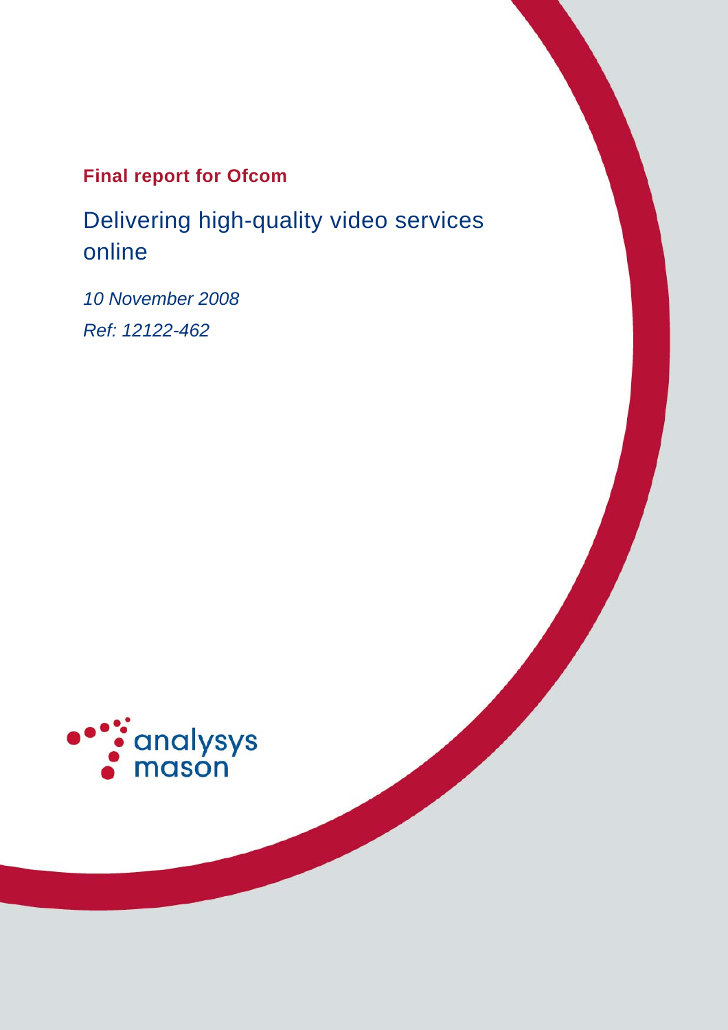**Final report for Ofcom**

# Delivering high-quality video services online

*10 November 2008*

*Ref: 12122-462*

analysys mason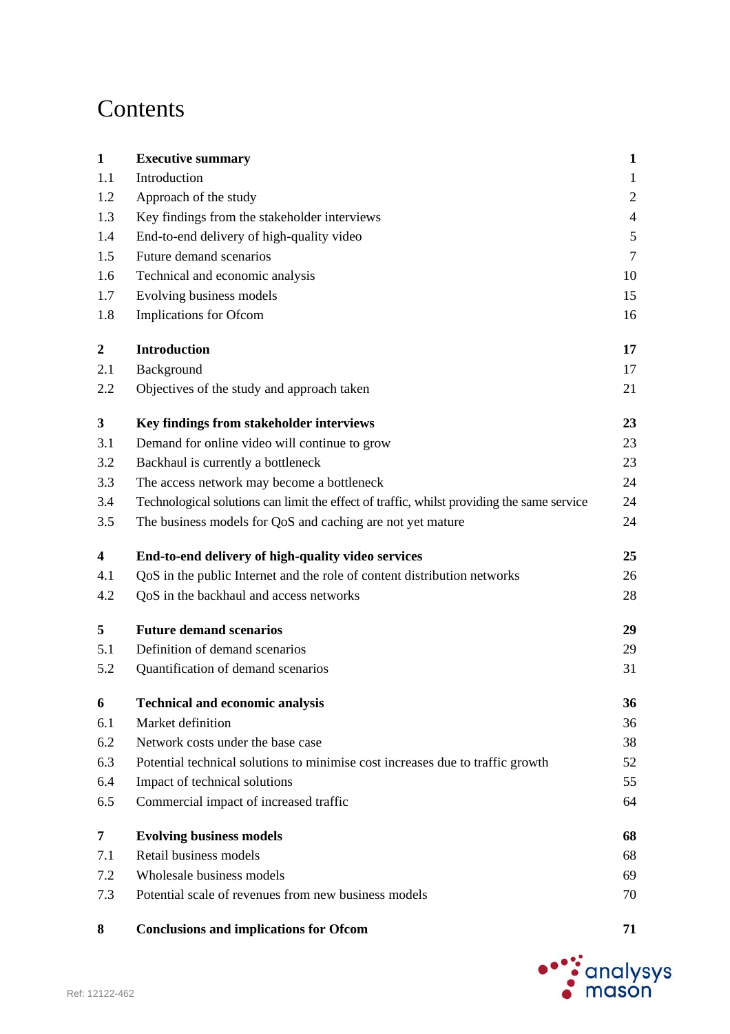# Contents

| | | |
|---|---|---|
| **1** | **Executive summary** | **1** |
| 1.1 | Introduction | 1 |
| 1.2 | Approach of the study | 2 |
| 1.3 | Key findings from the stakeholder interviews | 4 |
| 1.4 | End-to-end delivery of high-quality video | 5 |
| 1.5 | Future demand scenarios | 7 |
| 1.6 | Technical and economic analysis | 10 |
| 1.7 | Evolving business models | 15 |
| 1.8 | Implications for Ofcom | 16 |
| **2** | **Introduction** | **17** |
| 2.1 | Background | 17 |
| 2.2 | Objectives of the study and approach taken | 21 |
| **3** | **Key findings from stakeholder interviews** | **23** |
| 3.1 | Demand for online video will continue to grow | 23 |
| 3.2 | Backhaul is currently a bottleneck | 23 |
| 3.3 | The access network may become a bottleneck | 24 |
| 3.4 | Technological solutions can limit the effect of traffic, whilst providing the same service | 24 |
| 3.5 | The business models for QoS and caching are not yet mature | 24 |
| **4** | **End-to-end delivery of high-quality video services** | **25** |
| 4.1 | QoS in the public Internet and the role of content distribution networks | 26 |
| 4.2 | QoS in the backhaul and access networks | 28 |
| **5** | **Future demand scenarios** | **29** |
| 5.1 | Definition of demand scenarios | 29 |
| 5.2 | Quantification of demand scenarios | 31 |
| **6** | **Technical and economic analysis** | **36** |
| 6.1 | Market definition | 36 |
| 6.2 | Network costs under the base case | 38 |
| 6.3 | Potential technical solutions to minimise cost increases due to traffic growth | 52 |
| 6.4 | Impact of technical solutions | 55 |
| 6.5 | Commercial impact of increased traffic | 64 |
| **7** | **Evolving business models** | **68** |
| 7.1 | Retail business models | 68 |
| 7.2 | Wholesale business models | 69 |
| 7.3 | Potential scale of revenues from new business models | 70 |
| **8** | **Conclusions and implications for Ofcom** | **71** |

Ref: 12122-462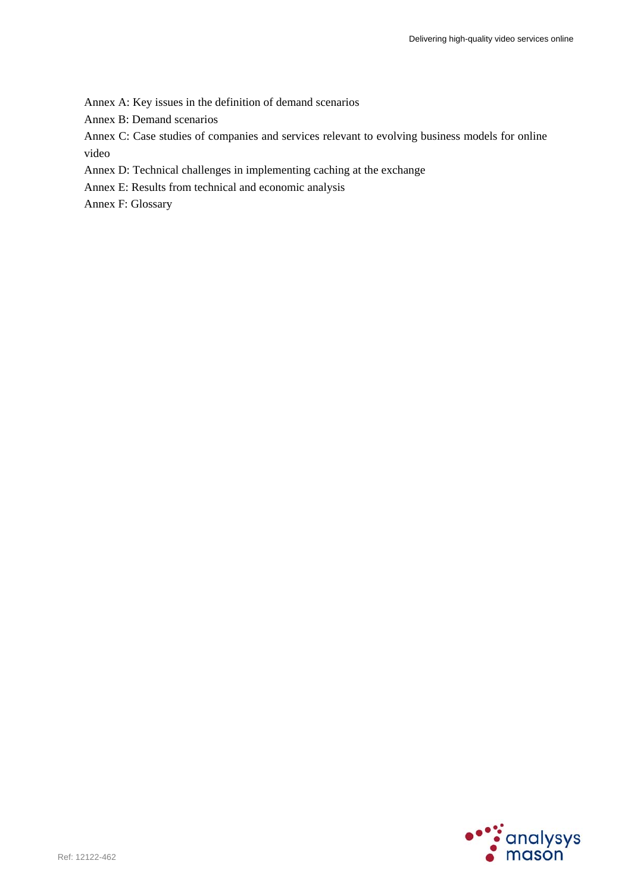Annex A: Key issues in the definition of demand scenarios

Annex B: Demand scenarios

Annex C: Case studies of companies and services relevant to evolving business models for online video

Annex D: Technical challenges in implementing caching at the exchange

Annex E: Results from technical and economic analysis

Annex F: Glossary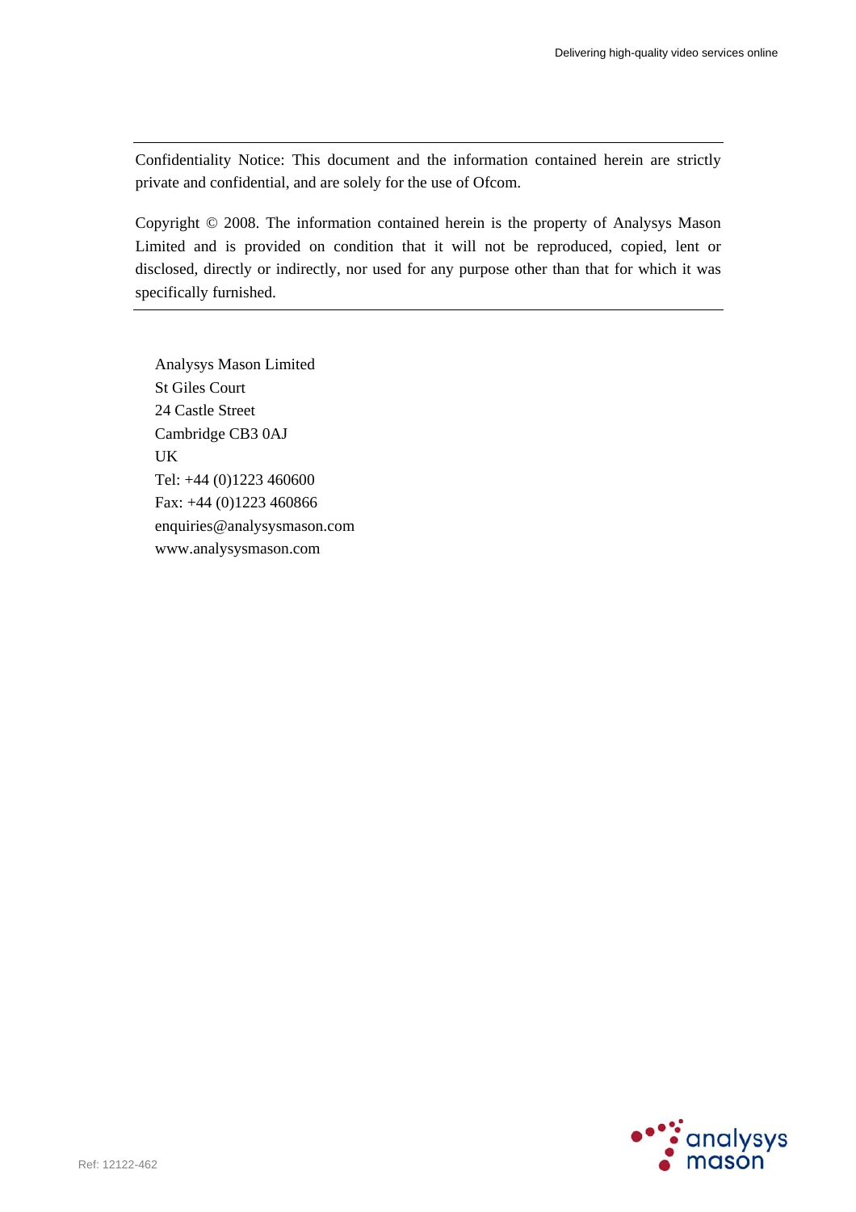Confidentiality Notice: This document and the information contained herein are strictly private and confidential, and are solely for the use of Ofcom.

Copyright © 2008. The information contained herein is the property of Analysys Mason Limited and is provided on condition that it will not be reproduced, copied, lent or disclosed, directly or indirectly, nor used for any purpose other than that for which it was specifically furnished.

Analysys Mason Limited
St Giles Court
24 Castle Street
Cambridge CB3 0AJ
UK
Tel: +44 (0)1223 460600
Fax: +44 (0)1223 460866
enquiries@analysysmason.com
www.analysysmason.com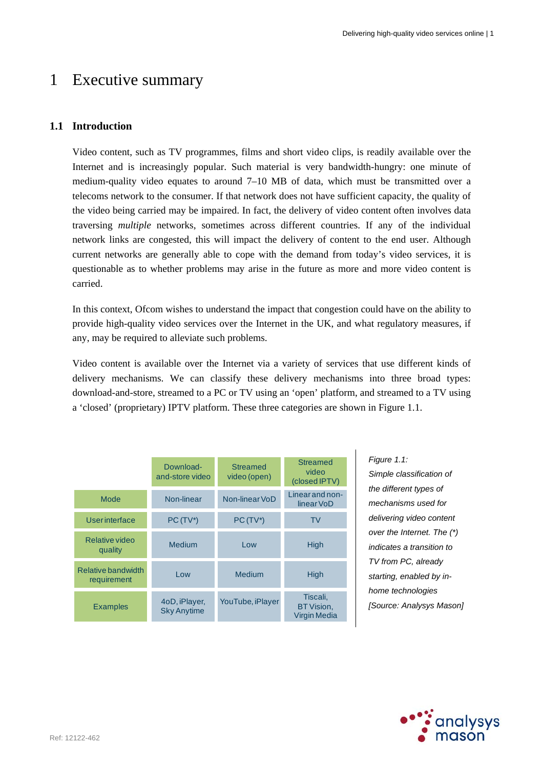# 1 Executive summary

## 1.1 Introduction

Video content, such as TV programmes, films and short video clips, is readily available over the Internet and is increasingly popular. Such material is very bandwidth-hungry: one minute of medium-quality video equates to around 7–10 MB of data, which must be transmitted over a telecoms network to the consumer. If that network does not have sufficient capacity, the quality of the video being carried may be impaired. In fact, the delivery of video content often involves data traversing *multiple* networks, sometimes across different countries. If any of the individual network links are congested, this will impact the delivery of content to the end user. Although current networks are generally able to cope with the demand from today's video services, it is questionable as to whether problems may arise in the future as more and more video content is carried.

In this context, Ofcom wishes to understand the impact that congestion could have on the ability to provide high-quality video services over the Internet in the UK, and what regulatory measures, if any, may be required to alleviate such problems.

Video content is available over the Internet via a variety of services that use different kinds of delivery mechanisms. We can classify these delivery mechanisms into three broad types: download-and-store, streamed to a PC or TV using an 'open' platform, and streamed to a TV using a 'closed' (proprietary) IPTV platform. These three categories are shown in Figure 1.1.

| | Download-and-store video | Streamed video (open) | Streamed video (closed IPTV) |
|---|---|---|---|
| Mode | Non-linear | Non-linear VoD | Linear and non-linear VoD |
| User interface | PC (TV*) | PC (TV*) | TV |
| Relative video quality | Medium | Low | High |
| Relative bandwidth requirement | Low | Medium | High |
| Examples | 4oD, iPlayer, Sky Anytime | YouTube, iPlayer | Tiscali, BT Vision, Virgin Media |

*Figure 1.1: Simple classification of the different types of mechanisms used for delivering video content over the Internet. The (*) indicates a transition to TV from PC, already starting, enabled by in-home technologies [Source: Analysys Mason]*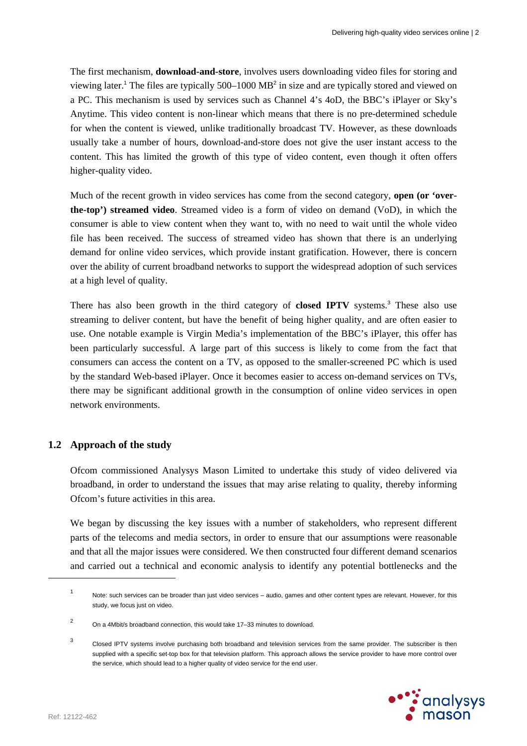The first mechanism, **download-and-store**, involves users downloading video files for storing and viewing later.[1] The files are typically 500–1000 MB[2] in size and are typically stored and viewed on a PC. This mechanism is used by services such as Channel 4's 4oD, the BBC's iPlayer or Sky's Anytime. This video content is non-linear which means that there is no pre-determined schedule for when the content is viewed, unlike traditionally broadcast TV. However, as these downloads usually take a number of hours, download-and-store does not give the user instant access to the content. This has limited the growth of this type of video content, even though it often offers higher-quality video.

Much of the recent growth in video services has come from the second category, **open (or 'over-the-top') streamed video**. Streamed video is a form of video on demand (VoD), in which the consumer is able to view content when they want to, with no need to wait until the whole video file has been received. The success of streamed video has shown that there is an underlying demand for online video services, which provide instant gratification. However, there is concern over the ability of current broadband networks to support the widespread adoption of such services at a high level of quality.

There has also been growth in the third category of **closed IPTV** systems.[3] These also use streaming to deliver content, but have the benefit of being higher quality, and are often easier to use. One notable example is Virgin Media's implementation of the BBC's iPlayer, this offer has been particularly successful. A large part of this success is likely to come from the fact that consumers can access the content on a TV, as opposed to the smaller-screened PC which is used by the standard Web-based iPlayer. Once it becomes easier to access on-demand services on TVs, there may be significant additional growth in the consumption of online video services in open network environments.

## 1.2 Approach of the study

Ofcom commissioned Analysys Mason Limited to undertake this study of video delivered via broadband, in order to understand the issues that may arise relating to quality, thereby informing Ofcom's future activities in this area.

We began by discussing the key issues with a number of stakeholders, who represent different parts of the telecoms and media sectors, in order to ensure that our assumptions were reasonable and that all the major issues were considered. We then constructed four different demand scenarios and carried out a technical and economic analysis to identify any potential bottlenecks and the

---

[1] Note: such services can be broader than just video services – audio, games and other content types are relevant. However, for this study, we focus just on video.

[2] On a 4Mbit/s broadband connection, this would take 17–33 minutes to download.

[3] Closed IPTV systems involve purchasing both broadband and television services from the same provider. The subscriber is then supplied with a specific set-top box for that television platform. This approach allows the service provider to have more control over the service, which should lead to a higher quality of video service for the end user.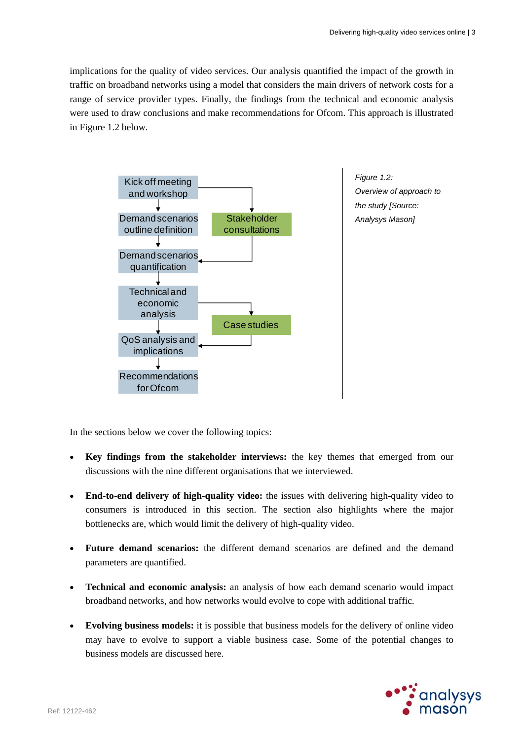implications for the quality of video services. Our analysis quantified the impact of the growth in traffic on broadband networks using a model that considers the main drivers of network costs for a range of service provider types. Finally, the findings from the technical and economic analysis were used to draw conclusions and make recommendations for Ofcom. This approach is illustrated in Figure 1.2 below.

Kick off meeting and workshop → Demand scenarios outline definition → Demand scenarios quantification → Technical and economic analysis → QoS analysis and implications → Recommendations for Ofcom

Kick off meeting and workshop → Stakeholder consultations → Demand scenarios quantification

Technical and economic analysis → Case studies → QoS analysis and implications

*Figure 1.2: Overview of approach to the study [Source: Analysys Mason]*

In the sections below we cover the following topics:

- **Key findings from the stakeholder interviews:** the key themes that emerged from our discussions with the nine different organisations that we interviewed.
- **End-to-end delivery of high-quality video:** the issues with delivering high-quality video to consumers is introduced in this section. The section also highlights where the major bottlenecks are, which would limit the delivery of high-quality video.
- **Future demand scenarios:** the different demand scenarios are defined and the demand parameters are quantified.
- **Technical and economic analysis:** an analysis of how each demand scenario would impact broadband networks, and how networks would evolve to cope with additional traffic.
- **Evolving business models:** it is possible that business models for the delivery of online video may have to evolve to support a viable business case. Some of the potential changes to business models are discussed here.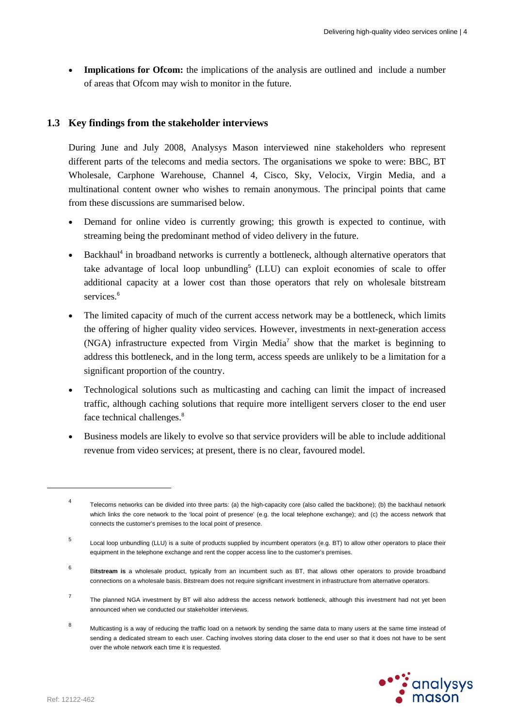- **Implications for Ofcom:** the implications of the analysis are outlined and include a number of areas that Ofcom may wish to monitor in the future.

## 1.3 Key findings from the stakeholder interviews

During June and July 2008, Analysys Mason interviewed nine stakeholders who represent different parts of the telecoms and media sectors. The organisations we spoke to were: BBC, BT Wholesale, Carphone Warehouse, Channel 4, Cisco, Sky, Velocix, Virgin Media, and a multinational content owner who wishes to remain anonymous. The principal points that came from these discussions are summarised below.

- Demand for online video is currently growing; this growth is expected to continue, with streaming being the predominant method of video delivery in the future.
- Backhaul[4] in broadband networks is currently a bottleneck, although alternative operators that take advantage of local loop unbundling[5] (LLU) can exploit economies of scale to offer additional capacity at a lower cost than those operators that rely on wholesale bitstream services.[6]
- The limited capacity of much of the current access network may be a bottleneck, which limits the offering of higher quality video services. However, investments in next-generation access (NGA) infrastructure expected from Virgin Media[7] show that the market is beginning to address this bottleneck, and in the long term, access speeds are unlikely to be a limitation for a significant proportion of the country.
- Technological solutions such as multicasting and caching can limit the impact of increased traffic, although caching solutions that require more intelligent servers closer to the end user face technical challenges.[8]
- Business models are likely to evolve so that service providers will be able to include additional revenue from video services; at present, there is no clear, favoured model.

---

[4] Telecoms networks can be divided into three parts: (a) the high-capacity core (also called the backbone); (b) the backhaul network which links the core network to the 'local point of presence' (e.g. the local telephone exchange); and (c) the access network that connects the customer's premises to the local point of presence.

[5] Local loop unbundling (LLU) is a suite of products supplied by incumbent operators (e.g. BT) to allow other operators to place their equipment in the telephone exchange and rent the copper access line to the customer's premises.

[6] **Bitstream is** a wholesale product, typically from an incumbent such as BT, that allows other operators to provide broadband connections on a wholesale basis. Bitstream does not require significant investment in infrastructure from alternative operators.

[7] The planned NGA investment by BT will also address the access network bottleneck, although this investment had not yet been announced when we conducted our stakeholder interviews.

[8] Multicasting is a way of reducing the traffic load on a network by sending the same data to many users at the same time instead of sending a dedicated stream to each user. Caching involves storing data closer to the end user so that it does not have to be sent over the whole network each time it is requested.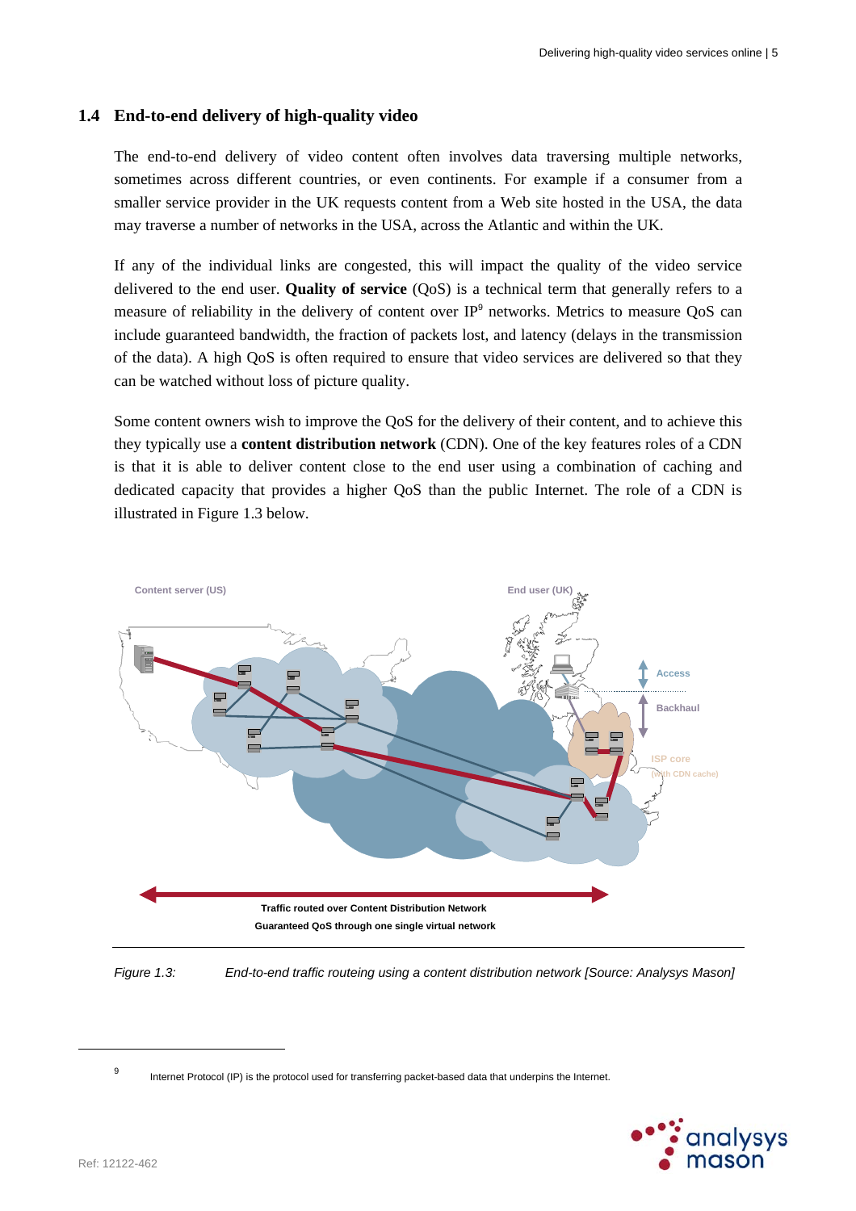## 1.4 End-to-end delivery of high-quality video

The end-to-end delivery of video content often involves data traversing multiple networks, sometimes across different countries, or even continents. For example if a consumer from a smaller service provider in the UK requests content from a Web site hosted in the USA, the data may traverse a number of networks in the USA, across the Atlantic and within the UK.

If any of the individual links are congested, this will impact the quality of the video service delivered to the end user. **Quality of service** (QoS) is a technical term that generally refers to a measure of reliability in the delivery of content over IP[9] networks. Metrics to measure QoS can include guaranteed bandwidth, the fraction of packets lost, and latency (delays in the transmission of the data). A high QoS is often required to ensure that video services are delivered so that they can be watched without loss of picture quality.

Some content owners wish to improve the QoS for the delivery of their content, and to achieve this they typically use a **content distribution network** (CDN). One of the key features roles of a CDN is that it is able to deliver content close to the end user using a combination of caching and dedicated capacity that provides a higher QoS than the public Internet. The role of a CDN is illustrated in Figure 1.3 below.

Content server (US)

End user (UK)

Access

Backhaul

ISP core (with CDN cache)

Traffic routed over Content Distribution Network

Guaranteed QoS through one single virtual network

*Figure 1.3: End-to-end traffic routeing using a content distribution network [Source: Analysys Mason]*

---

9 Internet Protocol (IP) is the protocol used for transferring packet-based data that underpins the Internet.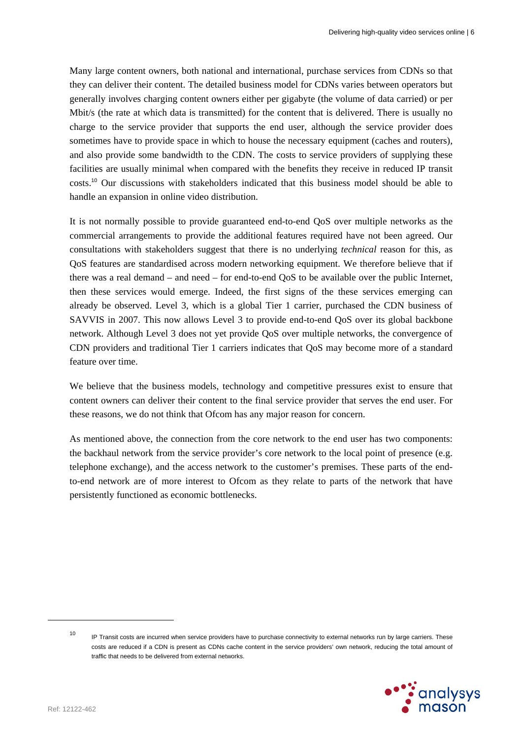Many large content owners, both national and international, purchase services from CDNs so that they can deliver their content. The detailed business model for CDNs varies between operators but generally involves charging content owners either per gigabyte (the volume of data carried) or per Mbit/s (the rate at which data is transmitted) for the content that is delivered. There is usually no charge to the service provider that supports the end user, although the service provider does sometimes have to provide space in which to house the necessary equipment (caches and routers), and also provide some bandwidth to the CDN. The costs to service providers of supplying these facilities are usually minimal when compared with the benefits they receive in reduced IP transit costs.[10] Our discussions with stakeholders indicated that this business model should be able to handle an expansion in online video distribution.

It is not normally possible to provide guaranteed end-to-end QoS over multiple networks as the commercial arrangements to provide the additional features required have not been agreed. Our consultations with stakeholders suggest that there is no underlying *technical* reason for this, as QoS features are standardised across modern networking equipment. We therefore believe that if there was a real demand – and need – for end-to-end QoS to be available over the public Internet, then these services would emerge. Indeed, the first signs of the these services emerging can already be observed. Level 3, which is a global Tier 1 carrier, purchased the CDN business of SAVVIS in 2007. This now allows Level 3 to provide end-to-end QoS over its global backbone network. Although Level 3 does not yet provide QoS over multiple networks, the convergence of CDN providers and traditional Tier 1 carriers indicates that QoS may become more of a standard feature over time.

We believe that the business models, technology and competitive pressures exist to ensure that content owners can deliver their content to the final service provider that serves the end user. For these reasons, we do not think that Ofcom has any major reason for concern.

As mentioned above, the connection from the core network to the end user has two components: the backhaul network from the service provider's core network to the local point of presence (e.g. telephone exchange), and the access network to the customer's premises. These parts of the end-to-end network are of more interest to Ofcom as they relate to parts of the network that have persistently functioned as economic bottlenecks.

[10] IP Transit costs are incurred when service providers have to purchase connectivity to external networks run by large carriers. These costs are reduced if a CDN is present as CDNs cache content in the service providers' own network, reducing the total amount of traffic that needs to be delivered from external networks.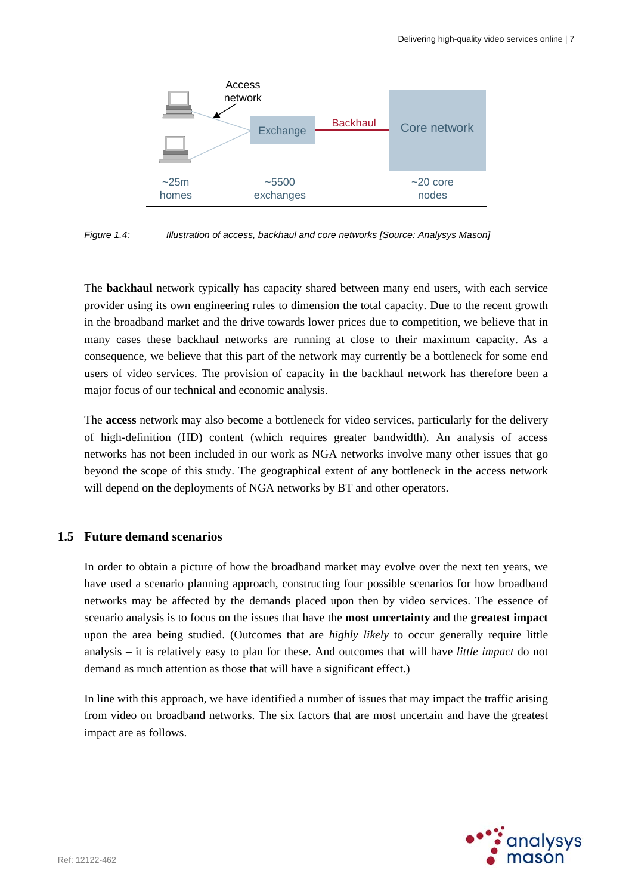Figure 1.4: Illustration of access, backhaul and core networks [Source: Analysys Mason]

The **backhaul** network typically has capacity shared between many end users, with each service provider using its own engineering rules to dimension the total capacity. Due to the recent growth in the broadband market and the drive towards lower prices due to competition, we believe that in many cases these backhaul networks are running at close to their maximum capacity. As a consequence, we believe that this part of the network may currently be a bottleneck for some end users of video services. The provision of capacity in the backhaul network has therefore been a major focus of our technical and economic analysis.

The **access** network may also become a bottleneck for video services, particularly for the delivery of high-definition (HD) content (which requires greater bandwidth). An analysis of access networks has not been included in our work as NGA networks involve many other issues that go beyond the scope of this study. The geographical extent of any bottleneck in the access network will depend on the deployments of NGA networks by BT and other operators.

## 1.5 Future demand scenarios

In order to obtain a picture of how the broadband market may evolve over the next ten years, we have used a scenario planning approach, constructing four possible scenarios for how broadband networks may be affected by the demands placed upon then by video services. The essence of scenario analysis is to focus on the issues that have the **most uncertainty** and the **greatest impact** upon the area being studied. (Outcomes that are *highly likely* to occur generally require little analysis – it is relatively easy to plan for these. And outcomes that will have *little impact* do not demand as much attention as those that will have a significant effect.)

In line with this approach, we have identified a number of issues that may impact the traffic arising from video on broadband networks. The six factors that are most uncertain and have the greatest impact are as follows.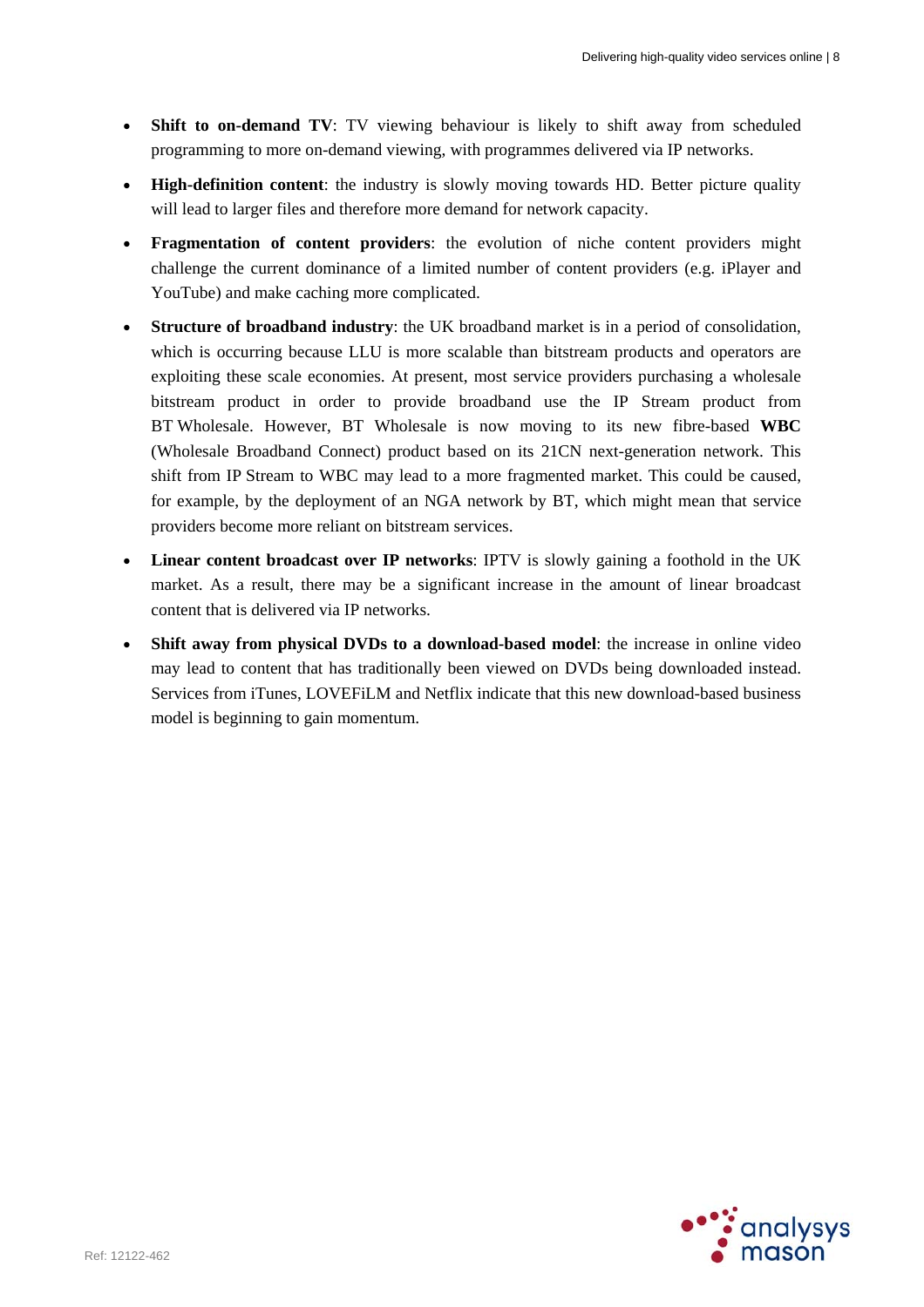- **Shift to on-demand TV**: TV viewing behaviour is likely to shift away from scheduled programming to more on-demand viewing, with programmes delivered via IP networks.
- **High-definition content**: the industry is slowly moving towards HD. Better picture quality will lead to larger files and therefore more demand for network capacity.
- **Fragmentation of content providers**: the evolution of niche content providers might challenge the current dominance of a limited number of content providers (e.g. iPlayer and YouTube) and make caching more complicated.
- **Structure of broadband industry**: the UK broadband market is in a period of consolidation, which is occurring because LLU is more scalable than bitstream products and operators are exploiting these scale economies. At present, most service providers purchasing a wholesale bitstream product in order to provide broadband use the IP Stream product from BT Wholesale. However, BT Wholesale is now moving to its new fibre-based **WBC** (Wholesale Broadband Connect) product based on its 21CN next-generation network. This shift from IP Stream to WBC may lead to a more fragmented market. This could be caused, for example, by the deployment of an NGA network by BT, which might mean that service providers become more reliant on bitstream services.
- **Linear content broadcast over IP networks**: IPTV is slowly gaining a foothold in the UK market. As a result, there may be a significant increase in the amount of linear broadcast content that is delivered via IP networks.
- **Shift away from physical DVDs to a download-based model**: the increase in online video may lead to content that has traditionally been viewed on DVDs being downloaded instead. Services from iTunes, LOVEFiLM and Netflix indicate that this new download-based business model is beginning to gain momentum.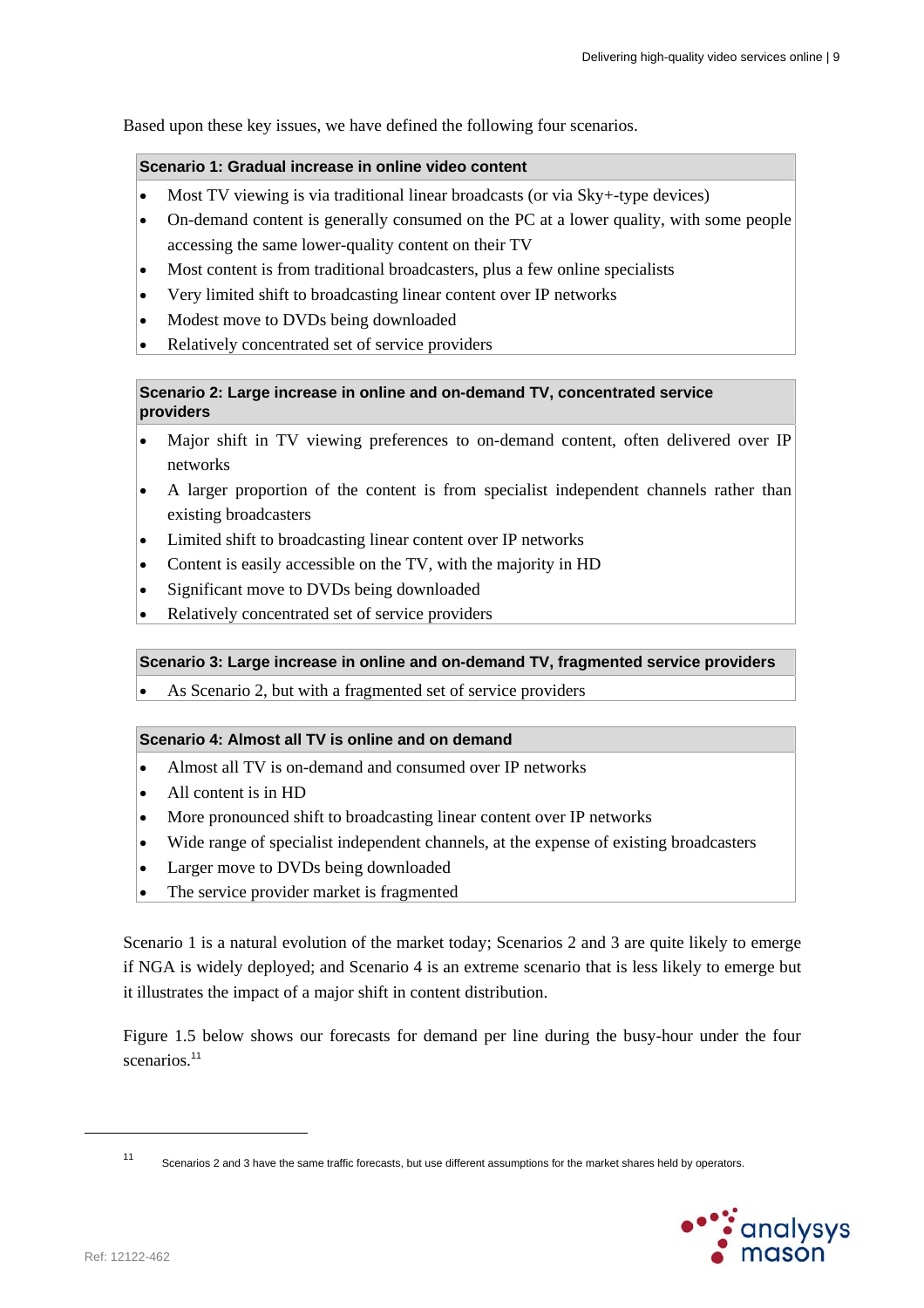Based upon these key issues, we have defined the following four scenarios.

**Scenario 1: Gradual increase in online video content**

- Most TV viewing is via traditional linear broadcasts (or via Sky+-type devices)
- On-demand content is generally consumed on the PC at a lower quality, with some people accessing the same lower-quality content on their TV
- Most content is from traditional broadcasters, plus a few online specialists
- Very limited shift to broadcasting linear content over IP networks
- Modest move to DVDs being downloaded
- Relatively concentrated set of service providers

**Scenario 2: Large increase in online and on-demand TV, concentrated service providers**

- Major shift in TV viewing preferences to on-demand content, often delivered over IP networks
- A larger proportion of the content is from specialist independent channels rather than existing broadcasters
- Limited shift to broadcasting linear content over IP networks
- Content is easily accessible on the TV, with the majority in HD
- Significant move to DVDs being downloaded
- Relatively concentrated set of service providers

**Scenario 3: Large increase in online and on-demand TV, fragmented service providers**

- As Scenario 2, but with a fragmented set of service providers

**Scenario 4: Almost all TV is online and on demand**

- Almost all TV is on-demand and consumed over IP networks
- All content is in HD
- More pronounced shift to broadcasting linear content over IP networks
- Wide range of specialist independent channels, at the expense of existing broadcasters
- Larger move to DVDs being downloaded
- The service provider market is fragmented

Scenario 1 is a natural evolution of the market today; Scenarios 2 and 3 are quite likely to emerge if NGA is widely deployed; and Scenario 4 is an extreme scenario that is less likely to emerge but it illustrates the impact of a major shift in content distribution.

Figure 1.5 below shows our forecasts for demand per line during the busy-hour under the four scenarios.[11]

[11] Scenarios 2 and 3 have the same traffic forecasts, but use different assumptions for the market shares held by operators.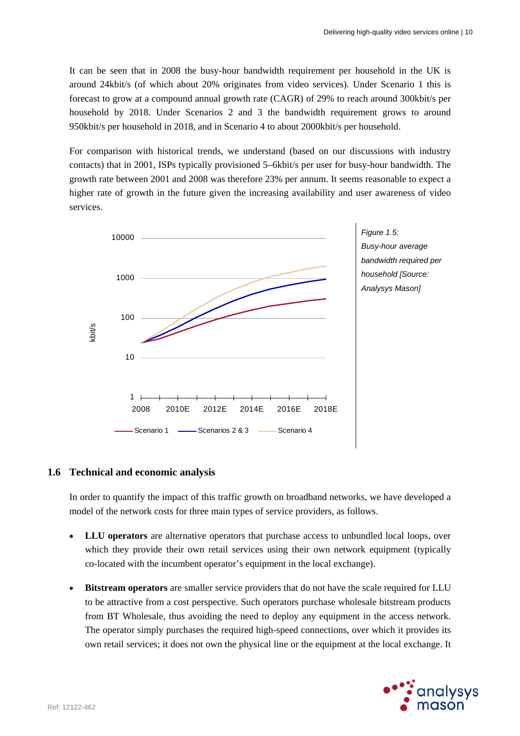It can be seen that in 2008 the busy-hour bandwidth requirement per household in the UK is around 24kbit/s (of which about 20% originates from video services). Under Scenario 1 this is forecast to grow at a compound annual growth rate (CAGR) of 29% to reach around 300kbit/s per household by 2018. Under Scenarios 2 and 3 the bandwidth requirement grows to around 950kbit/s per household in 2018, and in Scenario 4 to about 2000kbit/s per household.

For comparison with historical trends, we understand (based on our discussions with industry contacts) that in 2001, ISPs typically provisioned 5–6kbit/s per user for busy-hour bandwidth. The growth rate between 2001 and 2008 was therefore 23% per annum. It seems reasonable to expect a higher rate of growth in the future given the increasing availability and user awareness of video services.

*Figure 1.5: Busy-hour average bandwidth required per household [Source: Analysys Mason]*

## 1.6 Technical and economic analysis

In order to quantify the impact of this traffic growth on broadband networks, we have developed a model of the network costs for three main types of service providers, as follows.

- **LLU operators** are alternative operators that purchase access to unbundled local loops, over which they provide their own retail services using their own network equipment (typically co-located with the incumbent operator's equipment in the local exchange).
- **Bitstream operators** are smaller service providers that do not have the scale required for LLU to be attractive from a cost perspective. Such operators purchase wholesale bitstream products from BT Wholesale, thus avoiding the need to deploy any equipment in the access network. The operator simply purchases the required high-speed connections, over which it provides its own retail services; it does not own the physical line or the equipment at the local exchange. It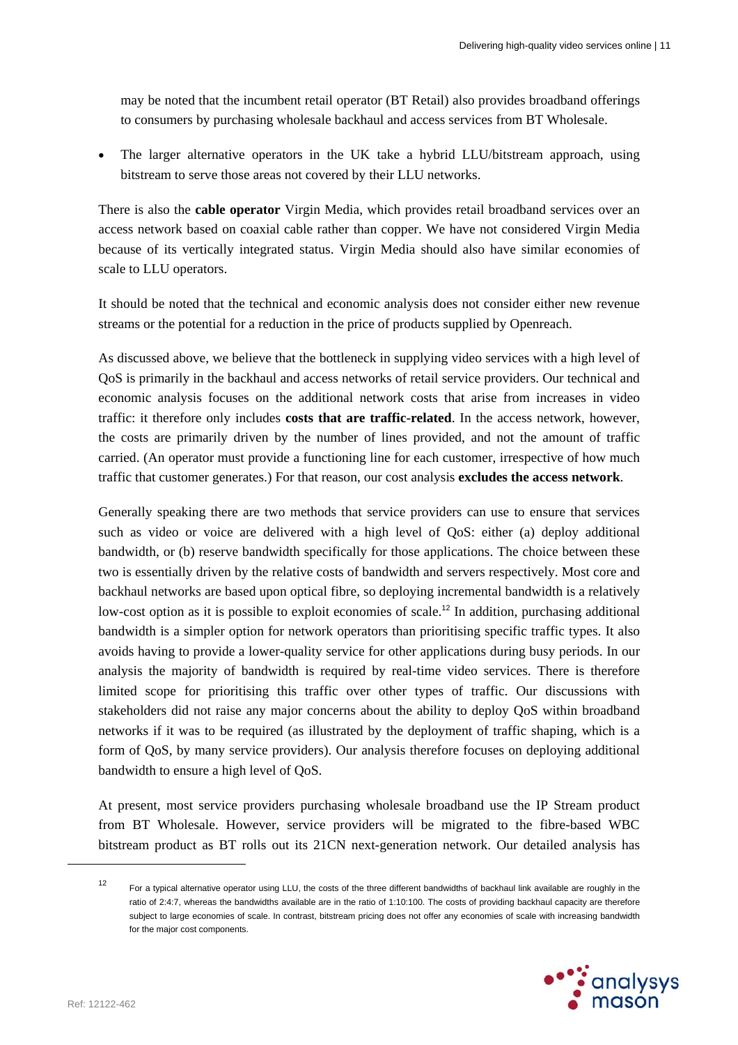may be noted that the incumbent retail operator (BT Retail) also provides broadband offerings to consumers by purchasing wholesale backhaul and access services from BT Wholesale.

- The larger alternative operators in the UK take a hybrid LLU/bitstream approach, using bitstream to serve those areas not covered by their LLU networks.

There is also the **cable operator** Virgin Media, which provides retail broadband services over an access network based on coaxial cable rather than copper. We have not considered Virgin Media because of its vertically integrated status. Virgin Media should also have similar economies of scale to LLU operators.

It should be noted that the technical and economic analysis does not consider either new revenue streams or the potential for a reduction in the price of products supplied by Openreach.

As discussed above, we believe that the bottleneck in supplying video services with a high level of QoS is primarily in the backhaul and access networks of retail service providers. Our technical and economic analysis focuses on the additional network costs that arise from increases in video traffic: it therefore only includes **costs that are traffic-related**. In the access network, however, the costs are primarily driven by the number of lines provided, and not the amount of traffic carried. (An operator must provide a functioning line for each customer, irrespective of how much traffic that customer generates.) For that reason, our cost analysis **excludes the access network**.

Generally speaking there are two methods that service providers can use to ensure that services such as video or voice are delivered with a high level of QoS: either (a) deploy additional bandwidth, or (b) reserve bandwidth specifically for those applications. The choice between these two is essentially driven by the relative costs of bandwidth and servers respectively. Most core and backhaul networks are based upon optical fibre, so deploying incremental bandwidth is a relatively low-cost option as it is possible to exploit economies of scale.[12] In addition, purchasing additional bandwidth is a simpler option for network operators than prioritising specific traffic types. It also avoids having to provide a lower-quality service for other applications during busy periods. In our analysis the majority of bandwidth is required by real-time video services. There is therefore limited scope for prioritising this traffic over other types of traffic. Our discussions with stakeholders did not raise any major concerns about the ability to deploy QoS within broadband networks if it was to be required (as illustrated by the deployment of traffic shaping, which is a form of QoS, by many service providers). Our analysis therefore focuses on deploying additional bandwidth to ensure a high level of QoS.

At present, most service providers purchasing wholesale broadband use the IP Stream product from BT Wholesale. However, service providers will be migrated to the fibre-based WBC bitstream product as BT rolls out its 21CN next-generation network. Our detailed analysis has

[12] For a typical alternative operator using LLU, the costs of the three different bandwidths of backhaul link available are roughly in the ratio of 2:4:7, whereas the bandwidths available are in the ratio of 1:10:100. The costs of providing backhaul capacity are therefore subject to large economies of scale. In contrast, bitstream pricing does not offer any economies of scale with increasing bandwidth for the major cost components.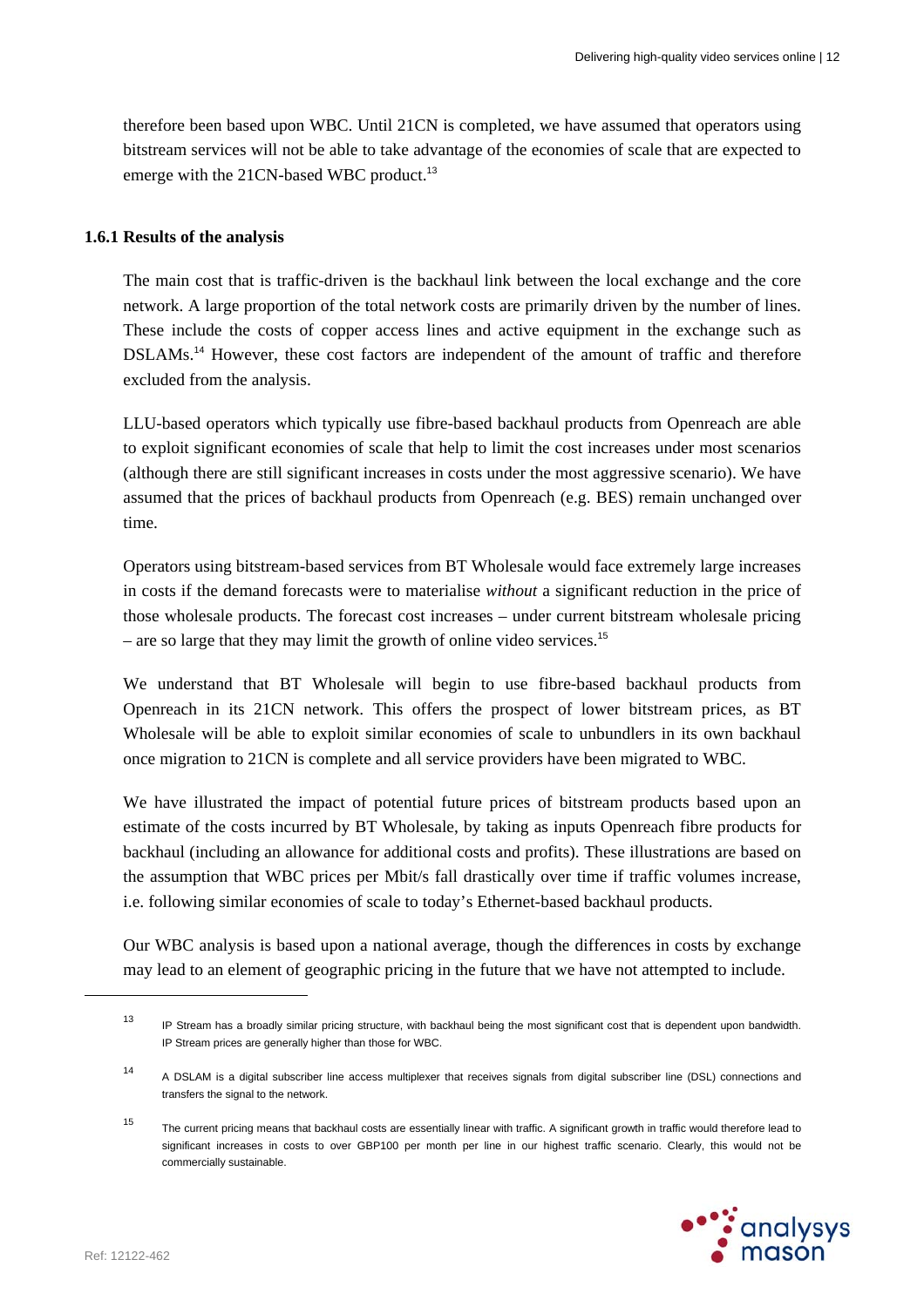therefore been based upon WBC. Until 21CN is completed, we have assumed that operators using bitstream services will not be able to take advantage of the economies of scale that are expected to emerge with the 21CN-based WBC product.[13]

### 1.6.1 Results of the analysis

The main cost that is traffic-driven is the backhaul link between the local exchange and the core network. A large proportion of the total network costs are primarily driven by the number of lines. These include the costs of copper access lines and active equipment in the exchange such as DSLAMs.[14] However, these cost factors are independent of the amount of traffic and therefore excluded from the analysis.

LLU-based operators which typically use fibre-based backhaul products from Openreach are able to exploit significant economies of scale that help to limit the cost increases under most scenarios (although there are still significant increases in costs under the most aggressive scenario). We have assumed that the prices of backhaul products from Openreach (e.g. BES) remain unchanged over time.

Operators using bitstream-based services from BT Wholesale would face extremely large increases in costs if the demand forecasts were to materialise *without* a significant reduction in the price of those wholesale products. The forecast cost increases – under current bitstream wholesale pricing – are so large that they may limit the growth of online video services.[15]

We understand that BT Wholesale will begin to use fibre-based backhaul products from Openreach in its 21CN network. This offers the prospect of lower bitstream prices, as BT Wholesale will be able to exploit similar economies of scale to unbundlers in its own backhaul once migration to 21CN is complete and all service providers have been migrated to WBC.

We have illustrated the impact of potential future prices of bitstream products based upon an estimate of the costs incurred by BT Wholesale, by taking as inputs Openreach fibre products for backhaul (including an allowance for additional costs and profits). These illustrations are based on the assumption that WBC prices per Mbit/s fall drastically over time if traffic volumes increase, i.e. following similar economies of scale to today's Ethernet-based backhaul products.

Our WBC analysis is based upon a national average, though the differences in costs by exchange may lead to an element of geographic pricing in the future that we have not attempted to include.

---

[13] IP Stream has a broadly similar pricing structure, with backhaul being the most significant cost that is dependent upon bandwidth. IP Stream prices are generally higher than those for WBC.

[14] A DSLAM is a digital subscriber line access multiplexer that receives signals from digital subscriber line (DSL) connections and transfers the signal to the network.

[15] The current pricing means that backhaul costs are essentially linear with traffic. A significant growth in traffic would therefore lead to significant increases in costs to over GBP100 per month per line in our highest traffic scenario. Clearly, this would not be commercially sustainable.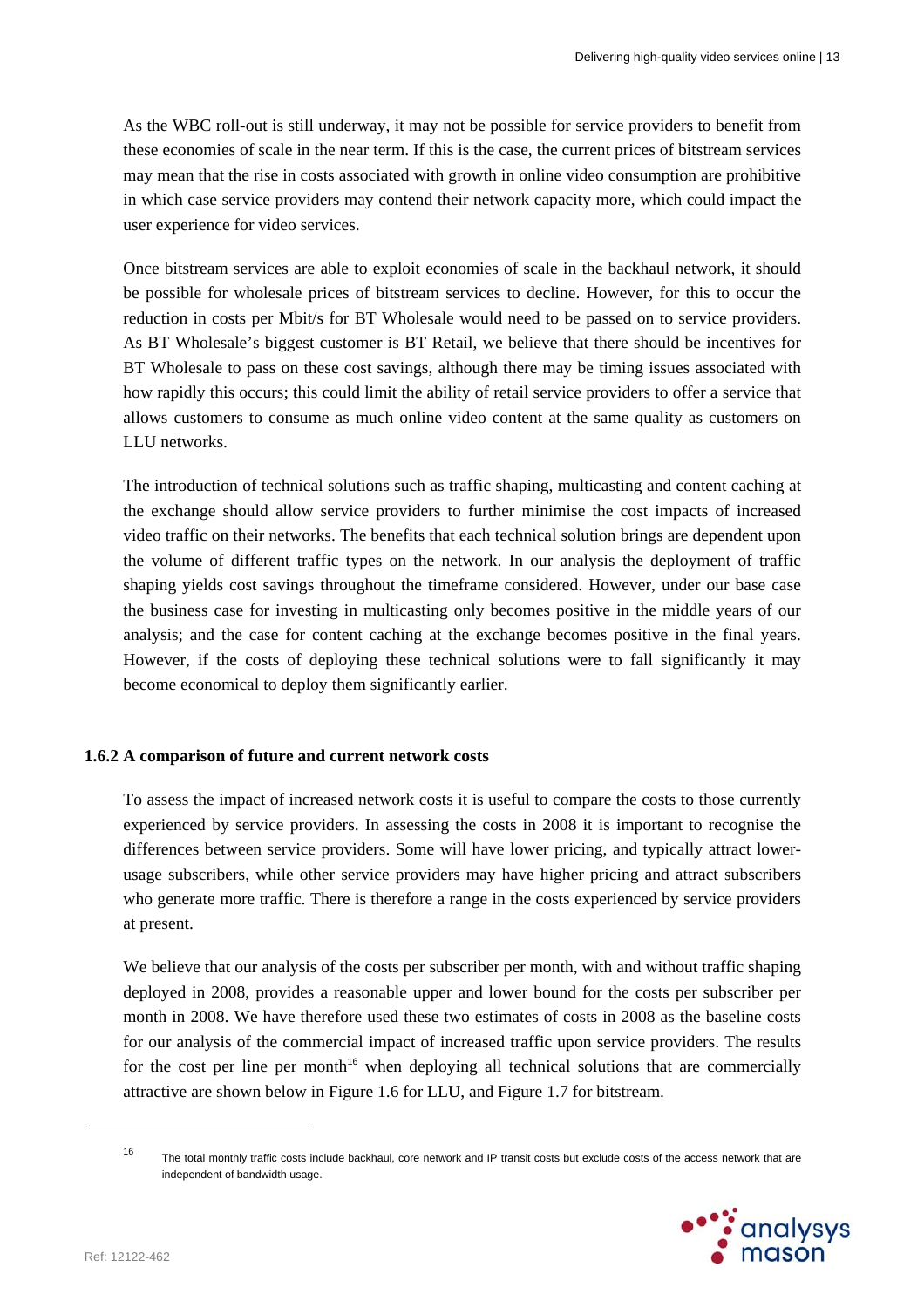As the WBC roll-out is still underway, it may not be possible for service providers to benefit from these economies of scale in the near term. If this is the case, the current prices of bitstream services may mean that the rise in costs associated with growth in online video consumption are prohibitive in which case service providers may contend their network capacity more, which could impact the user experience for video services.

Once bitstream services are able to exploit economies of scale in the backhaul network, it should be possible for wholesale prices of bitstream services to decline. However, for this to occur the reduction in costs per Mbit/s for BT Wholesale would need to be passed on to service providers. As BT Wholesale's biggest customer is BT Retail, we believe that there should be incentives for BT Wholesale to pass on these cost savings, although there may be timing issues associated with how rapidly this occurs; this could limit the ability of retail service providers to offer a service that allows customers to consume as much online video content at the same quality as customers on LLU networks.

The introduction of technical solutions such as traffic shaping, multicasting and content caching at the exchange should allow service providers to further minimise the cost impacts of increased video traffic on their networks. The benefits that each technical solution brings are dependent upon the volume of different traffic types on the network. In our analysis the deployment of traffic shaping yields cost savings throughout the timeframe considered. However, under our base case the business case for investing in multicasting only becomes positive in the middle years of our analysis; and the case for content caching at the exchange becomes positive in the final years. However, if the costs of deploying these technical solutions were to fall significantly it may become economical to deploy them significantly earlier.

### 1.6.2 A comparison of future and current network costs

To assess the impact of increased network costs it is useful to compare the costs to those currently experienced by service providers. In assessing the costs in 2008 it is important to recognise the differences between service providers. Some will have lower pricing, and typically attract lower-usage subscribers, while other service providers may have higher pricing and attract subscribers who generate more traffic. There is therefore a range in the costs experienced by service providers at present.

We believe that our analysis of the costs per subscriber per month, with and without traffic shaping deployed in 2008, provides a reasonable upper and lower bound for the costs per subscriber per month in 2008. We have therefore used these two estimates of costs in 2008 as the baseline costs for our analysis of the commercial impact of increased traffic upon service providers. The results for the cost per line per month[16] when deploying all technical solutions that are commercially attractive are shown below in Figure 1.6 for LLU, and Figure 1.7 for bitstream.

[16] The total monthly traffic costs include backhaul, core network and IP transit costs but exclude costs of the access network that are independent of bandwidth usage.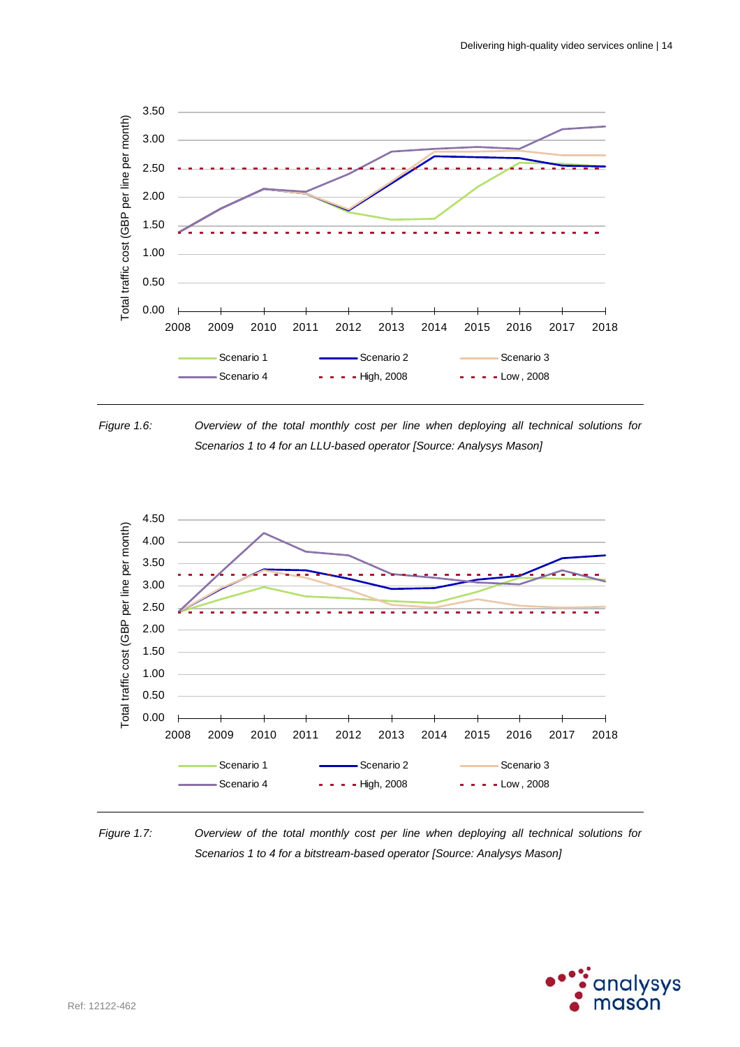Figure 1.6: Overview of the total monthly cost per line when deploying all technical solutions for Scenarios 1 to 4 for an LLU-based operator [Source: Analysys Mason]

Figure 1.7: Overview of the total monthly cost per line when deploying all technical solutions for Scenarios 1 to 4 for a bitstream-based operator [Source: Analysys Mason]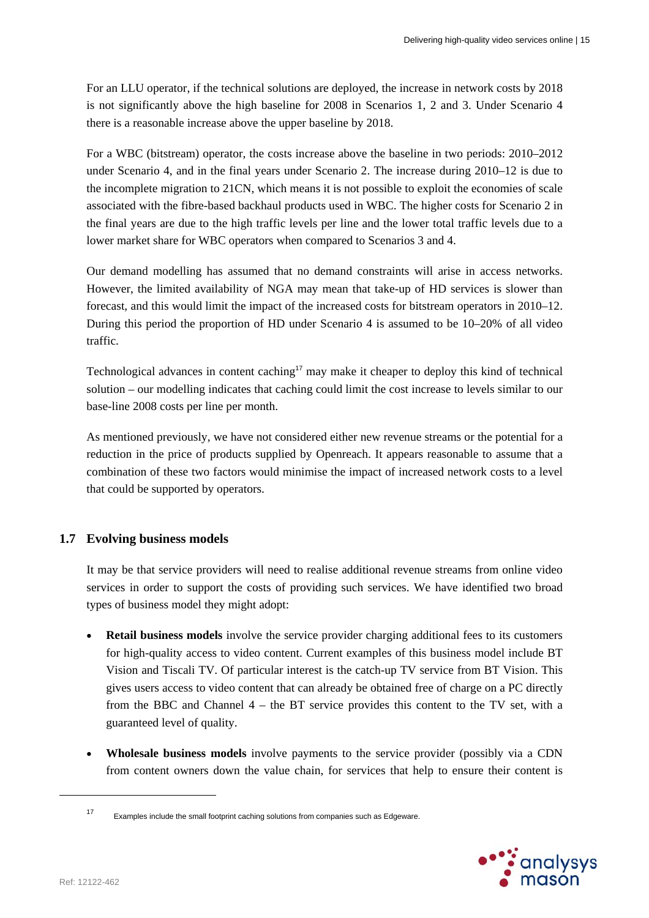For an LLU operator, if the technical solutions are deployed, the increase in network costs by 2018 is not significantly above the high baseline for 2008 in Scenarios 1, 2 and 3. Under Scenario 4 there is a reasonable increase above the upper baseline by 2018.

For a WBC (bitstream) operator, the costs increase above the baseline in two periods: 2010–2012 under Scenario 4, and in the final years under Scenario 2. The increase during 2010–12 is due to the incomplete migration to 21CN, which means it is not possible to exploit the economies of scale associated with the fibre-based backhaul products used in WBC. The higher costs for Scenario 2 in the final years are due to the high traffic levels per line and the lower total traffic levels due to a lower market share for WBC operators when compared to Scenarios 3 and 4.

Our demand modelling has assumed that no demand constraints will arise in access networks. However, the limited availability of NGA may mean that take-up of HD services is slower than forecast, and this would limit the impact of the increased costs for bitstream operators in 2010–12. During this period the proportion of HD under Scenario 4 is assumed to be 10–20% of all video traffic.

Technological advances in content caching[17] may make it cheaper to deploy this kind of technical solution – our modelling indicates that caching could limit the cost increase to levels similar to our base-line 2008 costs per line per month.

As mentioned previously, we have not considered either new revenue streams or the potential for a reduction in the price of products supplied by Openreach. It appears reasonable to assume that a combination of these two factors would minimise the impact of increased network costs to a level that could be supported by operators.

## 1.7 Evolving business models

It may be that service providers will need to realise additional revenue streams from online video services in order to support the costs of providing such services. We have identified two broad types of business model they might adopt:

- **Retail business models** involve the service provider charging additional fees to its customers for high-quality access to video content. Current examples of this business model include BT Vision and Tiscali TV. Of particular interest is the catch-up TV service from BT Vision. This gives users access to video content that can already be obtained free of charge on a PC directly from the BBC and Channel 4 – the BT service provides this content to the TV set, with a guaranteed level of quality.
- **Wholesale business models** involve payments to the service provider (possibly via a CDN from content owners down the value chain, for services that help to ensure their content is

[17] Examples include the small footprint caching solutions from companies such as Edgeware.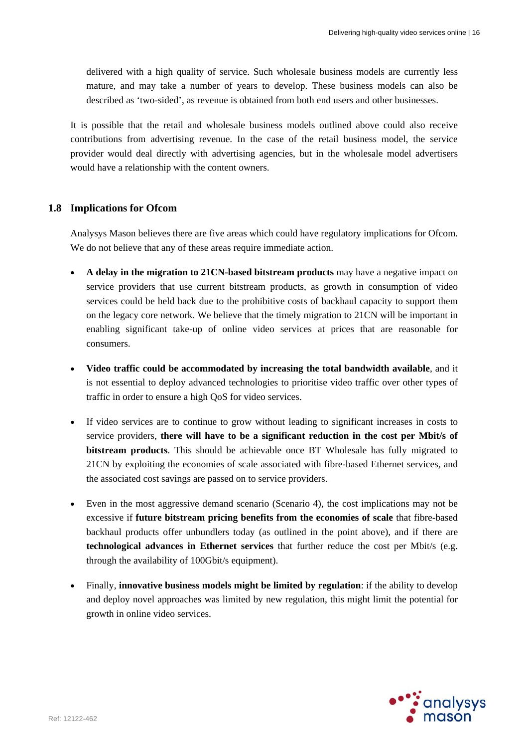delivered with a high quality of service. Such wholesale business models are currently less mature, and may take a number of years to develop. These business models can also be described as 'two-sided', as revenue is obtained from both end users and other businesses.

It is possible that the retail and wholesale business models outlined above could also receive contributions from advertising revenue. In the case of the retail business model, the service provider would deal directly with advertising agencies, but in the wholesale model advertisers would have a relationship with the content owners.

## 1.8 Implications for Ofcom

Analysys Mason believes there are five areas which could have regulatory implications for Ofcom. We do not believe that any of these areas require immediate action.

- **A delay in the migration to 21CN-based bitstream products** may have a negative impact on service providers that use current bitstream products, as growth in consumption of video services could be held back due to the prohibitive costs of backhaul capacity to support them on the legacy core network. We believe that the timely migration to 21CN will be important in enabling significant take-up of online video services at prices that are reasonable for consumers.

- **Video traffic could be accommodated by increasing the total bandwidth available**, and it is not essential to deploy advanced technologies to prioritise video traffic over other types of traffic in order to ensure a high QoS for video services.

- If video services are to continue to grow without leading to significant increases in costs to service providers, **there will have to be a significant reduction in the cost per Mbit/s of bitstream products**. This should be achievable once BT Wholesale has fully migrated to 21CN by exploiting the economies of scale associated with fibre-based Ethernet services, and the associated cost savings are passed on to service providers.

- Even in the most aggressive demand scenario (Scenario 4), the cost implications may not be excessive if **future bitstream pricing benefits from the economies of scale** that fibre-based backhaul products offer unbundlers today (as outlined in the point above), and if there are **technological advances in Ethernet services** that further reduce the cost per Mbit/s (e.g. through the availability of 100Gbit/s equipment).

- Finally, **innovative business models might be limited by regulation**: if the ability to develop and deploy novel approaches was limited by new regulation, this might limit the potential for growth in online video services.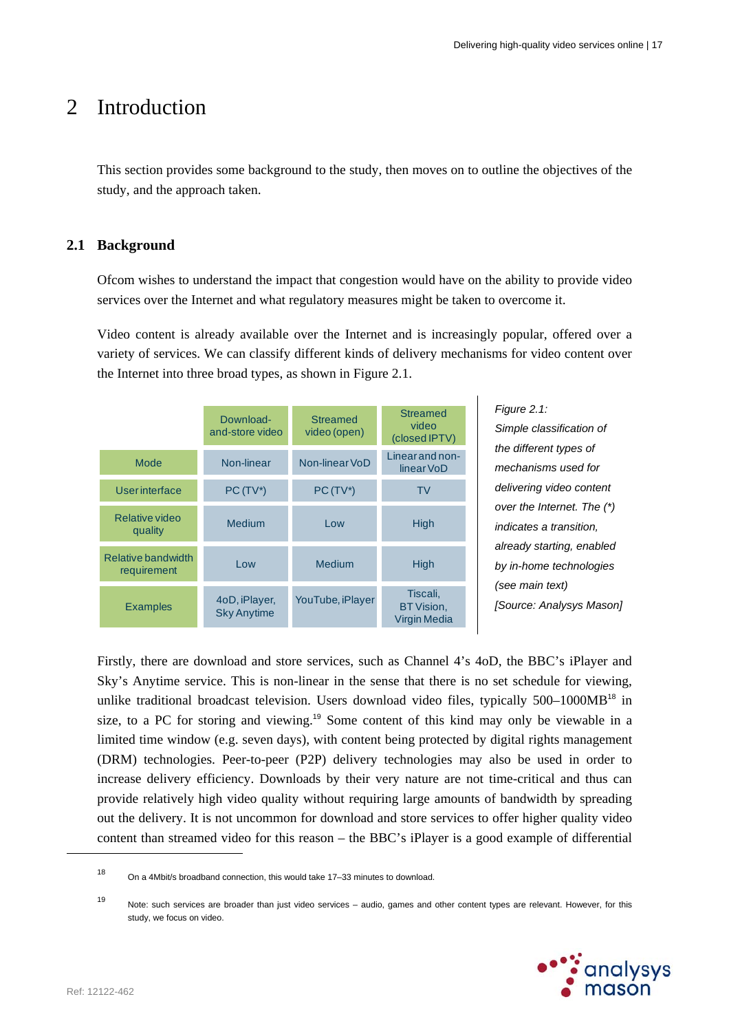# 2 Introduction

This section provides some background to the study, then moves on to outline the objectives of the study, and the approach taken.

## 2.1 Background

Ofcom wishes to understand the impact that congestion would have on the ability to provide video services over the Internet and what regulatory measures might be taken to overcome it.

Video content is already available over the Internet and is increasingly popular, offered over a variety of services. We can classify different kinds of delivery mechanisms for video content over the Internet into three broad types, as shown in Figure 2.1.

| | Download-and-store video | Streamed video (open) | Streamed video (closed IPTV) |
|---|---|---|---|
| Mode | Non-linear | Non-linear VoD | Linear and non-linear VoD |
| User interface | PC (TV*) | PC (TV*) | TV |
| Relative video quality | Medium | Low | High |
| Relative bandwidth requirement | Low | Medium | High |
| Examples | 4oD, iPlayer, Sky Anytime | YouTube, iPlayer | Tiscali, BT Vision, Virgin Media |

*Figure 2.1: Simple classification of the different types of mechanisms used for delivering video content over the Internet. The (\*) indicates a transition, already starting, enabled by in-home technologies (see main text) [Source: Analysys Mason]*

Firstly, there are download and store services, such as Channel 4's 4oD, the BBC's iPlayer and Sky's Anytime service. This is non-linear in the sense that there is no set schedule for viewing, unlike traditional broadcast television. Users download video files, typically 500–1000MB[18] in size, to a PC for storing and viewing.[19] Some content of this kind may only be viewable in a limited time window (e.g. seven days), with content being protected by digital rights management (DRM) technologies. Peer-to-peer (P2P) delivery technologies may also be used in order to increase delivery efficiency. Downloads by their very nature are not time-critical and thus can provide relatively high video quality without requiring large amounts of bandwidth by spreading out the delivery. It is not uncommon for download and store services to offer higher quality video content than streamed video for this reason – the BBC's iPlayer is a good example of differential

---

[18] On a 4Mbit/s broadband connection, this would take 17–33 minutes to download.

[19] Note: such services are broader than just video services – audio, games and other content types are relevant. However, for this study, we focus on video.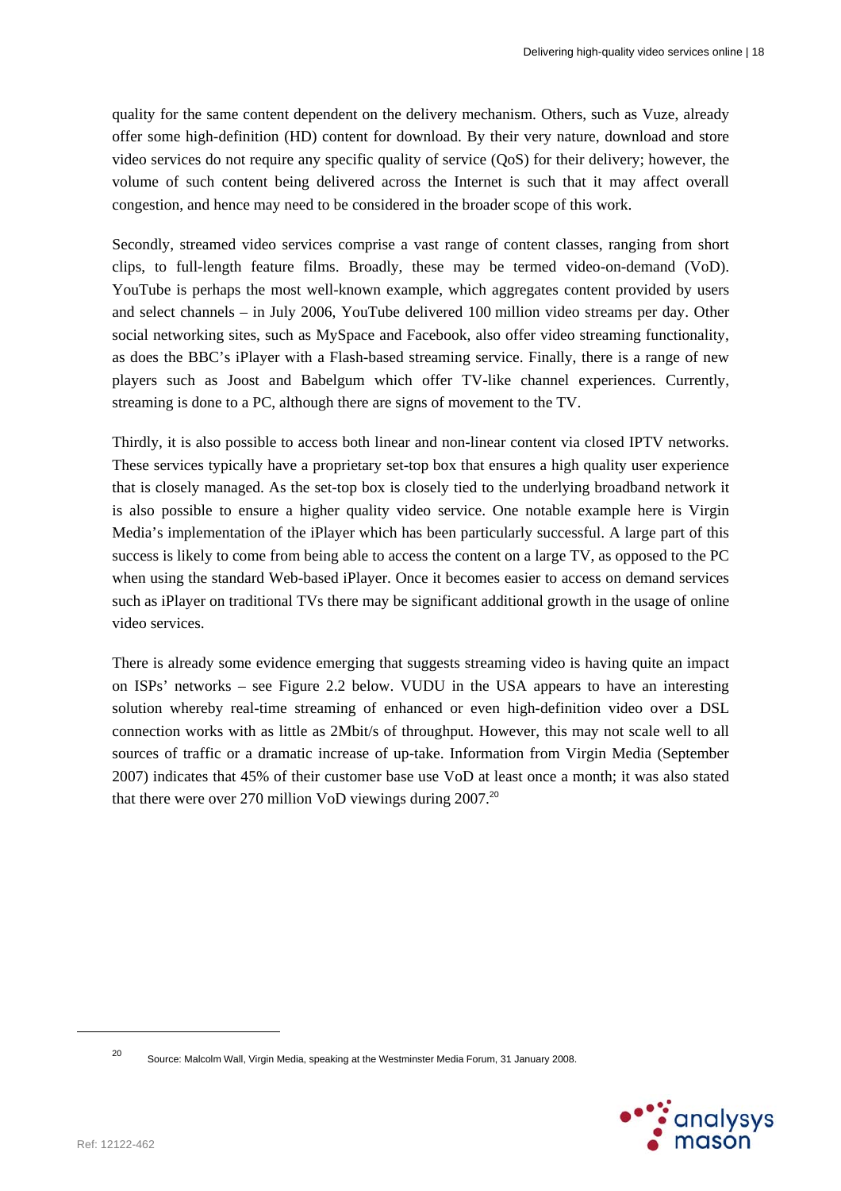quality for the same content dependent on the delivery mechanism. Others, such as Vuze, already offer some high-definition (HD) content for download. By their very nature, download and store video services do not require any specific quality of service (QoS) for their delivery; however, the volume of such content being delivered across the Internet is such that it may affect overall congestion, and hence may need to be considered in the broader scope of this work.

Secondly, streamed video services comprise a vast range of content classes, ranging from short clips, to full-length feature films. Broadly, these may be termed video-on-demand (VoD). YouTube is perhaps the most well-known example, which aggregates content provided by users and select channels – in July 2006, YouTube delivered 100 million video streams per day. Other social networking sites, such as MySpace and Facebook, also offer video streaming functionality, as does the BBC's iPlayer with a Flash-based streaming service. Finally, there is a range of new players such as Joost and Babelgum which offer TV-like channel experiences. Currently, streaming is done to a PC, although there are signs of movement to the TV.

Thirdly, it is also possible to access both linear and non-linear content via closed IPTV networks. These services typically have a proprietary set-top box that ensures a high quality user experience that is closely managed. As the set-top box is closely tied to the underlying broadband network it is also possible to ensure a higher quality video service. One notable example here is Virgin Media's implementation of the iPlayer which has been particularly successful. A large part of this success is likely to come from being able to access the content on a large TV, as opposed to the PC when using the standard Web-based iPlayer. Once it becomes easier to access on demand services such as iPlayer on traditional TVs there may be significant additional growth in the usage of online video services.

There is already some evidence emerging that suggests streaming video is having quite an impact on ISPs' networks – see Figure 2.2 below. VUDU in the USA appears to have an interesting solution whereby real-time streaming of enhanced or even high-definition video over a DSL connection works with as little as 2Mbit/s of throughput. However, this may not scale well to all sources of traffic or a dramatic increase of up-take. Information from Virgin Media (September 2007) indicates that 45% of their customer base use VoD at least once a month; it was also stated that there were over 270 million VoD viewings during 2007.[20]

[20] Source: Malcolm Wall, Virgin Media, speaking at the Westminster Media Forum, 31 January 2008.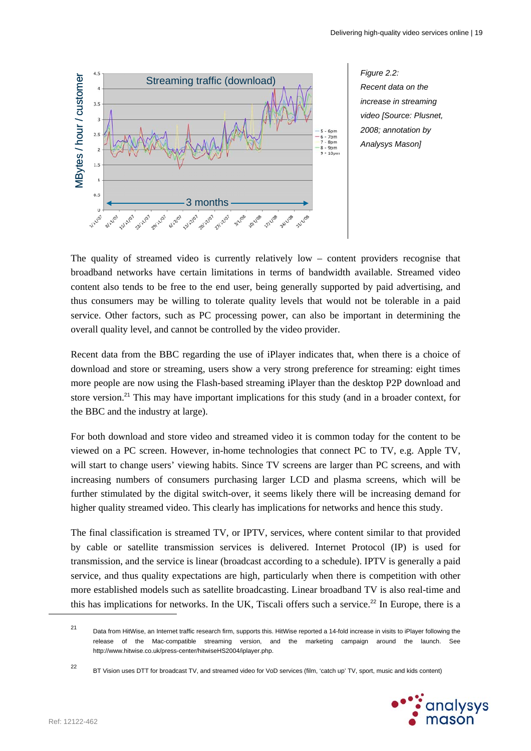*Figure 2.2: Recent data on the increase in streaming video [Source: Plusnet, 2008; annotation by Analysys Mason]*

The quality of streamed video is currently relatively low – content providers recognise that broadband networks have certain limitations in terms of bandwidth available. Streamed video content also tends to be free to the end user, being generally supported by paid advertising, and thus consumers may be willing to tolerate quality levels that would not be tolerable in a paid service. Other factors, such as PC processing power, can also be important in determining the overall quality level, and cannot be controlled by the video provider.

Recent data from the BBC regarding the use of iPlayer indicates that, when there is a choice of download and store or streaming, users show a very strong preference for streaming: eight times more people are now using the Flash-based streaming iPlayer than the desktop P2P download and store version.[21] This may have important implications for this study (and in a broader context, for the BBC and the industry at large).

For both download and store video and streamed video it is common today for the content to be viewed on a PC screen. However, in-home technologies that connect PC to TV, e.g. Apple TV, will start to change users' viewing habits. Since TV screens are larger than PC screens, and with increasing numbers of consumers purchasing larger LCD and plasma screens, which will be further stimulated by the digital switch-over, it seems likely there will be increasing demand for higher quality streamed video. This clearly has implications for networks and hence this study.

The final classification is streamed TV, or IPTV, services, where content similar to that provided by cable or satellite transmission services is delivered. Internet Protocol (IP) is used for transmission, and the service is linear (broadcast according to a schedule). IPTV is generally a paid service, and thus quality expectations are high, particularly when there is competition with other more established models such as satellite broadcasting. Linear broadband TV is also real-time and this has implications for networks. In the UK, Tiscali offers such a service.[22] In Europe, there is a

---

[21] Data from HitWise, an Internet traffic research firm, supports this. HitWise reported a 14-fold increase in visits to iPlayer following the release of the Mac-compatible streaming version, and the marketing campaign around the launch. See http://www.hitwise.co.uk/press-center/hitwiseHS2004/iplayer.php.

[22] BT Vision uses DTT for broadcast TV, and streamed video for VoD services (film, 'catch up' TV, sport, music and kids content)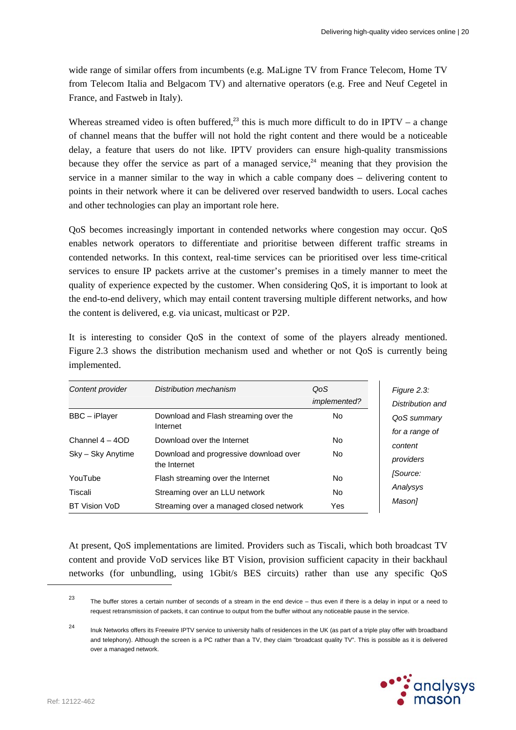wide range of similar offers from incumbents (e.g. MaLigne TV from France Telecom, Home TV from Telecom Italia and Belgacom TV) and alternative operators (e.g. Free and Neuf Cegetel in France, and Fastweb in Italy).

Whereas streamed video is often buffered,[23] this is much more difficult to do in IPTV – a change of channel means that the buffer will not hold the right content and there would be a noticeable delay, a feature that users do not like. IPTV providers can ensure high-quality transmissions because they offer the service as part of a managed service,[24] meaning that they provision the service in a manner similar to the way in which a cable company does – delivering content to points in their network where it can be delivered over reserved bandwidth to users. Local caches and other technologies can play an important role here.

QoS becomes increasingly important in contended networks where congestion may occur. QoS enables network operators to differentiate and prioritise between different traffic streams in contended networks. In this context, real-time services can be prioritised over less time-critical services to ensure IP packets arrive at the customer's premises in a timely manner to meet the quality of experience expected by the customer. When considering QoS, it is important to look at the end-to-end delivery, which may entail content traversing multiple different networks, and how the content is delivered, e.g. via unicast, multicast or P2P.

It is interesting to consider QoS in the context of some of the players already mentioned. Figure 2.3 shows the distribution mechanism used and whether or not QoS is currently being implemented.

| *Content provider* | *Distribution mechanism* | *QoS implemented?* |
|---|---|---|
| BBC – iPlayer | Download and Flash streaming over the Internet | No |
| Channel 4 – 4OD | Download over the Internet | No |
| Sky – Sky Anytime | Download and progressive download over the Internet | No |
| YouTube | Flash streaming over the Internet | No |
| Tiscali | Streaming over an LLU network | No |
| BT Vision VoD | Streaming over a managed closed network | Yes |

*Figure 2.3: Distribution and QoS summary for a range of content providers [Source: Analysys Mason]*

At present, QoS implementations are limited. Providers such as Tiscali, which both broadcast TV content and provide VoD services like BT Vision, provision sufficient capacity in their backhaul networks (for unbundling, using 1Gbit/s BES circuits) rather than use any specific QoS

---

[23] The buffer stores a certain number of seconds of a stream in the end device – thus even if there is a delay in input or a need to request retransmission of packets, it can continue to output from the buffer without any noticeable pause in the service.

[24] Inuk Networks offers its Freewire IPTV service to university halls of residences in the UK (as part of a triple play offer with broadband and telephony). Although the screen is a PC rather than a TV, they claim "broadcast quality TV". This is possible as it is delivered over a managed network.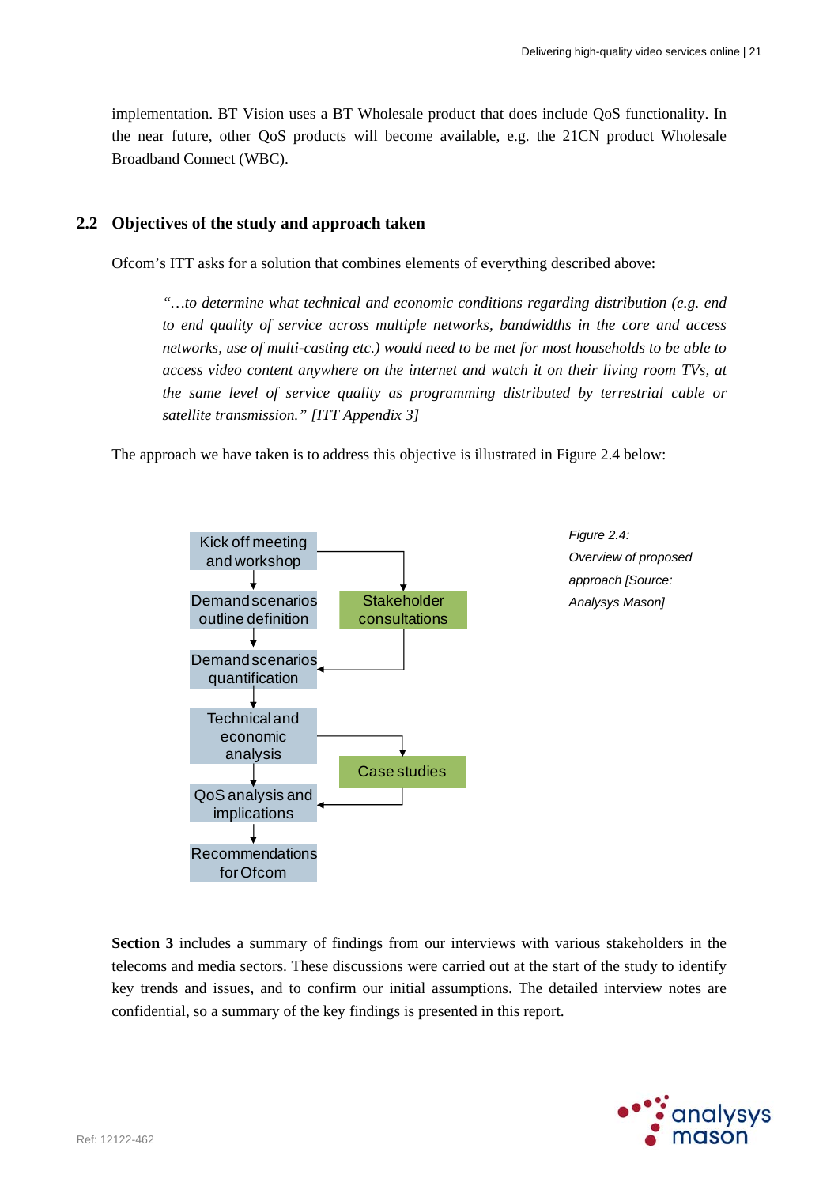implementation. BT Vision uses a BT Wholesale product that does include QoS functionality. In the near future, other QoS products will become available, e.g. the 21CN product Wholesale Broadband Connect (WBC).

## 2.2 Objectives of the study and approach taken

Ofcom's ITT asks for a solution that combines elements of everything described above:

> *"…to determine what technical and economic conditions regarding distribution (e.g. end to end quality of service across multiple networks, bandwidths in the core and access networks, use of multi-casting etc.) would need to be met for most households to be able to access video content anywhere on the internet and watch it on their living room TVs, at the same level of service quality as programming distributed by terrestrial cable or satellite transmission." [ITT Appendix 3]*

The approach we have taken is to address this objective is illustrated in Figure 2.4 below:

Kick off meeting and workshop → Demand scenarios outline definition → Demand scenarios quantification → Technical and economic analysis → QoS analysis and implications → Recommendations for Ofcom

Kick off meeting and workshop → Stakeholder consultations → Demand scenarios quantification

Technical and economic analysis → Case studies → QoS analysis and implications

*Figure 2.4: Overview of proposed approach [Source: Analysys Mason]*

**Section 3** includes a summary of findings from our interviews with various stakeholders in the telecoms and media sectors. These discussions were carried out at the start of the study to identify key trends and issues, and to confirm our initial assumptions. The detailed interview notes are confidential, so a summary of the key findings is presented in this report.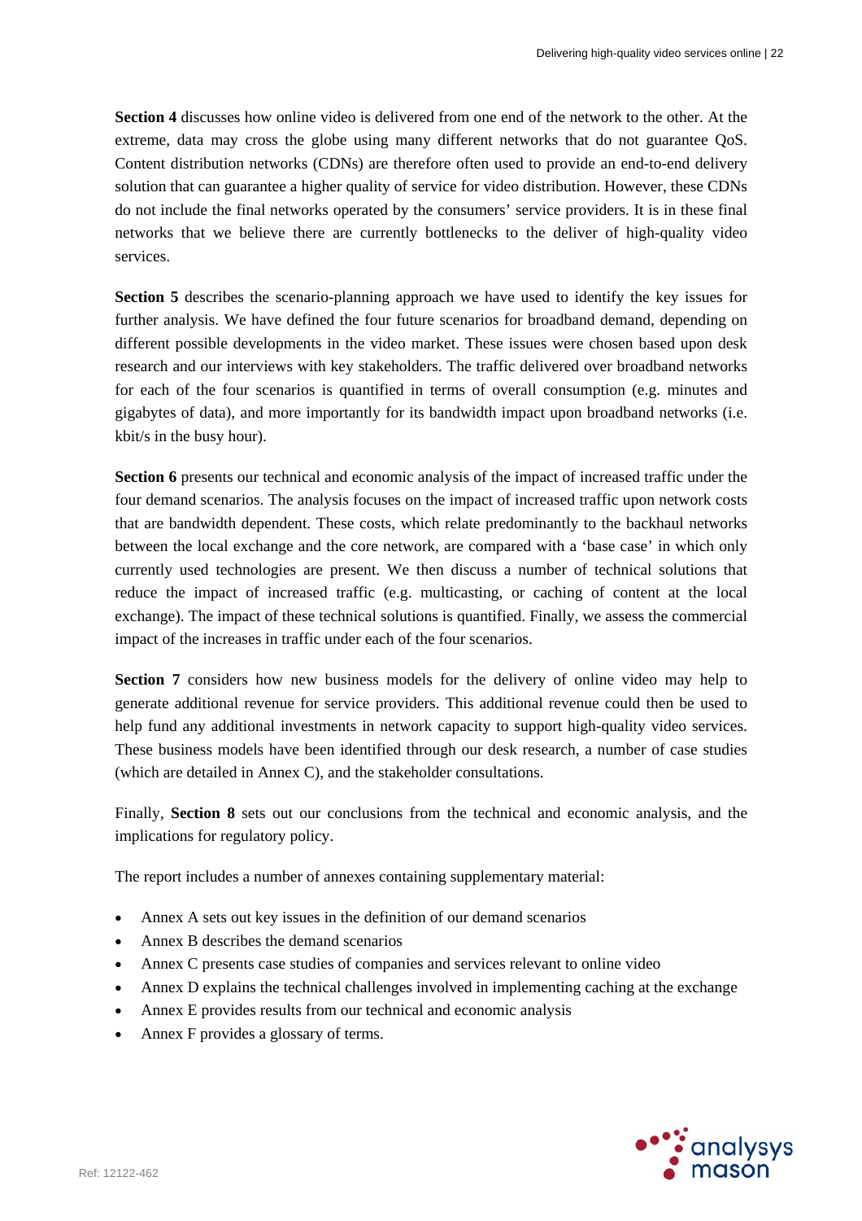**Section 4** discusses how online video is delivered from one end of the network to the other. At the extreme, data may cross the globe using many different networks that do not guarantee QoS. Content distribution networks (CDNs) are therefore often used to provide an end-to-end delivery solution that can guarantee a higher quality of service for video distribution. However, these CDNs do not include the final networks operated by the consumers' service providers. It is in these final networks that we believe there are currently bottlenecks to the deliver of high-quality video services.

**Section 5** describes the scenario-planning approach we have used to identify the key issues for further analysis. We have defined the four future scenarios for broadband demand, depending on different possible developments in the video market. These issues were chosen based upon desk research and our interviews with key stakeholders. The traffic delivered over broadband networks for each of the four scenarios is quantified in terms of overall consumption (e.g. minutes and gigabytes of data), and more importantly for its bandwidth impact upon broadband networks (i.e. kbit/s in the busy hour).

**Section 6** presents our technical and economic analysis of the impact of increased traffic under the four demand scenarios. The analysis focuses on the impact of increased traffic upon network costs that are bandwidth dependent. These costs, which relate predominantly to the backhaul networks between the local exchange and the core network, are compared with a 'base case' in which only currently used technologies are present. We then discuss a number of technical solutions that reduce the impact of increased traffic (e.g. multicasting, or caching of content at the local exchange). The impact of these technical solutions is quantified. Finally, we assess the commercial impact of the increases in traffic under each of the four scenarios.

**Section 7** considers how new business models for the delivery of online video may help to generate additional revenue for service providers. This additional revenue could then be used to help fund any additional investments in network capacity to support high-quality video services. These business models have been identified through our desk research, a number of case studies (which are detailed in Annex C), and the stakeholder consultations.

Finally, **Section 8** sets out our conclusions from the technical and economic analysis, and the implications for regulatory policy.

The report includes a number of annexes containing supplementary material:

- Annex A sets out key issues in the definition of our demand scenarios
- Annex B describes the demand scenarios
- Annex C presents case studies of companies and services relevant to online video
- Annex D explains the technical challenges involved in implementing caching at the exchange
- Annex E provides results from our technical and economic analysis
- Annex F provides a glossary of terms.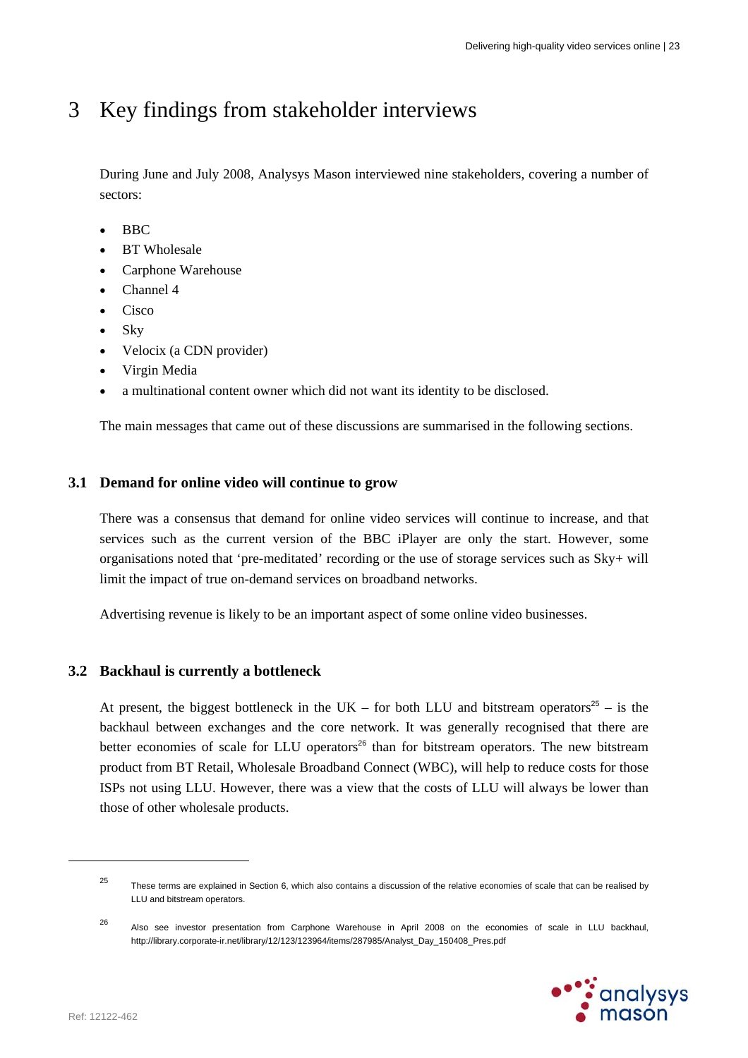# 3 Key findings from stakeholder interviews

During June and July 2008, Analysys Mason interviewed nine stakeholders, covering a number of sectors:

- BBC
- BT Wholesale
- Carphone Warehouse
- Channel 4
- Cisco
- Sky
- Velocix (a CDN provider)
- Virgin Media
- a multinational content owner which did not want its identity to be disclosed.

The main messages that came out of these discussions are summarised in the following sections.

## 3.1 Demand for online video will continue to grow

There was a consensus that demand for online video services will continue to increase, and that services such as the current version of the BBC iPlayer are only the start. However, some organisations noted that 'pre-meditated' recording or the use of storage services such as Sky+ will limit the impact of true on-demand services on broadband networks.

Advertising revenue is likely to be an important aspect of some online video businesses.

## 3.2 Backhaul is currently a bottleneck

At present, the biggest bottleneck in the UK – for both LLU and bitstream operators[25] – is the backhaul between exchanges and the core network. It was generally recognised that there are better economies of scale for LLU operators[26] than for bitstream operators. The new bitstream product from BT Retail, Wholesale Broadband Connect (WBC), will help to reduce costs for those ISPs not using LLU. However, there was a view that the costs of LLU will always be lower than those of other wholesale products.

---

[25] These terms are explained in Section 6, which also contains a discussion of the relative economies of scale that can be realised by LLU and bitstream operators.

[26] Also see investor presentation from Carphone Warehouse in April 2008 on the economies of scale in LLU backhaul, http://library.corporate-ir.net/library/12/123/123964/items/287985/Analyst_Day_150408_Pres.pdf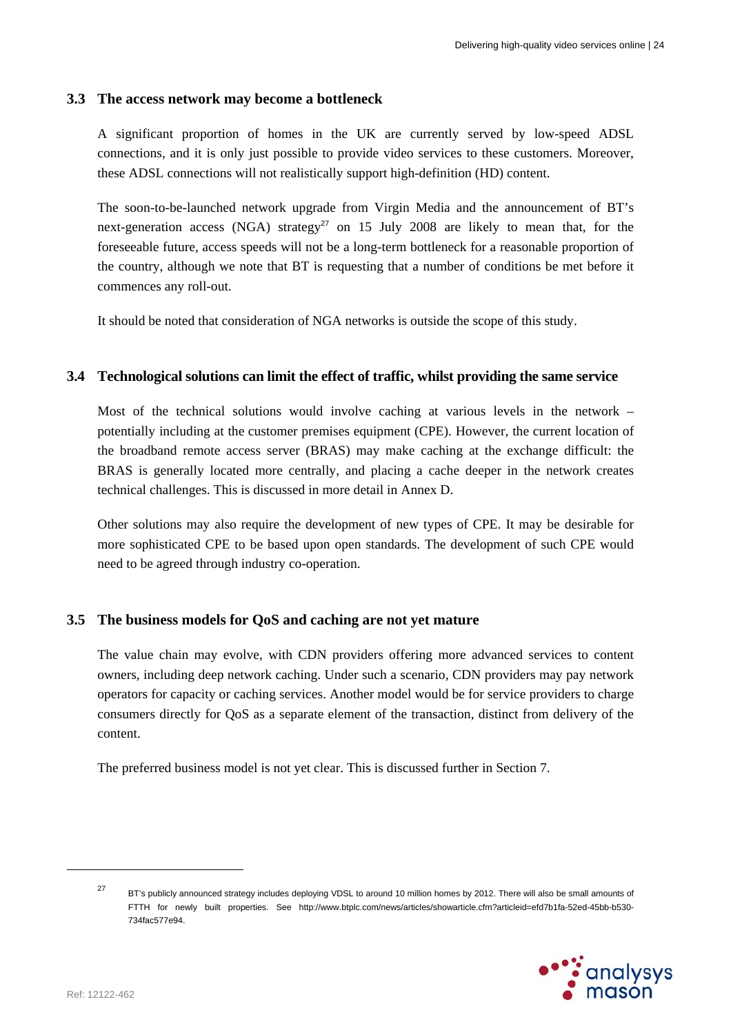### 3.3 The access network may become a bottleneck

A significant proportion of homes in the UK are currently served by low-speed ADSL connections, and it is only just possible to provide video services to these customers. Moreover, these ADSL connections will not realistically support high-definition (HD) content.

The soon-to-be-launched network upgrade from Virgin Media and the announcement of BT's next-generation access (NGA) strategy[27] on 15 July 2008 are likely to mean that, for the foreseeable future, access speeds will not be a long-term bottleneck for a reasonable proportion of the country, although we note that BT is requesting that a number of conditions be met before it commences any roll-out.

It should be noted that consideration of NGA networks is outside the scope of this study.

### 3.4 Technological solutions can limit the effect of traffic, whilst providing the same service

Most of the technical solutions would involve caching at various levels in the network – potentially including at the customer premises equipment (CPE). However, the current location of the broadband remote access server (BRAS) may make caching at the exchange difficult: the BRAS is generally located more centrally, and placing a cache deeper in the network creates technical challenges. This is discussed in more detail in Annex D.

Other solutions may also require the development of new types of CPE. It may be desirable for more sophisticated CPE to be based upon open standards. The development of such CPE would need to be agreed through industry co-operation.

### 3.5 The business models for QoS and caching are not yet mature

The value chain may evolve, with CDN providers offering more advanced services to content owners, including deep network caching. Under such a scenario, CDN providers may pay network operators for capacity or caching services. Another model would be for service providers to charge consumers directly for QoS as a separate element of the transaction, distinct from delivery of the content.

The preferred business model is not yet clear. This is discussed further in Section 7.

---

[27] BT's publicly announced strategy includes deploying VDSL to around 10 million homes by 2012. There will also be small amounts of FTTH for newly built properties. See http://www.btplc.com/news/articles/showarticle.cfm?articleid=efd7b1fa-52ed-45bb-b530-734fac577e94.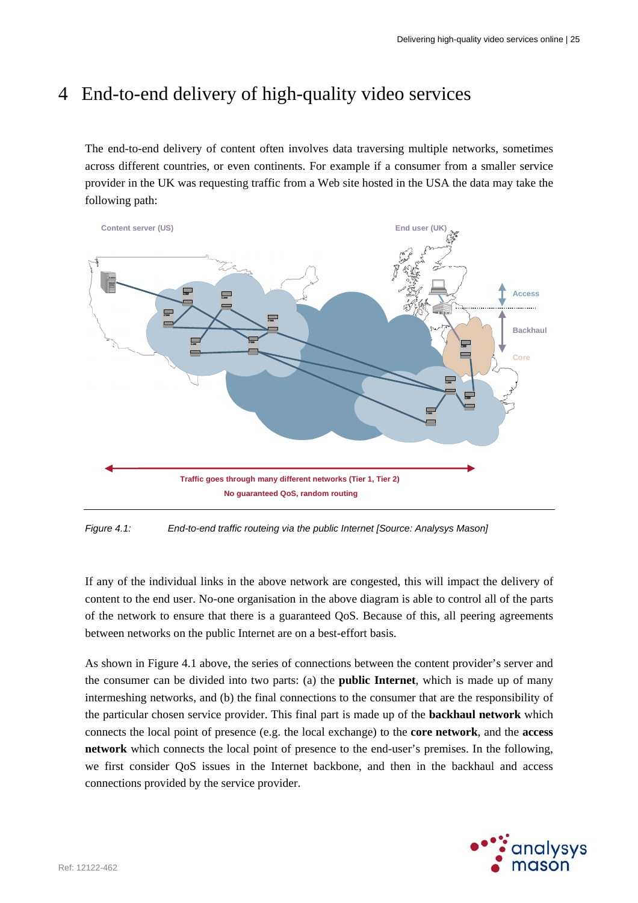# 4 End-to-end delivery of high-quality video services

The end-to-end delivery of content often involves data traversing multiple networks, sometimes across different countries, or even continents. For example if a consumer from a smaller service provider in the UK was requesting traffic from a Web site hosted in the USA the data may take the following path:

Content server (US)

End user (UK)

Access

Backhaul

Core

Traffic goes through many different networks (Tier 1, Tier 2)

No guaranteed QoS, random routing

*Figure 4.1: End-to-end traffic routeing via the public Internet [Source: Analysys Mason]*

If any of the individual links in the above network are congested, this will impact the delivery of content to the end user. No-one organisation in the above diagram is able to control all of the parts of the network to ensure that there is a guaranteed QoS. Because of this, all peering agreements between networks on the public Internet are on a best-effort basis.

As shown in Figure 4.1 above, the series of connections between the content provider's server and the consumer can be divided into two parts: (a) the **public Internet**, which is made up of many intermeshing networks, and (b) the final connections to the consumer that are the responsibility of the particular chosen service provider. This final part is made up of the **backhaul network** which connects the local point of presence (e.g. the local exchange) to the **core network**, and the **access network** which connects the local point of presence to the end-user's premises. In the following, we first consider QoS issues in the Internet backbone, and then in the backhaul and access connections provided by the service provider.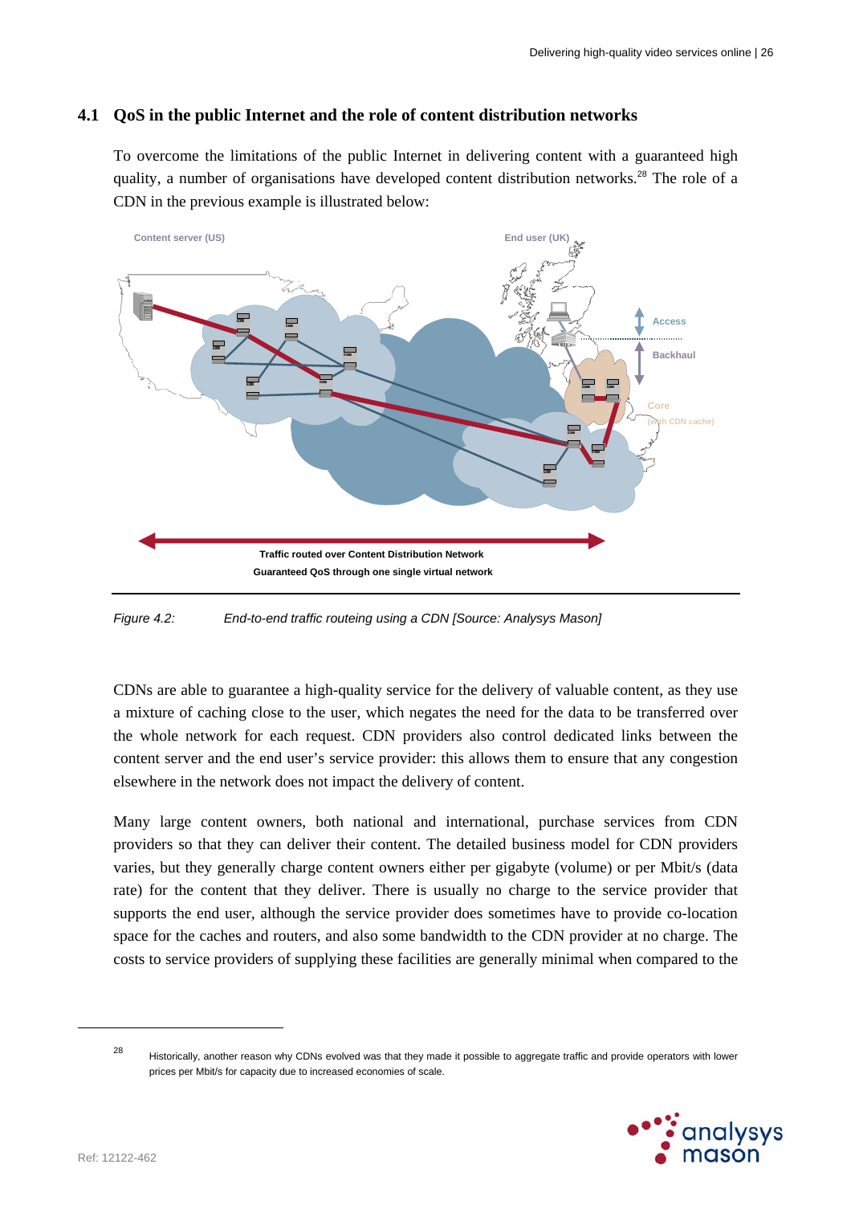## 4.1 QoS in the public Internet and the role of content distribution networks

To overcome the limitations of the public Internet in delivering content with a guaranteed high quality, a number of organisations have developed content distribution networks.[28] The role of a CDN in the previous example is illustrated below:

*Figure 4.2: End-to-end traffic routeing using a CDN [Source: Analysys Mason]*

CDNs are able to guarantee a high-quality service for the delivery of valuable content, as they use a mixture of caching close to the user, which negates the need for the data to be transferred over the whole network for each request. CDN providers also control dedicated links between the content server and the end user's service provider: this allows them to ensure that any congestion elsewhere in the network does not impact the delivery of content.

Many large content owners, both national and international, purchase services from CDN providers so that they can deliver their content. The detailed business model for CDN providers varies, but they generally charge content owners either per gigabyte (volume) or per Mbit/s (data rate) for the content that they deliver. There is usually no charge to the service provider that supports the end user, although the service provider does sometimes have to provide co-location space for the caches and routers, and also some bandwidth to the CDN provider at no charge. The costs to service providers of supplying these facilities are generally minimal when compared to the

[28] Historically, another reason why CDNs evolved was that they made it possible to aggregate traffic and provide operators with lower prices per Mbit/s for capacity due to increased economies of scale.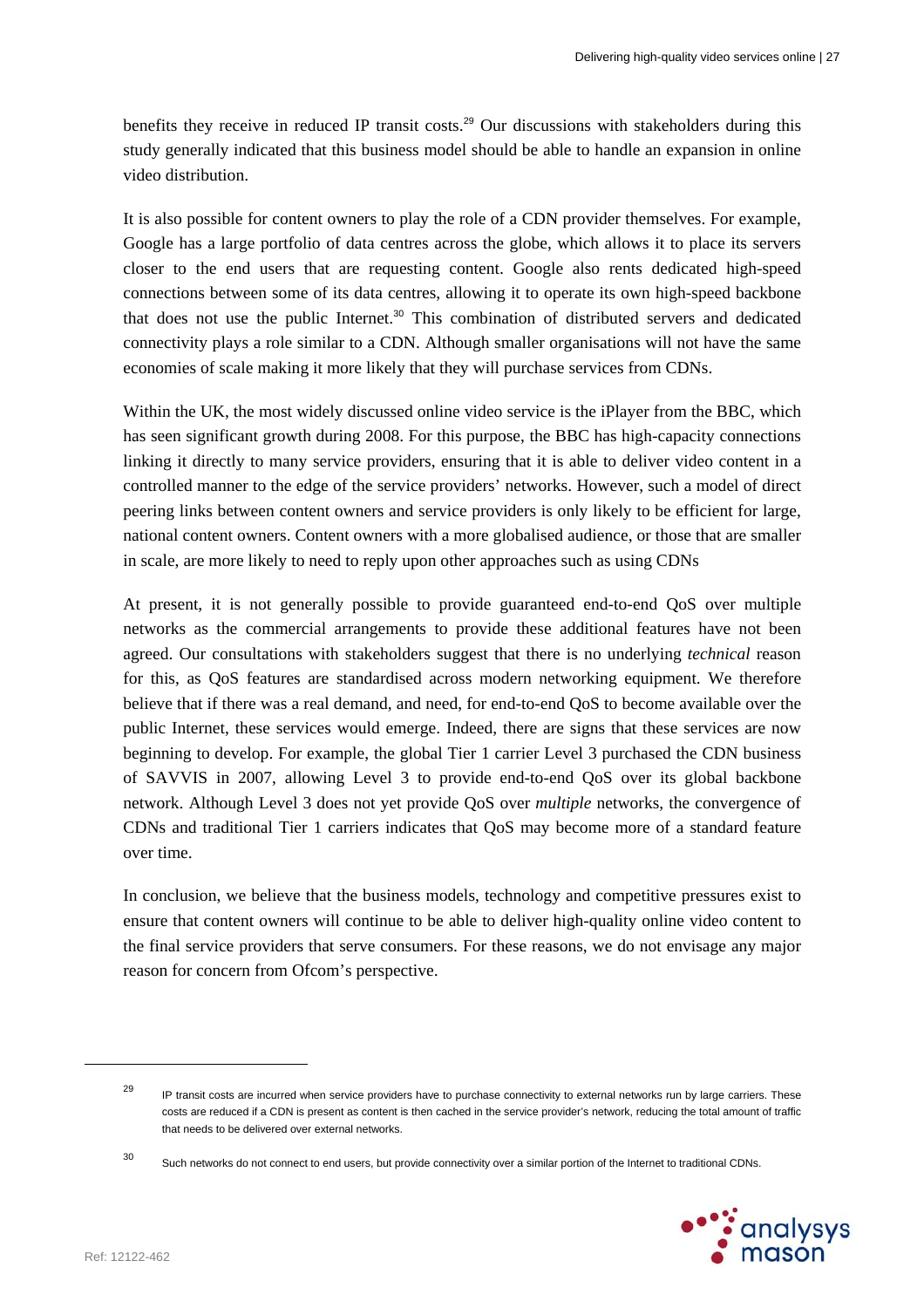benefits they receive in reduced IP transit costs.[29] Our discussions with stakeholders during this study generally indicated that this business model should be able to handle an expansion in online video distribution.

It is also possible for content owners to play the role of a CDN provider themselves. For example, Google has a large portfolio of data centres across the globe, which allows it to place its servers closer to the end users that are requesting content. Google also rents dedicated high-speed connections between some of its data centres, allowing it to operate its own high-speed backbone that does not use the public Internet.[30] This combination of distributed servers and dedicated connectivity plays a role similar to a CDN. Although smaller organisations will not have the same economies of scale making it more likely that they will purchase services from CDNs.

Within the UK, the most widely discussed online video service is the iPlayer from the BBC, which has seen significant growth during 2008. For this purpose, the BBC has high-capacity connections linking it directly to many service providers, ensuring that it is able to deliver video content in a controlled manner to the edge of the service providers' networks. However, such a model of direct peering links between content owners and service providers is only likely to be efficient for large, national content owners. Content owners with a more globalised audience, or those that are smaller in scale, are more likely to need to reply upon other approaches such as using CDNs

At present, it is not generally possible to provide guaranteed end-to-end QoS over multiple networks as the commercial arrangements to provide these additional features have not been agreed. Our consultations with stakeholders suggest that there is no underlying *technical* reason for this, as QoS features are standardised across modern networking equipment. We therefore believe that if there was a real demand, and need, for end-to-end QoS to become available over the public Internet, these services would emerge. Indeed, there are signs that these services are now beginning to develop. For example, the global Tier 1 carrier Level 3 purchased the CDN business of SAVVIS in 2007, allowing Level 3 to provide end-to-end QoS over its global backbone network. Although Level 3 does not yet provide QoS over *multiple* networks, the convergence of CDNs and traditional Tier 1 carriers indicates that QoS may become more of a standard feature over time.

In conclusion, we believe that the business models, technology and competitive pressures exist to ensure that content owners will continue to be able to deliver high-quality online video content to the final service providers that serve consumers. For these reasons, we do not envisage any major reason for concern from Ofcom's perspective.

---

[29] IP transit costs are incurred when service providers have to purchase connectivity to external networks run by large carriers. These costs are reduced if a CDN is present as content is then cached in the service provider's network, reducing the total amount of traffic that needs to be delivered over external networks.

[30] Such networks do not connect to end users, but provide connectivity over a similar portion of the Internet to traditional CDNs.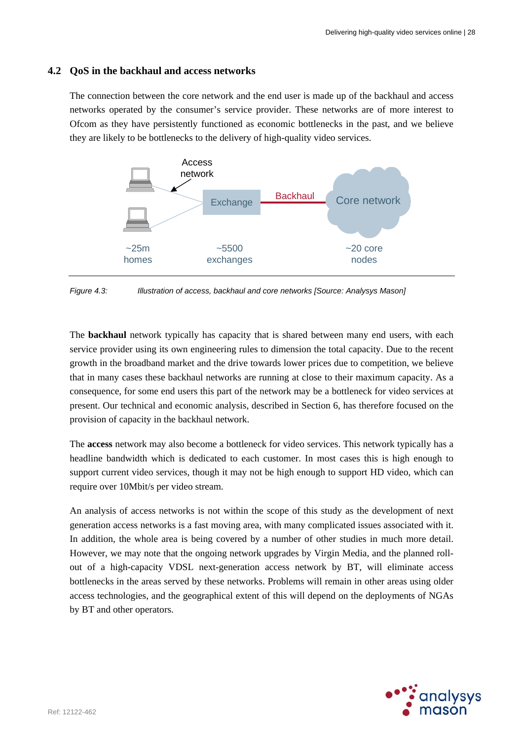## 4.2 QoS in the backhaul and access networks

The connection between the core network and the end user is made up of the backhaul and access networks operated by the consumer's service provider. These networks are of more interest to Ofcom as they have persistently functioned as economic bottlenecks in the past, and we believe they are likely to be bottlenecks to the delivery of high-quality video services.

Access network

Exchange

Backhaul

Core network

~25m homes

~5500 exchanges

~20 core nodes

*Figure 4.3: Illustration of access, backhaul and core networks [Source: Analysys Mason]*

The **backhaul** network typically has capacity that is shared between many end users, with each service provider using its own engineering rules to dimension the total capacity. Due to the recent growth in the broadband market and the drive towards lower prices due to competition, we believe that in many cases these backhaul networks are running at close to their maximum capacity. As a consequence, for some end users this part of the network may be a bottleneck for video services at present. Our technical and economic analysis, described in Section 6, has therefore focused on the provision of capacity in the backhaul network.

The **access** network may also become a bottleneck for video services. This network typically has a headline bandwidth which is dedicated to each customer. In most cases this is high enough to support current video services, though it may not be high enough to support HD video, which can require over 10Mbit/s per video stream.

An analysis of access networks is not within the scope of this study as the development of next generation access networks is a fast moving area, with many complicated issues associated with it. In addition, the whole area is being covered by a number of other studies in much more detail. However, we may note that the ongoing network upgrades by Virgin Media, and the planned roll-out of a high-capacity VDSL next-generation access network by BT, will eliminate access bottlenecks in the areas served by these networks. Problems will remain in other areas using older access technologies, and the geographical extent of this will depend on the deployments of NGAs by BT and other operators.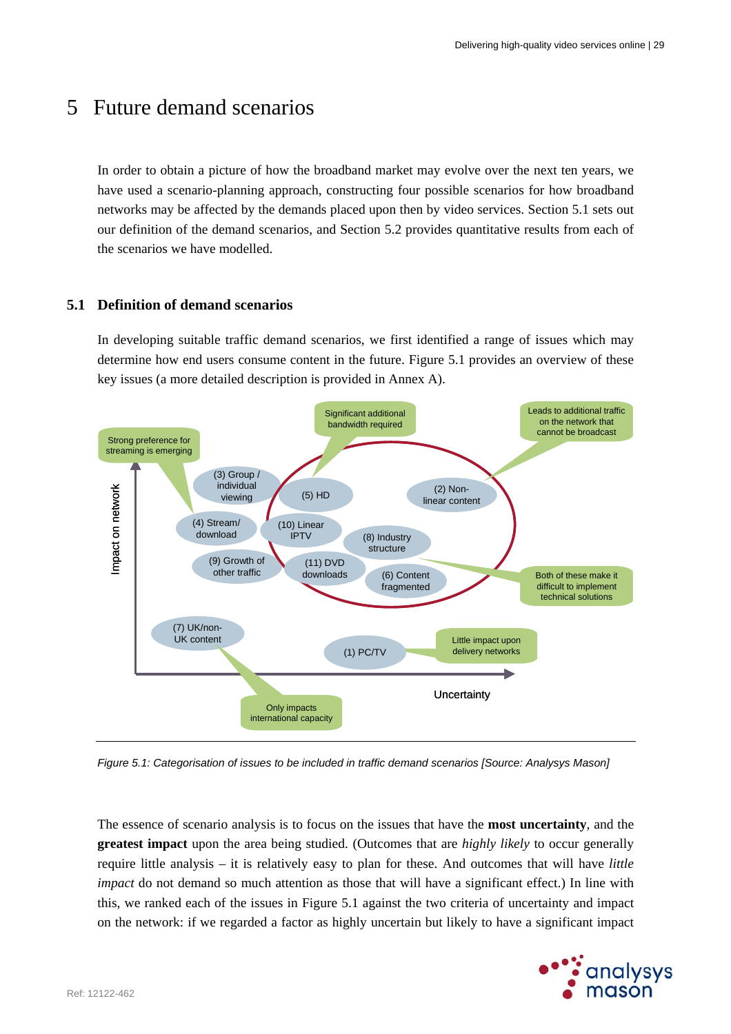# 5 Future demand scenarios

In order to obtain a picture of how the broadband market may evolve over the next ten years, we have used a scenario-planning approach, constructing four possible scenarios for how broadband networks may be affected by the demands placed upon then by video services. Section 5.1 sets out our definition of the demand scenarios, and Section 5.2 provides quantitative results from each of the scenarios we have modelled.

## 5.1 Definition of demand scenarios

In developing suitable traffic demand scenarios, we first identified a range of issues which may determine how end users consume content in the future. Figure 5.1 provides an overview of these key issues (a more detailed description is provided in Annex A).

*Figure 5.1: Categorisation of issues to be included in traffic demand scenarios [Source: Analysys Mason]*

The essence of scenario analysis is to focus on the issues that have the **most uncertainty**, and the **greatest impact** upon the area being studied. (Outcomes that are *highly likely* to occur generally require little analysis – it is relatively easy to plan for these. And outcomes that will have *little impact* do not demand so much attention as those that will have a significant effect.) In line with this, we ranked each of the issues in Figure 5.1 against the two criteria of uncertainty and impact on the network: if we regarded a factor as highly uncertain but likely to have a significant impact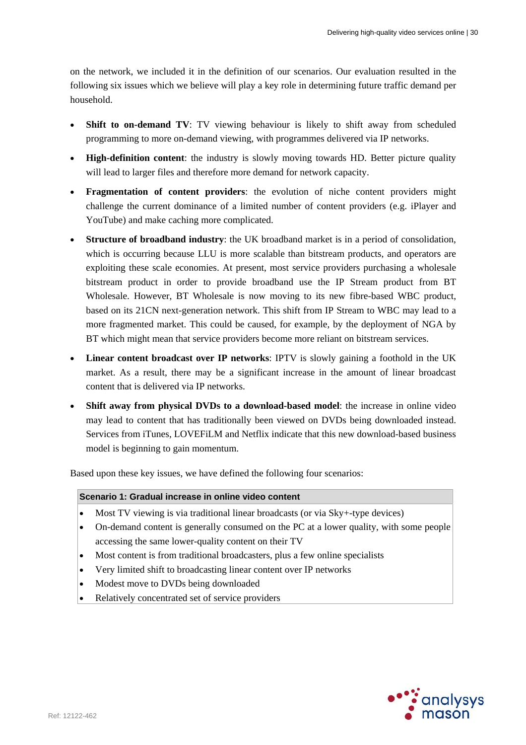on the network, we included it in the definition of our scenarios. Our evaluation resulted in the following six issues which we believe will play a key role in determining future traffic demand per household.

- **Shift to on-demand TV**: TV viewing behaviour is likely to shift away from scheduled programming to more on-demand viewing, with programmes delivered via IP networks.
- **High-definition content**: the industry is slowly moving towards HD. Better picture quality will lead to larger files and therefore more demand for network capacity.
- **Fragmentation of content providers**: the evolution of niche content providers might challenge the current dominance of a limited number of content providers (e.g. iPlayer and YouTube) and make caching more complicated.
- **Structure of broadband industry**: the UK broadband market is in a period of consolidation, which is occurring because LLU is more scalable than bitstream products, and operators are exploiting these scale economies. At present, most service providers purchasing a wholesale bitstream product in order to provide broadband use the IP Stream product from BT Wholesale. However, BT Wholesale is now moving to its new fibre-based WBC product, based on its 21CN next-generation network. This shift from IP Stream to WBC may lead to a more fragmented market. This could be caused, for example, by the deployment of NGA by BT which might mean that service providers become more reliant on bitstream services.
- **Linear content broadcast over IP networks**: IPTV is slowly gaining a foothold in the UK market. As a result, there may be a significant increase in the amount of linear broadcast content that is delivered via IP networks.
- **Shift away from physical DVDs to a download-based model**: the increase in online video may lead to content that has traditionally been viewed on DVDs being downloaded instead. Services from iTunes, LOVEFiLM and Netflix indicate that this new download-based business model is beginning to gain momentum.

Based upon these key issues, we have defined the following four scenarios:

| Scenario 1: Gradual increase in online video content |
|---|
| • Most TV viewing is via traditional linear broadcasts (or via Sky+-type devices)<br>• On-demand content is generally consumed on the PC at a lower quality, with some people accessing the same lower-quality content on their TV<br>• Most content is from traditional broadcasters, plus a few online specialists<br>• Very limited shift to broadcasting linear content over IP networks<br>• Modest move to DVDs being downloaded<br>• Relatively concentrated set of service providers |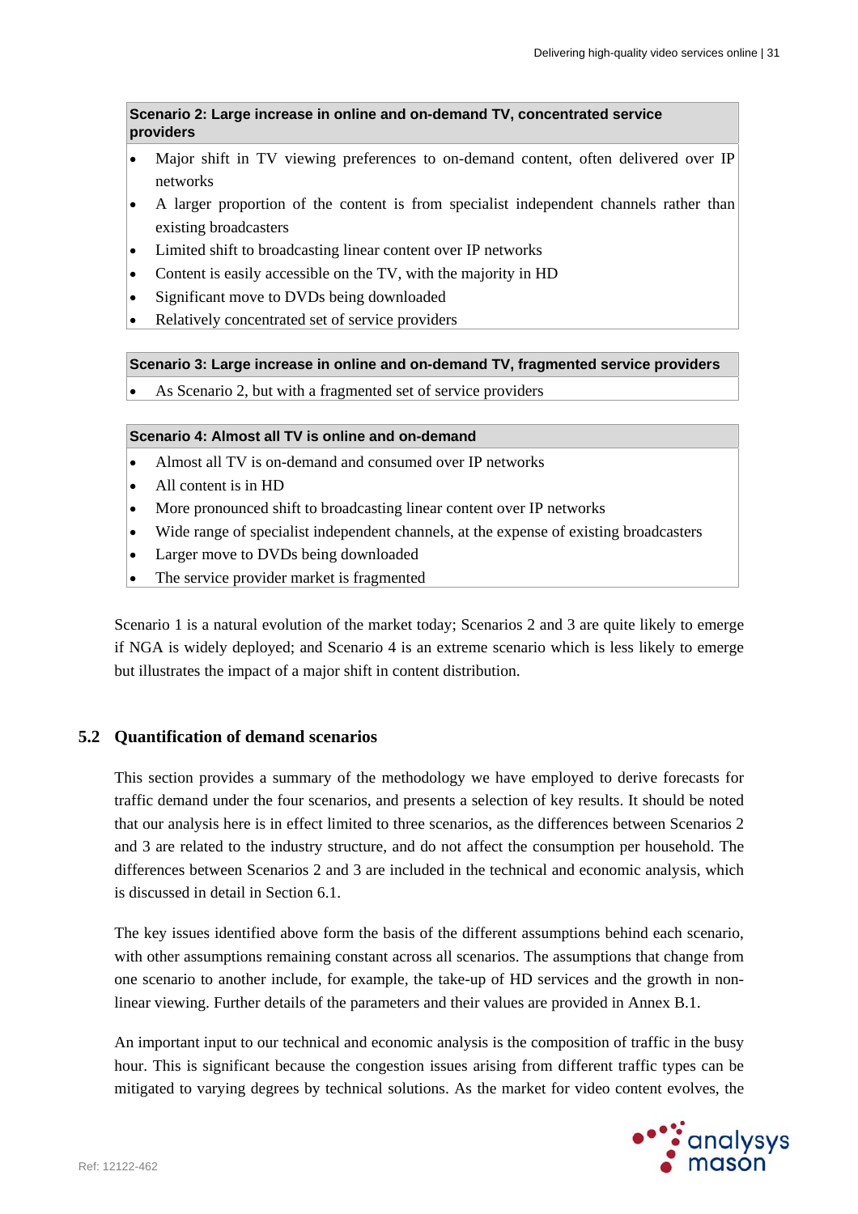**Scenario 2: Large increase in online and on-demand TV, concentrated service providers**

- Major shift in TV viewing preferences to on-demand content, often delivered over IP networks
- A larger proportion of the content is from specialist independent channels rather than existing broadcasters
- Limited shift to broadcasting linear content over IP networks
- Content is easily accessible on the TV, with the majority in HD
- Significant move to DVDs being downloaded
- Relatively concentrated set of service providers

**Scenario 3: Large increase in online and on-demand TV, fragmented service providers**

- As Scenario 2, but with a fragmented set of service providers

**Scenario 4: Almost all TV is online and on-demand**

- Almost all TV is on-demand and consumed over IP networks
- All content is in HD
- More pronounced shift to broadcasting linear content over IP networks
- Wide range of specialist independent channels, at the expense of existing broadcasters
- Larger move to DVDs being downloaded
- The service provider market is fragmented

Scenario 1 is a natural evolution of the market today; Scenarios 2 and 3 are quite likely to emerge if NGA is widely deployed; and Scenario 4 is an extreme scenario which is less likely to emerge but illustrates the impact of a major shift in content distribution.

## 5.2 Quantification of demand scenarios

This section provides a summary of the methodology we have employed to derive forecasts for traffic demand under the four scenarios, and presents a selection of key results. It should be noted that our analysis here is in effect limited to three scenarios, as the differences between Scenarios 2 and 3 are related to the industry structure, and do not affect the consumption per household. The differences between Scenarios 2 and 3 are included in the technical and economic analysis, which is discussed in detail in Section 6.1.

The key issues identified above form the basis of the different assumptions behind each scenario, with other assumptions remaining constant across all scenarios. The assumptions that change from one scenario to another include, for example, the take-up of HD services and the growth in non-linear viewing. Further details of the parameters and their values are provided in Annex B.1.

An important input to our technical and economic analysis is the composition of traffic in the busy hour. This is significant because the congestion issues arising from different traffic types can be mitigated to varying degrees by technical solutions. As the market for video content evolves, the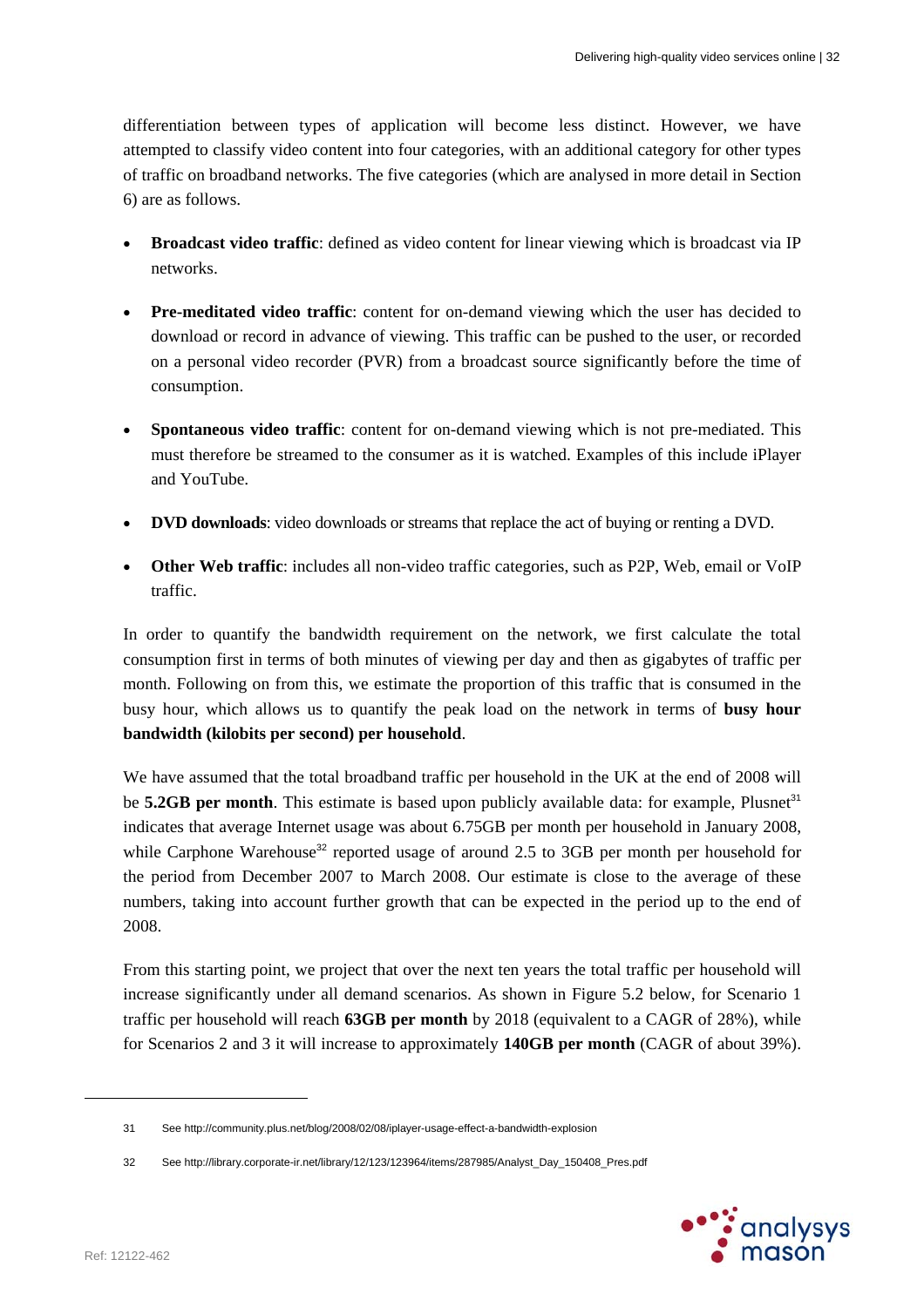differentiation between types of application will become less distinct. However, we have attempted to classify video content into four categories, with an additional category for other types of traffic on broadband networks. The five categories (which are analysed in more detail in Section 6) are as follows.

- **Broadcast video traffic**: defined as video content for linear viewing which is broadcast via IP networks.
- **Pre-meditated video traffic**: content for on-demand viewing which the user has decided to download or record in advance of viewing. This traffic can be pushed to the user, or recorded on a personal video recorder (PVR) from a broadcast source significantly before the time of consumption.
- **Spontaneous video traffic**: content for on-demand viewing which is not pre-mediated. This must therefore be streamed to the consumer as it is watched. Examples of this include iPlayer and YouTube.
- **DVD downloads**: video downloads or streams that replace the act of buying or renting a DVD.
- **Other Web traffic**: includes all non-video traffic categories, such as P2P, Web, email or VoIP traffic.

In order to quantify the bandwidth requirement on the network, we first calculate the total consumption first in terms of both minutes of viewing per day and then as gigabytes of traffic per month. Following on from this, we estimate the proportion of this traffic that is consumed in the busy hour, which allows us to quantify the peak load on the network in terms of **busy hour bandwidth (kilobits per second) per household**.

We have assumed that the total broadband traffic per household in the UK at the end of 2008 will be **5.2GB per month**. This estimate is based upon publicly available data: for example, Plusnet[31] indicates that average Internet usage was about 6.75GB per month per household in January 2008, while Carphone Warehouse[32] reported usage of around 2.5 to 3GB per month per household for the period from December 2007 to March 2008. Our estimate is close to the average of these numbers, taking into account further growth that can be expected in the period up to the end of 2008.

From this starting point, we project that over the next ten years the total traffic per household will increase significantly under all demand scenarios. As shown in Figure 5.2 below, for Scenario 1 traffic per household will reach **63GB per month** by 2018 (equivalent to a CAGR of 28%), while for Scenarios 2 and 3 it will increase to approximately **140GB per month** (CAGR of about 39%).

---

31 See http://community.plus.net/blog/2008/02/08/iplayer-usage-effect-a-bandwidth-explosion

32 See http://library.corporate-ir.net/library/12/123/123964/items/287985/Analyst_Day_150408_Pres.pdf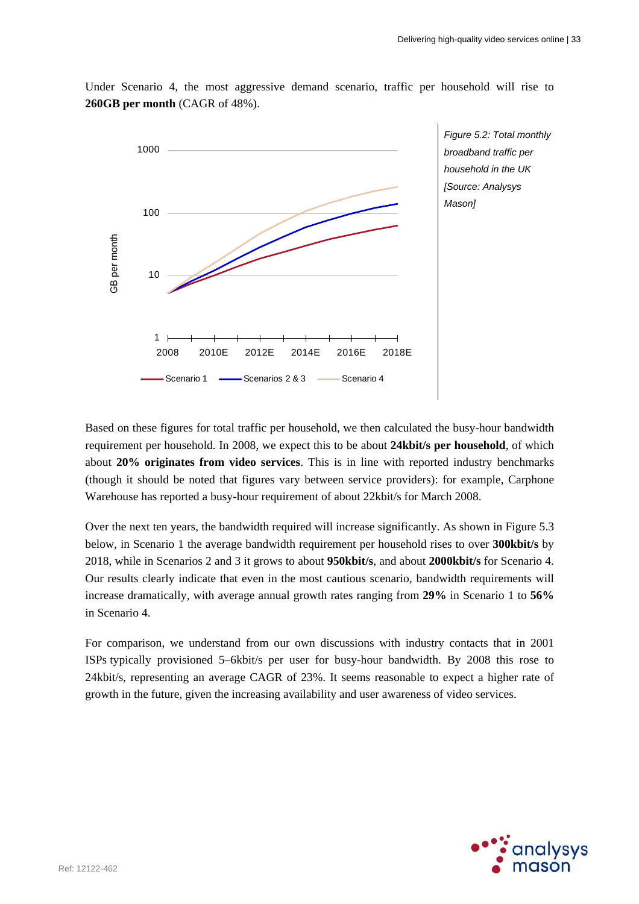Under Scenario 4, the most aggressive demand scenario, traffic per household will rise to **260GB per month** (CAGR of 48%).

*Figure 5.2: Total monthly broadband traffic per household in the UK [Source: Analysys Mason]*

Based on these figures for total traffic per household, we then calculated the busy-hour bandwidth requirement per household. In 2008, we expect this to be about **24kbit/s per household**, of which about **20% originates from video services**. This is in line with reported industry benchmarks (though it should be noted that figures vary between service providers): for example, Carphone Warehouse has reported a busy-hour requirement of about 22kbit/s for March 2008.

Over the next ten years, the bandwidth required will increase significantly. As shown in Figure 5.3 below, in Scenario 1 the average bandwidth requirement per household rises to over **300kbit/s** by 2018, while in Scenarios 2 and 3 it grows to about **950kbit/s**, and about **2000kbit/s** for Scenario 4. Our results clearly indicate that even in the most cautious scenario, bandwidth requirements will increase dramatically, with average annual growth rates ranging from **29%** in Scenario 1 to **56%** in Scenario 4.

For comparison, we understand from our own discussions with industry contacts that in 2001 ISPs typically provisioned 5–6kbit/s per user for busy-hour bandwidth. By 2008 this rose to 24kbit/s, representing an average CAGR of 23%. It seems reasonable to expect a higher rate of growth in the future, given the increasing availability and user awareness of video services.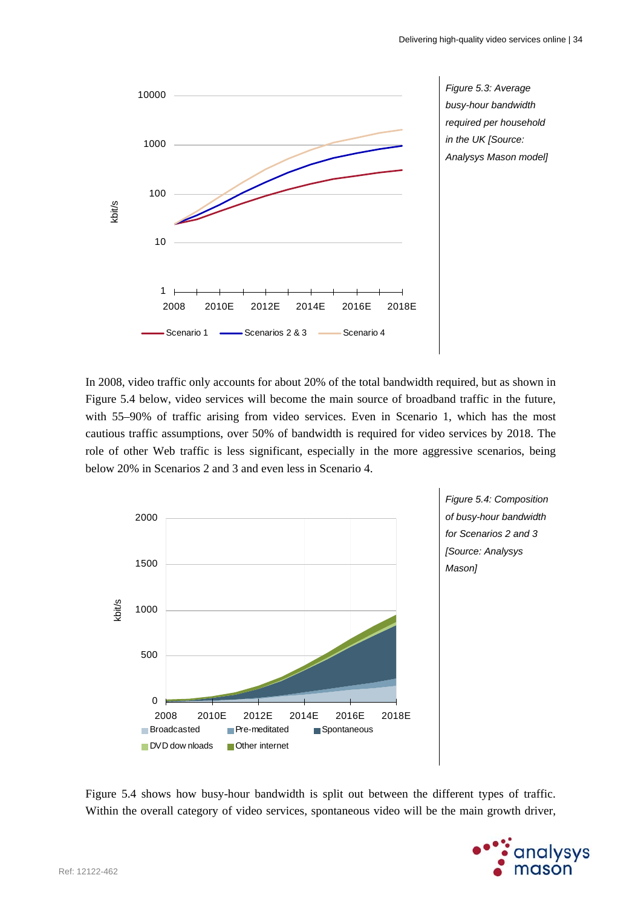*Figure 5.3: Average busy-hour bandwidth required per household in the UK [Source: Analysys Mason model]*

In 2008, video traffic only accounts for about 20% of the total bandwidth required, but as shown in Figure 5.4 below, video services will become the main source of broadband traffic in the future, with 55–90% of traffic arising from video services. Even in Scenario 1, which has the most cautious traffic assumptions, over 50% of bandwidth is required for video services by 2018. The role of other Web traffic is less significant, especially in the more aggressive scenarios, being below 20% in Scenarios 2 and 3 and even less in Scenario 4.

*Figure 5.4: Composition of busy-hour bandwidth for Scenarios 2 and 3 [Source: Analysys Mason]*

Figure 5.4 shows how busy-hour bandwidth is split out between the different types of traffic. Within the overall category of video services, spontaneous video will be the main growth driver,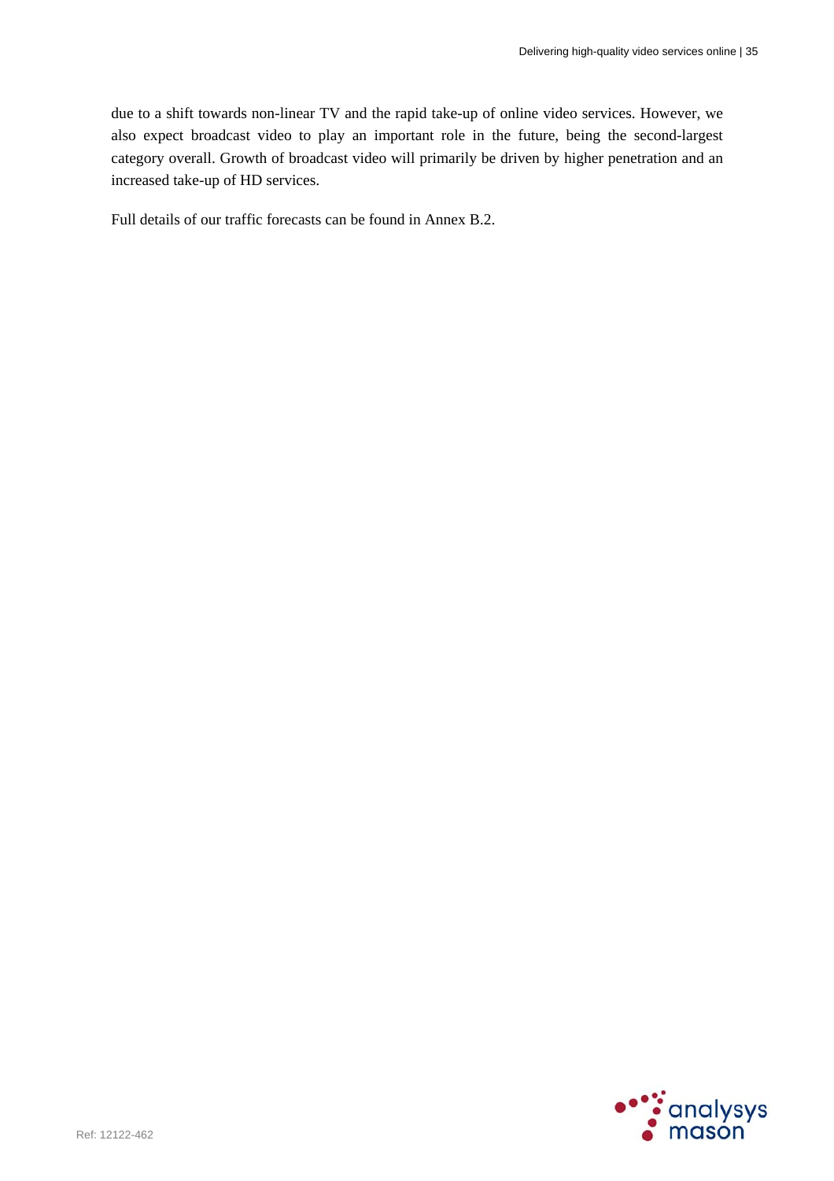due to a shift towards non-linear TV and the rapid take-up of online video services. However, we also expect broadcast video to play an important role in the future, being the second-largest category overall. Growth of broadcast video will primarily be driven by higher penetration and an increased take-up of HD services.

Full details of our traffic forecasts can be found in Annex B.2.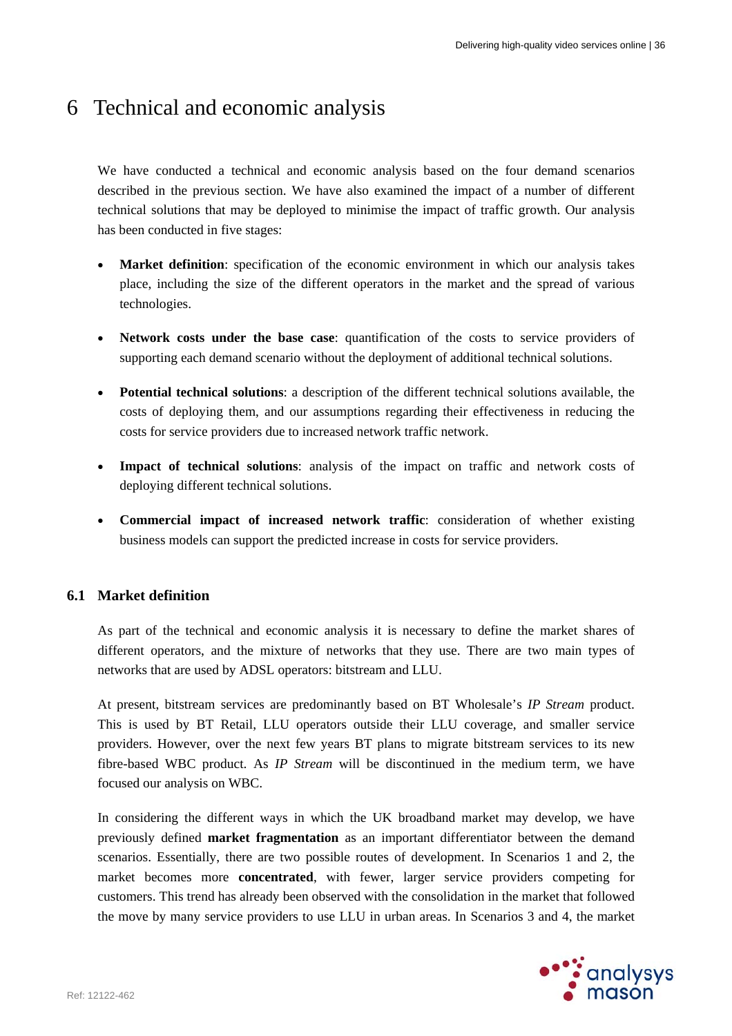# 6 Technical and economic analysis

We have conducted a technical and economic analysis based on the four demand scenarios described in the previous section. We have also examined the impact of a number of different technical solutions that may be deployed to minimise the impact of traffic growth. Our analysis has been conducted in five stages:

- **Market definition**: specification of the economic environment in which our analysis takes place, including the size of the different operators in the market and the spread of various technologies.
- **Network costs under the base case**: quantification of the costs to service providers of supporting each demand scenario without the deployment of additional technical solutions.
- **Potential technical solutions**: a description of the different technical solutions available, the costs of deploying them, and our assumptions regarding their effectiveness in reducing the costs for service providers due to increased network traffic network.
- **Impact of technical solutions**: analysis of the impact on traffic and network costs of deploying different technical solutions.
- **Commercial impact of increased network traffic**: consideration of whether existing business models can support the predicted increase in costs for service providers.

## 6.1 Market definition

As part of the technical and economic analysis it is necessary to define the market shares of different operators, and the mixture of networks that they use. There are two main types of networks that are used by ADSL operators: bitstream and LLU.

At present, bitstream services are predominantly based on BT Wholesale's *IP Stream* product. This is used by BT Retail, LLU operators outside their LLU coverage, and smaller service providers. However, over the next few years BT plans to migrate bitstream services to its new fibre-based WBC product. As *IP Stream* will be discontinued in the medium term, we have focused our analysis on WBC.

In considering the different ways in which the UK broadband market may develop, we have previously defined **market fragmentation** as an important differentiator between the demand scenarios. Essentially, there are two possible routes of development. In Scenarios 1 and 2, the market becomes more **concentrated**, with fewer, larger service providers competing for customers. This trend has already been observed with the consolidation in the market that followed the move by many service providers to use LLU in urban areas. In Scenarios 3 and 4, the market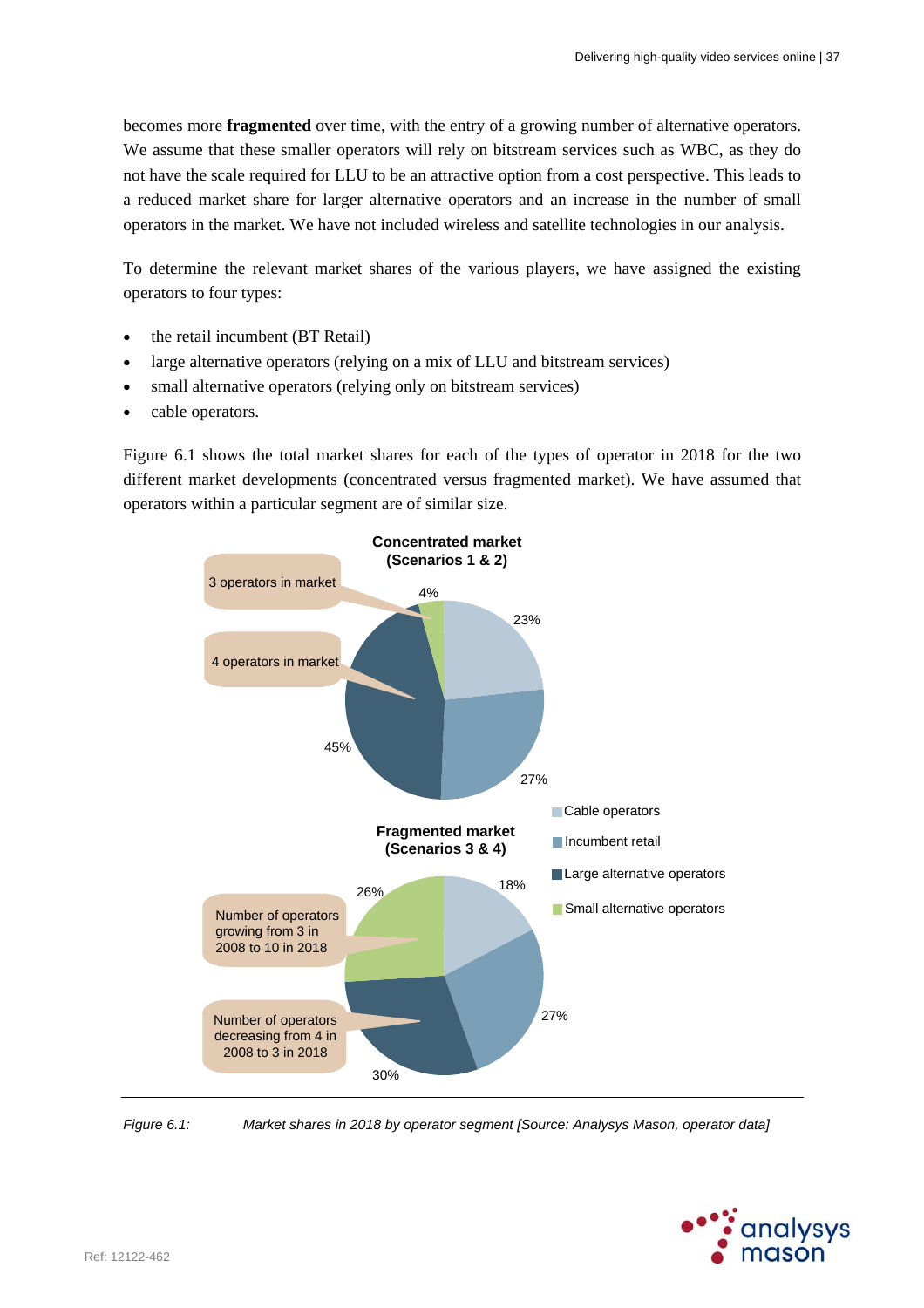becomes more **fragmented** over time, with the entry of a growing number of alternative operators. We assume that these smaller operators will rely on bitstream services such as WBC, as they do not have the scale required for LLU to be an attractive option from a cost perspective. This leads to a reduced market share for larger alternative operators and an increase in the number of small operators in the market. We have not included wireless and satellite technologies in our analysis.

To determine the relevant market shares of the various players, we have assigned the existing operators to four types:

- the retail incumbent (BT Retail)
- large alternative operators (relying on a mix of LLU and bitstream services)
- small alternative operators (relying only on bitstream services)
- cable operators.

Figure 6.1 shows the total market shares for each of the types of operator in 2018 for the two different market developments (concentrated versus fragmented market). We have assumed that operators within a particular segment are of similar size.

**Concentrated market (Scenarios 1 & 2)**

| Segment | Market share |
|---|---|
| Cable operators | 23% |
| Incumbent retail | 27% |
| Large alternative operators (4 operators in market) | 45% |
| Small alternative operators (3 operators in market) | 4% |

**Fragmented market (Scenarios 3 & 4)**

| Segment | Market share |
|---|---|
| Cable operators | 18% |
| Incumbent retail | 27% |
| Large alternative operators (Number of operators decreasing from 4 in 2008 to 3 in 2018) | 30% |
| Small alternative operators (Number of operators growing from 3 in 2008 to 10 in 2018) | 26% |

*Figure 6.1: Market shares in 2018 by operator segment [Source: Analysys Mason, operator data]*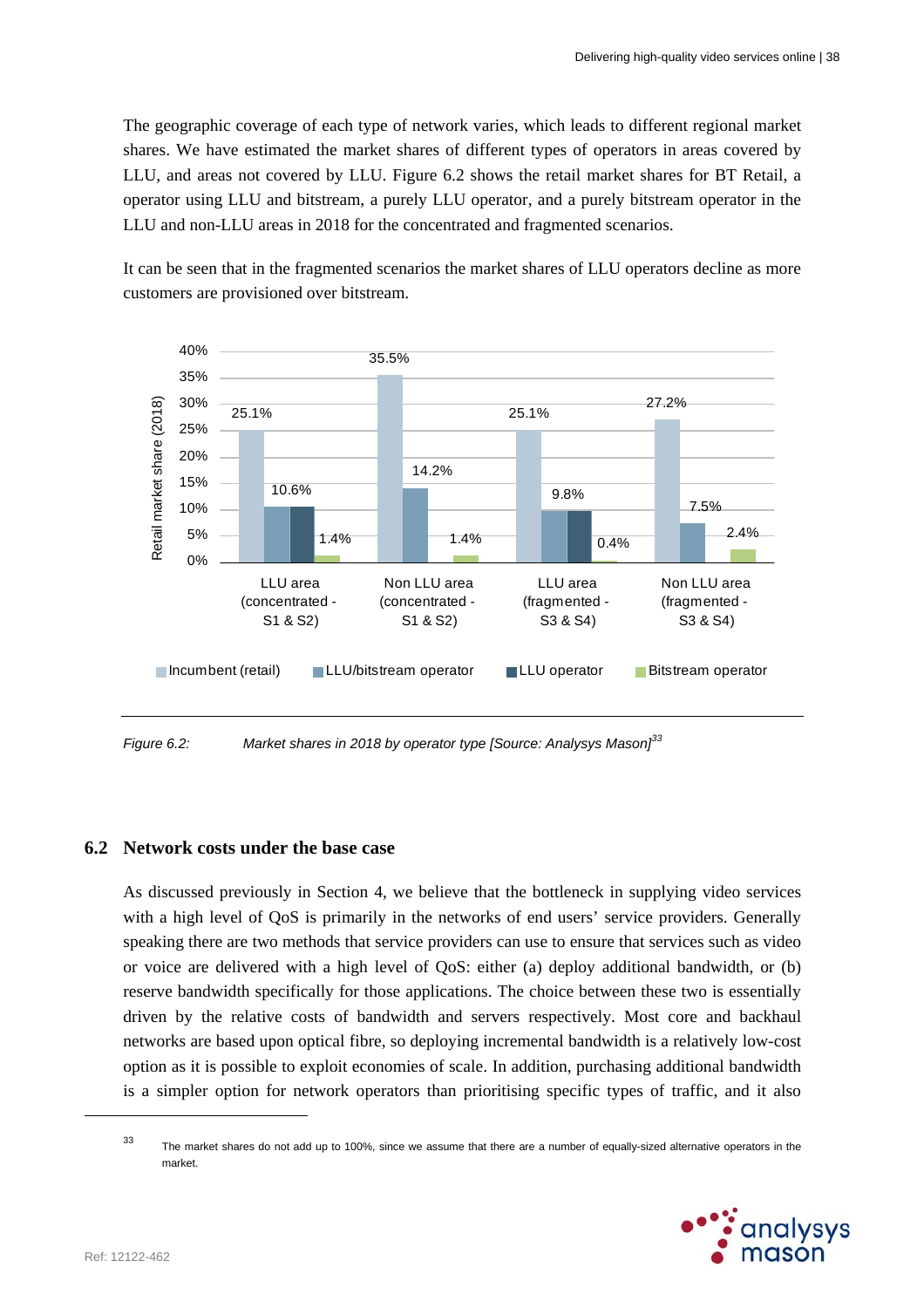The geographic coverage of each type of network varies, which leads to different regional market shares. We have estimated the market shares of different types of operators in areas covered by LLU, and areas not covered by LLU. Figure 6.2 shows the retail market shares for BT Retail, a operator using LLU and bitstream, a purely LLU operator, and a purely bitstream operator in the LLU and non-LLU areas in 2018 for the concentrated and fragmented scenarios.

It can be seen that in the fragmented scenarios the market shares of LLU operators decline as more customers are provisioned over bitstream.

| Retail market share (2018) | Incumbent (retail) | LLU/bitstream operator | LLU operator | Bitstream operator |
|---|---|---|---|---|
| LLU area (concentrated - S1 & S2) | 25.1% | 10.6% | 10.6% | 1.4% |
| Non LLU area (concentrated - S1 & S2) | 35.5% | 14.2% | | 1.4% |
| LLU area (fragmented - S3 & S4) | 25.1% | 9.8% | 9.8% | 0.4% |
| Non LLU area (fragmented - S3 & S4) | 27.2% | 7.5% | | 2.4% |

*Figure 6.2: Market shares in 2018 by operator type [Source: Analysys Mason][33]*

## 6.2 Network costs under the base case

As discussed previously in Section 4, we believe that the bottleneck in supplying video services with a high level of QoS is primarily in the networks of end users' service providers. Generally speaking there are two methods that service providers can use to ensure that services such as video or voice are delivered with a high level of QoS: either (a) deploy additional bandwidth, or (b) reserve bandwidth specifically for those applications. The choice between these two is essentially driven by the relative costs of bandwidth and servers respectively. Most core and backhaul networks are based upon optical fibre, so deploying incremental bandwidth is a relatively low-cost option as it is possible to exploit economies of scale. In addition, purchasing additional bandwidth is a simpler option for network operators than prioritising specific types of traffic, and it also

[33] The market shares do not add up to 100%, since we assume that there are a number of equally-sized alternative operators in the market.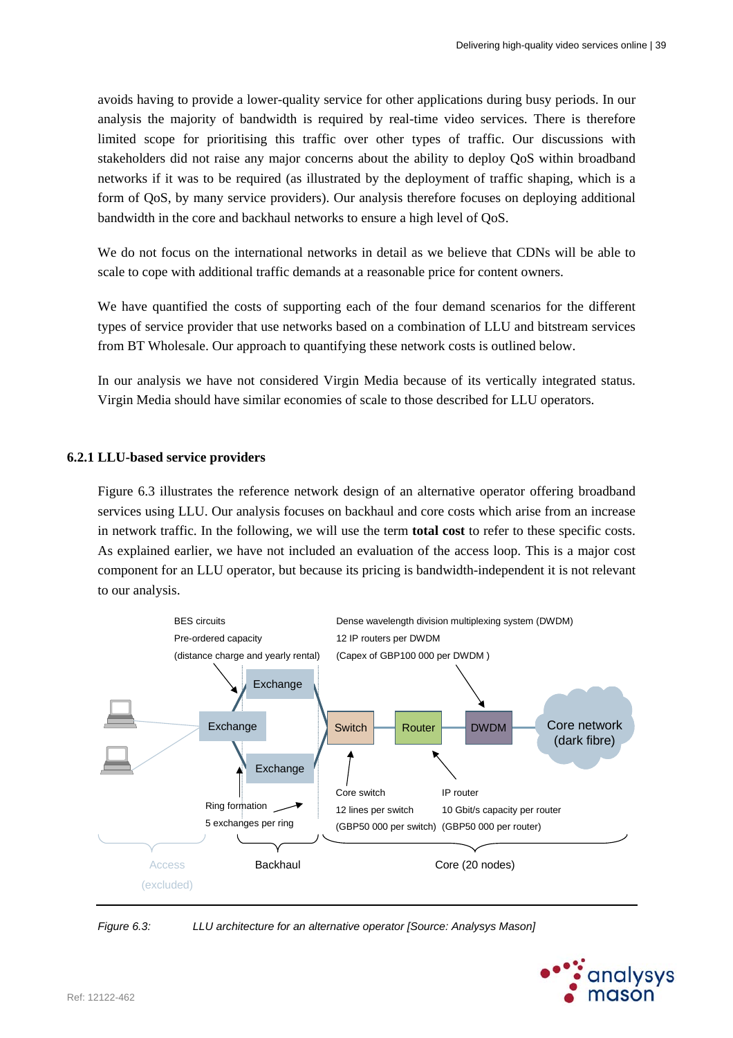avoids having to provide a lower-quality service for other applications during busy periods. In our analysis the majority of bandwidth is required by real-time video services. There is therefore limited scope for prioritising this traffic over other types of traffic. Our discussions with stakeholders did not raise any major concerns about the ability to deploy QoS within broadband networks if it was to be required (as illustrated by the deployment of traffic shaping, which is a form of QoS, by many service providers). Our analysis therefore focuses on deploying additional bandwidth in the core and backhaul networks to ensure a high level of QoS.

We do not focus on the international networks in detail as we believe that CDNs will be able to scale to cope with additional traffic demands at a reasonable price for content owners.

We have quantified the costs of supporting each of the four demand scenarios for the different types of service provider that use networks based on a combination of LLU and bitstream services from BT Wholesale. Our approach to quantifying these network costs is outlined below.

In our analysis we have not considered Virgin Media because of its vertically integrated status. Virgin Media should have similar economies of scale to those described for LLU operators.

### 6.2.1 LLU-based service providers

Figure 6.3 illustrates the reference network design of an alternative operator offering broadband services using LLU. Our analysis focuses on backhaul and core costs which arise from an increase in network traffic. In the following, we will use the term **total cost** to refer to these specific costs. As explained earlier, we have not included an evaluation of the access loop. This is a major cost component for an LLU operator, but because its pricing is bandwidth-independent it is not relevant to our analysis.

BES circuits
Pre-ordered capacity
(distance charge and yearly rental)

Dense wavelength division multiplexing system (DWDM)
12 IP routers per DWDM
(Capex of GBP100 000 per DWDM )

Exchange
Exchange
Exchange
Switch
Router
DWDM
Core network (dark fibre)

Ring formation
5 exchanges per ring

Core switch
12 lines per switch
(GBP50 000 per switch)

IP router
10 Gbit/s capacity per router
(GBP50 000 per router)

Access (excluded)
Backhaul
Core (20 nodes)

*Figure 6.3: LLU architecture for an alternative operator [Source: Analysys Mason]*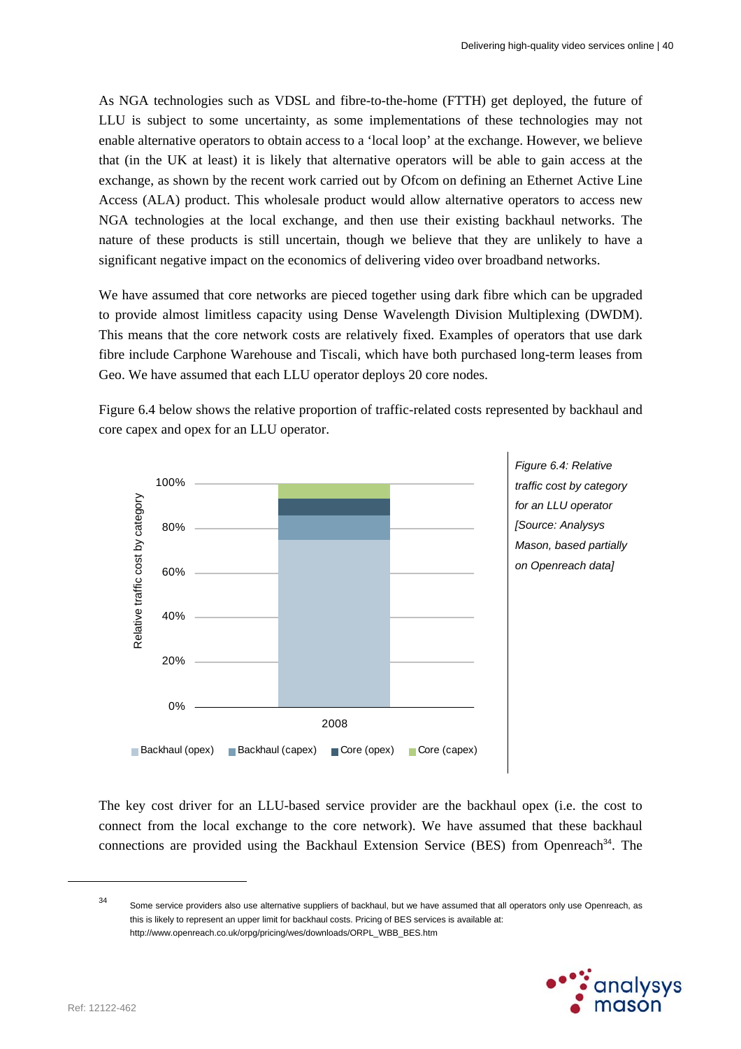As NGA technologies such as VDSL and fibre-to-the-home (FTTH) get deployed, the future of LLU is subject to some uncertainty, as some implementations of these technologies may not enable alternative operators to obtain access to a 'local loop' at the exchange. However, we believe that (in the UK at least) it is likely that alternative operators will be able to gain access at the exchange, as shown by the recent work carried out by Ofcom on defining an Ethernet Active Line Access (ALA) product. This wholesale product would allow alternative operators to access new NGA technologies at the local exchange, and then use their existing backhaul networks. The nature of these products is still uncertain, though we believe that they are unlikely to have a significant negative impact on the economics of delivering video over broadband networks.

We have assumed that core networks are pieced together using dark fibre which can be upgraded to provide almost limitless capacity using Dense Wavelength Division Multiplexing (DWDM). This means that the core network costs are relatively fixed. Examples of operators that use dark fibre include Carphone Warehouse and Tiscali, which have both purchased long-term leases from Geo. We have assumed that each LLU operator deploys 20 core nodes.

Figure 6.4 below shows the relative proportion of traffic-related costs represented by backhaul and core capex and opex for an LLU operator.

*Figure 6.4: Relative traffic cost by category for an LLU operator [Source: Analysys Mason, based partially on Openreach data]*

The key cost driver for an LLU-based service provider are the backhaul opex (i.e. the cost to connect from the local exchange to the core network). We have assumed that these backhaul connections are provided using the Backhaul Extension Service (BES) from Openreach[34]. The

[34] Some service providers also use alternative suppliers of backhaul, but we have assumed that all operators only use Openreach, as this is likely to represent an upper limit for backhaul costs. Pricing of BES services is available at: http://www.openreach.co.uk/orpg/pricing/wes/downloads/ORPL_WBB_BES.htm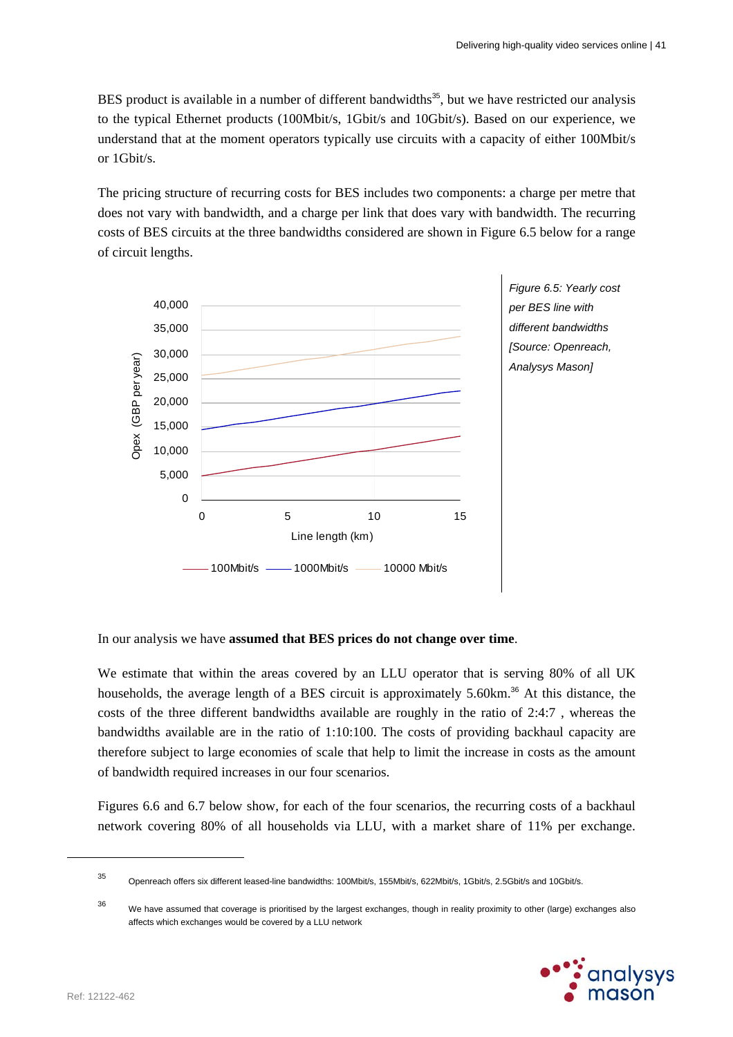BES product is available in a number of different bandwidths[35], but we have restricted our analysis to the typical Ethernet products (100Mbit/s, 1Gbit/s and 10Gbit/s). Based on our experience, we understand that at the moment operators typically use circuits with a capacity of either 100Mbit/s or 1Gbit/s.

The pricing structure of recurring costs for BES includes two components: a charge per metre that does not vary with bandwidth, and a charge per link that does vary with bandwidth. The recurring costs of BES circuits at the three bandwidths considered are shown in Figure 6.5 below for a range of circuit lengths.

*Figure 6.5: Yearly cost per BES line with different bandwidths [Source: Openreach, Analysys Mason]*

In our analysis we have **assumed that BES prices do not change over time**.

We estimate that within the areas covered by an LLU operator that is serving 80% of all UK households, the average length of a BES circuit is approximately 5.60km.[36] At this distance, the costs of the three different bandwidths available are roughly in the ratio of 2:4:7 , whereas the bandwidths available are in the ratio of 1:10:100. The costs of providing backhaul capacity are therefore subject to large economies of scale that help to limit the increase in costs as the amount of bandwidth required increases in our four scenarios.

Figures 6.6 and 6.7 below show, for each of the four scenarios, the recurring costs of a backhaul network covering 80% of all households via LLU, with a market share of 11% per exchange.

[35] Openreach offers six different leased-line bandwidths: 100Mbit/s, 155Mbit/s, 622Mbit/s, 1Gbit/s, 2.5Gbit/s and 10Gbit/s.

[36] We have assumed that coverage is prioritised by the largest exchanges, though in reality proximity to other (large) exchanges also affects which exchanges would be covered by a LLU network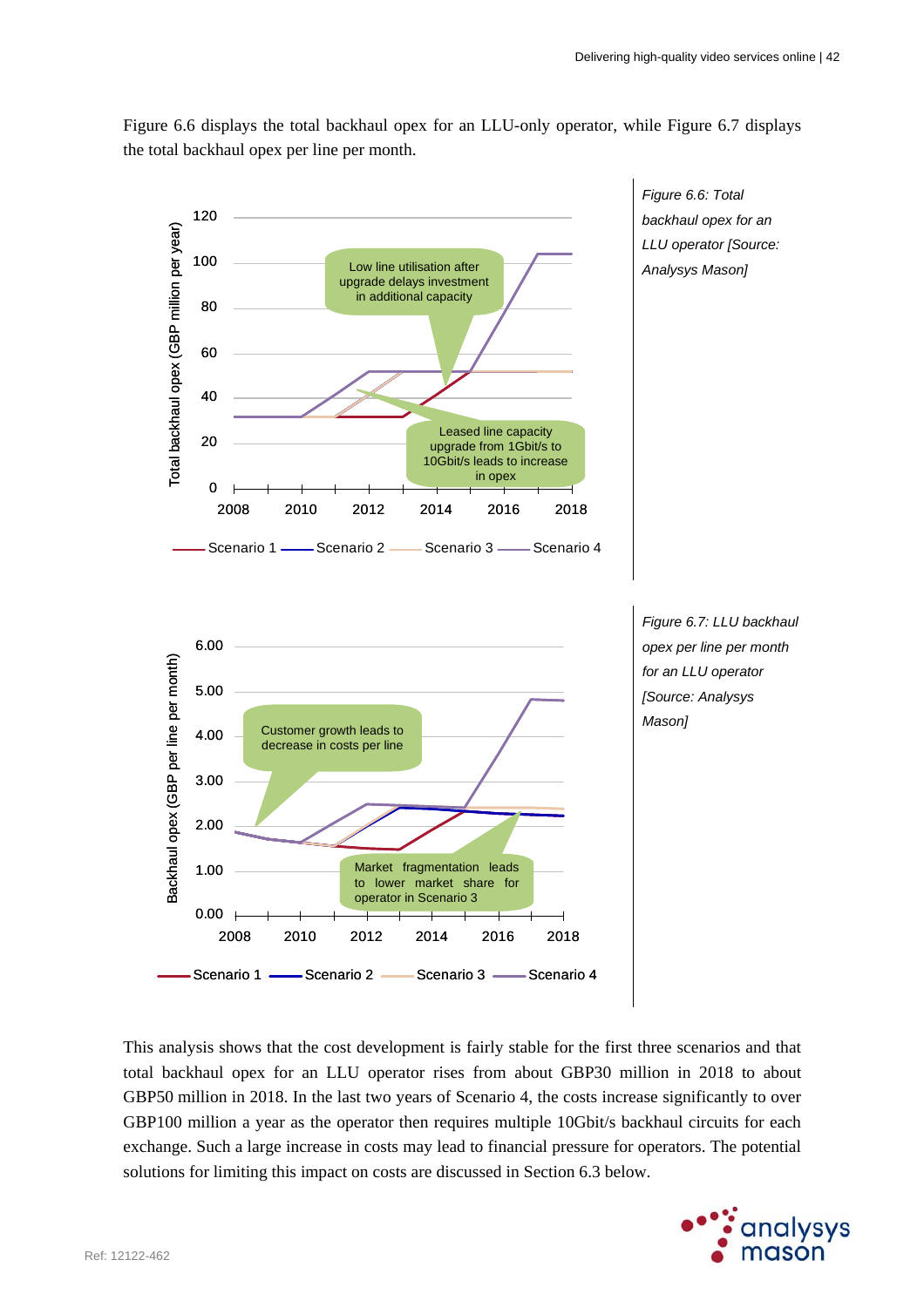Figure 6.6 displays the total backhaul opex for an LLU-only operator, while Figure 6.7 displays the total backhaul opex per line per month.

*Figure 6.6: Total backhaul opex for an LLU operator [Source: Analysys Mason]*

*Figure 6.7: LLU backhaul opex per line per month for an LLU operator [Source: Analysys Mason]*

This analysis shows that the cost development is fairly stable for the first three scenarios and that total backhaul opex for an LLU operator rises from about GBP30 million in 2018 to about GBP50 million in 2018. In the last two years of Scenario 4, the costs increase significantly to over GBP100 million a year as the operator then requires multiple 10Gbit/s backhaul circuits for each exchange. Such a large increase in costs may lead to financial pressure for operators. The potential solutions for limiting this impact on costs are discussed in Section 6.3 below.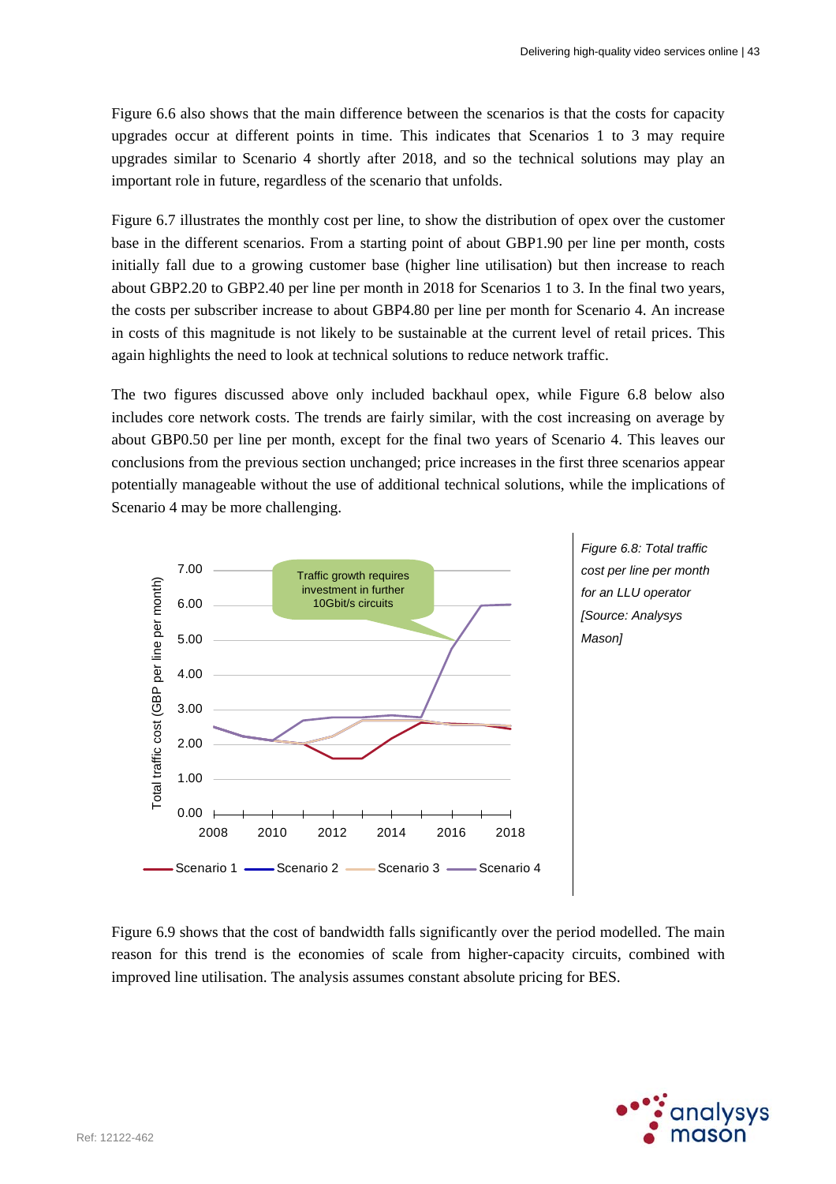Figure 6.6 also shows that the main difference between the scenarios is that the costs for capacity upgrades occur at different points in time. This indicates that Scenarios 1 to 3 may require upgrades similar to Scenario 4 shortly after 2018, and so the technical solutions may play an important role in future, regardless of the scenario that unfolds.

Figure 6.7 illustrates the monthly cost per line, to show the distribution of opex over the customer base in the different scenarios. From a starting point of about GBP1.90 per line per month, costs initially fall due to a growing customer base (higher line utilisation) but then increase to reach about GBP2.20 to GBP2.40 per line per month in 2018 for Scenarios 1 to 3. In the final two years, the costs per subscriber increase to about GBP4.80 per line per month for Scenario 4. An increase in costs of this magnitude is not likely to be sustainable at the current level of retail prices. This again highlights the need to look at technical solutions to reduce network traffic.

The two figures discussed above only included backhaul opex, while Figure 6.8 below also includes core network costs. The trends are fairly similar, with the cost increasing on average by about GBP0.50 per line per month, except for the final two years of Scenario 4. This leaves our conclusions from the previous section unchanged; price increases in the first three scenarios appear potentially manageable without the use of additional technical solutions, while the implications of Scenario 4 may be more challenging.

*Figure 6.8: Total traffic cost per line per month for an LLU operator [Source: Analysys Mason]*

Figure 6.9 shows that the cost of bandwidth falls significantly over the period modelled. The main reason for this trend is the economies of scale from higher-capacity circuits, combined with improved line utilisation. The analysis assumes constant absolute pricing for BES.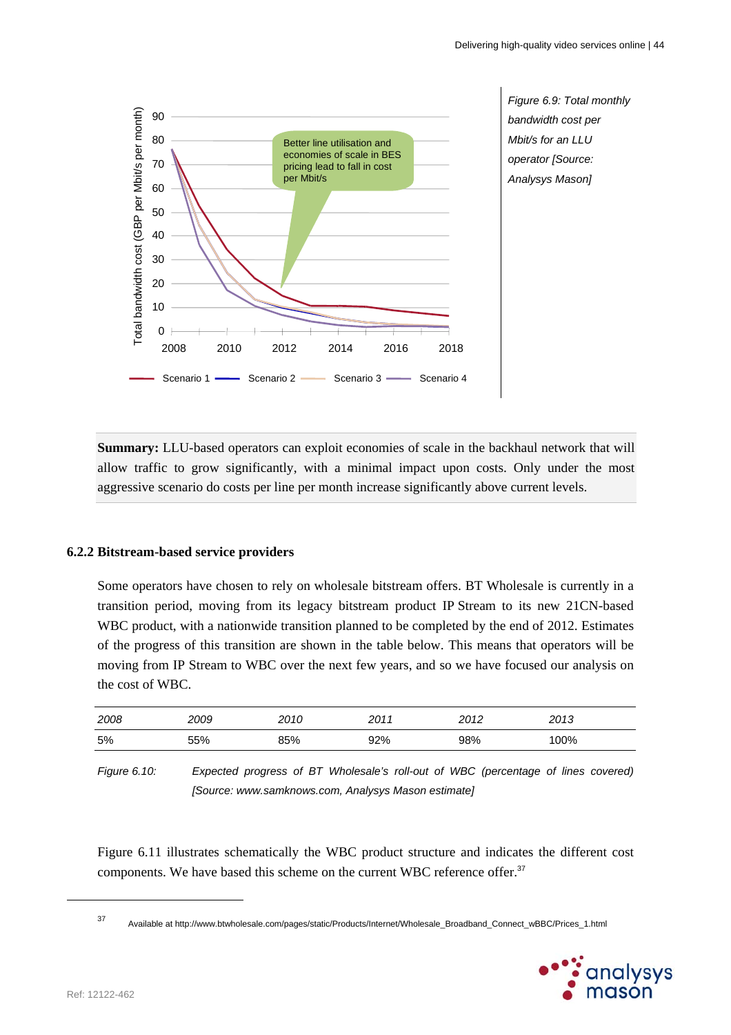Figure 6.9: Total monthly bandwidth cost per Mbit/s for an LLU operator [Source: Analysys Mason]

**Summary:** LLU-based operators can exploit economies of scale in the backhaul network that will allow traffic to grow significantly, with a minimal impact upon costs. Only under the most aggressive scenario do costs per line per month increase significantly above current levels.

### 6.2.2 Bitstream-based service providers

Some operators have chosen to rely on wholesale bitstream offers. BT Wholesale is currently in a transition period, moving from its legacy bitstream product IP Stream to its new 21CN-based WBC product, with a nationwide transition planned to be completed by the end of 2012. Estimates of the progress of this transition are shown in the table below. This means that operators will be moving from IP Stream to WBC over the next few years, and so we have focused our analysis on the cost of WBC.

| *2008* | *2009* | *2010* | *2011* | *2012* | *2013* |
|---|---|---|---|---|---|
| 5% | 55% | 85% | 92% | 98% | 100% |

*Figure 6.10: Expected progress of BT Wholesale's roll-out of WBC (percentage of lines covered) [Source: www.samknows.com, Analysys Mason estimate]*

Figure 6.11 illustrates schematically the WBC product structure and indicates the different cost components. We have based this scheme on the current WBC reference offer.[37]

[37] Available at http://www.btwholesale.com/pages/static/Products/Internet/Wholesale_Broadband_Connect_wBBC/Prices_1.html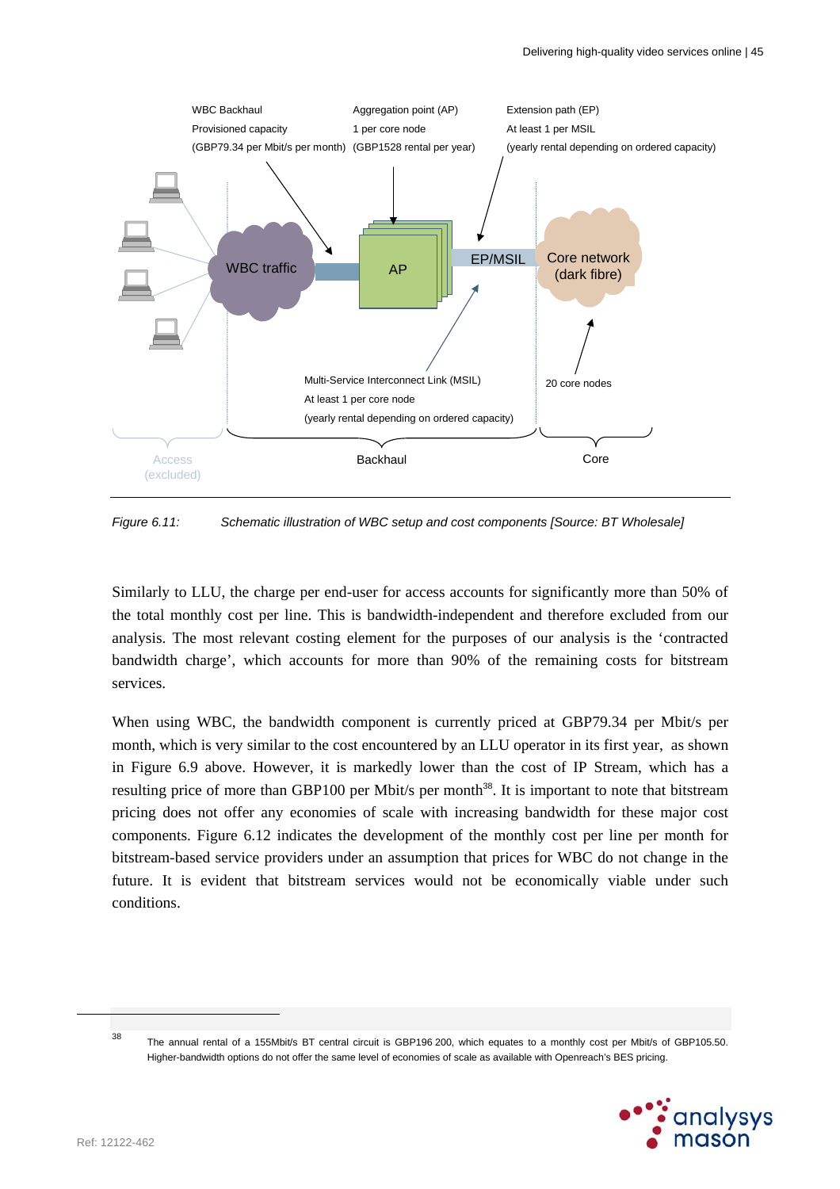WBC Backhaul
Provisioned capacity
(GBP79.34 per Mbit/s per month)

Aggregation point (AP)
1 per core node
(GBP1528 rental per year)

Extension path (EP)
At least 1 per MSIL
(yearly rental depending on ordered capacity)

WBC traffic

AP

EP/MSIL

Core network (dark fibre)

Multi-Service Interconnect Link (MSIL)
At least 1 per core node
(yearly rental depending on ordered capacity)

20 core nodes

Access (excluded)

Backhaul

Core

*Figure 6.11: Schematic illustration of WBC setup and cost components [Source: BT Wholesale]*

Similarly to LLU, the charge per end-user for access accounts for significantly more than 50% of the total monthly cost per line. This is bandwidth-independent and therefore excluded from our analysis. The most relevant costing element for the purposes of our analysis is the 'contracted bandwidth charge', which accounts for more than 90% of the remaining costs for bitstream services.

When using WBC, the bandwidth component is currently priced at GBP79.34 per Mbit/s per month, which is very similar to the cost encountered by an LLU operator in its first year, as shown in Figure 6.9 above. However, it is markedly lower than the cost of IP Stream, which has a resulting price of more than GBP100 per Mbit/s per month[38]. It is important to note that bitstream pricing does not offer any economies of scale with increasing bandwidth for these major cost components. Figure 6.12 indicates the development of the monthly cost per line per month for bitstream-based service providers under an assumption that prices for WBC do not change in the future. It is evident that bitstream services would not be economically viable under such conditions.

[38] The annual rental of a 155Mbit/s BT central circuit is GBP196 200, which equates to a monthly cost per Mbit/s of GBP105.50. Higher-bandwidth options do not offer the same level of economies of scale as available with Openreach's BES pricing.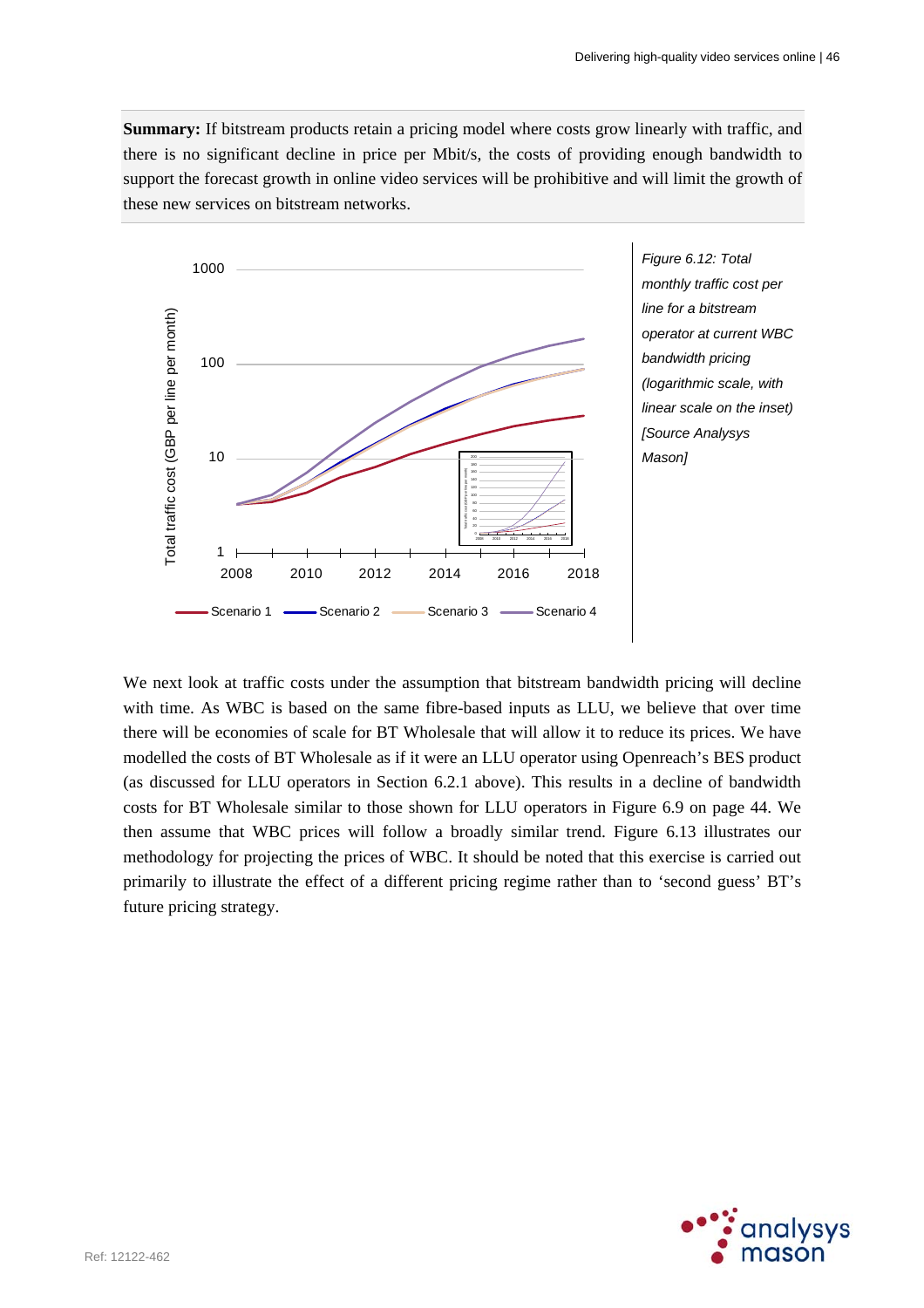**Summary:** If bitstream products retain a pricing model where costs grow linearly with traffic, and there is no significant decline in price per Mbit/s, the costs of providing enough bandwidth to support the forecast growth in online video services will be prohibitive and will limit the growth of these new services on bitstream networks.

*Figure 6.12: Total monthly traffic cost per line for a bitstream operator at current WBC bandwidth pricing (logarithmic scale, with linear scale on the inset) [Source Analysys Mason]*

We next look at traffic costs under the assumption that bitstream bandwidth pricing will decline with time. As WBC is based on the same fibre-based inputs as LLU, we believe that over time there will be economies of scale for BT Wholesale that will allow it to reduce its prices. We have modelled the costs of BT Wholesale as if it were an LLU operator using Openreach's BES product (as discussed for LLU operators in Section 6.2.1 above). This results in a decline of bandwidth costs for BT Wholesale similar to those shown for LLU operators in Figure 6.9 on page 44. We then assume that WBC prices will follow a broadly similar trend. Figure 6.13 illustrates our methodology for projecting the prices of WBC. It should be noted that this exercise is carried out primarily to illustrate the effect of a different pricing regime rather than to 'second guess' BT's future pricing strategy.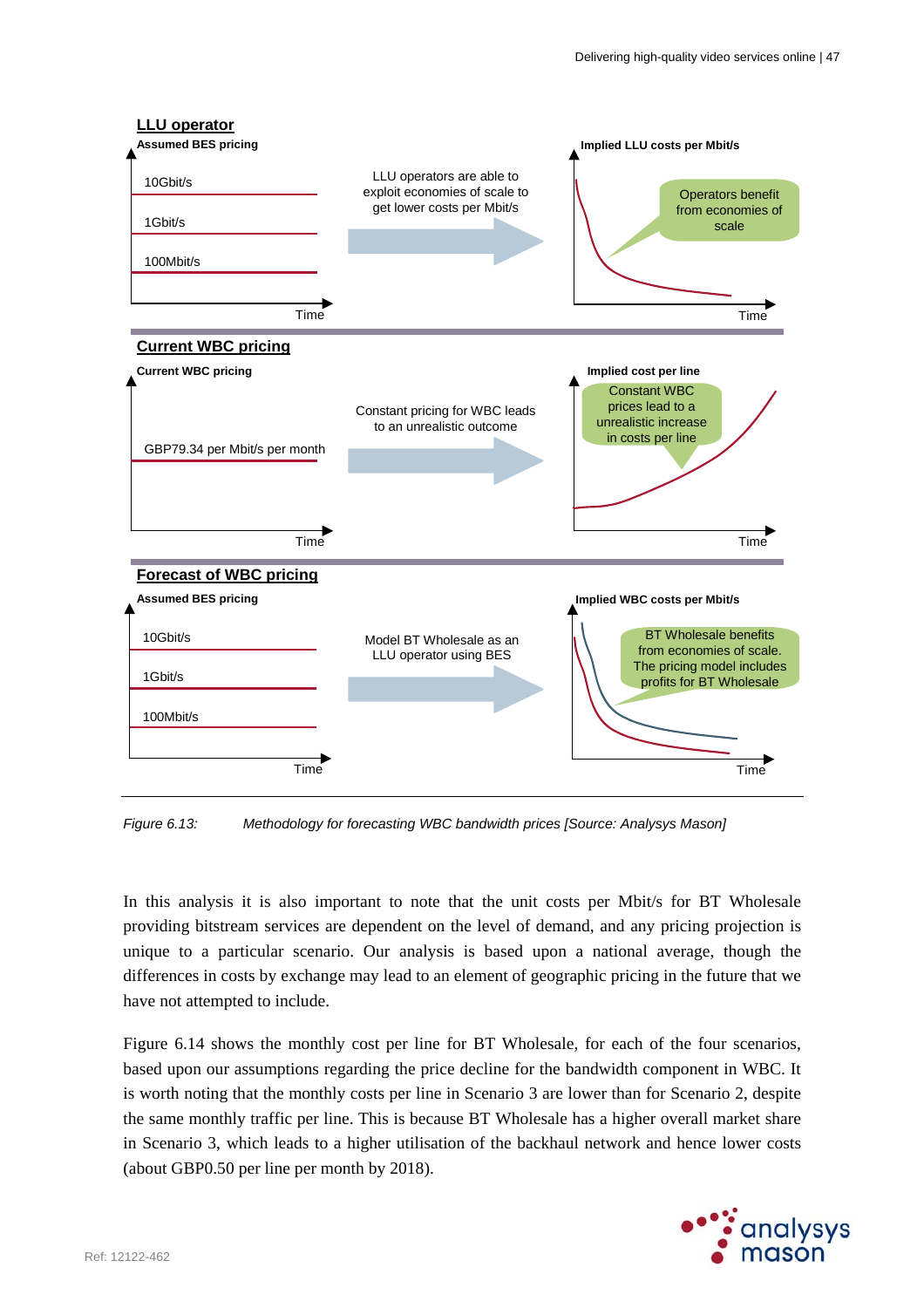**LLU operator**

Assumed BES pricing: 10Gbit/s, 1Gbit/s, 100Mbit/s — Time

LLU operators are able to exploit economies of scale to get lower costs per Mbit/s

Implied LLU costs per Mbit/s — Operators benefit from economies of scale — Time

**Current WBC pricing**

Current WBC pricing: GBP79.34 per Mbit/s per month — Time

Constant pricing for WBC leads to an unrealistic outcome

Implied cost per line — Constant WBC prices lead to a unrealistic increase in costs per line — Time

**Forecast of WBC pricing**

Assumed BES pricing: 10Gbit/s, 1Gbit/s, 100Mbit/s — Time

Model BT Wholesale as an LLU operator using BES

Implied WBC costs per Mbit/s — BT Wholesale benefits from economies of scale. The pricing model includes profits for BT Wholesale — Time

*Figure 6.13: Methodology for forecasting WBC bandwidth prices [Source: Analysys Mason]*

In this analysis it is also important to note that the unit costs per Mbit/s for BT Wholesale providing bitstream services are dependent on the level of demand, and any pricing projection is unique to a particular scenario. Our analysis is based upon a national average, though the differences in costs by exchange may lead to an element of geographic pricing in the future that we have not attempted to include.

Figure 6.14 shows the monthly cost per line for BT Wholesale, for each of the four scenarios, based upon our assumptions regarding the price decline for the bandwidth component in WBC. It is worth noting that the monthly costs per line in Scenario 3 are lower than for Scenario 2, despite the same monthly traffic per line. This is because BT Wholesale has a higher overall market share in Scenario 3, which leads to a higher utilisation of the backhaul network and hence lower costs (about GBP0.50 per line per month by 2018).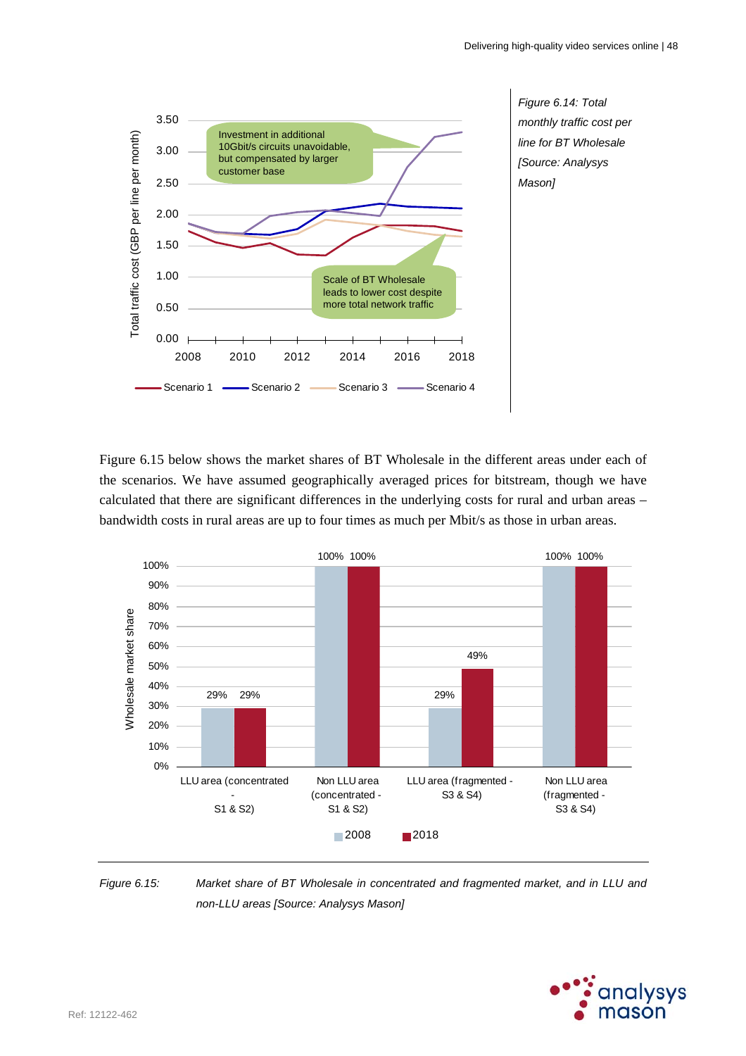*Figure 6.14: Total monthly traffic cost per line for BT Wholesale [Source: Analysys Mason]*

Figure 6.15 below shows the market shares of BT Wholesale in the different areas under each of the scenarios. We have assumed geographically averaged prices for bitstream, though we have calculated that there are significant differences in the underlying costs for rural and urban areas – bandwidth costs in rural areas are up to four times as much per Mbit/s as those in urban areas.

| | 2008 | 2018 |
|---|---|---|
| LLU area (concentrated - S1 & S2) | 29% | 29% |
| Non LLU area (concentrated - S1 & S2) | 100% | 100% |
| LLU area (fragmented - S3 & S4) | 29% | 49% |
| Non LLU area (fragmented - S3 & S4) | 100% | 100% |

*Figure 6.15: Market share of BT Wholesale in concentrated and fragmented market, and in LLU and non-LLU areas [Source: Analysys Mason]*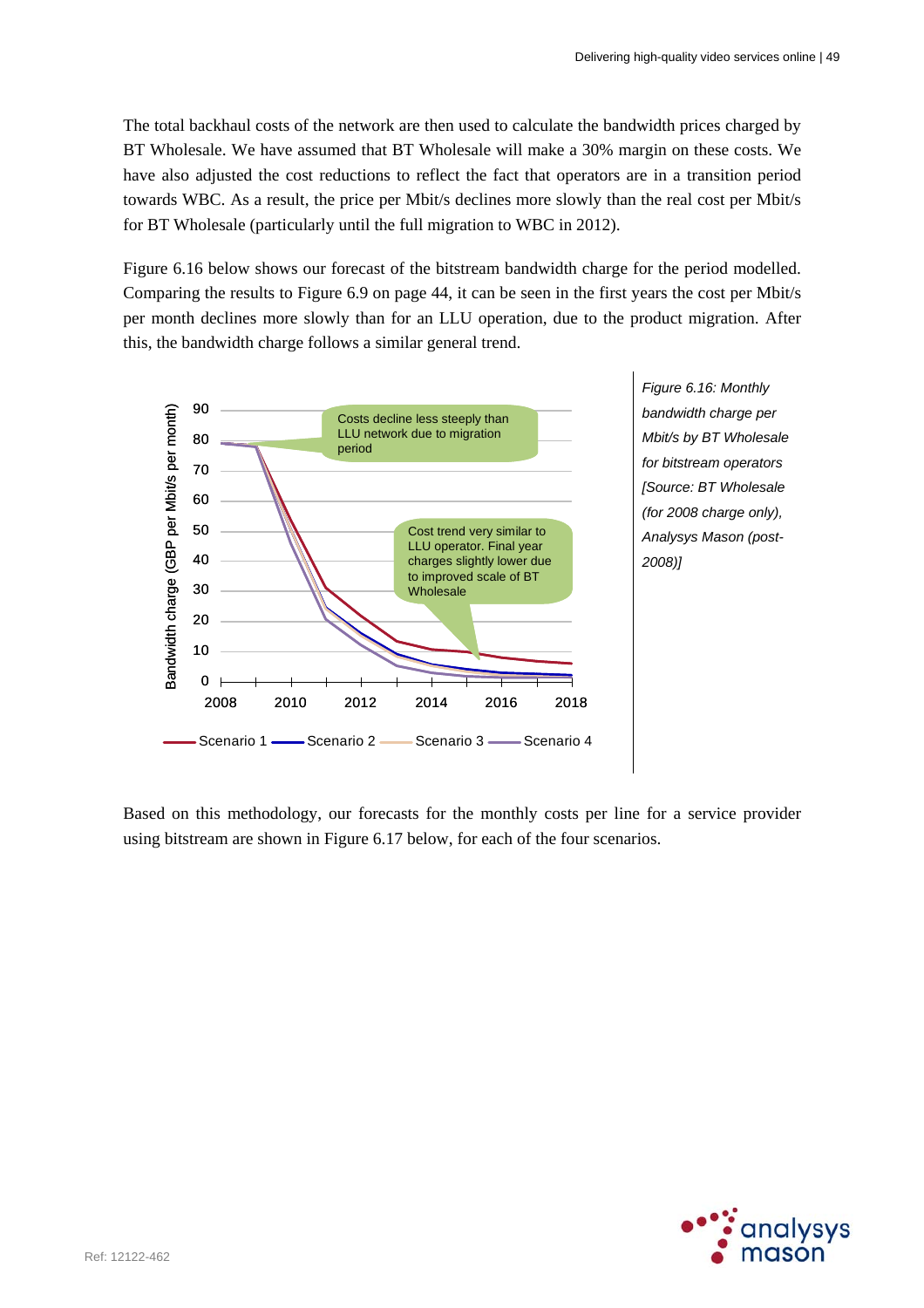The total backhaul costs of the network are then used to calculate the bandwidth prices charged by BT Wholesale. We have assumed that BT Wholesale will make a 30% margin on these costs. We have also adjusted the cost reductions to reflect the fact that operators are in a transition period towards WBC. As a result, the price per Mbit/s declines more slowly than the real cost per Mbit/s for BT Wholesale (particularly until the full migration to WBC in 2012).

Figure 6.16 below shows our forecast of the bitstream bandwidth charge for the period modelled. Comparing the results to Figure 6.9 on page 44, it can be seen in the first years the cost per Mbit/s per month declines more slowly than for an LLU operation, due to the product migration. After this, the bandwidth charge follows a similar general trend.

*Figure 6.16: Monthly bandwidth charge per Mbit/s by BT Wholesale for bitstream operators [Source: BT Wholesale (for 2008 charge only), Analysys Mason (post-2008)]*

Based on this methodology, our forecasts for the monthly costs per line for a service provider using bitstream are shown in Figure 6.17 below, for each of the four scenarios.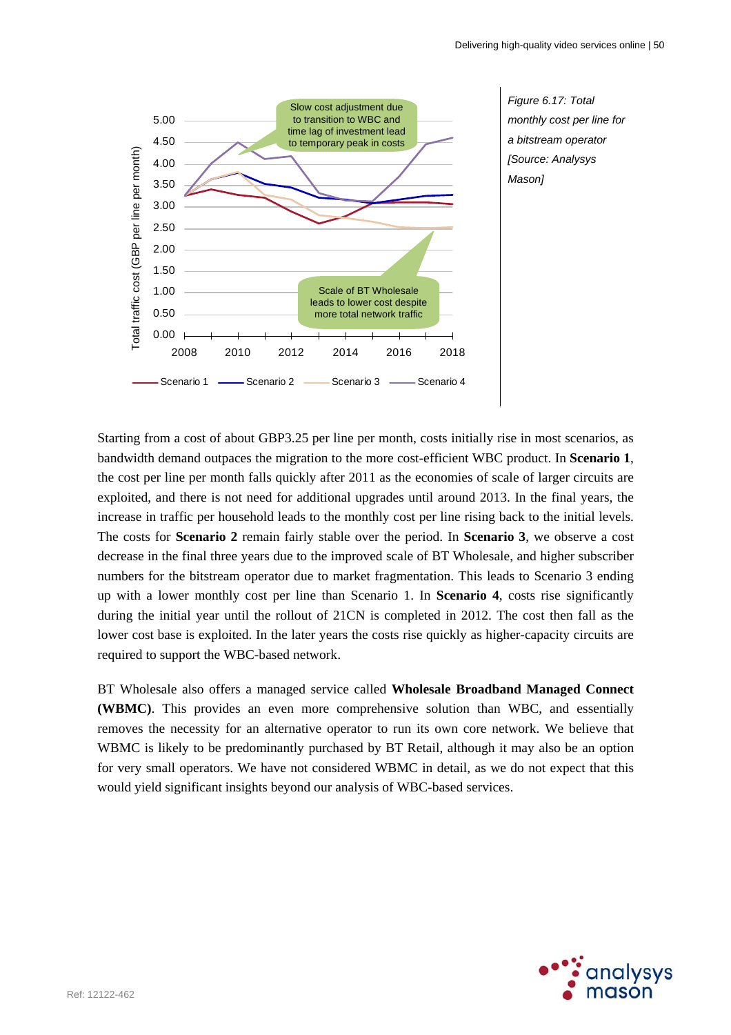*Figure 6.17: Total monthly cost per line for a bitstream operator [Source: Analysys Mason]*

Starting from a cost of about GBP3.25 per line per month, costs initially rise in most scenarios, as bandwidth demand outpaces the migration to the more cost-efficient WBC product. In **Scenario 1**, the cost per line per month falls quickly after 2011 as the economies of scale of larger circuits are exploited, and there is not need for additional upgrades until around 2013. In the final years, the increase in traffic per household leads to the monthly cost per line rising back to the initial levels. The costs for **Scenario 2** remain fairly stable over the period. In **Scenario 3**, we observe a cost decrease in the final three years due to the improved scale of BT Wholesale, and higher subscriber numbers for the bitstream operator due to market fragmentation. This leads to Scenario 3 ending up with a lower monthly cost per line than Scenario 1. In **Scenario 4**, costs rise significantly during the initial year until the rollout of 21CN is completed in 2012. The cost then fall as the lower cost base is exploited. In the later years the costs rise quickly as higher-capacity circuits are required to support the WBC-based network.

BT Wholesale also offers a managed service called **Wholesale Broadband Managed Connect (WBMC)**. This provides an even more comprehensive solution than WBC, and essentially removes the necessity for an alternative operator to run its own core network. We believe that WBMC is likely to be predominantly purchased by BT Retail, although it may also be an option for very small operators. We have not considered WBMC in detail, as we do not expect that this would yield significant insights beyond our analysis of WBC-based services.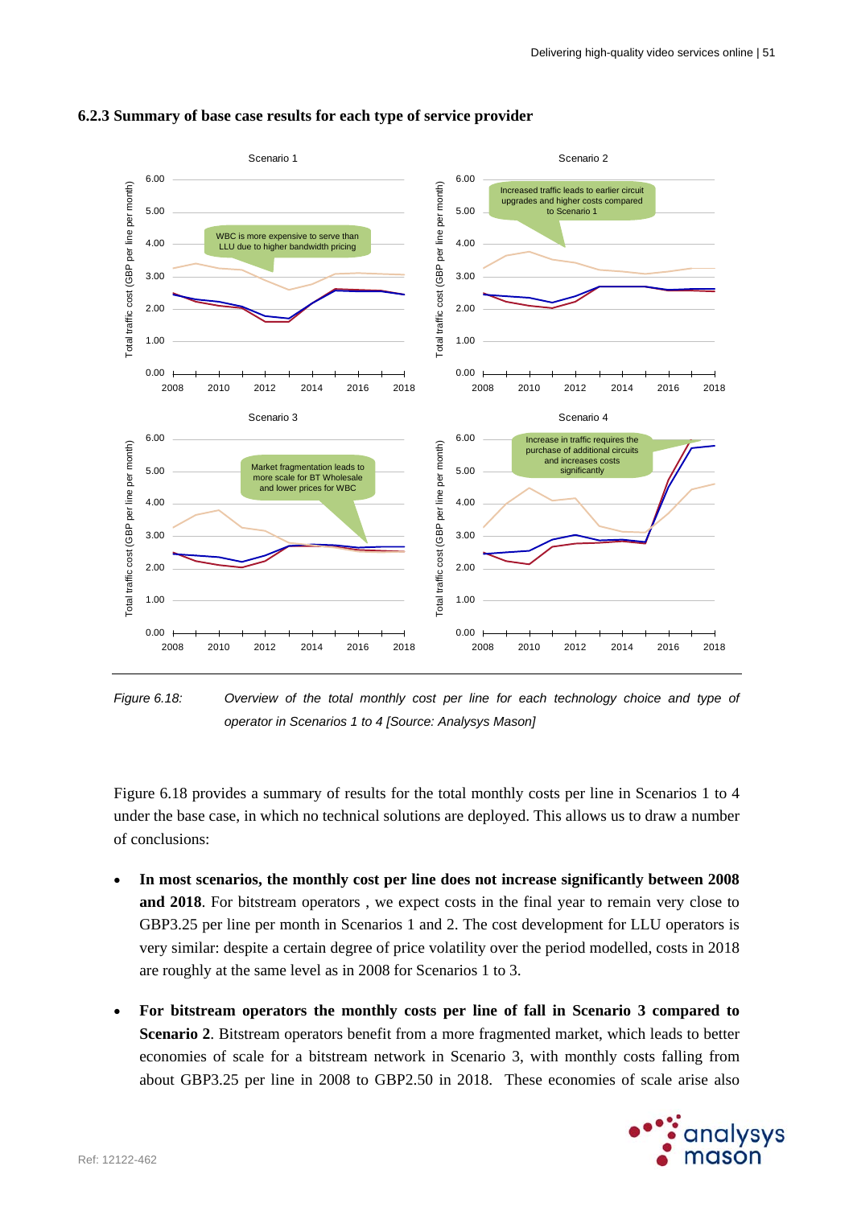### 6.2.3 Summary of base case results for each type of service provider

*Figure 6.18: Overview of the total monthly cost per line for each technology choice and type of operator in Scenarios 1 to 4 [Source: Analysys Mason]*

Figure 6.18 provides a summary of results for the total monthly costs per line in Scenarios 1 to 4 under the base case, in which no technical solutions are deployed. This allows us to draw a number of conclusions:

- **In most scenarios, the monthly cost per line does not increase significantly between 2008 and 2018**. For bitstream operators , we expect costs in the final year to remain very close to GBP3.25 per line per month in Scenarios 1 and 2. The cost development for LLU operators is very similar: despite a certain degree of price volatility over the period modelled, costs in 2018 are roughly at the same level as in 2008 for Scenarios 1 to 3.
- **For bitstream operators the monthly costs per line of fall in Scenario 3 compared to Scenario 2**. Bitstream operators benefit from a more fragmented market, which leads to better economies of scale for a bitstream network in Scenario 3, with monthly costs falling from about GBP3.25 per line in 2008 to GBP2.50 in 2018. These economies of scale arise also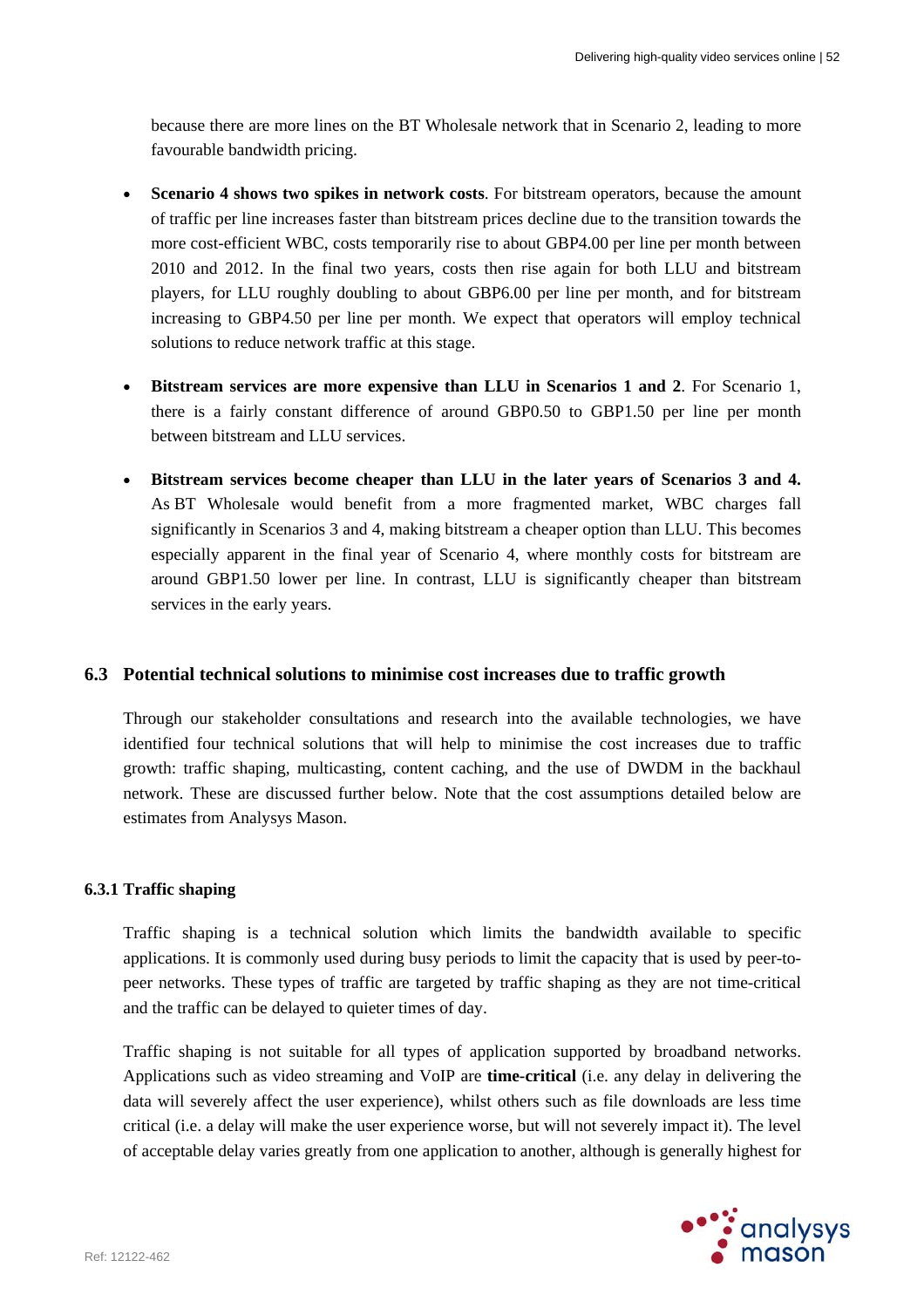because there are more lines on the BT Wholesale network that in Scenario 2, leading to more favourable bandwidth pricing.

- **Scenario 4 shows two spikes in network costs**. For bitstream operators, because the amount of traffic per line increases faster than bitstream prices decline due to the transition towards the more cost-efficient WBC, costs temporarily rise to about GBP4.00 per line per month between 2010 and 2012. In the final two years, costs then rise again for both LLU and bitstream players, for LLU roughly doubling to about GBP6.00 per line per month, and for bitstream increasing to GBP4.50 per line per month. We expect that operators will employ technical solutions to reduce network traffic at this stage.
- **Bitstream services are more expensive than LLU in Scenarios 1 and 2**. For Scenario 1, there is a fairly constant difference of around GBP0.50 to GBP1.50 per line per month between bitstream and LLU services.
- **Bitstream services become cheaper than LLU in the later years of Scenarios 3 and 4.** As BT Wholesale would benefit from a more fragmented market, WBC charges fall significantly in Scenarios 3 and 4, making bitstream a cheaper option than LLU. This becomes especially apparent in the final year of Scenario 4, where monthly costs for bitstream are around GBP1.50 lower per line. In contrast, LLU is significantly cheaper than bitstream services in the early years.

## 6.3 Potential technical solutions to minimise cost increases due to traffic growth

Through our stakeholder consultations and research into the available technologies, we have identified four technical solutions that will help to minimise the cost increases due to traffic growth: traffic shaping, multicasting, content caching, and the use of DWDM in the backhaul network. These are discussed further below. Note that the cost assumptions detailed below are estimates from Analysys Mason.

### 6.3.1 Traffic shaping

Traffic shaping is a technical solution which limits the bandwidth available to specific applications. It is commonly used during busy periods to limit the capacity that is used by peer-to-peer networks. These types of traffic are targeted by traffic shaping as they are not time-critical and the traffic can be delayed to quieter times of day.

Traffic shaping is not suitable for all types of application supported by broadband networks. Applications such as video streaming and VoIP are **time-critical** (i.e. any delay in delivering the data will severely affect the user experience), whilst others such as file downloads are less time critical (i.e. a delay will make the user experience worse, but will not severely impact it). The level of acceptable delay varies greatly from one application to another, although is generally highest for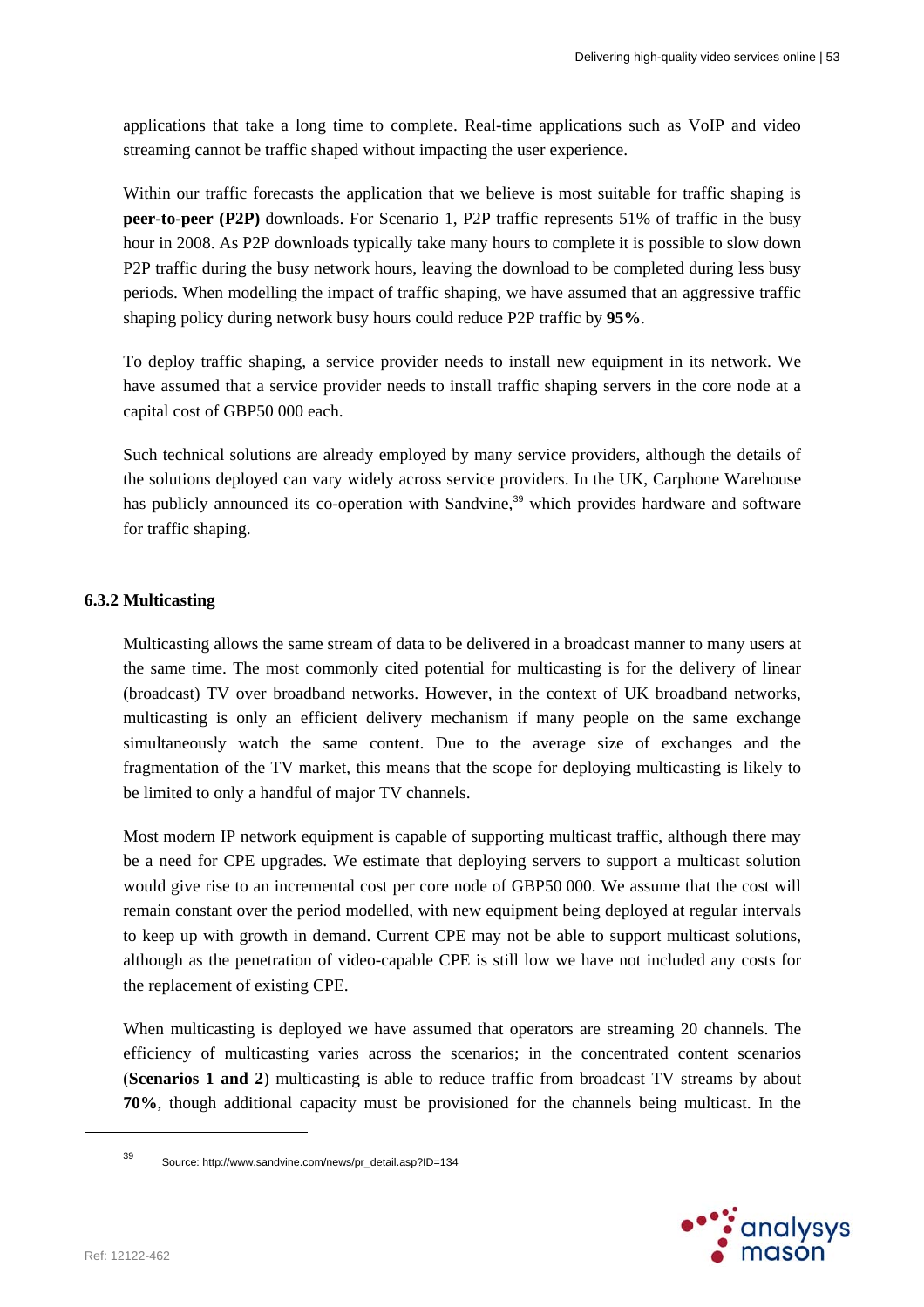applications that take a long time to complete. Real-time applications such as VoIP and video streaming cannot be traffic shaped without impacting the user experience.

Within our traffic forecasts the application that we believe is most suitable for traffic shaping is **peer-to-peer (P2P)** downloads. For Scenario 1, P2P traffic represents 51% of traffic in the busy hour in 2008. As P2P downloads typically take many hours to complete it is possible to slow down P2P traffic during the busy network hours, leaving the download to be completed during less busy periods. When modelling the impact of traffic shaping, we have assumed that an aggressive traffic shaping policy during network busy hours could reduce P2P traffic by **95%**.

To deploy traffic shaping, a service provider needs to install new equipment in its network. We have assumed that a service provider needs to install traffic shaping servers in the core node at a capital cost of GBP50 000 each.

Such technical solutions are already employed by many service providers, although the details of the solutions deployed can vary widely across service providers. In the UK, Carphone Warehouse has publicly announced its co-operation with Sandvine,[39] which provides hardware and software for traffic shaping.

### 6.3.2 Multicasting

Multicasting allows the same stream of data to be delivered in a broadcast manner to many users at the same time. The most commonly cited potential for multicasting is for the delivery of linear (broadcast) TV over broadband networks. However, in the context of UK broadband networks, multicasting is only an efficient delivery mechanism if many people on the same exchange simultaneously watch the same content. Due to the average size of exchanges and the fragmentation of the TV market, this means that the scope for deploying multicasting is likely to be limited to only a handful of major TV channels.

Most modern IP network equipment is capable of supporting multicast traffic, although there may be a need for CPE upgrades. We estimate that deploying servers to support a multicast solution would give rise to an incremental cost per core node of GBP50 000. We assume that the cost will remain constant over the period modelled, with new equipment being deployed at regular intervals to keep up with growth in demand. Current CPE may not be able to support multicast solutions, although as the penetration of video-capable CPE is still low we have not included any costs for the replacement of existing CPE.

When multicasting is deployed we have assumed that operators are streaming 20 channels. The efficiency of multicasting varies across the scenarios; in the concentrated content scenarios (**Scenarios 1 and 2**) multicasting is able to reduce traffic from broadcast TV streams by about **70%**, though additional capacity must be provisioned for the channels being multicast. In the

---

[39] Source: http://www.sandvine.com/news/pr_detail.asp?ID=134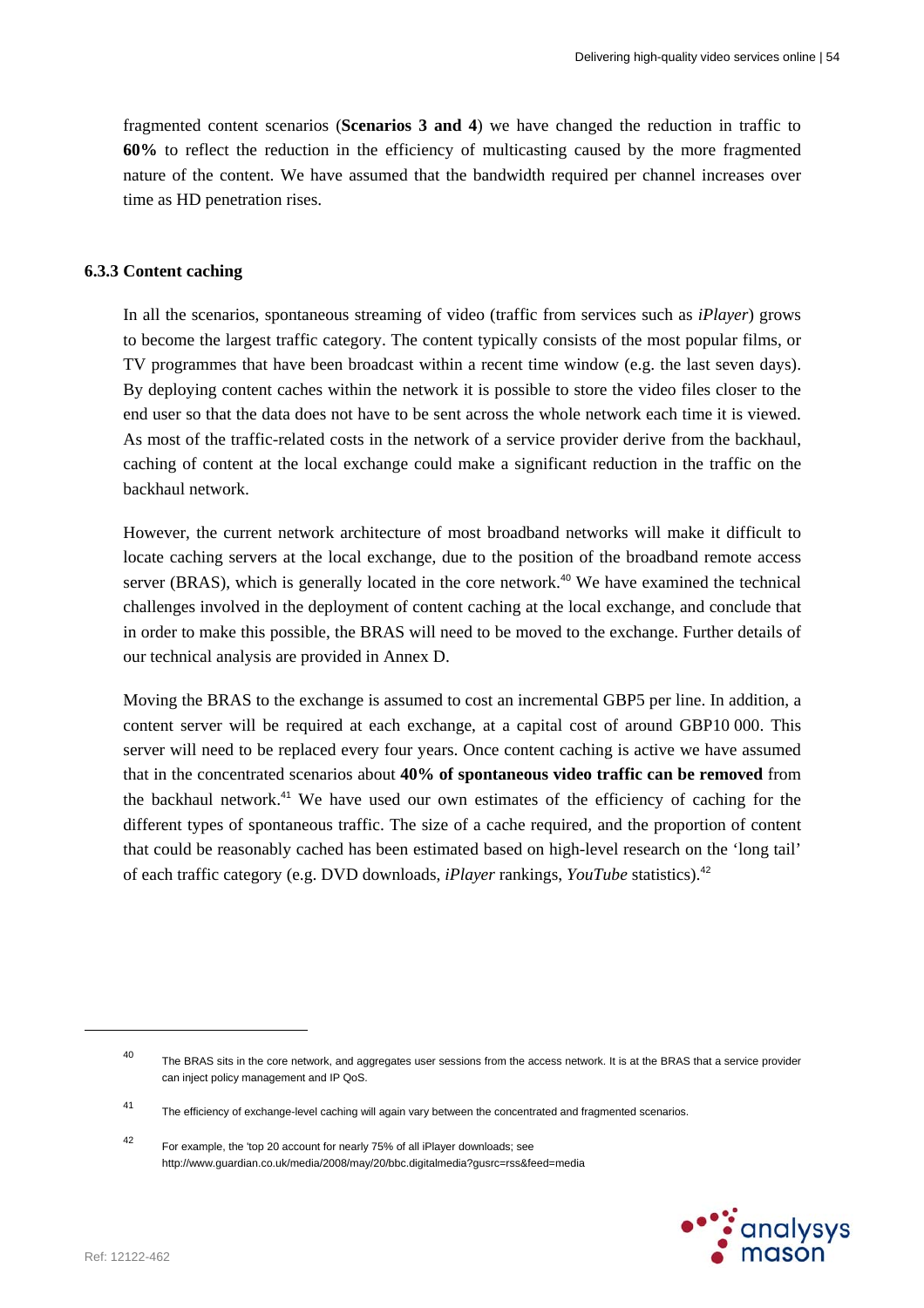fragmented content scenarios (**Scenarios 3 and 4**) we have changed the reduction in traffic to **60%** to reflect the reduction in the efficiency of multicasting caused by the more fragmented nature of the content. We have assumed that the bandwidth required per channel increases over time as HD penetration rises.

### 6.3.3 Content caching

In all the scenarios, spontaneous streaming of video (traffic from services such as *iPlayer*) grows to become the largest traffic category. The content typically consists of the most popular films, or TV programmes that have been broadcast within a recent time window (e.g. the last seven days). By deploying content caches within the network it is possible to store the video files closer to the end user so that the data does not have to be sent across the whole network each time it is viewed. As most of the traffic-related costs in the network of a service provider derive from the backhaul, caching of content at the local exchange could make a significant reduction in the traffic on the backhaul network.

However, the current network architecture of most broadband networks will make it difficult to locate caching servers at the local exchange, due to the position of the broadband remote access server (BRAS), which is generally located in the core network.[40] We have examined the technical challenges involved in the deployment of content caching at the local exchange, and conclude that in order to make this possible, the BRAS will need to be moved to the exchange. Further details of our technical analysis are provided in Annex D.

Moving the BRAS to the exchange is assumed to cost an incremental GBP5 per line. In addition, a content server will be required at each exchange, at a capital cost of around GBP10 000. This server will need to be replaced every four years. Once content caching is active we have assumed that in the concentrated scenarios about **40% of spontaneous video traffic can be removed** from the backhaul network.[41] We have used our own estimates of the efficiency of caching for the different types of spontaneous traffic. The size of a cache required, and the proportion of content that could be reasonably cached has been estimated based on high-level research on the 'long tail' of each traffic category (e.g. DVD downloads, *iPlayer* rankings, *YouTube* statistics).[42]

---

[40] The BRAS sits in the core network, and aggregates user sessions from the access network. It is at the BRAS that a service provider can inject policy management and IP QoS.

[41] The efficiency of exchange-level caching will again vary between the concentrated and fragmented scenarios.

[42] For example, the 'top 20 account for nearly 75% of all iPlayer downloads; see http://www.guardian.co.uk/media/2008/may/20/bbc.digitalmedia?gusrc=rss&feed=media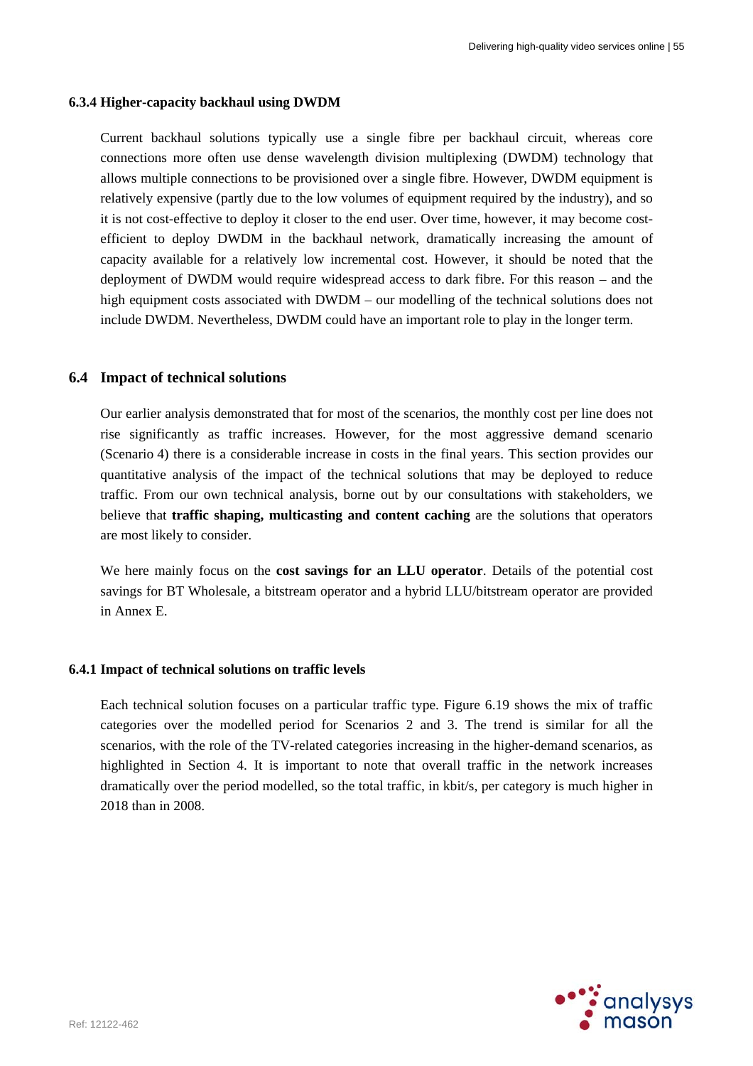### 6.3.4 Higher-capacity backhaul using DWDM

Current backhaul solutions typically use a single fibre per backhaul circuit, whereas core connections more often use dense wavelength division multiplexing (DWDM) technology that allows multiple connections to be provisioned over a single fibre. However, DWDM equipment is relatively expensive (partly due to the low volumes of equipment required by the industry), and so it is not cost-effective to deploy it closer to the end user. Over time, however, it may become cost-efficient to deploy DWDM in the backhaul network, dramatically increasing the amount of capacity available for a relatively low incremental cost. However, it should be noted that the deployment of DWDM would require widespread access to dark fibre. For this reason – and the high equipment costs associated with DWDM – our modelling of the technical solutions does not include DWDM. Nevertheless, DWDM could have an important role to play in the longer term.

## 6.4 Impact of technical solutions

Our earlier analysis demonstrated that for most of the scenarios, the monthly cost per line does not rise significantly as traffic increases. However, for the most aggressive demand scenario (Scenario 4) there is a considerable increase in costs in the final years. This section provides our quantitative analysis of the impact of the technical solutions that may be deployed to reduce traffic. From our own technical analysis, borne out by our consultations with stakeholders, we believe that **traffic shaping, multicasting and content caching** are the solutions that operators are most likely to consider.

We here mainly focus on the **cost savings for an LLU operator**. Details of the potential cost savings for BT Wholesale, a bitstream operator and a hybrid LLU/bitstream operator are provided in Annex E.

### 6.4.1 Impact of technical solutions on traffic levels

Each technical solution focuses on a particular traffic type. Figure 6.19 shows the mix of traffic categories over the modelled period for Scenarios 2 and 3. The trend is similar for all the scenarios, with the role of the TV-related categories increasing in the higher-demand scenarios, as highlighted in Section 4. It is important to note that overall traffic in the network increases dramatically over the period modelled, so the total traffic, in kbit/s, per category is much higher in 2018 than in 2008.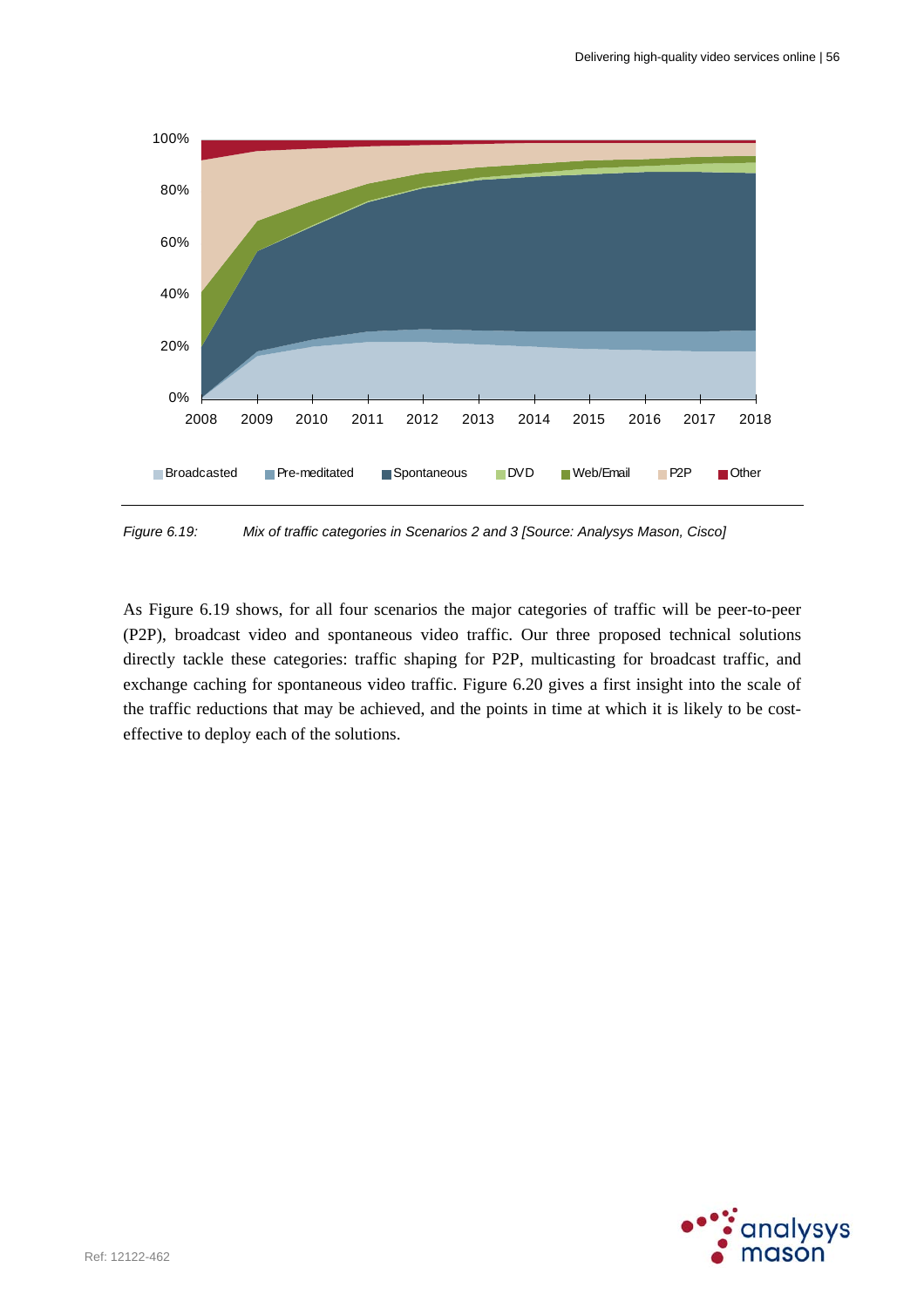Figure 6.19: Mix of traffic categories in Scenarios 2 and 3 [Source: Analysys Mason, Cisco]

As Figure 6.19 shows, for all four scenarios the major categories of traffic will be peer-to-peer (P2P), broadcast video and spontaneous video traffic. Our three proposed technical solutions directly tackle these categories: traffic shaping for P2P, multicasting for broadcast traffic, and exchange caching for spontaneous video traffic. Figure 6.20 gives a first insight into the scale of the traffic reductions that may be achieved, and the points in time at which it is likely to be cost-effective to deploy each of the solutions.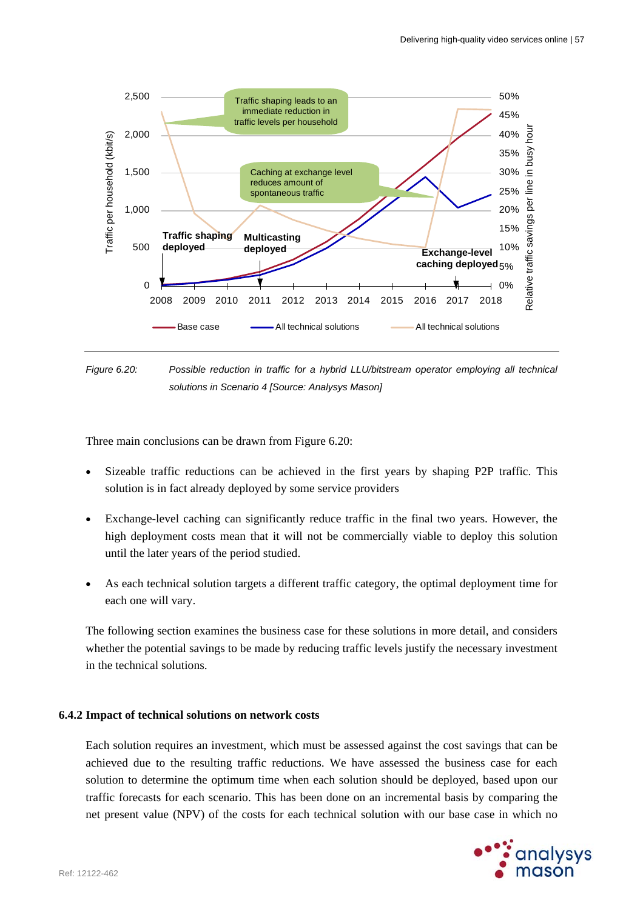Figure 6.20: *Possible reduction in traffic for a hybrid LLU/bitstream operator employing all technical solutions in Scenario 4 [Source: Analysys Mason]*

Three main conclusions can be drawn from Figure 6.20:

- Sizeable traffic reductions can be achieved in the first years by shaping P2P traffic. This solution is in fact already deployed by some service providers
- Exchange-level caching can significantly reduce traffic in the final two years. However, the high deployment costs mean that it will not be commercially viable to deploy this solution until the later years of the period studied.
- As each technical solution targets a different traffic category, the optimal deployment time for each one will vary.

The following section examines the business case for these solutions in more detail, and considers whether the potential savings to be made by reducing traffic levels justify the necessary investment in the technical solutions.

### 6.4.2 Impact of technical solutions on network costs

Each solution requires an investment, which must be assessed against the cost savings that can be achieved due to the resulting traffic reductions. We have assessed the business case for each solution to determine the optimum time when each solution should be deployed, based upon our traffic forecasts for each scenario. This has been done on an incremental basis by comparing the net present value (NPV) of the costs for each technical solution with our base case in which no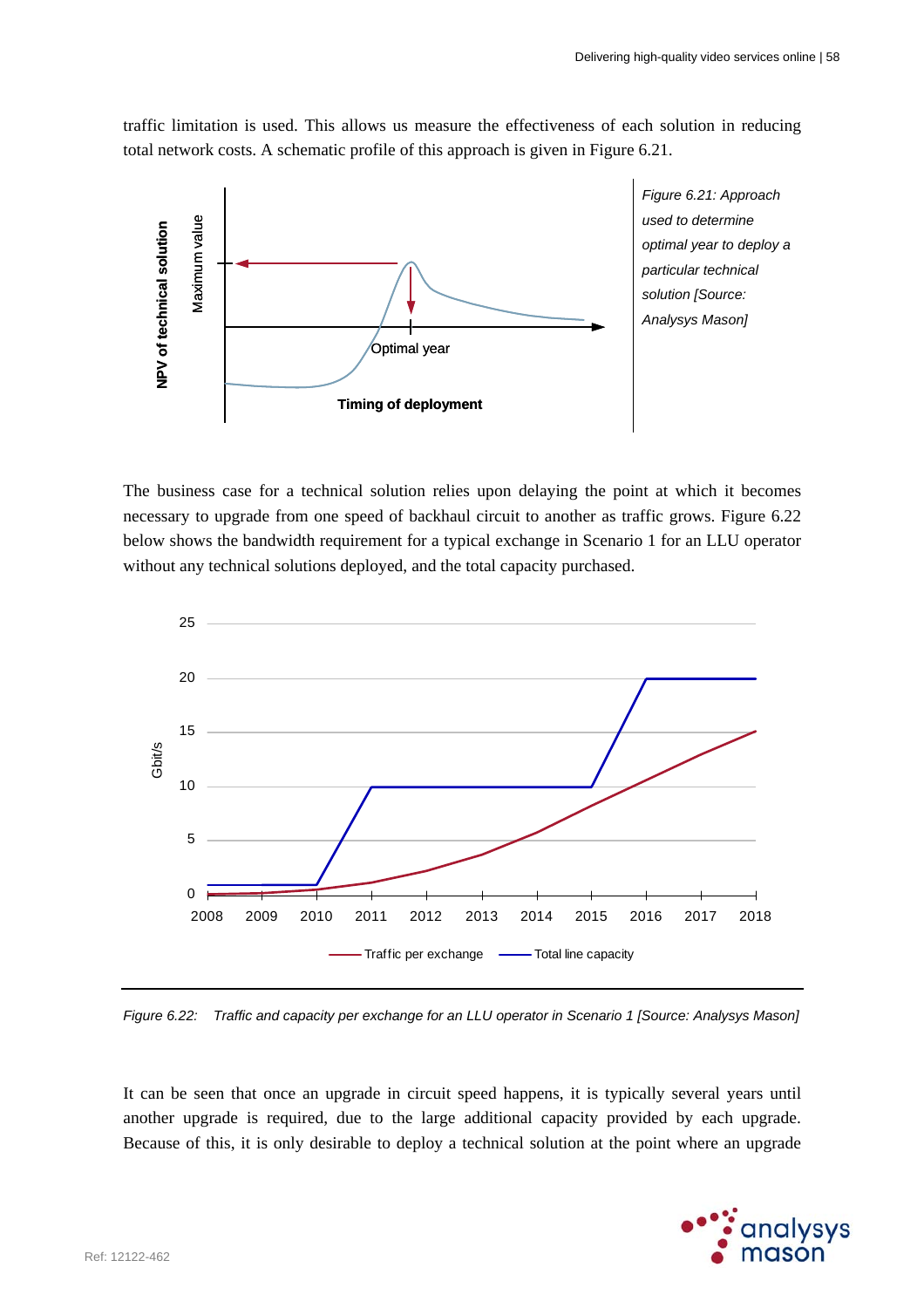traffic limitation is used. This allows us measure the effectiveness of each solution in reducing total network costs. A schematic profile of this approach is given in Figure 6.21.

*Figure 6.21: Approach used to determine optimal year to deploy a particular technical solution [Source: Analysys Mason]*

The business case for a technical solution relies upon delaying the point at which it becomes necessary to upgrade from one speed of backhaul circuit to another as traffic grows. Figure 6.22 below shows the bandwidth requirement for a typical exchange in Scenario 1 for an LLU operator without any technical solutions deployed, and the total capacity purchased.

*Figure 6.22: Traffic and capacity per exchange for an LLU operator in Scenario 1 [Source: Analysys Mason]*

It can be seen that once an upgrade in circuit speed happens, it is typically several years until another upgrade is required, due to the large additional capacity provided by each upgrade. Because of this, it is only desirable to deploy a technical solution at the point where an upgrade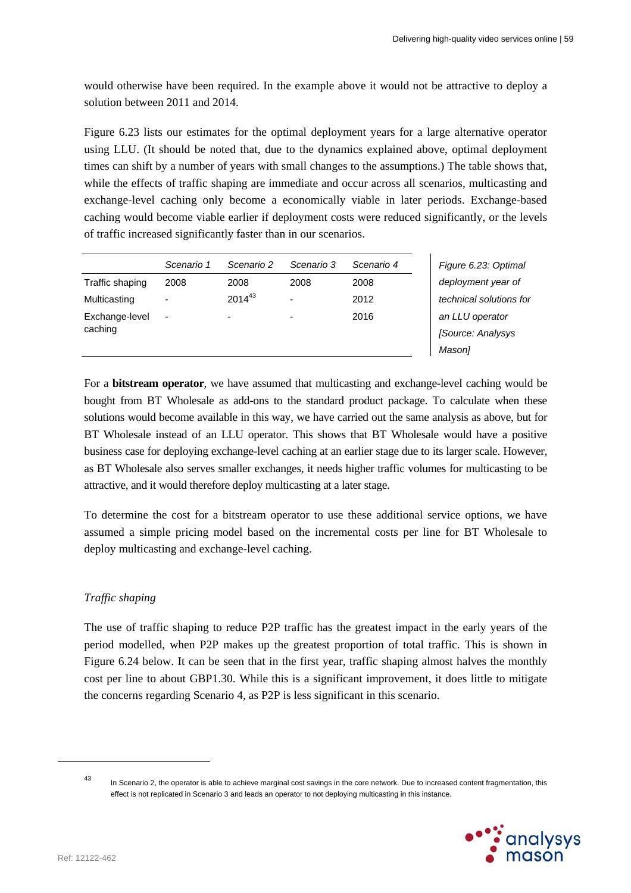would otherwise have been required. In the example above it would not be attractive to deploy a solution between 2011 and 2014.

Figure 6.23 lists our estimates for the optimal deployment years for a large alternative operator using LLU. (It should be noted that, due to the dynamics explained above, optimal deployment times can shift by a number of years with small changes to the assumptions.) The table shows that, while the effects of traffic shaping are immediate and occur across all scenarios, multicasting and exchange-level caching only become a economically viable in later periods. Exchange-based caching would become viable earlier if deployment costs were reduced significantly, or the levels of traffic increased significantly faster than in our scenarios.

| | *Scenario 1* | *Scenario 2* | *Scenario 3* | *Scenario 4* |
|---|---|---|---|---|
| Traffic shaping | 2008 | 2008 | 2008 | 2008 |
| Multicasting | - | 2014[43] | - | 2012 |
| Exchange-level caching | - | - | - | 2016 |

*Figure 6.23: Optimal deployment year of technical solutions for an LLU operator [Source: Analysys Mason]*

For a **bitstream operator**, we have assumed that multicasting and exchange-level caching would be bought from BT Wholesale as add-ons to the standard product package. To calculate when these solutions would become available in this way, we have carried out the same analysis as above, but for BT Wholesale instead of an LLU operator. This shows that BT Wholesale would have a positive business case for deploying exchange-level caching at an earlier stage due to its larger scale. However, as BT Wholesale also serves smaller exchanges, it needs higher traffic volumes for multicasting to be attractive, and it would therefore deploy multicasting at a later stage.

To determine the cost for a bitstream operator to use these additional service options, we have assumed a simple pricing model based on the incremental costs per line for BT Wholesale to deploy multicasting and exchange-level caching.

*Traffic shaping*

The use of traffic shaping to reduce P2P traffic has the greatest impact in the early years of the period modelled, when P2P makes up the greatest proportion of total traffic. This is shown in Figure 6.24 below. It can be seen that in the first year, traffic shaping almost halves the monthly cost per line to about GBP1.30. While this is a significant improvement, it does little to mitigate the concerns regarding Scenario 4, as P2P is less significant in this scenario.

[43] In Scenario 2, the operator is able to achieve marginal cost savings in the core network. Due to increased content fragmentation, this effect is not replicated in Scenario 3 and leads an operator to not deploying multicasting in this instance.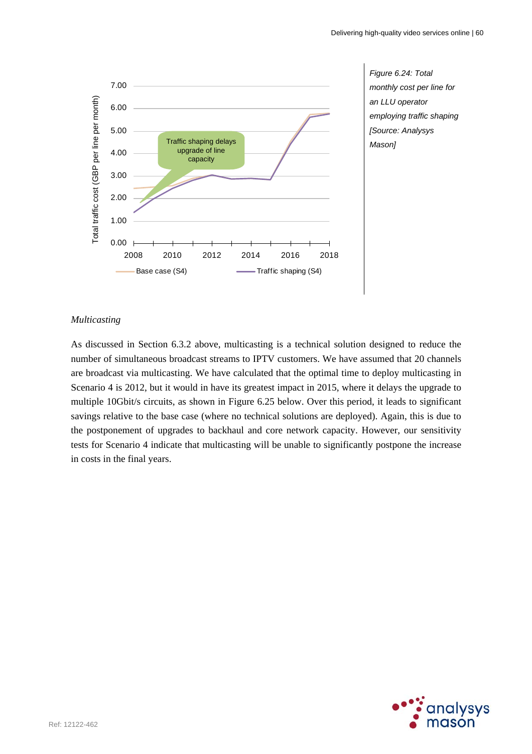Figure 6.24: Total monthly cost per line for an LLU operator employing traffic shaping [Source: Analysys Mason]

*Multicasting*

As discussed in Section 6.3.2 above, multicasting is a technical solution designed to reduce the number of simultaneous broadcast streams to IPTV customers. We have assumed that 20 channels are broadcast via multicasting. We have calculated that the optimal time to deploy multicasting in Scenario 4 is 2012, but it would in have its greatest impact in 2015, where it delays the upgrade to multiple 10Gbit/s circuits, as shown in Figure 6.25 below. Over this period, it leads to significant savings relative to the base case (where no technical solutions are deployed). Again, this is due to the postponement of upgrades to backhaul and core network capacity. However, our sensitivity tests for Scenario 4 indicate that multicasting will be unable to significantly postpone the increase in costs in the final years.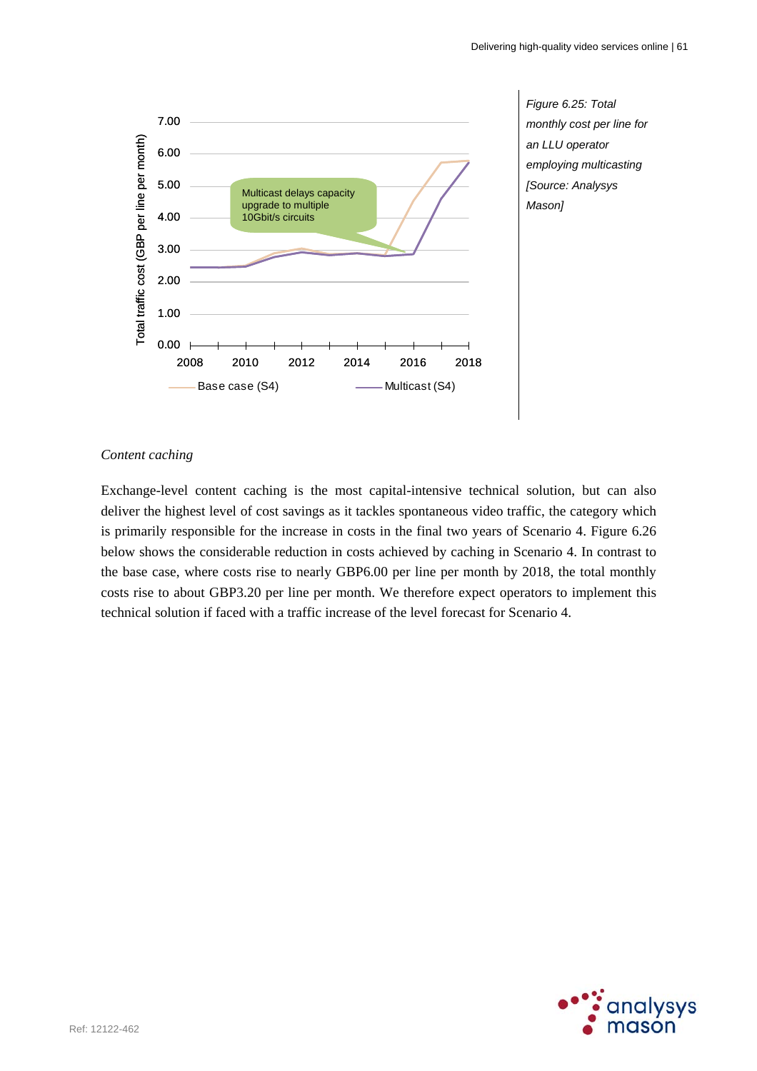Figure 6.25: Total monthly cost per line for an LLU operator employing multicasting [Source: Analysys Mason]

*Content caching*

Exchange-level content caching is the most capital-intensive technical solution, but can also deliver the highest level of cost savings as it tackles spontaneous video traffic, the category which is primarily responsible for the increase in costs in the final two years of Scenario 4. Figure 6.26 below shows the considerable reduction in costs achieved by caching in Scenario 4. In contrast to the base case, where costs rise to nearly GBP6.00 per line per month by 2018, the total monthly costs rise to about GBP3.20 per line per month. We therefore expect operators to implement this technical solution if faced with a traffic increase of the level forecast for Scenario 4.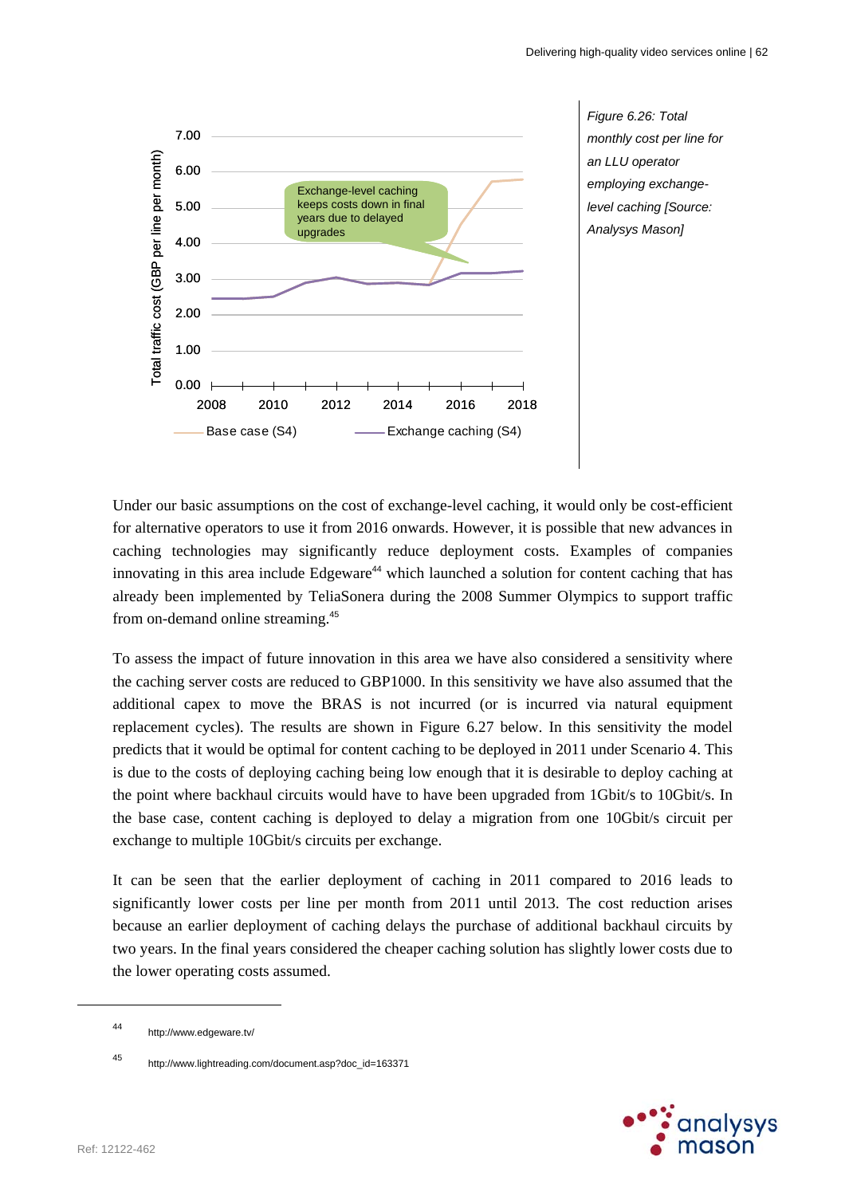Figure 6.26: Total monthly cost per line for an LLU operator employing exchange-level caching [Source: Analysys Mason]

Under our basic assumptions on the cost of exchange-level caching, it would only be cost-efficient for alternative operators to use it from 2016 onwards. However, it is possible that new advances in caching technologies may significantly reduce deployment costs. Examples of companies innovating in this area include Edgeware[44] which launched a solution for content caching that has already been implemented by TeliaSonera during the 2008 Summer Olympics to support traffic from on-demand online streaming.[45]

To assess the impact of future innovation in this area we have also considered a sensitivity where the caching server costs are reduced to GBP1000. In this sensitivity we have also assumed that the additional capex to move the BRAS is not incurred (or is incurred via natural equipment replacement cycles). The results are shown in Figure 6.27 below. In this sensitivity the model predicts that it would be optimal for content caching to be deployed in 2011 under Scenario 4. This is due to the costs of deploying caching being low enough that it is desirable to deploy caching at the point where backhaul circuits would have to have been upgraded from 1Gbit/s to 10Gbit/s. In the base case, content caching is deployed to delay a migration from one 10Gbit/s circuit per exchange to multiple 10Gbit/s circuits per exchange.

It can be seen that the earlier deployment of caching in 2011 compared to 2016 leads to significantly lower costs per line per month from 2011 until 2013. The cost reduction arises because an earlier deployment of caching delays the purchase of additional backhaul circuits by two years. In the final years considered the cheaper caching solution has slightly lower costs due to the lower operating costs assumed.

---

[44] http://www.edgeware.tv/

[45] http://www.lightreading.com/document.asp?doc_id=163371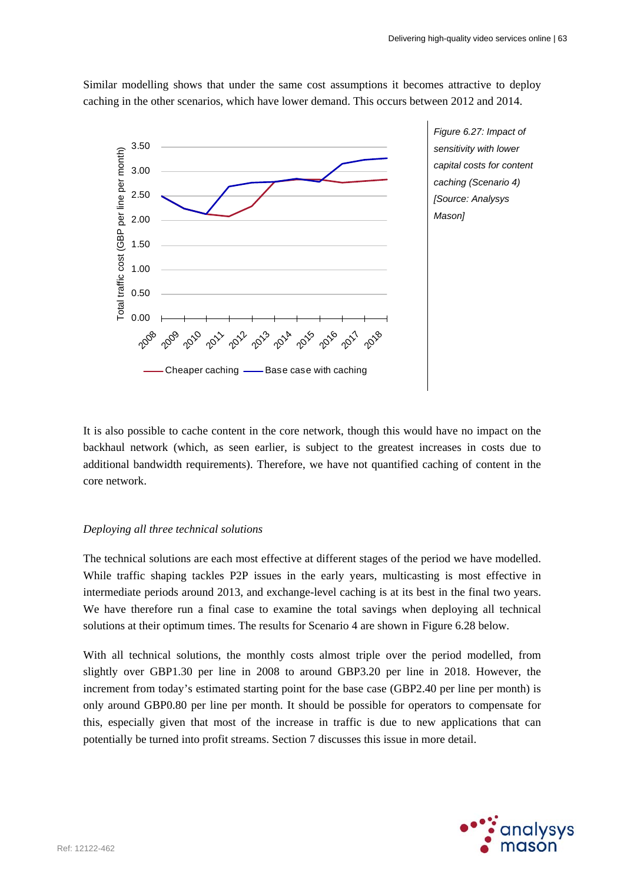Similar modelling shows that under the same cost assumptions it becomes attractive to deploy caching in the other scenarios, which have lower demand. This occurs between 2012 and 2014.

*Figure 6.27: Impact of sensitivity with lower capital costs for content caching (Scenario 4) [Source: Analysys Mason]*

It is also possible to cache content in the core network, though this would have no impact on the backhaul network (which, as seen earlier, is subject to the greatest increases in costs due to additional bandwidth requirements). Therefore, we have not quantified caching of content in the core network.

*Deploying all three technical solutions*

The technical solutions are each most effective at different stages of the period we have modelled. While traffic shaping tackles P2P issues in the early years, multicasting is most effective in intermediate periods around 2013, and exchange-level caching is at its best in the final two years. We have therefore run a final case to examine the total savings when deploying all technical solutions at their optimum times. The results for Scenario 4 are shown in Figure 6.28 below.

With all technical solutions, the monthly costs almost triple over the period modelled, from slightly over GBP1.30 per line in 2008 to around GBP3.20 per line in 2018. However, the increment from today's estimated starting point for the base case (GBP2.40 per line per month) is only around GBP0.80 per line per month. It should be possible for operators to compensate for this, especially given that most of the increase in traffic is due to new applications that can potentially be turned into profit streams. Section 7 discusses this issue in more detail.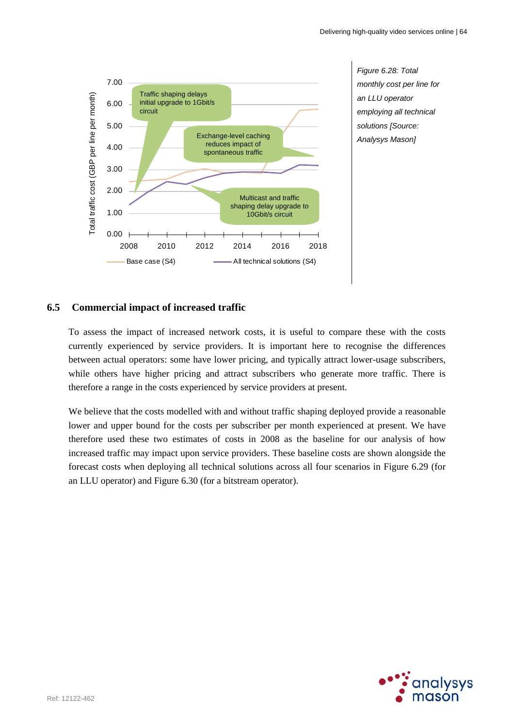Figure 6.28: Total monthly cost per line for an LLU operator employing all technical solutions [Source: Analysys Mason]

## 6.5 Commercial impact of increased traffic

To assess the impact of increased network costs, it is useful to compare these with the costs currently experienced by service providers. It is important here to recognise the differences between actual operators: some have lower pricing, and typically attract lower-usage subscribers, while others have higher pricing and attract subscribers who generate more traffic. There is therefore a range in the costs experienced by service providers at present.

We believe that the costs modelled with and without traffic shaping deployed provide a reasonable lower and upper bound for the costs per subscriber per month experienced at present. We have therefore used these two estimates of costs in 2008 as the baseline for our analysis of how increased traffic may impact upon service providers. These baseline costs are shown alongside the forecast costs when deploying all technical solutions across all four scenarios in Figure 6.29 (for an LLU operator) and Figure 6.30 (for a bitstream operator).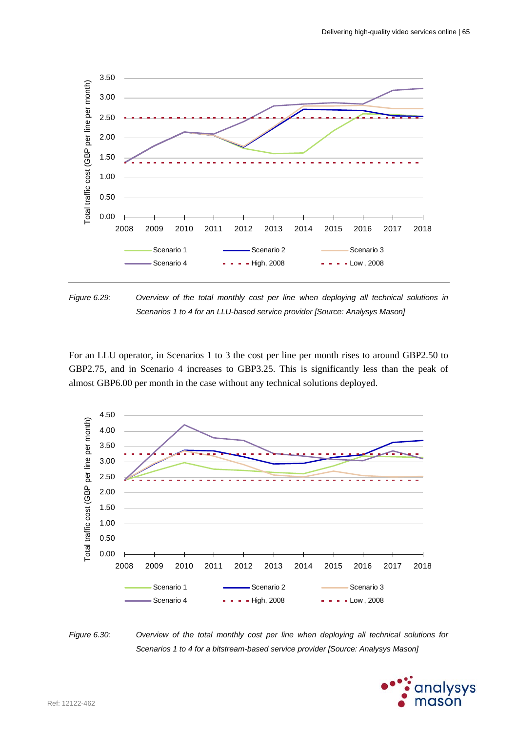Figure 6.29: *Overview of the total monthly cost per line when deploying all technical solutions in Scenarios 1 to 4 for an LLU-based service provider [Source: Analysys Mason]*

For an LLU operator, in Scenarios 1 to 3 the cost per line per month rises to around GBP2.50 to GBP2.75, and in Scenario 4 increases to GBP3.25. This is significantly less than the peak of almost GBP6.00 per month in the case without any technical solutions deployed.

Figure 6.30: *Overview of the total monthly cost per line when deploying all technical solutions for Scenarios 1 to 4 for a bitstream-based service provider [Source: Analysys Mason]*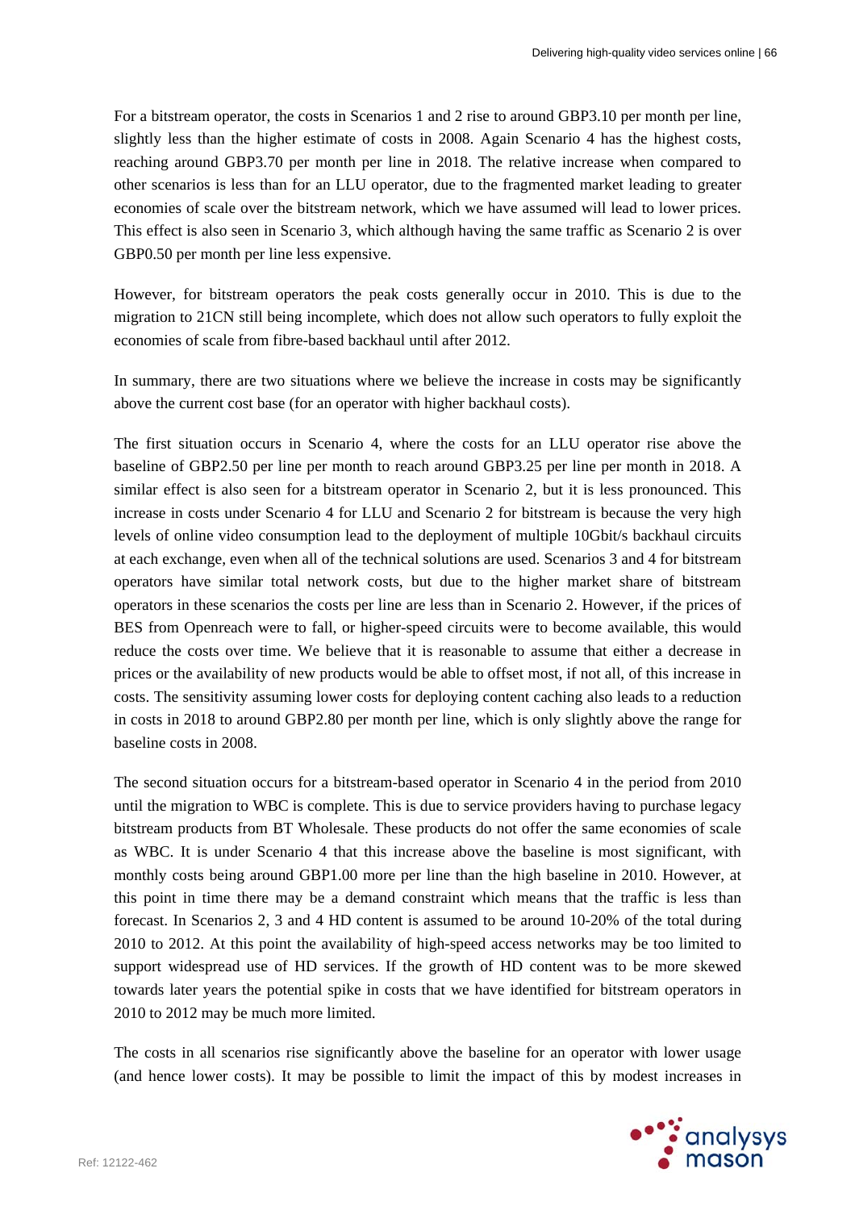For a bitstream operator, the costs in Scenarios 1 and 2 rise to around GBP3.10 per month per line, slightly less than the higher estimate of costs in 2008. Again Scenario 4 has the highest costs, reaching around GBP3.70 per month per line in 2018. The relative increase when compared to other scenarios is less than for an LLU operator, due to the fragmented market leading to greater economies of scale over the bitstream network, which we have assumed will lead to lower prices. This effect is also seen in Scenario 3, which although having the same traffic as Scenario 2 is over GBP0.50 per month per line less expensive.

However, for bitstream operators the peak costs generally occur in 2010. This is due to the migration to 21CN still being incomplete, which does not allow such operators to fully exploit the economies of scale from fibre-based backhaul until after 2012.

In summary, there are two situations where we believe the increase in costs may be significantly above the current cost base (for an operator with higher backhaul costs).

The first situation occurs in Scenario 4, where the costs for an LLU operator rise above the baseline of GBP2.50 per line per month to reach around GBP3.25 per line per month in 2018. A similar effect is also seen for a bitstream operator in Scenario 2, but it is less pronounced. This increase in costs under Scenario 4 for LLU and Scenario 2 for bitstream is because the very high levels of online video consumption lead to the deployment of multiple 10Gbit/s backhaul circuits at each exchange, even when all of the technical solutions are used. Scenarios 3 and 4 for bitstream operators have similar total network costs, but due to the higher market share of bitstream operators in these scenarios the costs per line are less than in Scenario 2. However, if the prices of BES from Openreach were to fall, or higher-speed circuits were to become available, this would reduce the costs over time. We believe that it is reasonable to assume that either a decrease in prices or the availability of new products would be able to offset most, if not all, of this increase in costs. The sensitivity assuming lower costs for deploying content caching also leads to a reduction in costs in 2018 to around GBP2.80 per month per line, which is only slightly above the range for baseline costs in 2008.

The second situation occurs for a bitstream-based operator in Scenario 4 in the period from 2010 until the migration to WBC is complete. This is due to service providers having to purchase legacy bitstream products from BT Wholesale. These products do not offer the same economies of scale as WBC. It is under Scenario 4 that this increase above the baseline is most significant, with monthly costs being around GBP1.00 more per line than the high baseline in 2010. However, at this point in time there may be a demand constraint which means that the traffic is less than forecast. In Scenarios 2, 3 and 4 HD content is assumed to be around 10-20% of the total during 2010 to 2012. At this point the availability of high-speed access networks may be too limited to support widespread use of HD services. If the growth of HD content was to be more skewed towards later years the potential spike in costs that we have identified for bitstream operators in 2010 to 2012 may be much more limited.

The costs in all scenarios rise significantly above the baseline for an operator with lower usage (and hence lower costs). It may be possible to limit the impact of this by modest increases in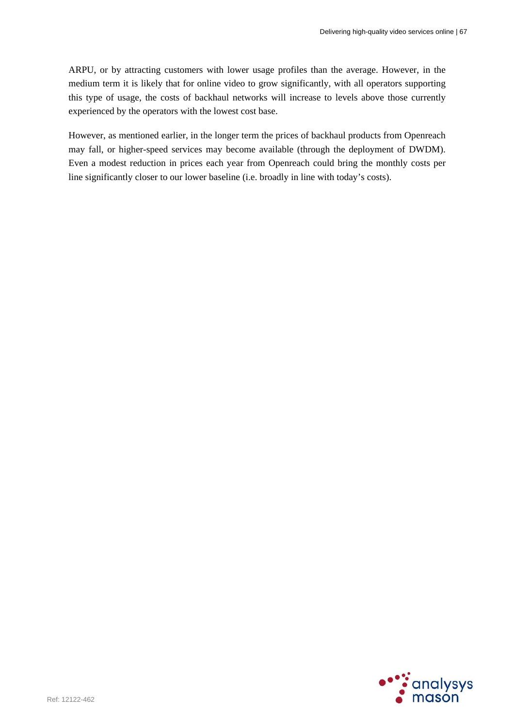ARPU, or by attracting customers with lower usage profiles than the average. However, in the medium term it is likely that for online video to grow significantly, with all operators supporting this type of usage, the costs of backhaul networks will increase to levels above those currently experienced by the operators with the lowest cost base.

However, as mentioned earlier, in the longer term the prices of backhaul products from Openreach may fall, or higher-speed services may become available (through the deployment of DWDM). Even a modest reduction in prices each year from Openreach could bring the monthly costs per line significantly closer to our lower baseline (i.e. broadly in line with today's costs).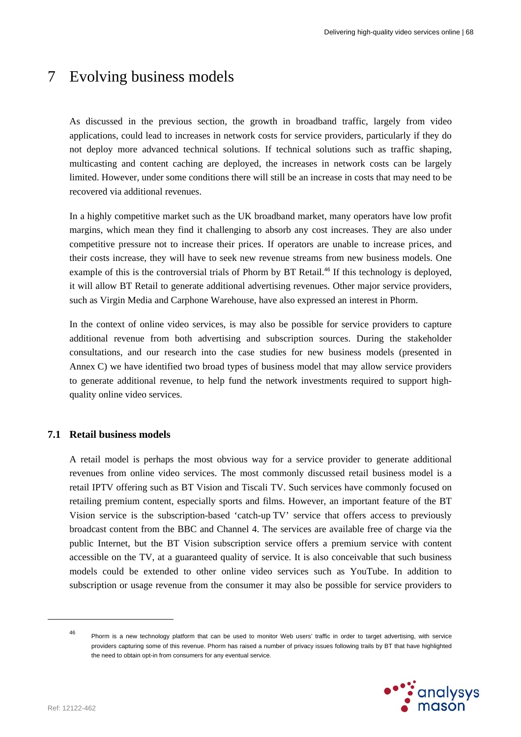# 7 Evolving business models

As discussed in the previous section, the growth in broadband traffic, largely from video applications, could lead to increases in network costs for service providers, particularly if they do not deploy more advanced technical solutions. If technical solutions such as traffic shaping, multicasting and content caching are deployed, the increases in network costs can be largely limited. However, under some conditions there will still be an increase in costs that may need to be recovered via additional revenues.

In a highly competitive market such as the UK broadband market, many operators have low profit margins, which mean they find it challenging to absorb any cost increases. They are also under competitive pressure not to increase their prices. If operators are unable to increase prices, and their costs increase, they will have to seek new revenue streams from new business models. One example of this is the controversial trials of Phorm by BT Retail.[46] If this technology is deployed, it will allow BT Retail to generate additional advertising revenues. Other major service providers, such as Virgin Media and Carphone Warehouse, have also expressed an interest in Phorm.

In the context of online video services, is may also be possible for service providers to capture additional revenue from both advertising and subscription sources. During the stakeholder consultations, and our research into the case studies for new business models (presented in Annex C) we have identified two broad types of business model that may allow service providers to generate additional revenue, to help fund the network investments required to support high-quality online video services.

## 7.1 Retail business models

A retail model is perhaps the most obvious way for a service provider to generate additional revenues from online video services. The most commonly discussed retail business model is a retail IPTV offering such as BT Vision and Tiscali TV. Such services have commonly focused on retailing premium content, especially sports and films. However, an important feature of the BT Vision service is the subscription-based 'catch-up TV' service that offers access to previously broadcast content from the BBC and Channel 4. The services are available free of charge via the public Internet, but the BT Vision subscription service offers a premium service with content accessible on the TV, at a guaranteed quality of service. It is also conceivable that such business models could be extended to other online video services such as YouTube. In addition to subscription or usage revenue from the consumer it may also be possible for service providers to

---

[46] Phorm is a new technology platform that can be used to monitor Web users' traffic in order to target advertising, with service providers capturing some of this revenue. Phorm has raised a number of privacy issues following trails by BT that have highlighted the need to obtain opt-in from consumers for any eventual service.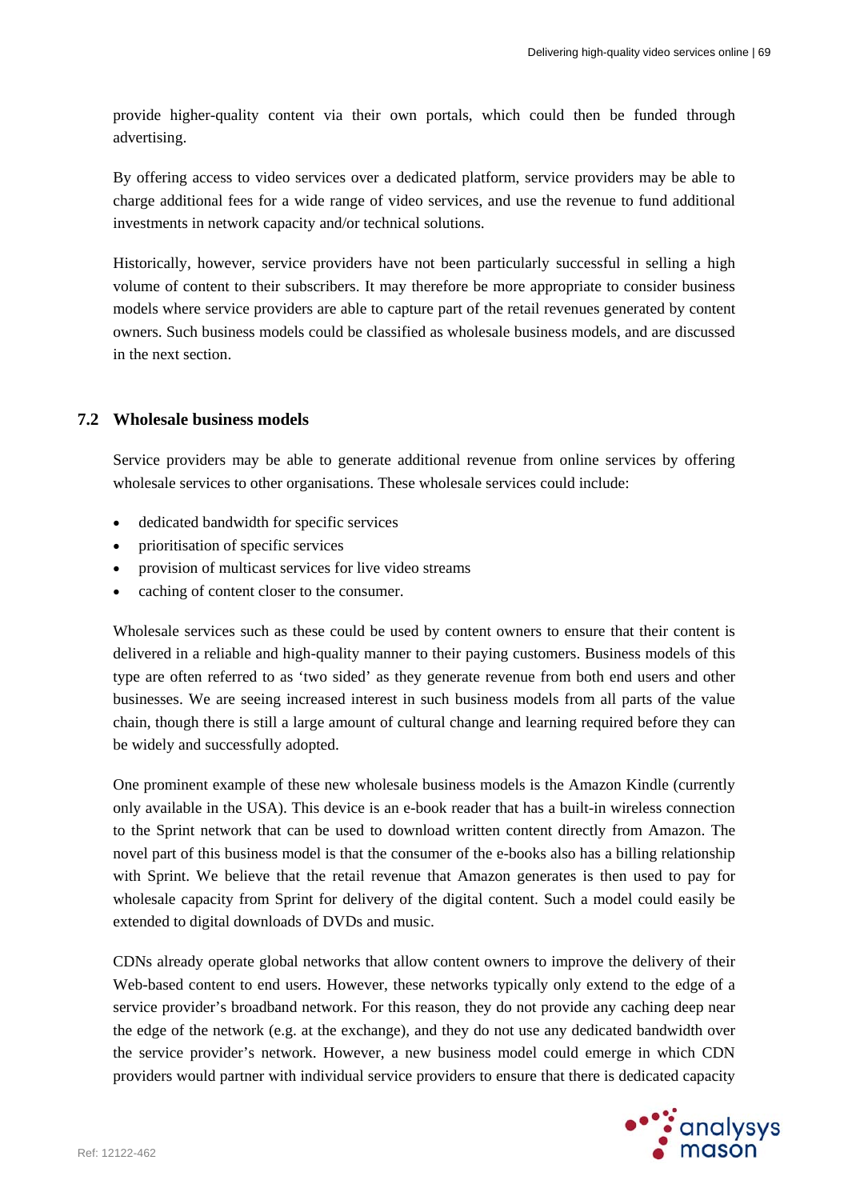provide higher-quality content via their own portals, which could then be funded through advertising.

By offering access to video services over a dedicated platform, service providers may be able to charge additional fees for a wide range of video services, and use the revenue to fund additional investments in network capacity and/or technical solutions.

Historically, however, service providers have not been particularly successful in selling a high volume of content to their subscribers. It may therefore be more appropriate to consider business models where service providers are able to capture part of the retail revenues generated by content owners. Such business models could be classified as wholesale business models, and are discussed in the next section.

## 7.2 Wholesale business models

Service providers may be able to generate additional revenue from online services by offering wholesale services to other organisations. These wholesale services could include:

- dedicated bandwidth for specific services
- prioritisation of specific services
- provision of multicast services for live video streams
- caching of content closer to the consumer.

Wholesale services such as these could be used by content owners to ensure that their content is delivered in a reliable and high-quality manner to their paying customers. Business models of this type are often referred to as 'two sided' as they generate revenue from both end users and other businesses. We are seeing increased interest in such business models from all parts of the value chain, though there is still a large amount of cultural change and learning required before they can be widely and successfully adopted.

One prominent example of these new wholesale business models is the Amazon Kindle (currently only available in the USA). This device is an e-book reader that has a built-in wireless connection to the Sprint network that can be used to download written content directly from Amazon. The novel part of this business model is that the consumer of the e-books also has a billing relationship with Sprint. We believe that the retail revenue that Amazon generates is then used to pay for wholesale capacity from Sprint for delivery of the digital content. Such a model could easily be extended to digital downloads of DVDs and music.

CDNs already operate global networks that allow content owners to improve the delivery of their Web-based content to end users. However, these networks typically only extend to the edge of a service provider's broadband network. For this reason, they do not provide any caching deep near the edge of the network (e.g. at the exchange), and they do not use any dedicated bandwidth over the service provider's network. However, a new business model could emerge in which CDN providers would partner with individual service providers to ensure that there is dedicated capacity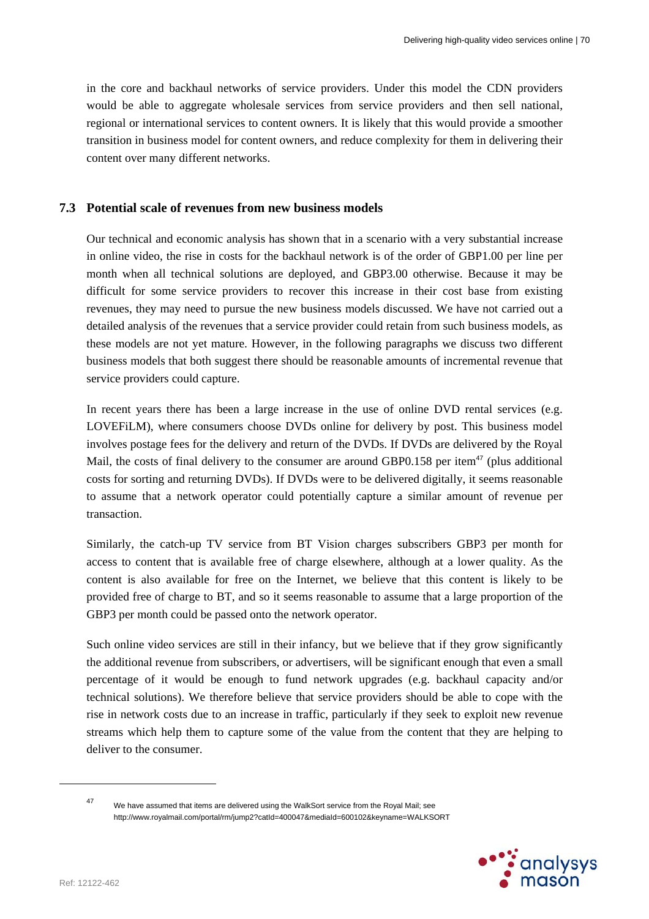in the core and backhaul networks of service providers. Under this model the CDN providers would be able to aggregate wholesale services from service providers and then sell national, regional or international services to content owners. It is likely that this would provide a smoother transition in business model for content owners, and reduce complexity for them in delivering their content over many different networks.

## 7.3 Potential scale of revenues from new business models

Our technical and economic analysis has shown that in a scenario with a very substantial increase in online video, the rise in costs for the backhaul network is of the order of GBP1.00 per line per month when all technical solutions are deployed, and GBP3.00 otherwise. Because it may be difficult for some service providers to recover this increase in their cost base from existing revenues, they may need to pursue the new business models discussed. We have not carried out a detailed analysis of the revenues that a service provider could retain from such business models, as these models are not yet mature. However, in the following paragraphs we discuss two different business models that both suggest there should be reasonable amounts of incremental revenue that service providers could capture.

In recent years there has been a large increase in the use of online DVD rental services (e.g. LOVEFiLM), where consumers choose DVDs online for delivery by post. This business model involves postage fees for the delivery and return of the DVDs. If DVDs are delivered by the Royal Mail, the costs of final delivery to the consumer are around GBP0.158 per item[47] (plus additional costs for sorting and returning DVDs). If DVDs were to be delivered digitally, it seems reasonable to assume that a network operator could potentially capture a similar amount of revenue per transaction.

Similarly, the catch-up TV service from BT Vision charges subscribers GBP3 per month for access to content that is available free of charge elsewhere, although at a lower quality. As the content is also available for free on the Internet, we believe that this content is likely to be provided free of charge to BT, and so it seems reasonable to assume that a large proportion of the GBP3 per month could be passed onto the network operator.

Such online video services are still in their infancy, but we believe that if they grow significantly the additional revenue from subscribers, or advertisers, will be significant enough that even a small percentage of it would be enough to fund network upgrades (e.g. backhaul capacity and/or technical solutions). We therefore believe that service providers should be able to cope with the rise in network costs due to an increase in traffic, particularly if they seek to exploit new revenue streams which help them to capture some of the value from the content that they are helping to deliver to the consumer.

---

[47] We have assumed that items are delivered using the WalkSort service from the Royal Mail; see http://www.royalmail.com/portal/rm/jump2?catId=400047&mediaId=600102&keyname=WALKSORT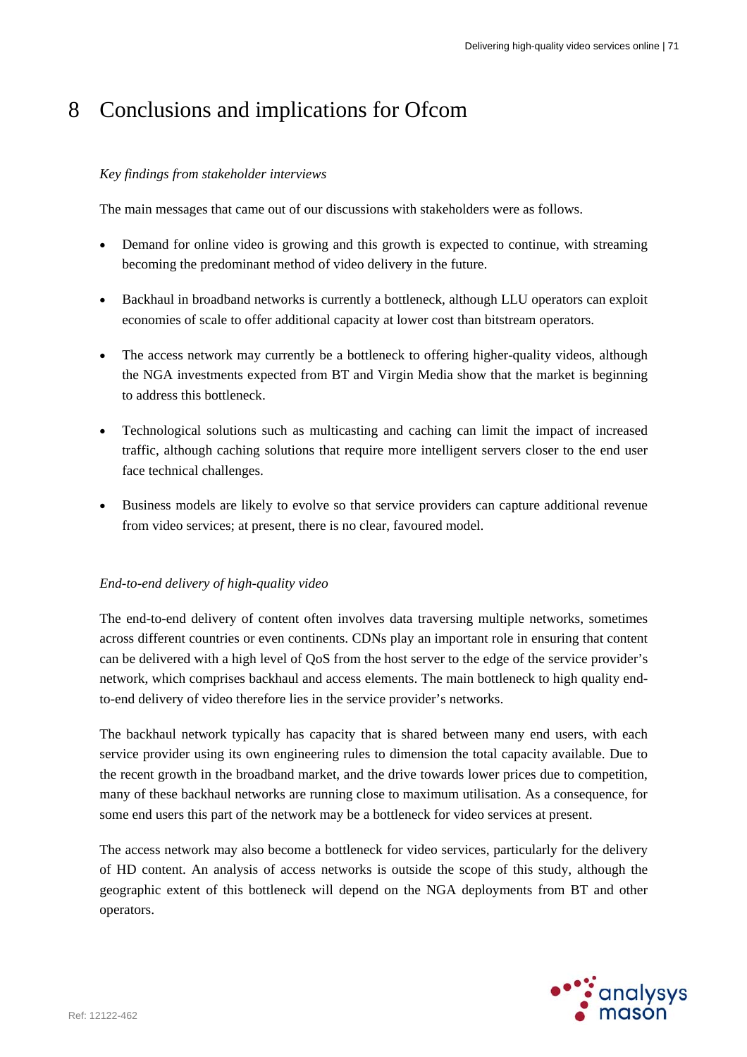# 8 Conclusions and implications for Ofcom

*Key findings from stakeholder interviews*

The main messages that came out of our discussions with stakeholders were as follows.

- Demand for online video is growing and this growth is expected to continue, with streaming becoming the predominant method of video delivery in the future.
- Backhaul in broadband networks is currently a bottleneck, although LLU operators can exploit economies of scale to offer additional capacity at lower cost than bitstream operators.
- The access network may currently be a bottleneck to offering higher-quality videos, although the NGA investments expected from BT and Virgin Media show that the market is beginning to address this bottleneck.
- Technological solutions such as multicasting and caching can limit the impact of increased traffic, although caching solutions that require more intelligent servers closer to the end user face technical challenges.
- Business models are likely to evolve so that service providers can capture additional revenue from video services; at present, there is no clear, favoured model.

*End-to-end delivery of high-quality video*

The end-to-end delivery of content often involves data traversing multiple networks, sometimes across different countries or even continents. CDNs play an important role in ensuring that content can be delivered with a high level of QoS from the host server to the edge of the service provider's network, which comprises backhaul and access elements. The main bottleneck to high quality end-to-end delivery of video therefore lies in the service provider's networks.

The backhaul network typically has capacity that is shared between many end users, with each service provider using its own engineering rules to dimension the total capacity available. Due to the recent growth in the broadband market, and the drive towards lower prices due to competition, many of these backhaul networks are running close to maximum utilisation. As a consequence, for some end users this part of the network may be a bottleneck for video services at present.

The access network may also become a bottleneck for video services, particularly for the delivery of HD content. An analysis of access networks is outside the scope of this study, although the geographic extent of this bottleneck will depend on the NGA deployments from BT and other operators.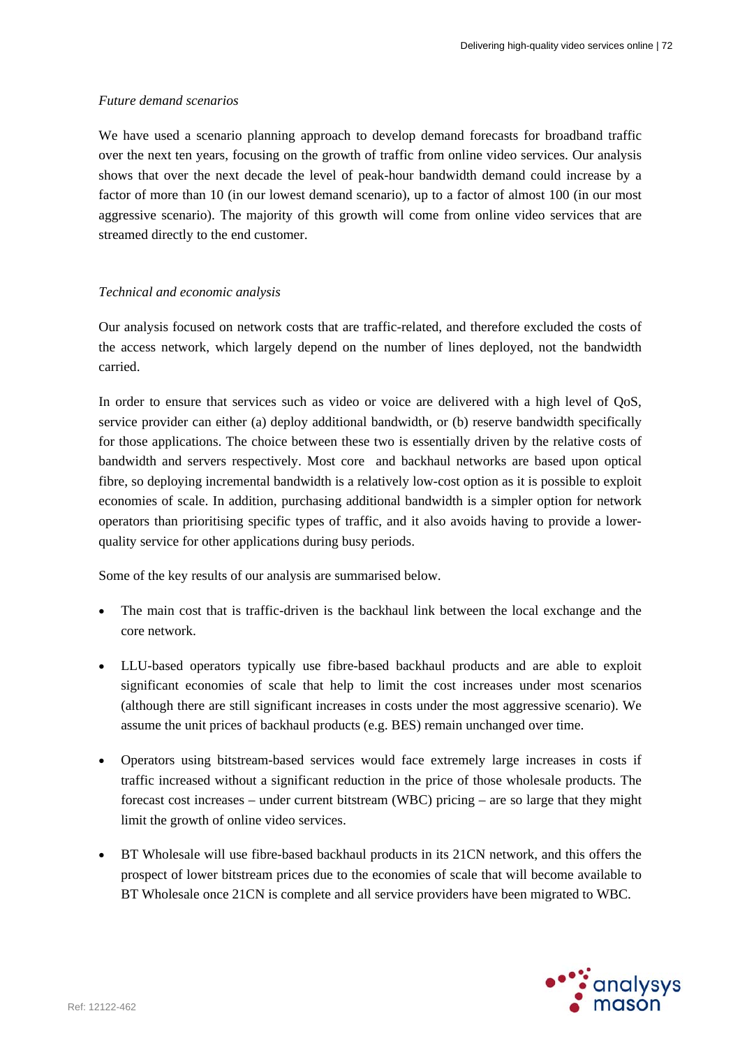*Future demand scenarios*

We have used a scenario planning approach to develop demand forecasts for broadband traffic over the next ten years, focusing on the growth of traffic from online video services. Our analysis shows that over the next decade the level of peak-hour bandwidth demand could increase by a factor of more than 10 (in our lowest demand scenario), up to a factor of almost 100 (in our most aggressive scenario). The majority of this growth will come from online video services that are streamed directly to the end customer.

*Technical and economic analysis*

Our analysis focused on network costs that are traffic-related, and therefore excluded the costs of the access network, which largely depend on the number of lines deployed, not the bandwidth carried.

In order to ensure that services such as video or voice are delivered with a high level of QoS, service provider can either (a) deploy additional bandwidth, or (b) reserve bandwidth specifically for those applications. The choice between these two is essentially driven by the relative costs of bandwidth and servers respectively. Most core and backhaul networks are based upon optical fibre, so deploying incremental bandwidth is a relatively low-cost option as it is possible to exploit economies of scale. In addition, purchasing additional bandwidth is a simpler option for network operators than prioritising specific types of traffic, and it also avoids having to provide a lower-quality service for other applications during busy periods.

Some of the key results of our analysis are summarised below.

- The main cost that is traffic-driven is the backhaul link between the local exchange and the core network.
- LLU-based operators typically use fibre-based backhaul products and are able to exploit significant economies of scale that help to limit the cost increases under most scenarios (although there are still significant increases in costs under the most aggressive scenario). We assume the unit prices of backhaul products (e.g. BES) remain unchanged over time.
- Operators using bitstream-based services would face extremely large increases in costs if traffic increased without a significant reduction in the price of those wholesale products. The forecast cost increases – under current bitstream (WBC) pricing – are so large that they might limit the growth of online video services.
- BT Wholesale will use fibre-based backhaul products in its 21CN network, and this offers the prospect of lower bitstream prices due to the economies of scale that will become available to BT Wholesale once 21CN is complete and all service providers have been migrated to WBC.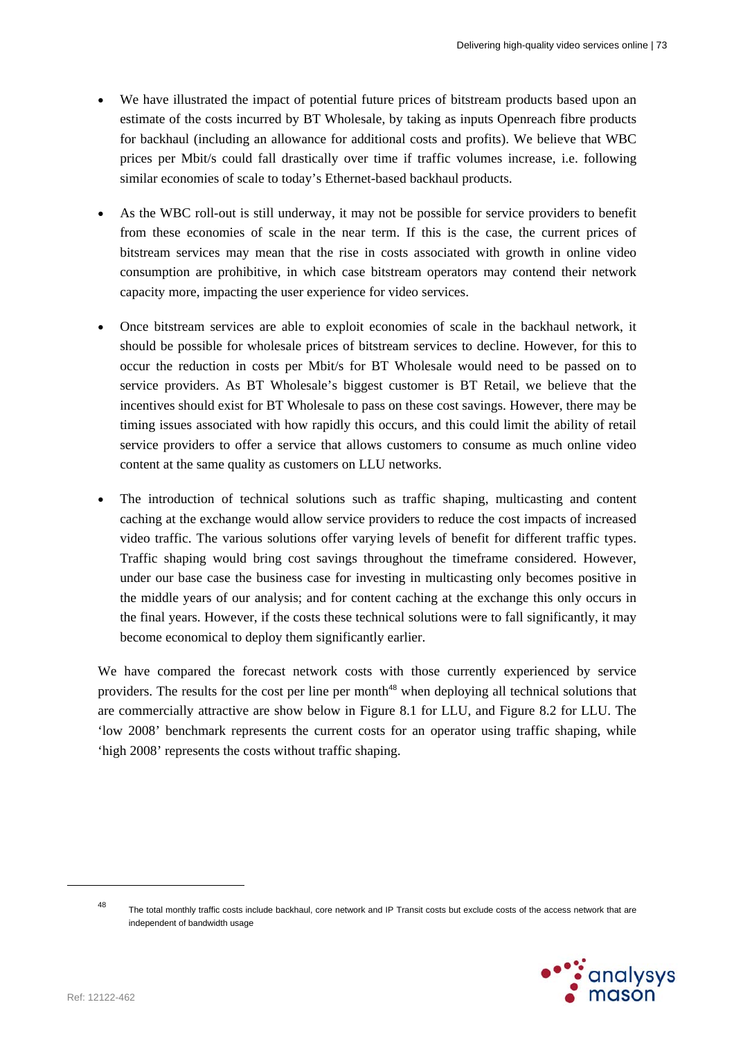- We have illustrated the impact of potential future prices of bitstream products based upon an estimate of the costs incurred by BT Wholesale, by taking as inputs Openreach fibre products for backhaul (including an allowance for additional costs and profits). We believe that WBC prices per Mbit/s could fall drastically over time if traffic volumes increase, i.e. following similar economies of scale to today's Ethernet-based backhaul products.

- As the WBC roll-out is still underway, it may not be possible for service providers to benefit from these economies of scale in the near term. If this is the case, the current prices of bitstream services may mean that the rise in costs associated with growth in online video consumption are prohibitive, in which case bitstream operators may contend their network capacity more, impacting the user experience for video services.

- Once bitstream services are able to exploit economies of scale in the backhaul network, it should be possible for wholesale prices of bitstream services to decline. However, for this to occur the reduction in costs per Mbit/s for BT Wholesale would need to be passed on to service providers. As BT Wholesale's biggest customer is BT Retail, we believe that the incentives should exist for BT Wholesale to pass on these cost savings. However, there may be timing issues associated with how rapidly this occurs, and this could limit the ability of retail service providers to offer a service that allows customers to consume as much online video content at the same quality as customers on LLU networks.

- The introduction of technical solutions such as traffic shaping, multicasting and content caching at the exchange would allow service providers to reduce the cost impacts of increased video traffic. The various solutions offer varying levels of benefit for different traffic types. Traffic shaping would bring cost savings throughout the timeframe considered. However, under our base case the business case for investing in multicasting only becomes positive in the middle years of our analysis; and for content caching at the exchange this only occurs in the final years. However, if the costs these technical solutions were to fall significantly, it may become economical to deploy them significantly earlier.

We have compared the forecast network costs with those currently experienced by service providers. The results for the cost per line per month[48] when deploying all technical solutions that are commercially attractive are show below in Figure 8.1 for LLU, and Figure 8.2 for LLU. The 'low 2008' benchmark represents the current costs for an operator using traffic shaping, while 'high 2008' represents the costs without traffic shaping.

---

[48] The total monthly traffic costs include backhaul, core network and IP Transit costs but exclude costs of the access network that are independent of bandwidth usage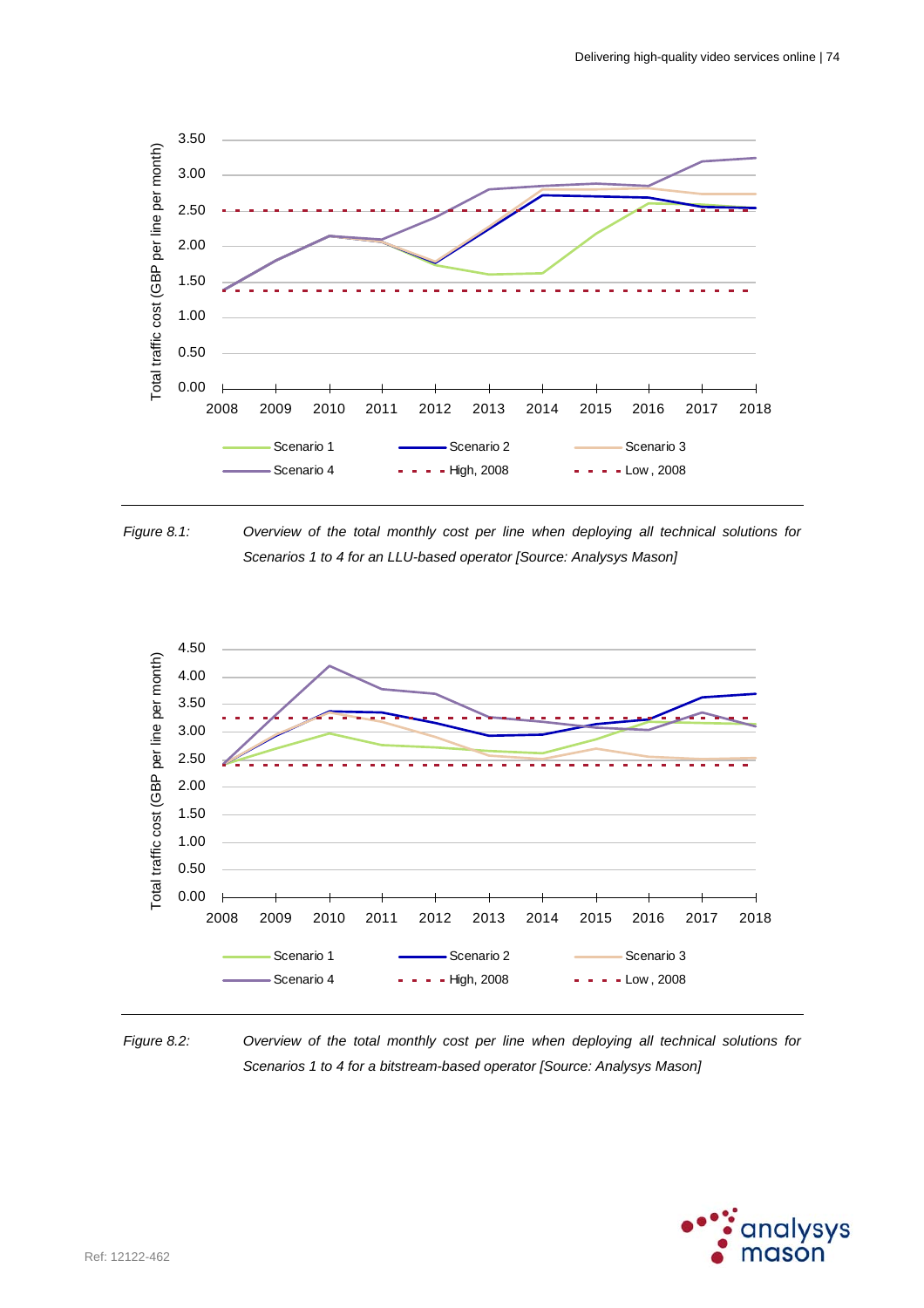Figure 8.1: *Overview of the total monthly cost per line when deploying all technical solutions for Scenarios 1 to 4 for an LLU-based operator [Source: Analysys Mason]*

Figure 8.2: *Overview of the total monthly cost per line when deploying all technical solutions for Scenarios 1 to 4 for a bitstream-based operator [Source: Analysys Mason]*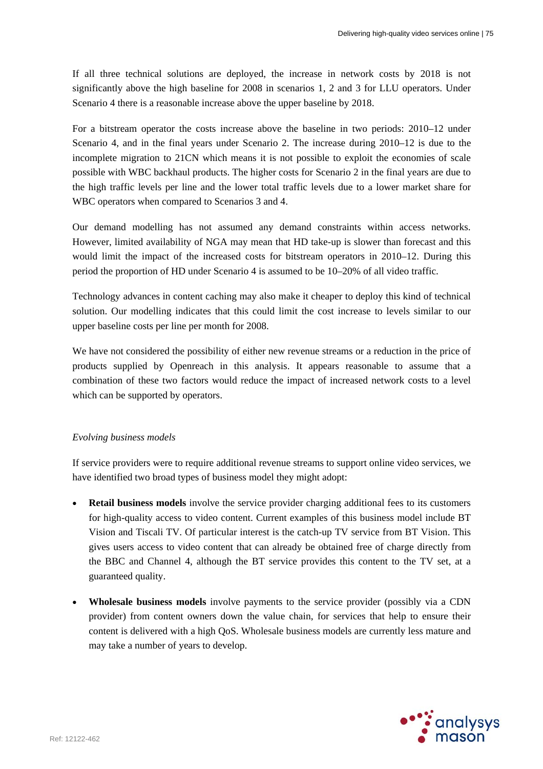If all three technical solutions are deployed, the increase in network costs by 2018 is not significantly above the high baseline for 2008 in scenarios 1, 2 and 3 for LLU operators. Under Scenario 4 there is a reasonable increase above the upper baseline by 2018.

For a bitstream operator the costs increase above the baseline in two periods: 2010–12 under Scenario 4, and in the final years under Scenario 2. The increase during 2010–12 is due to the incomplete migration to 21CN which means it is not possible to exploit the economies of scale possible with WBC backhaul products. The higher costs for Scenario 2 in the final years are due to the high traffic levels per line and the lower total traffic levels due to a lower market share for WBC operators when compared to Scenarios 3 and 4.

Our demand modelling has not assumed any demand constraints within access networks. However, limited availability of NGA may mean that HD take-up is slower than forecast and this would limit the impact of the increased costs for bitstream operators in 2010–12. During this period the proportion of HD under Scenario 4 is assumed to be 10–20% of all video traffic.

Technology advances in content caching may also make it cheaper to deploy this kind of technical solution. Our modelling indicates that this could limit the cost increase to levels similar to our upper baseline costs per line per month for 2008.

We have not considered the possibility of either new revenue streams or a reduction in the price of products supplied by Openreach in this analysis. It appears reasonable to assume that a combination of these two factors would reduce the impact of increased network costs to a level which can be supported by operators.

*Evolving business models*

If service providers were to require additional revenue streams to support online video services, we have identified two broad types of business model they might adopt:

- **Retail business models** involve the service provider charging additional fees to its customers for high-quality access to video content. Current examples of this business model include BT Vision and Tiscali TV. Of particular interest is the catch-up TV service from BT Vision. This gives users access to video content that can already be obtained free of charge directly from the BBC and Channel 4, although the BT service provides this content to the TV set, at a guaranteed quality.
- **Wholesale business models** involve payments to the service provider (possibly via a CDN provider) from content owners down the value chain, for services that help to ensure their content is delivered with a high QoS. Wholesale business models are currently less mature and may take a number of years to develop.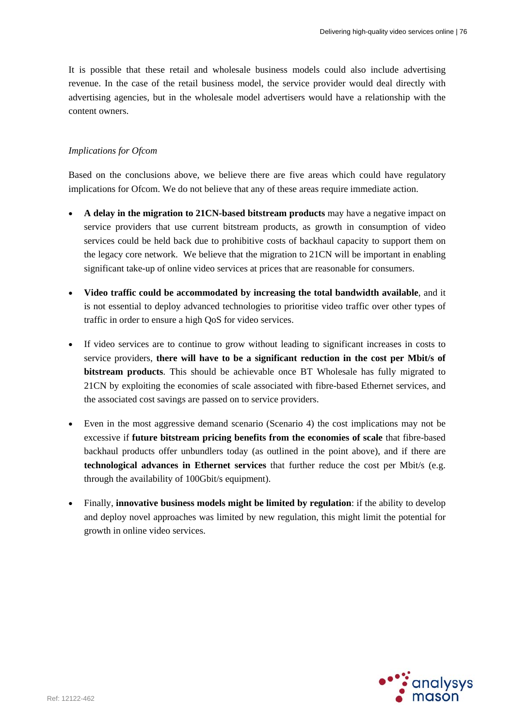It is possible that these retail and wholesale business models could also include advertising revenue. In the case of the retail business model, the service provider would deal directly with advertising agencies, but in the wholesale model advertisers would have a relationship with the content owners.

*Implications for Ofcom*

Based on the conclusions above, we believe there are five areas which could have regulatory implications for Ofcom. We do not believe that any of these areas require immediate action.

- **A delay in the migration to 21CN-based bitstream products** may have a negative impact on service providers that use current bitstream products, as growth in consumption of video services could be held back due to prohibitive costs of backhaul capacity to support them on the legacy core network. We believe that the migration to 21CN will be important in enabling significant take-up of online video services at prices that are reasonable for consumers.
- **Video traffic could be accommodated by increasing the total bandwidth available**, and it is not essential to deploy advanced technologies to prioritise video traffic over other types of traffic in order to ensure a high QoS for video services.
- If video services are to continue to grow without leading to significant increases in costs to service providers, **there will have to be a significant reduction in the cost per Mbit/s of bitstream products**. This should be achievable once BT Wholesale has fully migrated to 21CN by exploiting the economies of scale associated with fibre-based Ethernet services, and the associated cost savings are passed on to service providers.
- Even in the most aggressive demand scenario (Scenario 4) the cost implications may not be excessive if **future bitstream pricing benefits from the economies of scale** that fibre-based backhaul products offer unbundlers today (as outlined in the point above), and if there are **technological advances in Ethernet services** that further reduce the cost per Mbit/s (e.g. through the availability of 100Gbit/s equipment).
- Finally, **innovative business models might be limited by regulation**: if the ability to develop and deploy novel approaches was limited by new regulation, this might limit the potential for growth in online video services.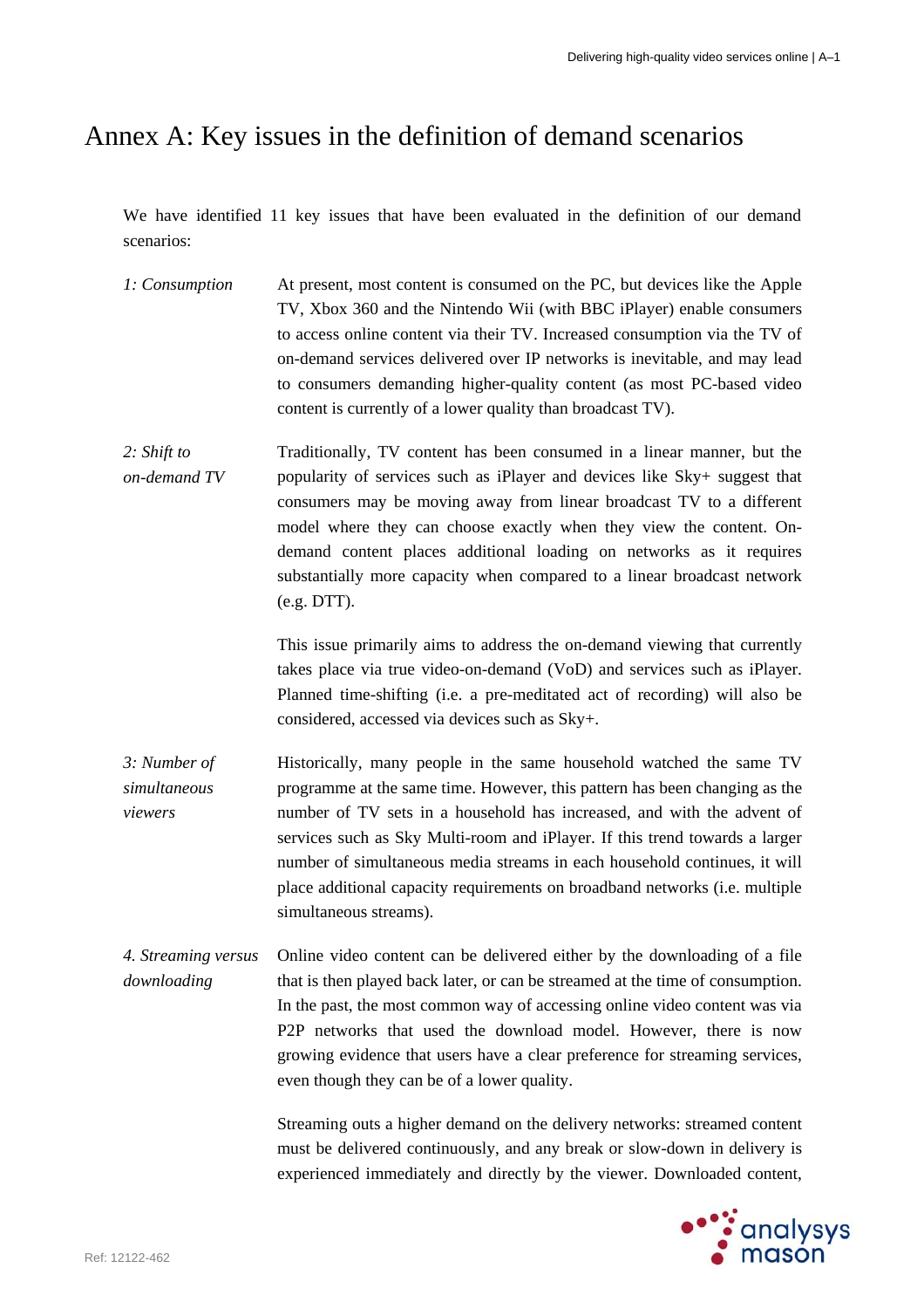# Annex A: Key issues in the definition of demand scenarios

We have identified 11 key issues that have been evaluated in the definition of our demand scenarios:

*1: Consumption*

At present, most content is consumed on the PC, but devices like the Apple TV, Xbox 360 and the Nintendo Wii (with BBC iPlayer) enable consumers to access online content via their TV. Increased consumption via the TV of on-demand services delivered over IP networks is inevitable, and may lead to consumers demanding higher-quality content (as most PC-based video content is currently of a lower quality than broadcast TV).

*2: Shift to on-demand TV*

Traditionally, TV content has been consumed in a linear manner, but the popularity of services such as iPlayer and devices like Sky+ suggest that consumers may be moving away from linear broadcast TV to a different model where they can choose exactly when they view the content. On-demand content places additional loading on networks as it requires substantially more capacity when compared to a linear broadcast network (e.g. DTT).

This issue primarily aims to address the on-demand viewing that currently takes place via true video-on-demand (VoD) and services such as iPlayer. Planned time-shifting (i.e. a pre-meditated act of recording) will also be considered, accessed via devices such as Sky+.

*3: Number of simultaneous viewers*

Historically, many people in the same household watched the same TV programme at the same time. However, this pattern has been changing as the number of TV sets in a household has increased, and with the advent of services such as Sky Multi-room and iPlayer. If this trend towards a larger number of simultaneous media streams in each household continues, it will place additional capacity requirements on broadband networks (i.e. multiple simultaneous streams).

*4. Streaming versus downloading*

Online video content can be delivered either by the downloading of a file that is then played back later, or can be streamed at the time of consumption. In the past, the most common way of accessing online video content was via P2P networks that used the download model. However, there is now growing evidence that users have a clear preference for streaming services, even though they can be of a lower quality.

Streaming outs a higher demand on the delivery networks: streamed content must be delivered continuously, and any break or slow-down in delivery is experienced immediately and directly by the viewer. Downloaded content,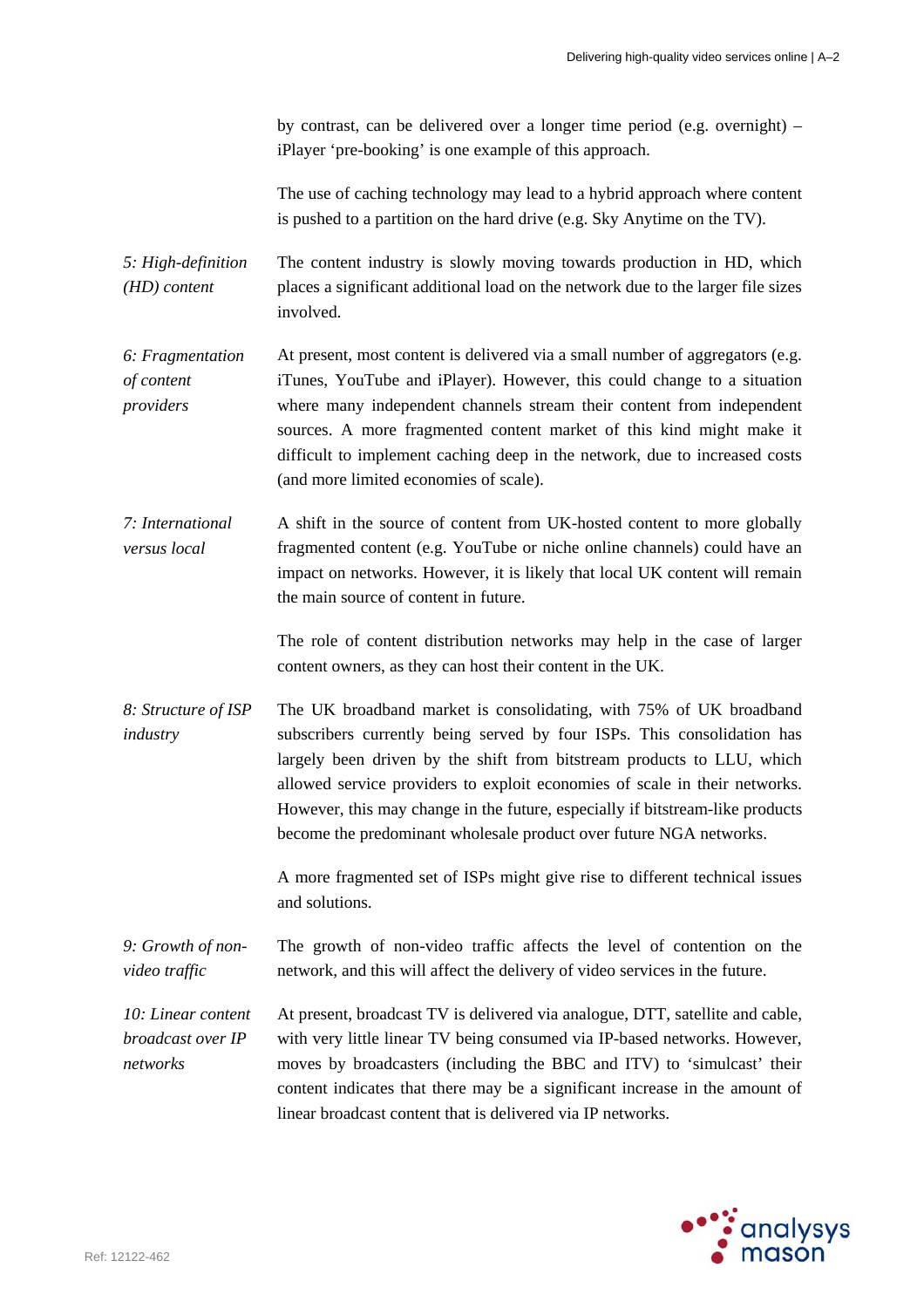by contrast, can be delivered over a longer time period (e.g. overnight) – iPlayer 'pre-booking' is one example of this approach.

The use of caching technology may lead to a hybrid approach where content is pushed to a partition on the hard drive (e.g. Sky Anytime on the TV).

| | |
|---|---|
| *5: High-definition (HD) content* | The content industry is slowly moving towards production in HD, which places a significant additional load on the network due to the larger file sizes involved. |
| *6: Fragmentation of content providers* | At present, most content is delivered via a small number of aggregators (e.g. iTunes, YouTube and iPlayer). However, this could change to a situation where many independent channels stream their content from independent sources. A more fragmented content market of this kind might make it difficult to implement caching deep in the network, due to increased costs (and more limited economies of scale). |
| *7: International versus local* | A shift in the source of content from UK-hosted content to more globally fragmented content (e.g. YouTube or niche online channels) could have an impact on networks. However, it is likely that local UK content will remain the main source of content in future.<br><br>The role of content distribution networks may help in the case of larger content owners, as they can host their content in the UK. |
| *8: Structure of ISP industry* | The UK broadband market is consolidating, with 75% of UK broadband subscribers currently being served by four ISPs. This consolidation has largely been driven by the shift from bitstream products to LLU, which allowed service providers to exploit economies of scale in their networks. However, this may change in the future, especially if bitstream-like products become the predominant wholesale product over future NGA networks.<br><br>A more fragmented set of ISPs might give rise to different technical issues and solutions. |
| *9: Growth of non-video traffic* | The growth of non-video traffic affects the level of contention on the network, and this will affect the delivery of video services in the future. |
| *10: Linear content broadcast over IP networks* | At present, broadcast TV is delivered via analogue, DTT, satellite and cable, with very little linear TV being consumed via IP-based networks. However, moves by broadcasters (including the BBC and ITV) to 'simulcast' their content indicates that there may be a significant increase in the amount of linear broadcast content that is delivered via IP networks. |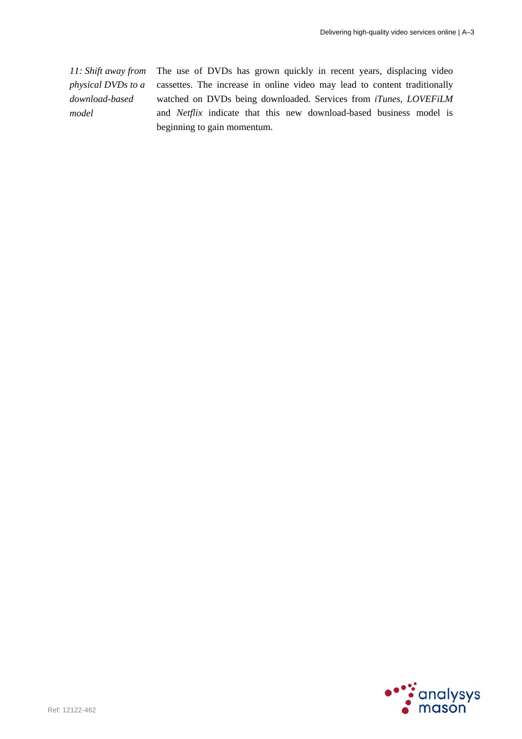*11: Shift away from physical DVDs to a download-based model*

The use of DVDs has grown quickly in recent years, displacing video cassettes. The increase in online video may lead to content traditionally watched on DVDs being downloaded. Services from *iTunes*, *LOVEFiLM* and *Netflix* indicate that this new download-based business model is beginning to gain momentum.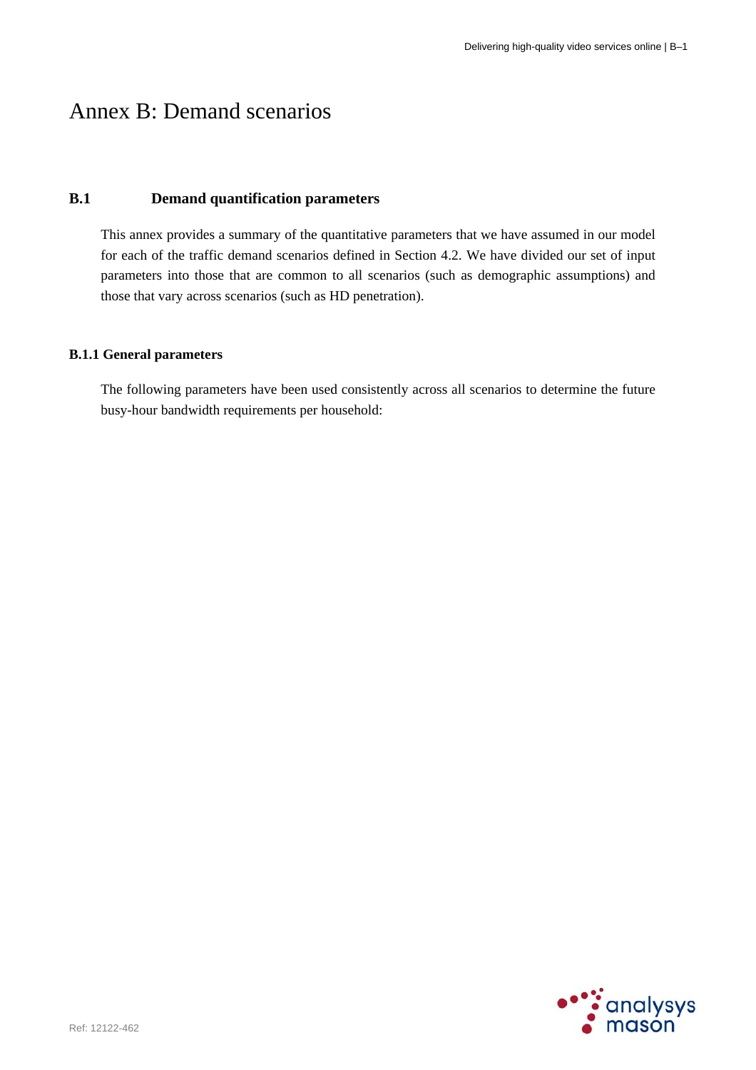# Annex B: Demand scenarios

## B.1 Demand quantification parameters

This annex provides a summary of the quantitative parameters that we have assumed in our model for each of the traffic demand scenarios defined in Section 4.2. We have divided our set of input parameters into those that are common to all scenarios (such as demographic assumptions) and those that vary across scenarios (such as HD penetration).

### B.1.1 General parameters

The following parameters have been used consistently across all scenarios to determine the future busy-hour bandwidth requirements per household: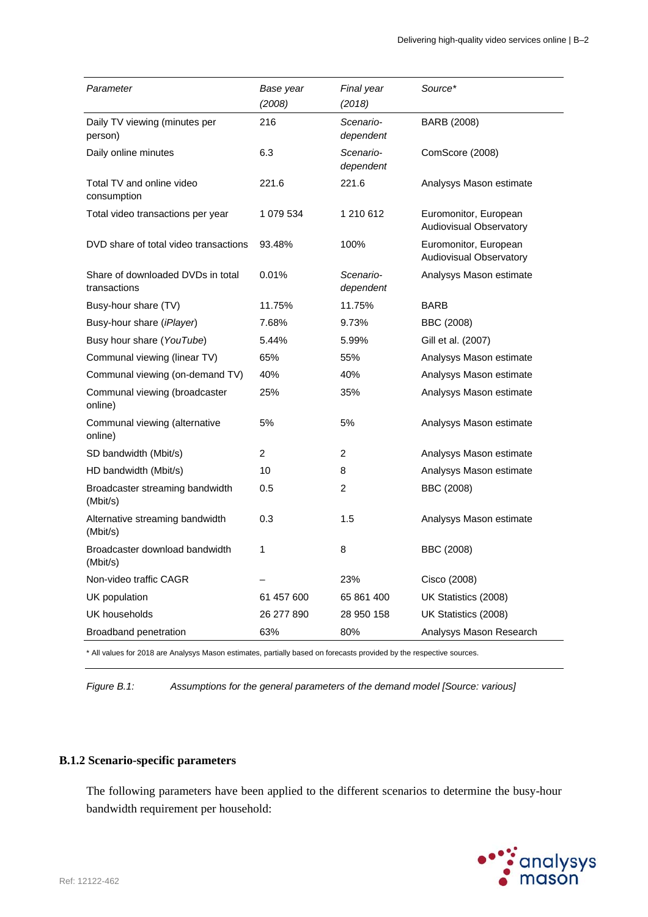| *Parameter* | *Base year (2008)* | *Final year (2018)* | *Source** |
|---|---|---|---|
| Daily TV viewing (minutes per person) | 216 | *Scenario-dependent* | BARB (2008) |
| Daily online minutes | 6.3 | *Scenario-dependent* | ComScore (2008) |
| Total TV and online video consumption | 221.6 | 221.6 | Analysys Mason estimate |
| Total video transactions per year | 1 079 534 | 1 210 612 | Euromonitor, European Audiovisual Observatory |
| DVD share of total video transactions | 93.48% | 100% | Euromonitor, European Audiovisual Observatory |
| Share of downloaded DVDs in total transactions | 0.01% | *Scenario-dependent* | Analysys Mason estimate |
| Busy-hour share (TV) | 11.75% | 11.75% | BARB |
| Busy-hour share (*iPlayer*) | 7.68% | 9.73% | BBC (2008) |
| Busy hour share (*YouTube*) | 5.44% | 5.99% | Gill et al. (2007) |
| Communal viewing (linear TV) | 65% | 55% | Analysys Mason estimate |
| Communal viewing (on-demand TV) | 40% | 40% | Analysys Mason estimate |
| Communal viewing (broadcaster online) | 25% | 35% | Analysys Mason estimate |
| Communal viewing (alternative online) | 5% | 5% | Analysys Mason estimate |
| SD bandwidth (Mbit/s) | 2 | 2 | Analysys Mason estimate |
| HD bandwidth (Mbit/s) | 10 | 8 | Analysys Mason estimate |
| Broadcaster streaming bandwidth (Mbit/s) | 0.5 | 2 | BBC (2008) |
| Alternative streaming bandwidth (Mbit/s) | 0.3 | 1.5 | Analysys Mason estimate |
| Broadcaster download bandwidth (Mbit/s) | 1 | 8 | BBC (2008) |
| Non-video traffic CAGR | – | 23% | Cisco (2008) |
| UK population | 61 457 600 | 65 861 400 | UK Statistics (2008) |
| UK households | 26 277 890 | 28 950 158 | UK Statistics (2008) |
| Broadband penetration | 63% | 80% | Analysys Mason Research |

* All values for 2018 are Analysys Mason estimates, partially based on forecasts provided by the respective sources.

*Figure B.1: Assumptions for the general parameters of the demand model [Source: various]*

### B.1.2 Scenario-specific parameters

The following parameters have been applied to the different scenarios to determine the busy-hour bandwidth requirement per household: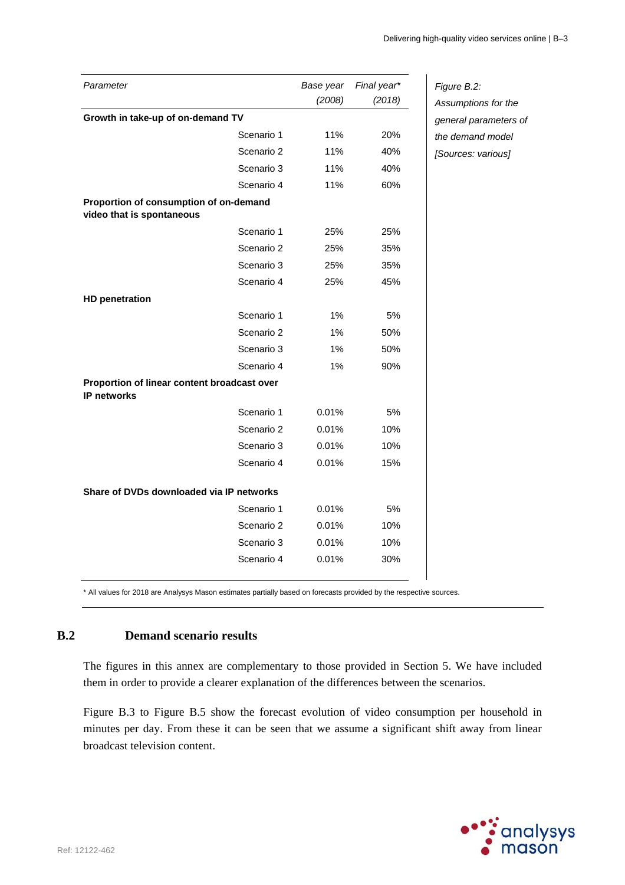| Parameter | | Base year (2008) | Final year* (2018) |
|---|---|---|---|
| **Growth in take-up of on-demand TV** | | | |
| | Scenario 1 | 11% | 20% |
| | Scenario 2 | 11% | 40% |
| | Scenario 3 | 11% | 40% |
| | Scenario 4 | 11% | 60% |
| **Proportion of consumption of on-demand video that is spontaneous** | | | |
| | Scenario 1 | 25% | 25% |
| | Scenario 2 | 25% | 35% |
| | Scenario 3 | 25% | 35% |
| | Scenario 4 | 25% | 45% |
| **HD penetration** | | | |
| | Scenario 1 | 1% | 5% |
| | Scenario 2 | 1% | 50% |
| | Scenario 3 | 1% | 50% |
| | Scenario 4 | 1% | 90% |
| **Proportion of linear content broadcast over IP networks** | | | |
| | Scenario 1 | 0.01% | 5% |
| | Scenario 2 | 0.01% | 10% |
| | Scenario 3 | 0.01% | 10% |
| | Scenario 4 | 0.01% | 15% |
| **Share of DVDs downloaded via IP networks** | | | |
| | Scenario 1 | 0.01% | 5% |
| | Scenario 2 | 0.01% | 10% |
| | Scenario 3 | 0.01% | 10% |
| | Scenario 4 | 0.01% | 30% |

*Figure B.2: Assumptions for the general parameters of the demand model [Sources: various]*

\* All values for 2018 are Analysys Mason estimates partially based on forecasts provided by the respective sources.

## B.2 Demand scenario results

The figures in this annex are complementary to those provided in Section 5. We have included them in order to provide a clearer explanation of the differences between the scenarios.

Figure B.3 to Figure B.5 show the forecast evolution of video consumption per household in minutes per day. From these it can be seen that we assume a significant shift away from linear broadcast television content.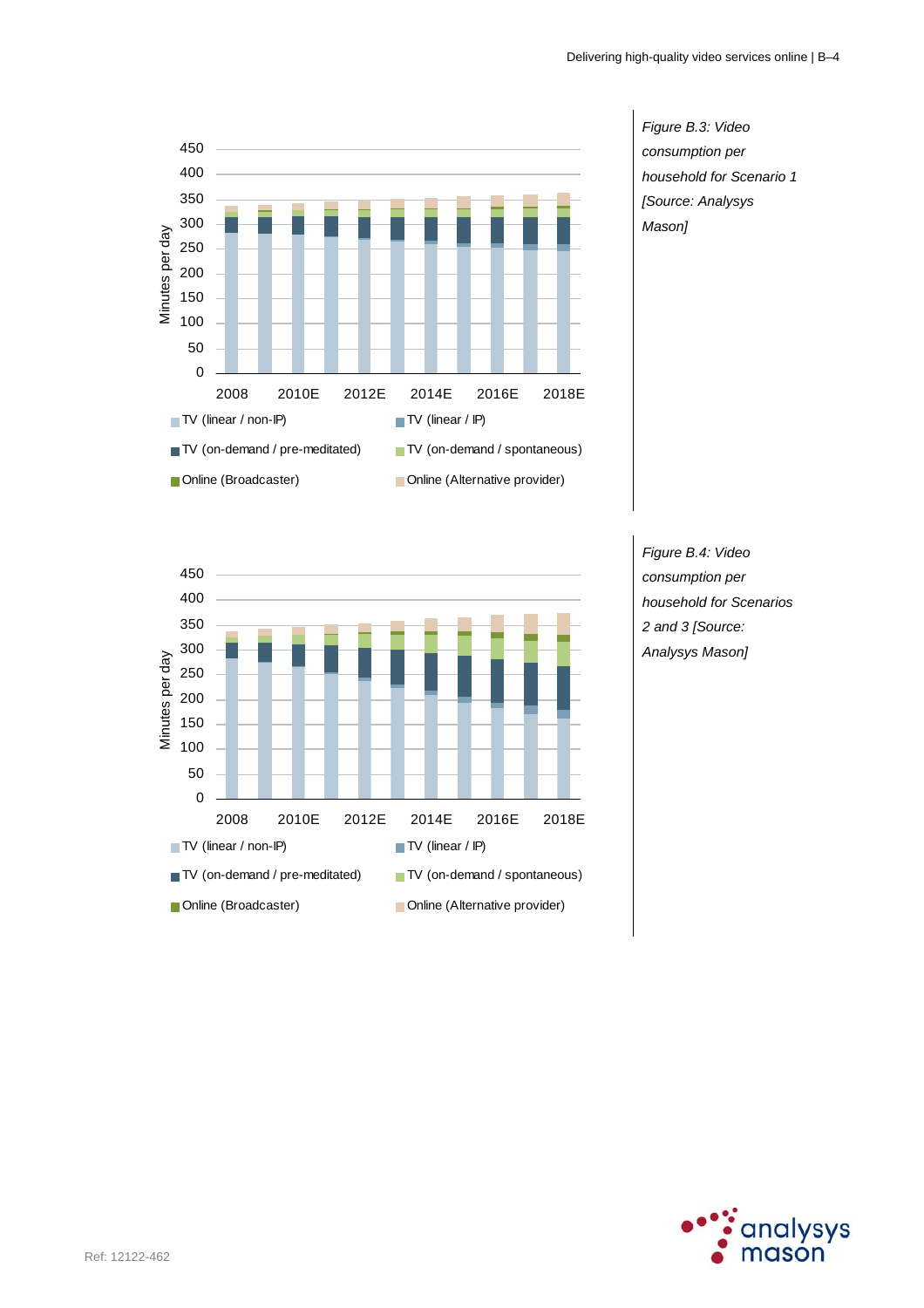*Figure B.3: Video consumption per household for Scenario 1 [Source: Analysys Mason]*

*Figure B.4: Video consumption per household for Scenarios 2 and 3 [Source: Analysys Mason]*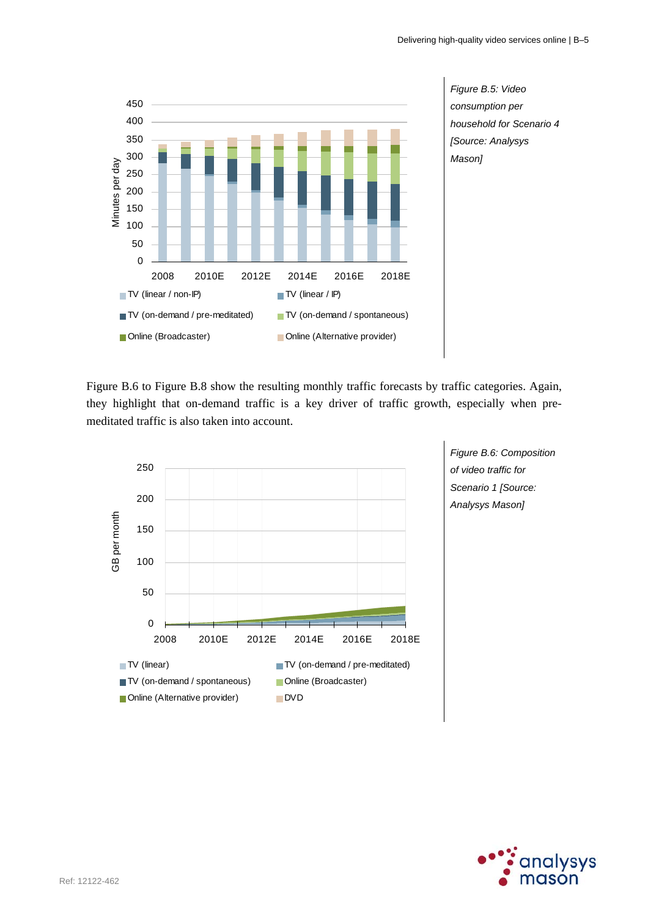Figure B.5: Video consumption per household for Scenario 4 [Source: Analysys Mason]

Figure B.6 to Figure B.8 show the resulting monthly traffic forecasts by traffic categories. Again, they highlight that on-demand traffic is a key driver of traffic growth, especially when pre-meditated traffic is also taken into account.

Figure B.6: Composition of video traffic for Scenario 1 [Source: Analysys Mason]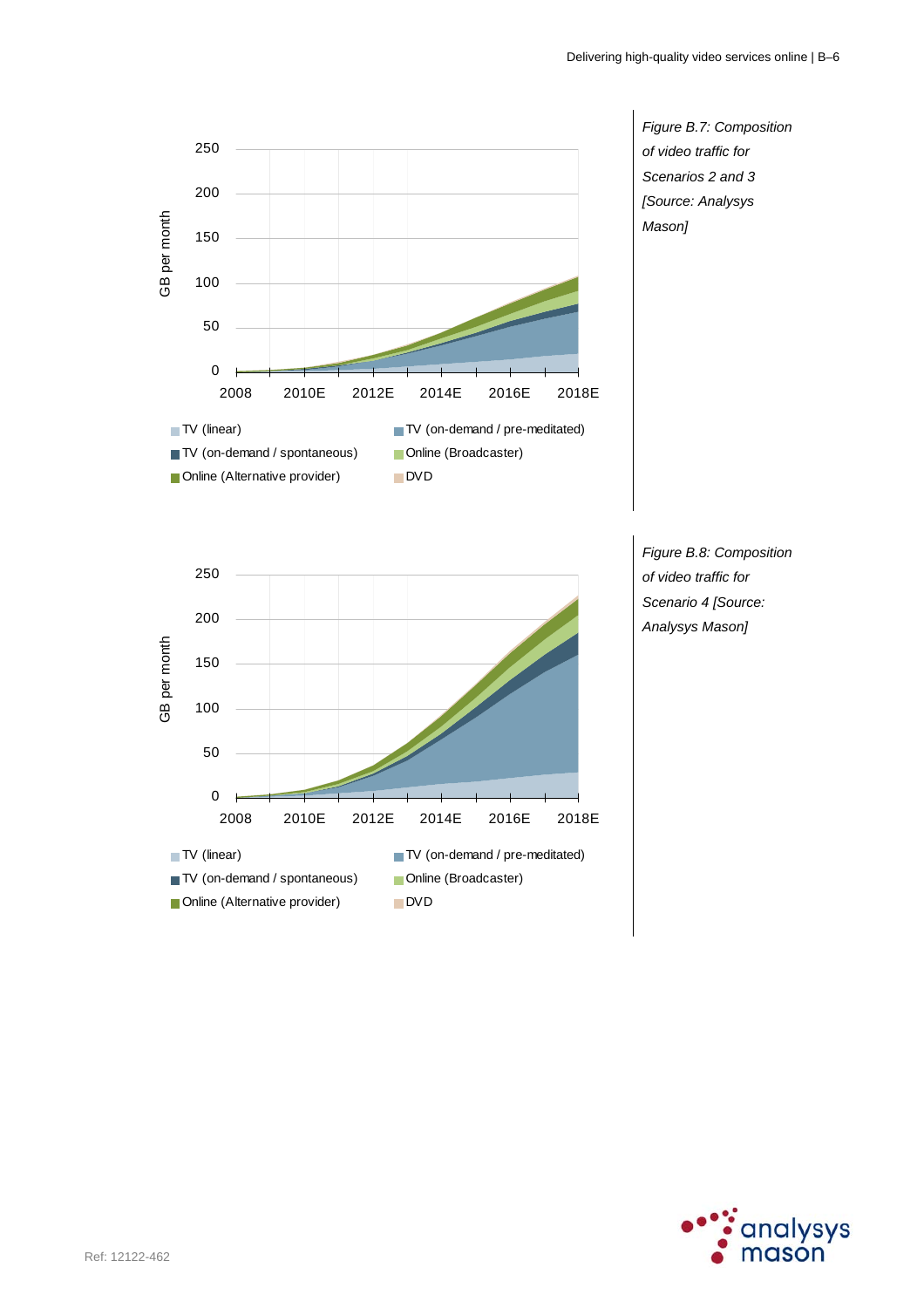*Figure B.7: Composition of video traffic for Scenarios 2 and 3 [Source: Analysys Mason]*

*Figure B.8: Composition of video traffic for Scenario 4 [Source: Analysys Mason]*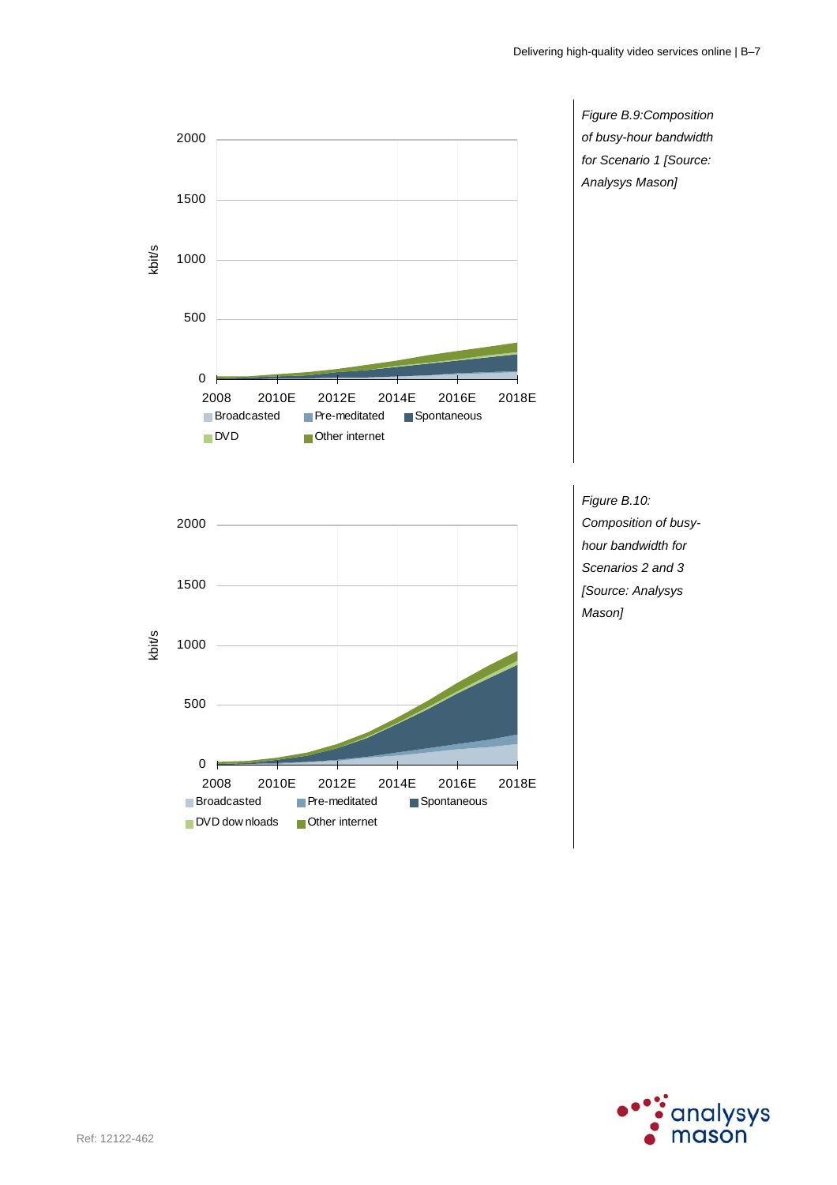*Figure B.9:Composition of busy-hour bandwidth for Scenario 1 [Source: Analysys Mason]*

*Figure B.10: Composition of busy-hour bandwidth for Scenarios 2 and 3 [Source: Analysys Mason]*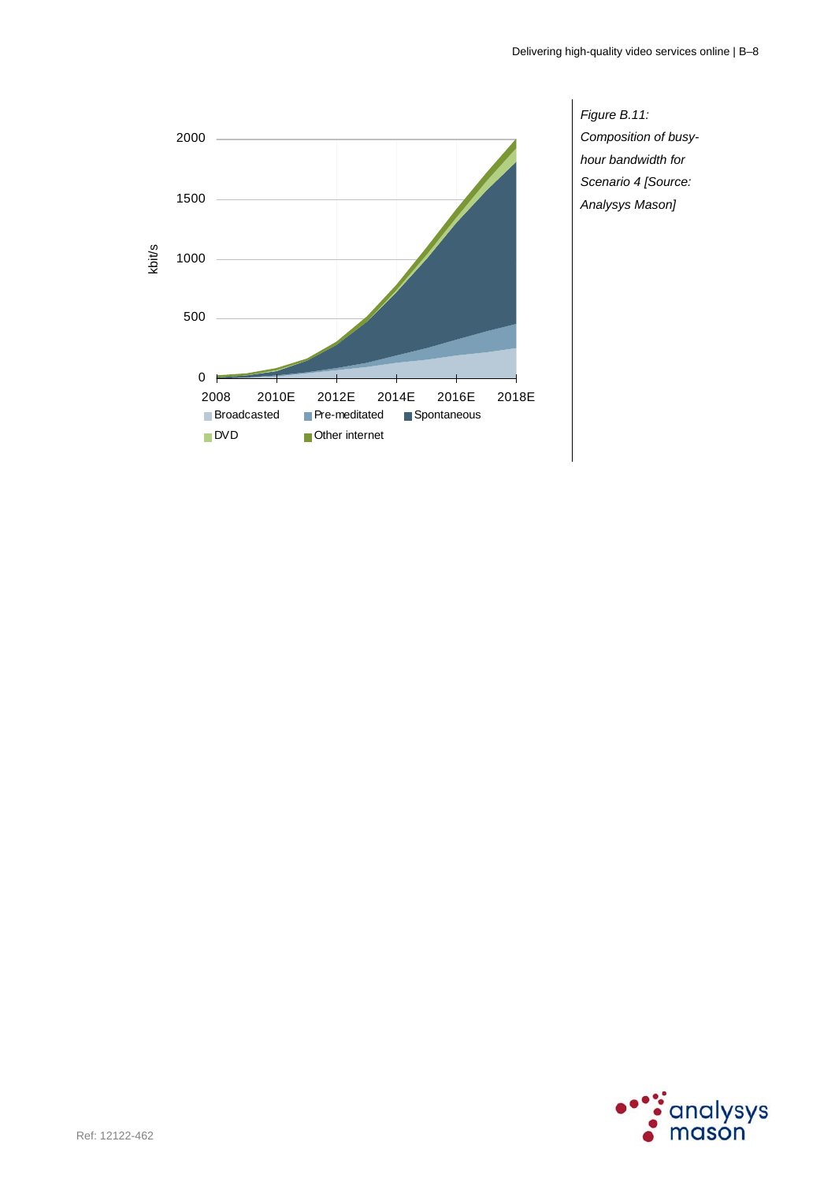*Figure B.11: Composition of busy-hour bandwidth for Scenario 4 [Source: Analysys Mason]*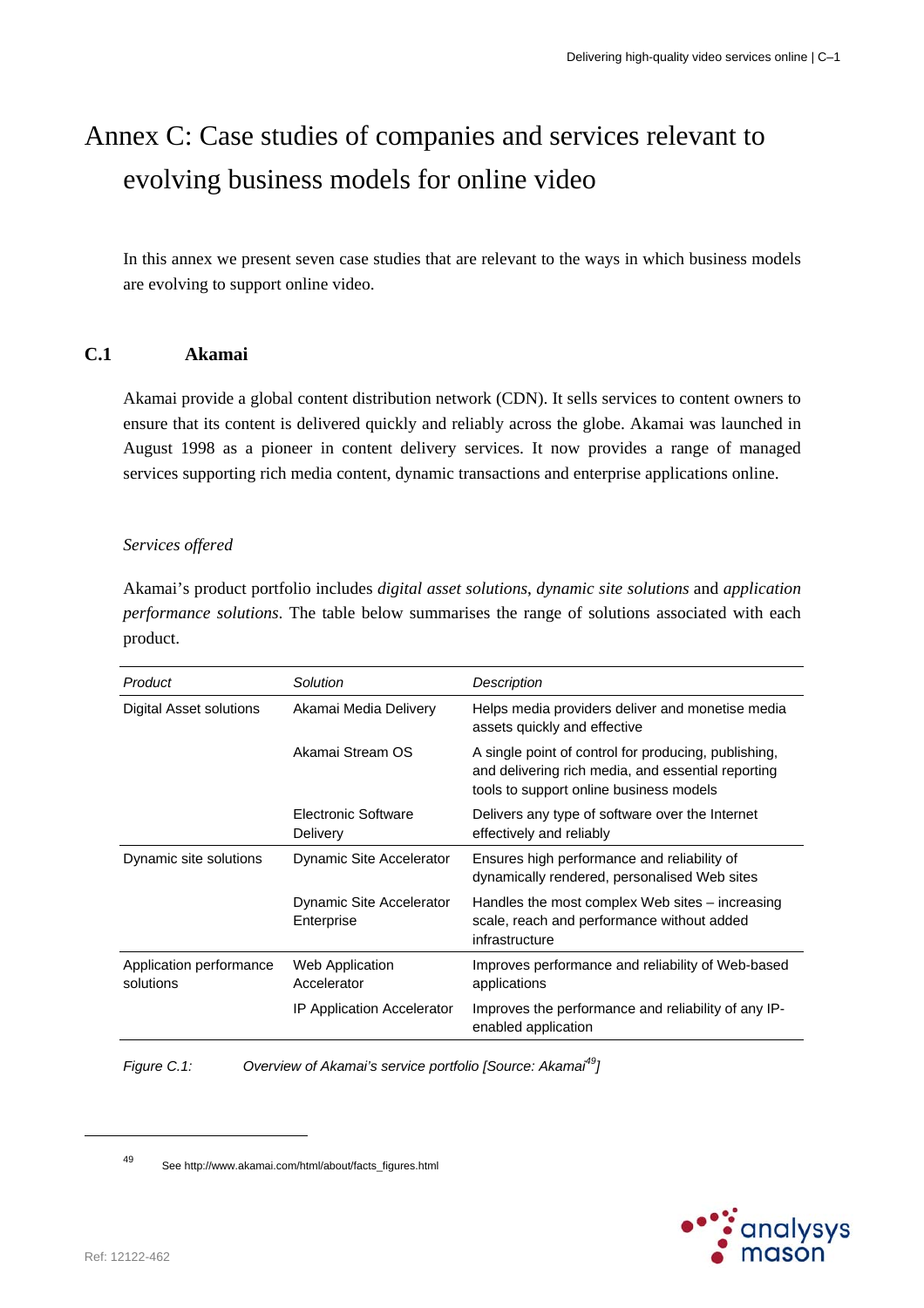# Annex C: Case studies of companies and services relevant to evolving business models for online video

In this annex we present seven case studies that are relevant to the ways in which business models are evolving to support online video.

## C.1 Akamai

Akamai provide a global content distribution network (CDN). It sells services to content owners to ensure that its content is delivered quickly and reliably across the globe. Akamai was launched in August 1998 as a pioneer in content delivery services. It now provides a range of managed services supporting rich media content, dynamic transactions and enterprise applications online.

*Services offered*

Akamai's product portfolio includes *digital asset solutions*, *dynamic site solutions* and *application performance solutions*. The table below summarises the range of solutions associated with each product.

| *Product* | *Solution* | *Description* |
|---|---|---|
| Digital Asset solutions | Akamai Media Delivery | Helps media providers deliver and monetise media assets quickly and effective |
| | Akamai Stream OS | A single point of control for producing, publishing, and delivering rich media, and essential reporting tools to support online business models |
| | Electronic Software Delivery | Delivers any type of software over the Internet effectively and reliably |
| Dynamic site solutions | Dynamic Site Accelerator | Ensures high performance and reliability of dynamically rendered, personalised Web sites |
| | Dynamic Site Accelerator Enterprise | Handles the most complex Web sites – increasing scale, reach and performance without added infrastructure |
| Application performance solutions | Web Application Accelerator | Improves performance and reliability of Web-based applications |
| | IP Application Accelerator | Improves the performance and reliability of any IP-enabled application |

*Figure C.1: Overview of Akamai's service portfolio [Source: Akamai[49]]*

[49] See http://www.akamai.com/html/about/facts_figures.html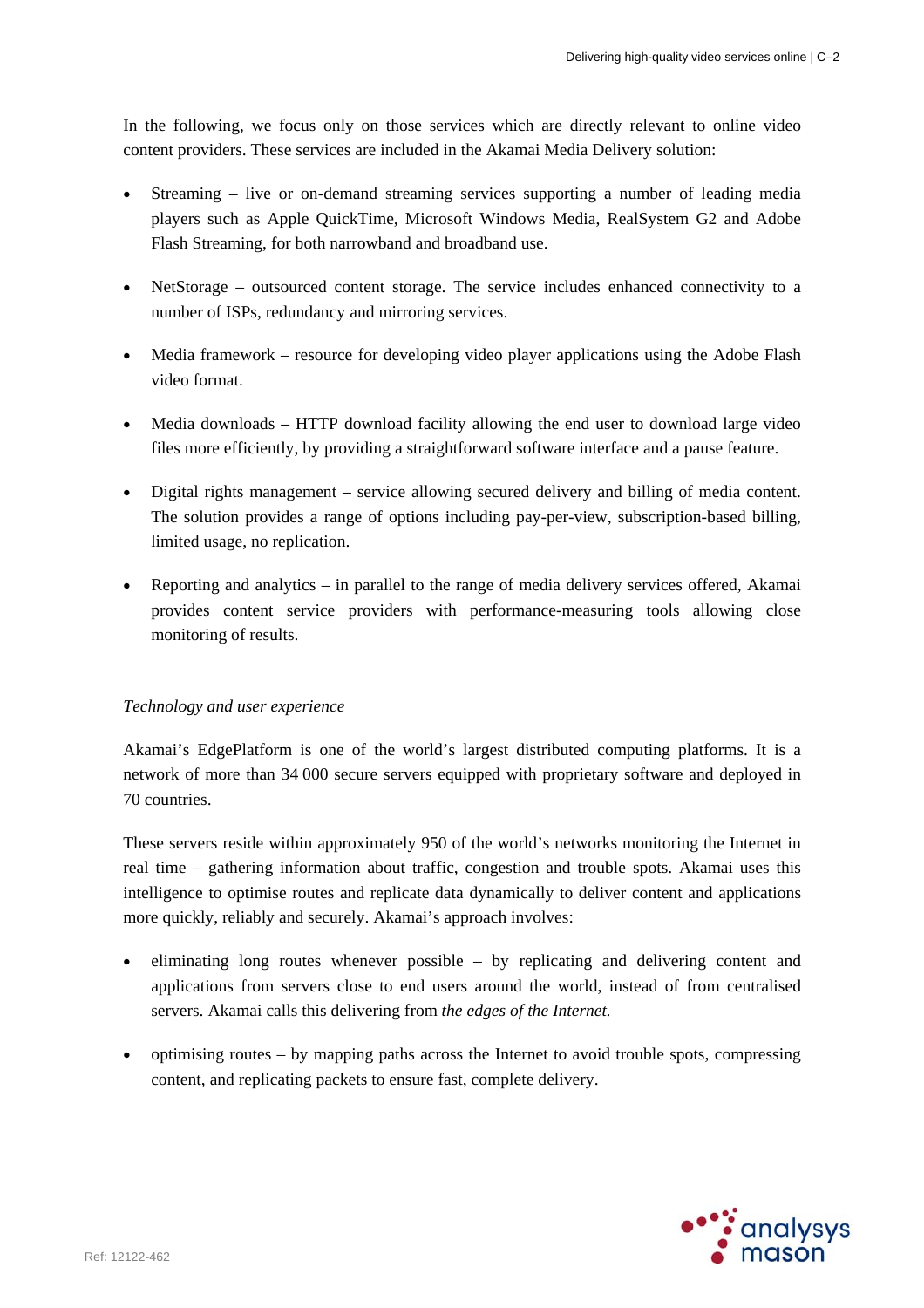In the following, we focus only on those services which are directly relevant to online video content providers. These services are included in the Akamai Media Delivery solution:

- Streaming – live or on-demand streaming services supporting a number of leading media players such as Apple QuickTime, Microsoft Windows Media, RealSystem G2 and Adobe Flash Streaming, for both narrowband and broadband use.
- NetStorage – outsourced content storage. The service includes enhanced connectivity to a number of ISPs, redundancy and mirroring services.
- Media framework – resource for developing video player applications using the Adobe Flash video format.
- Media downloads – HTTP download facility allowing the end user to download large video files more efficiently, by providing a straightforward software interface and a pause feature.
- Digital rights management – service allowing secured delivery and billing of media content. The solution provides a range of options including pay-per-view, subscription-based billing, limited usage, no replication.
- Reporting and analytics – in parallel to the range of media delivery services offered, Akamai provides content service providers with performance-measuring tools allowing close monitoring of results.

*Technology and user experience*

Akamai's EdgePlatform is one of the world's largest distributed computing platforms. It is a network of more than 34 000 secure servers equipped with proprietary software and deployed in 70 countries.

These servers reside within approximately 950 of the world's networks monitoring the Internet in real time – gathering information about traffic, congestion and trouble spots. Akamai uses this intelligence to optimise routes and replicate data dynamically to deliver content and applications more quickly, reliably and securely. Akamai's approach involves:

- eliminating long routes whenever possible – by replicating and delivering content and applications from servers close to end users around the world, instead of from centralised servers. Akamai calls this delivering from *the edges of the Internet.*
- optimising routes – by mapping paths across the Internet to avoid trouble spots, compressing content, and replicating packets to ensure fast, complete delivery.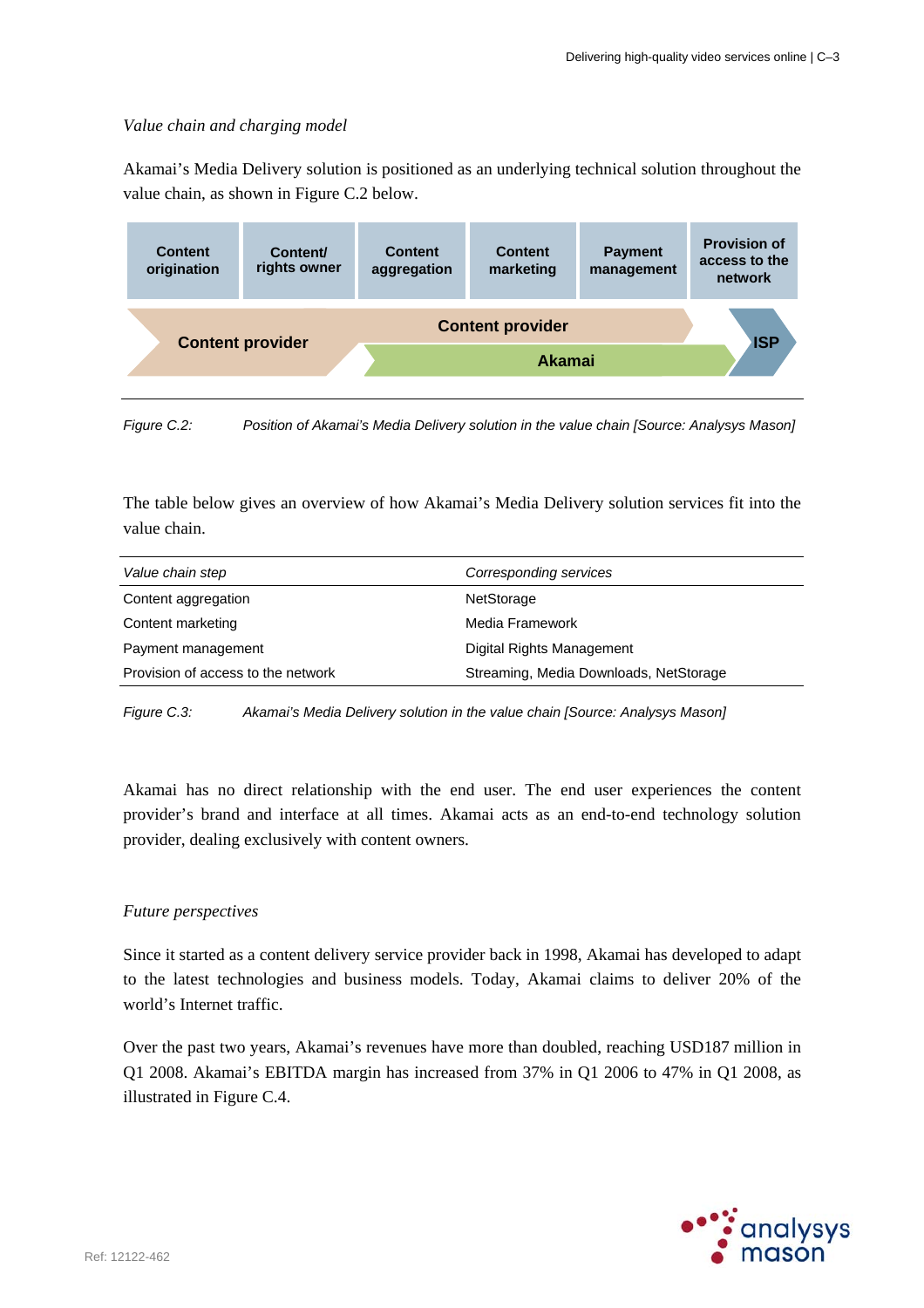*Value chain and charging model*

Akamai's Media Delivery solution is positioned as an underlying technical solution throughout the value chain, as shown in Figure C.2 below.

| Content origination | Content/ rights owner | Content aggregation | Content marketing | Payment management | Provision of access to the network |
|---|---|---|---|---|---|
| Content provider | | Content provider | | | ISP |
| | | Akamai | | | |

*Figure C.2: Position of Akamai's Media Delivery solution in the value chain [Source: Analysys Mason]*

The table below gives an overview of how Akamai's Media Delivery solution services fit into the value chain.

| *Value chain step* | *Corresponding services* |
|---|---|
| Content aggregation | NetStorage |
| Content marketing | Media Framework |
| Payment management | Digital Rights Management |
| Provision of access to the network | Streaming, Media Downloads, NetStorage |

*Figure C.3: Akamai's Media Delivery solution in the value chain [Source: Analysys Mason]*

Akamai has no direct relationship with the end user. The end user experiences the content provider's brand and interface at all times. Akamai acts as an end-to-end technology solution provider, dealing exclusively with content owners.

*Future perspectives*

Since it started as a content delivery service provider back in 1998, Akamai has developed to adapt to the latest technologies and business models. Today, Akamai claims to deliver 20% of the world's Internet traffic.

Over the past two years, Akamai's revenues have more than doubled, reaching USD187 million in Q1 2008. Akamai's EBITDA margin has increased from 37% in Q1 2006 to 47% in Q1 2008, as illustrated in Figure C.4.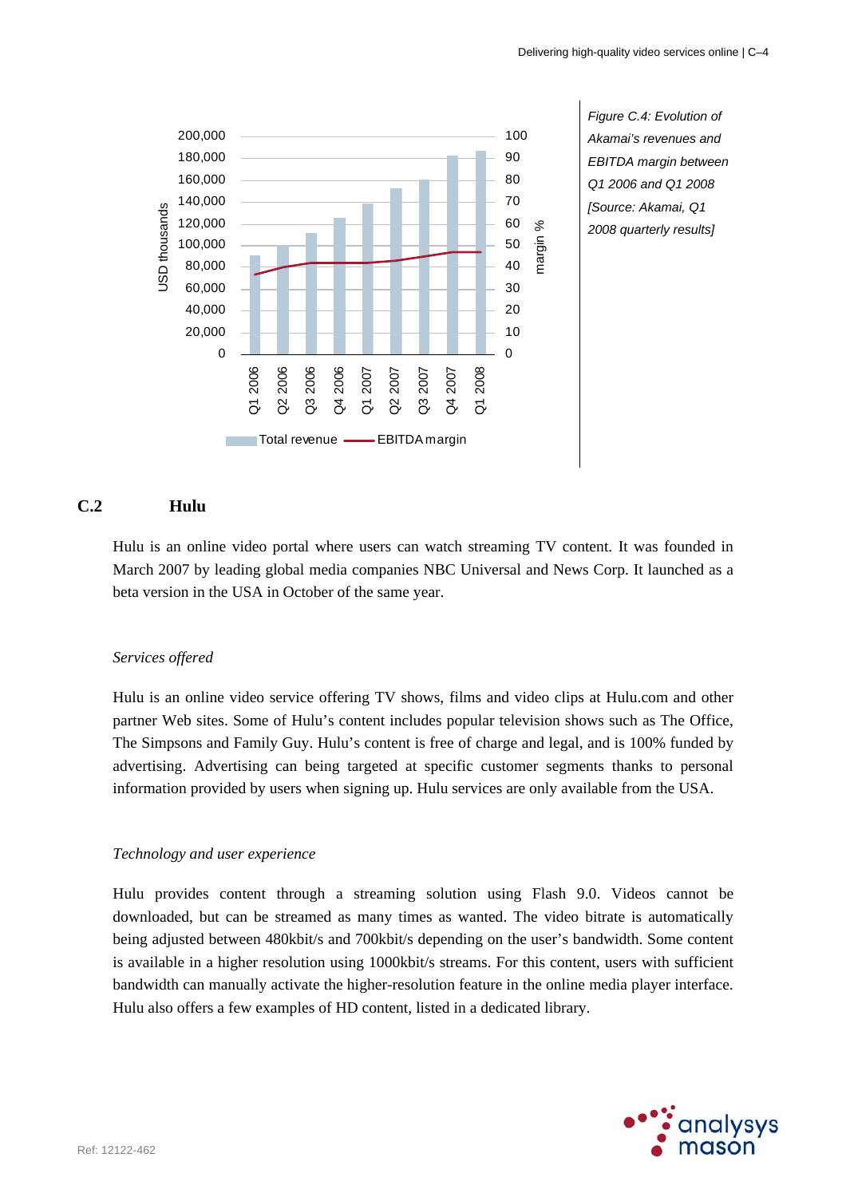Figure C.4: Evolution of Akamai's revenues and EBITDA margin between Q1 2006 and Q1 2008 [Source: Akamai, Q1 2008 quarterly results]

## C.2 Hulu

Hulu is an online video portal where users can watch streaming TV content. It was founded in March 2007 by leading global media companies NBC Universal and News Corp. It launched as a beta version in the USA in October of the same year.

*Services offered*

Hulu is an online video service offering TV shows, films and video clips at Hulu.com and other partner Web sites. Some of Hulu's content includes popular television shows such as The Office, The Simpsons and Family Guy. Hulu's content is free of charge and legal, and is 100% funded by advertising. Advertising can being targeted at specific customer segments thanks to personal information provided by users when signing up. Hulu services are only available from the USA.

*Technology and user experience*

Hulu provides content through a streaming solution using Flash 9.0. Videos cannot be downloaded, but can be streamed as many times as wanted. The video bitrate is automatically being adjusted between 480kbit/s and 700kbit/s depending on the user's bandwidth. Some content is available in a higher resolution using 1000kbit/s streams. For this content, users with sufficient bandwidth can manually activate the higher-resolution feature in the online media player interface. Hulu also offers a few examples of HD content, listed in a dedicated library.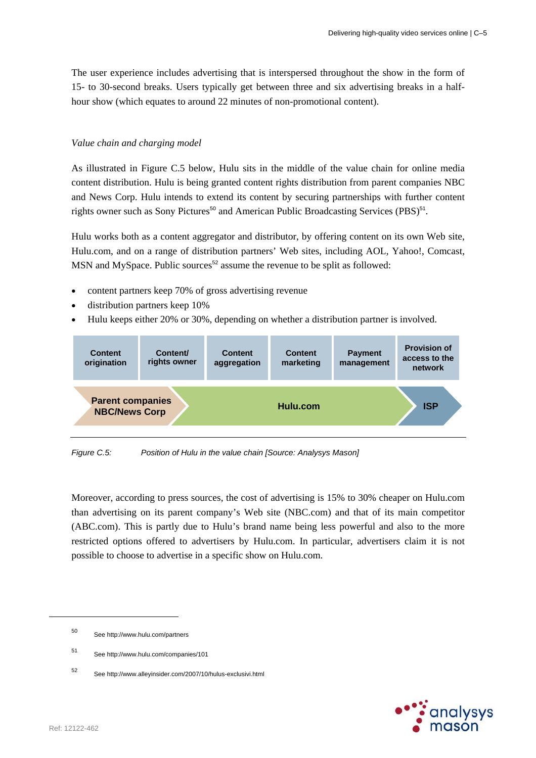The user experience includes advertising that is interspersed throughout the show in the form of 15- to 30-second breaks. Users typically get between three and six advertising breaks in a half-hour show (which equates to around 22 minutes of non-promotional content).

*Value chain and charging model*

As illustrated in Figure C.5 below, Hulu sits in the middle of the value chain for online media content distribution. Hulu is being granted content rights distribution from parent companies NBC and News Corp. Hulu intends to extend its content by securing partnerships with further content rights owner such as Sony Pictures[50] and American Public Broadcasting Services (PBS)[51].

Hulu works both as a content aggregator and distributor, by offering content on its own Web site, Hulu.com, and on a range of distribution partners' Web sites, including AOL, Yahoo!, Comcast, MSN and MySpace. Public sources[52] assume the revenue to be split as followed:

- content partners keep 70% of gross advertising revenue
- distribution partners keep 10%
- Hulu keeps either 20% or 30%, depending on whether a distribution partner is involved.

| Content origination | Content/ rights owner | Content aggregation | Content marketing | Payment management | Provision of access to the network |
|---|---|---|---|---|---|
| Parent companies NBC/News Corp | Hulu.com | | | | ISP |

*Figure C.5: Position of Hulu in the value chain [Source: Analysys Mason]*

Moreover, according to press sources, the cost of advertising is 15% to 30% cheaper on Hulu.com than advertising on its parent company's Web site (NBC.com) and that of its main competitor (ABC.com). This is partly due to Hulu's brand name being less powerful and also to the more restricted options offered to advertisers by Hulu.com. In particular, advertisers claim it is not possible to choose to advertise in a specific show on Hulu.com.

---

[50] See http://www.hulu.com/partners

[51] See http://www.hulu.com/companies/101

[52] See http://www.alleyinsider.com/2007/10/hulus-exclusivi.html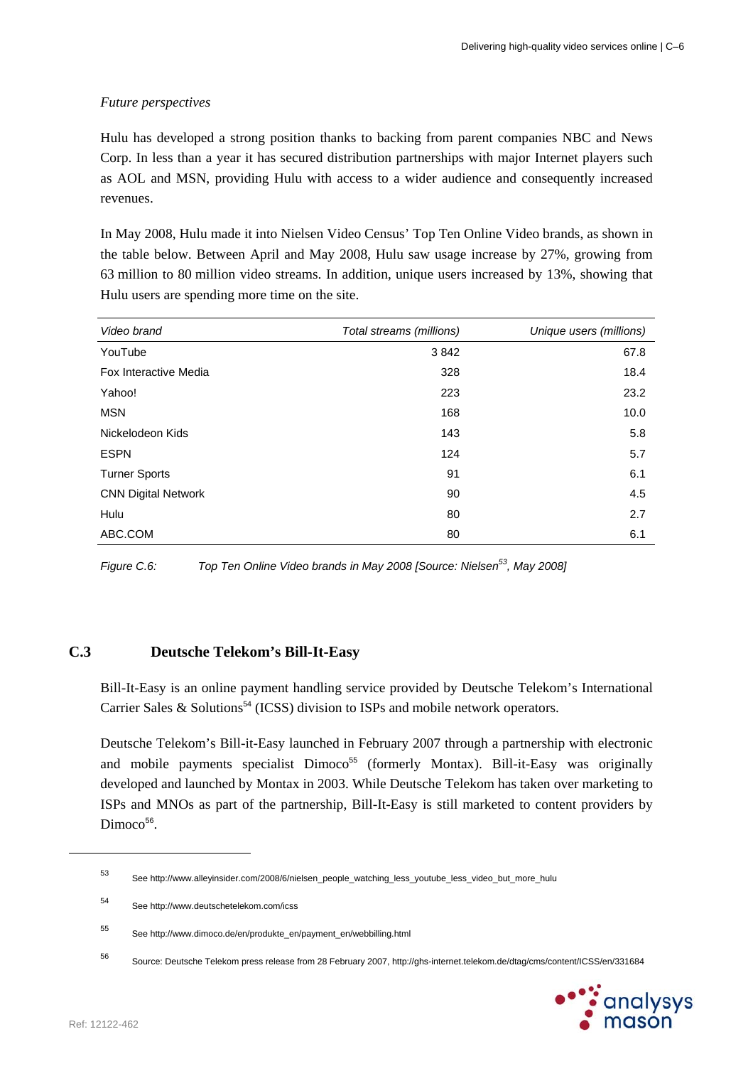*Future perspectives*

Hulu has developed a strong position thanks to backing from parent companies NBC and News Corp. In less than a year it has secured distribution partnerships with major Internet players such as AOL and MSN, providing Hulu with access to a wider audience and consequently increased revenues.

In May 2008, Hulu made it into Nielsen Video Census' Top Ten Online Video brands, as shown in the table below. Between April and May 2008, Hulu saw usage increase by 27%, growing from 63 million to 80 million video streams. In addition, unique users increased by 13%, showing that Hulu users are spending more time on the site.

| *Video brand* | *Total streams (millions)* | *Unique users (millions)* |
|---|---:|---:|
| YouTube | 3 842 | 67.8 |
| Fox Interactive Media | 328 | 18.4 |
| Yahoo! | 223 | 23.2 |
| MSN | 168 | 10.0 |
| Nickelodeon Kids | 143 | 5.8 |
| ESPN | 124 | 5.7 |
| Turner Sports | 91 | 6.1 |
| CNN Digital Network | 90 | 4.5 |
| Hulu | 80 | 2.7 |
| ABC.COM | 80 | 6.1 |

*Figure C.6: Top Ten Online Video brands in May 2008 [Source: Nielsen[53], May 2008]*

## C.3 Deutsche Telekom's Bill-It-Easy

Bill-It-Easy is an online payment handling service provided by Deutsche Telekom's International Carrier Sales & Solutions[54] (ICSS) division to ISPs and mobile network operators.

Deutsche Telekom's Bill-it-Easy launched in February 2007 through a partnership with electronic and mobile payments specialist Dimoco[55] (formerly Montax). Bill-it-Easy was originally developed and launched by Montax in 2003. While Deutsche Telekom has taken over marketing to ISPs and MNOs as part of the partnership, Bill-It-Easy is still marketed to content providers by Dimoco[56].

---

[53] See http://www.alleyinsider.com/2008/6/nielsen_people_watching_less_youtube_less_video_but_more_hulu

[54] See http://www.deutschetelekom.com/icss

[55] See http://www.dimoco.de/en/produkte_en/payment_en/webbilling.html

[56] Source: Deutsche Telekom press release from 28 February 2007, http://ghs-internet.telekom.de/dtag/cms/content/ICSS/en/331684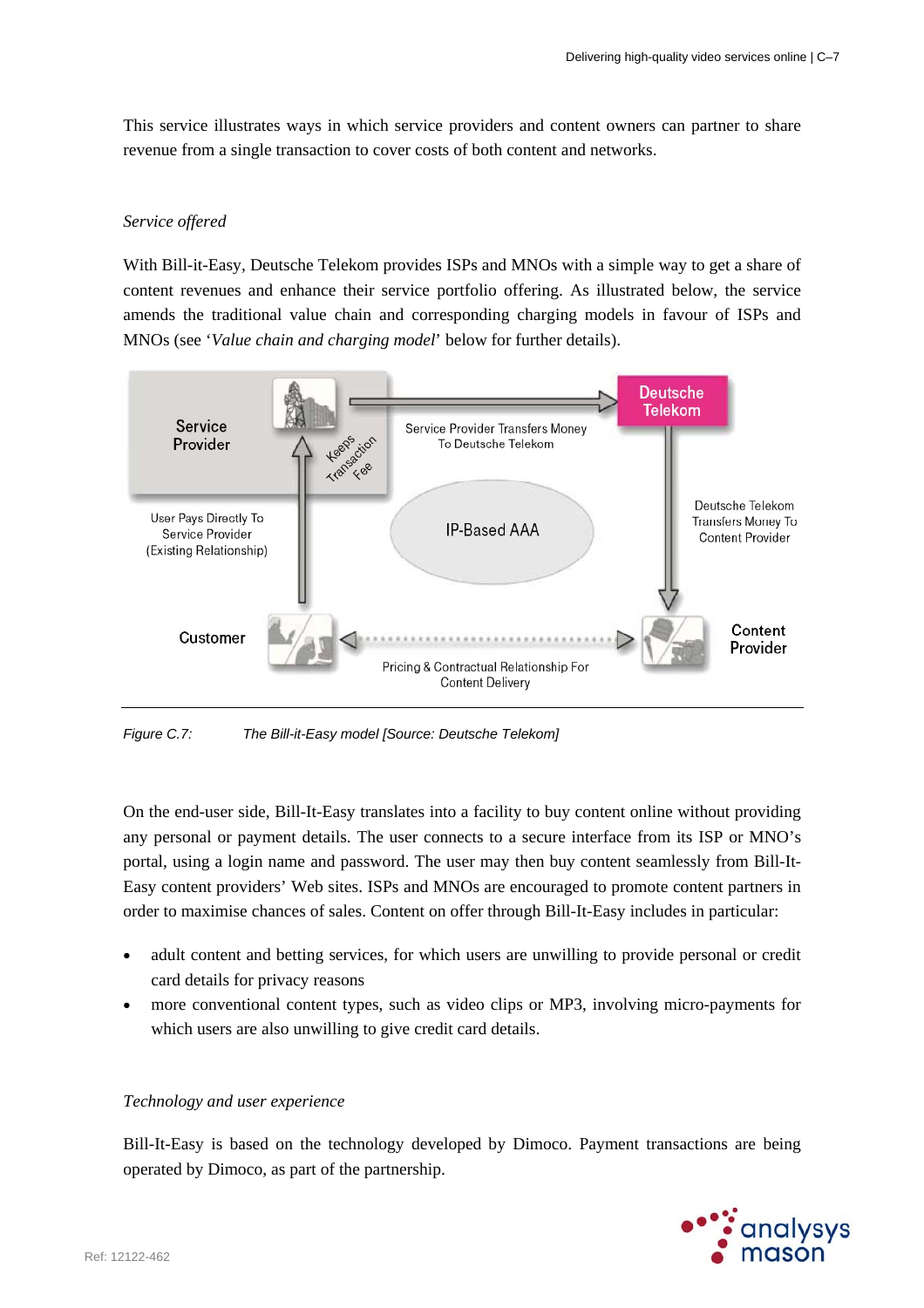This service illustrates ways in which service providers and content owners can partner to share revenue from a single transaction to cover costs of both content and networks.

*Service offered*

With Bill-it-Easy, Deutsche Telekom provides ISPs and MNOs with a simple way to get a share of content revenues and enhance their service portfolio offering. As illustrated below, the service amends the traditional value chain and corresponding charging models in favour of ISPs and MNOs (see '*Value chain and charging model*' below for further details).

Service Provider | Keeps Transaction Fee | Service Provider Transfers Money To Deutsche Telekom | Deutsche Telekom | User Pays Directly To Service Provider (Existing Relationship) | IP-Based AAA | Deutsche Telekom Transfers Money To Content Provider | Customer | Pricing & Contractual Relationship For Content Delivery | Content Provider

*Figure C.7: The Bill-it-Easy model [Source: Deutsche Telekom]*

On the end-user side, Bill-It-Easy translates into a facility to buy content online without providing any personal or payment details. The user connects to a secure interface from its ISP or MNO's portal, using a login name and password. The user may then buy content seamlessly from Bill-It-Easy content providers' Web sites. ISPs and MNOs are encouraged to promote content partners in order to maximise chances of sales. Content on offer through Bill-It-Easy includes in particular:

- adult content and betting services, for which users are unwilling to provide personal or credit card details for privacy reasons
- more conventional content types, such as video clips or MP3, involving micro-payments for which users are also unwilling to give credit card details.

*Technology and user experience*

Bill-It-Easy is based on the technology developed by Dimoco. Payment transactions are being operated by Dimoco, as part of the partnership.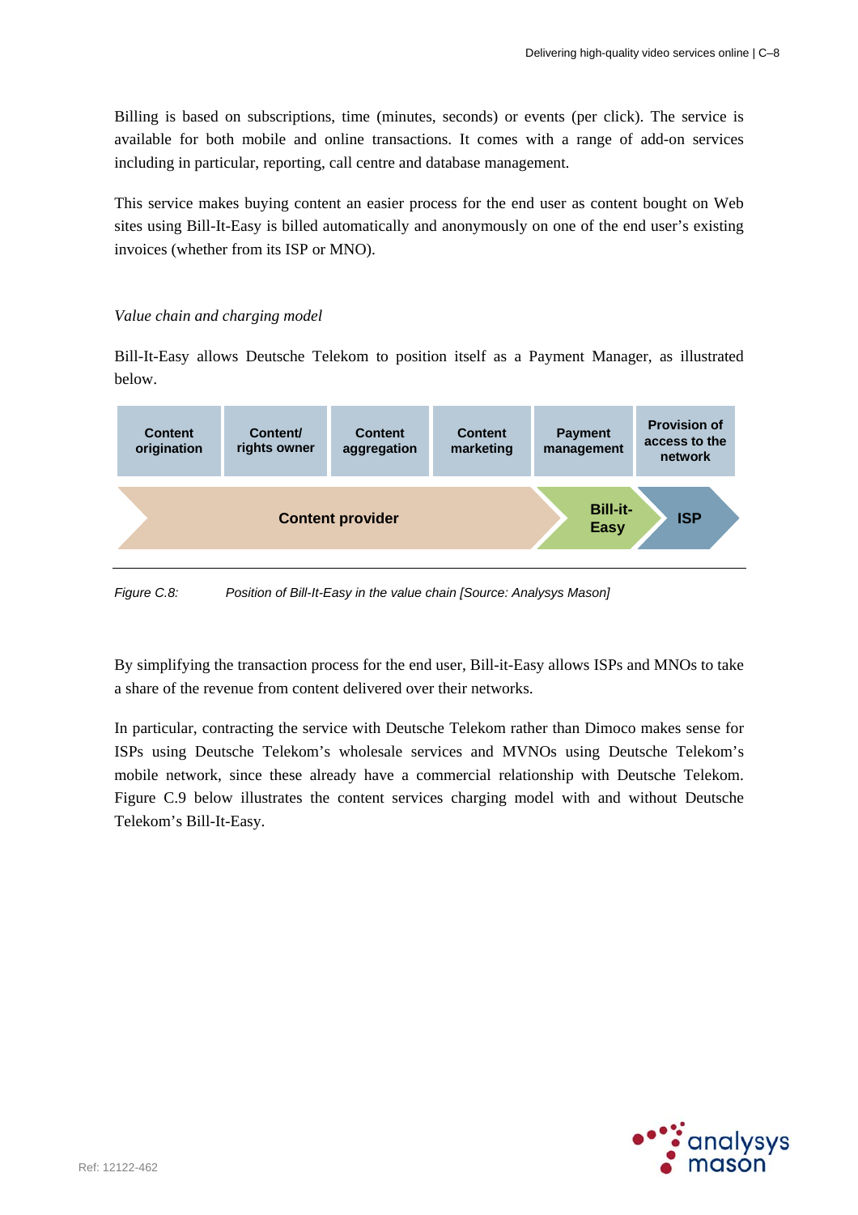Billing is based on subscriptions, time (minutes, seconds) or events (per click). The service is available for both mobile and online transactions. It comes with a range of add-on services including in particular, reporting, call centre and database management.

This service makes buying content an easier process for the end user as content bought on Web sites using Bill-It-Easy is billed automatically and anonymously on one of the end user's existing invoices (whether from its ISP or MNO).

*Value chain and charging model*

Bill-It-Easy allows Deutsche Telekom to position itself as a Payment Manager, as illustrated below.

| Content origination | Content/ rights owner | Content aggregation | Content marketing | Payment management | Provision of access to the network |
|---|---|---|---|---|---|
| Content provider | | | | Bill-it-Easy | ISP |

*Figure C.8: Position of Bill-It-Easy in the value chain [Source: Analysys Mason]*

By simplifying the transaction process for the end user, Bill-it-Easy allows ISPs and MNOs to take a share of the revenue from content delivered over their networks.

In particular, contracting the service with Deutsche Telekom rather than Dimoco makes sense for ISPs using Deutsche Telekom's wholesale services and MVNOs using Deutsche Telekom's mobile network, since these already have a commercial relationship with Deutsche Telekom. Figure C.9 below illustrates the content services charging model with and without Deutsche Telekom's Bill-It-Easy.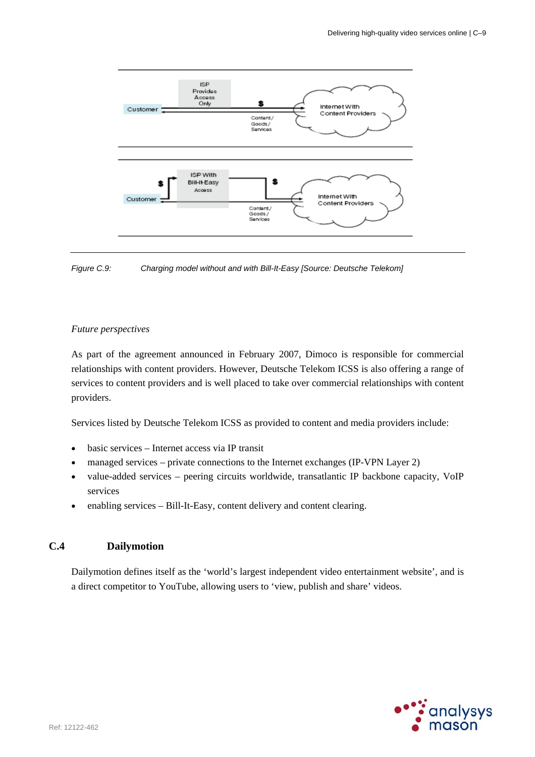Figure C.9: Charging model without and with Bill-It-Easy [Source: Deutsche Telekom]

*Future perspectives*

As part of the agreement announced in February 2007, Dimoco is responsible for commercial relationships with content providers. However, Deutsche Telekom ICSS is also offering a range of services to content providers and is well placed to take over commercial relationships with content providers.

Services listed by Deutsche Telekom ICSS as provided to content and media providers include:

- basic services – Internet access via IP transit
- managed services – private connections to the Internet exchanges (IP-VPN Layer 2)
- value-added services – peering circuits worldwide, transatlantic IP backbone capacity, VoIP services
- enabling services – Bill-It-Easy, content delivery and content clearing.

## C.4 Dailymotion

Dailymotion defines itself as the 'world's largest independent video entertainment website', and is a direct competitor to YouTube, allowing users to 'view, publish and share' videos.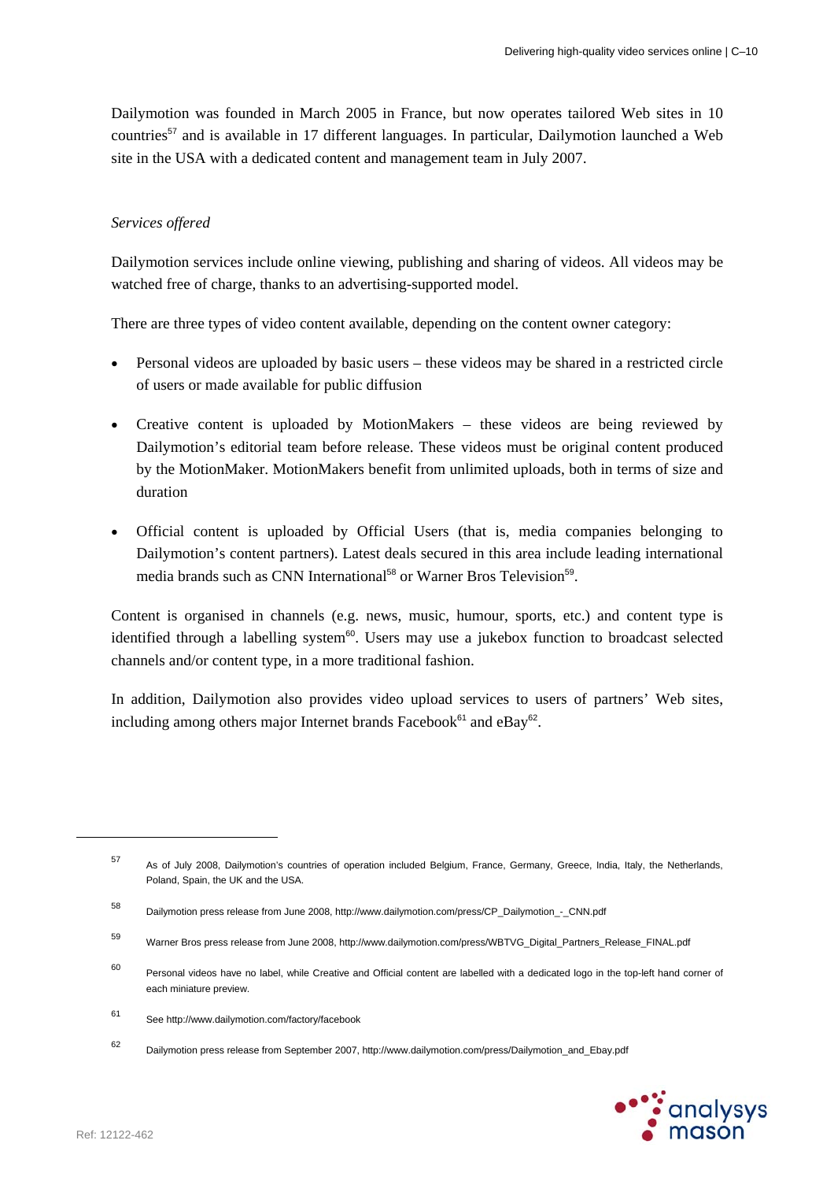Dailymotion was founded in March 2005 in France, but now operates tailored Web sites in 10 countries[57] and is available in 17 different languages. In particular, Dailymotion launched a Web site in the USA with a dedicated content and management team in July 2007.

*Services offered*

Dailymotion services include online viewing, publishing and sharing of videos. All videos may be watched free of charge, thanks to an advertising-supported model.

There are three types of video content available, depending on the content owner category:

- Personal videos are uploaded by basic users – these videos may be shared in a restricted circle of users or made available for public diffusion
- Creative content is uploaded by MotionMakers – these videos are being reviewed by Dailymotion's editorial team before release. These videos must be original content produced by the MotionMaker. MotionMakers benefit from unlimited uploads, both in terms of size and duration
- Official content is uploaded by Official Users (that is, media companies belonging to Dailymotion's content partners). Latest deals secured in this area include leading international media brands such as CNN International[58] or Warner Bros Television[59].

Content is organised in channels (e.g. news, music, humour, sports, etc.) and content type is identified through a labelling system[60]. Users may use a jukebox function to broadcast selected channels and/or content type, in a more traditional fashion.

In addition, Dailymotion also provides video upload services to users of partners' Web sites, including among others major Internet brands Facebook[61] and eBay[62].

---

[57] As of July 2008, Dailymotion's countries of operation included Belgium, France, Germany, Greece, India, Italy, the Netherlands, Poland, Spain, the UK and the USA.

[58] Dailymotion press release from June 2008, http://www.dailymotion.com/press/CP_Dailymotion_-_CNN.pdf

[59] Warner Bros press release from June 2008, http://www.dailymotion.com/press/WBTVG_Digital_Partners_Release_FINAL.pdf

[60] Personal videos have no label, while Creative and Official content are labelled with a dedicated logo in the top-left hand corner of each miniature preview.

[61] See http://www.dailymotion.com/factory/facebook

[62] Dailymotion press release from September 2007, http://www.dailymotion.com/press/Dailymotion_and_Ebay.pdf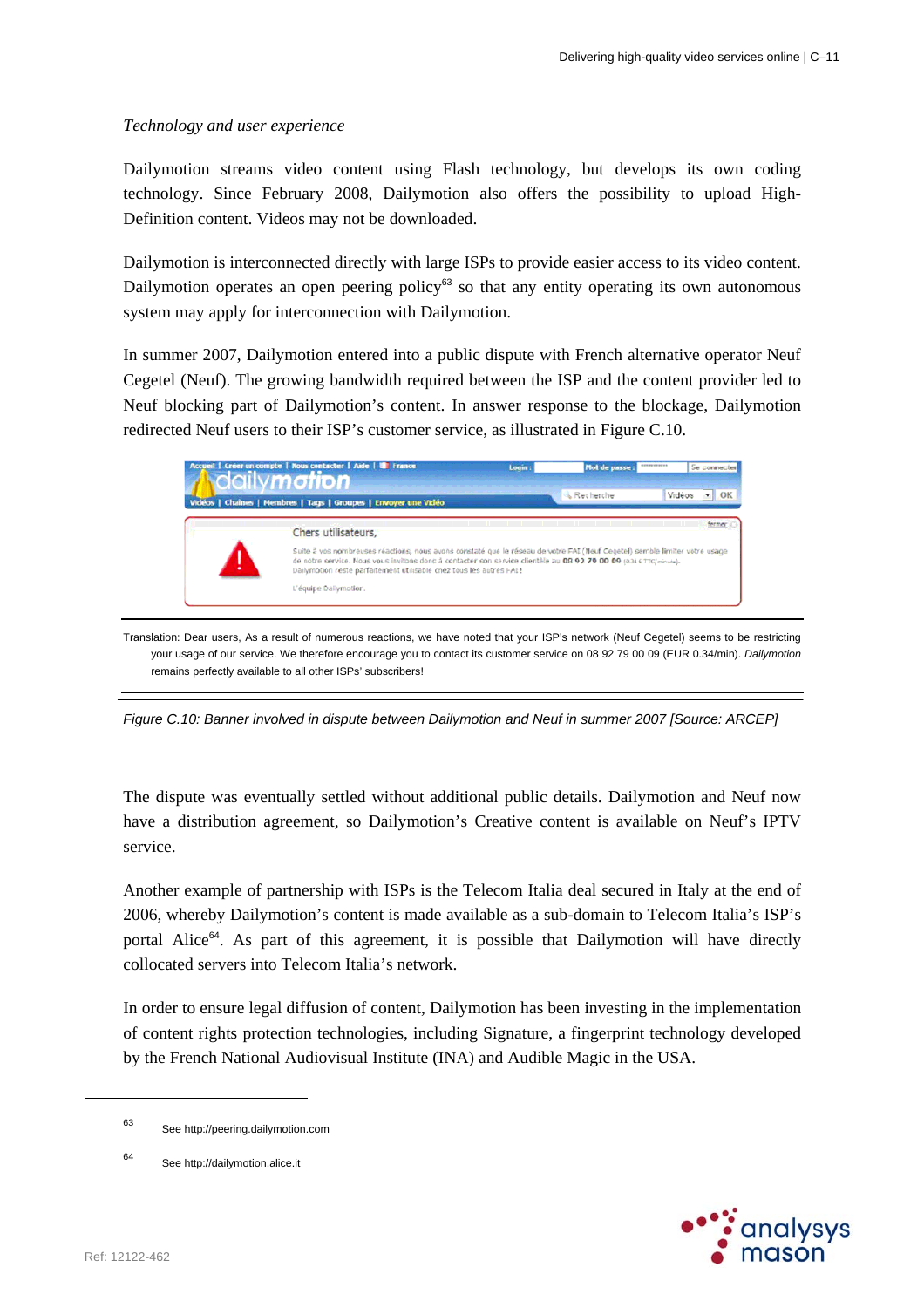*Technology and user experience*

Dailymotion streams video content using Flash technology, but develops its own coding technology. Since February 2008, Dailymotion also offers the possibility to upload High-Definition content. Videos may not be downloaded.

Dailymotion is interconnected directly with large ISPs to provide easier access to its video content. Dailymotion operates an open peering policy[63] so that any entity operating its own autonomous system may apply for interconnection with Dailymotion.

In summer 2007, Dailymotion entered into a public dispute with French alternative operator Neuf Cegetel (Neuf). The growing bandwidth required between the ISP and the content provider led to Neuf blocking part of Dailymotion's content. In answer response to the blockage, Dailymotion redirected Neuf users to their ISP's customer service, as illustrated in Figure C.10.

Translation: Dear users, As a result of numerous reactions, we have noted that your ISP's network (Neuf Cegetel) seems to be restricting your usage of our service. We therefore encourage you to contact its customer service on 08 92 79 00 09 (EUR 0.34/min). *Dailymotion* remains perfectly available to all other ISPs' subscribers!

*Figure C.10: Banner involved in dispute between Dailymotion and Neuf in summer 2007 [Source: ARCEP]*

The dispute was eventually settled without additional public details. Dailymotion and Neuf now have a distribution agreement, so Dailymotion's Creative content is available on Neuf's IPTV service.

Another example of partnership with ISPs is the Telecom Italia deal secured in Italy at the end of 2006, whereby Dailymotion's content is made available as a sub-domain to Telecom Italia's ISP's portal Alice[64]. As part of this agreement, it is possible that Dailymotion will have directly collocated servers into Telecom Italia's network.

In order to ensure legal diffusion of content, Dailymotion has been investing in the implementation of content rights protection technologies, including Signature, a fingerprint technology developed by the French National Audiovisual Institute (INA) and Audible Magic in the USA.

---

[63] See http://peering.dailymotion.com

[64] See http://dailymotion.alice.it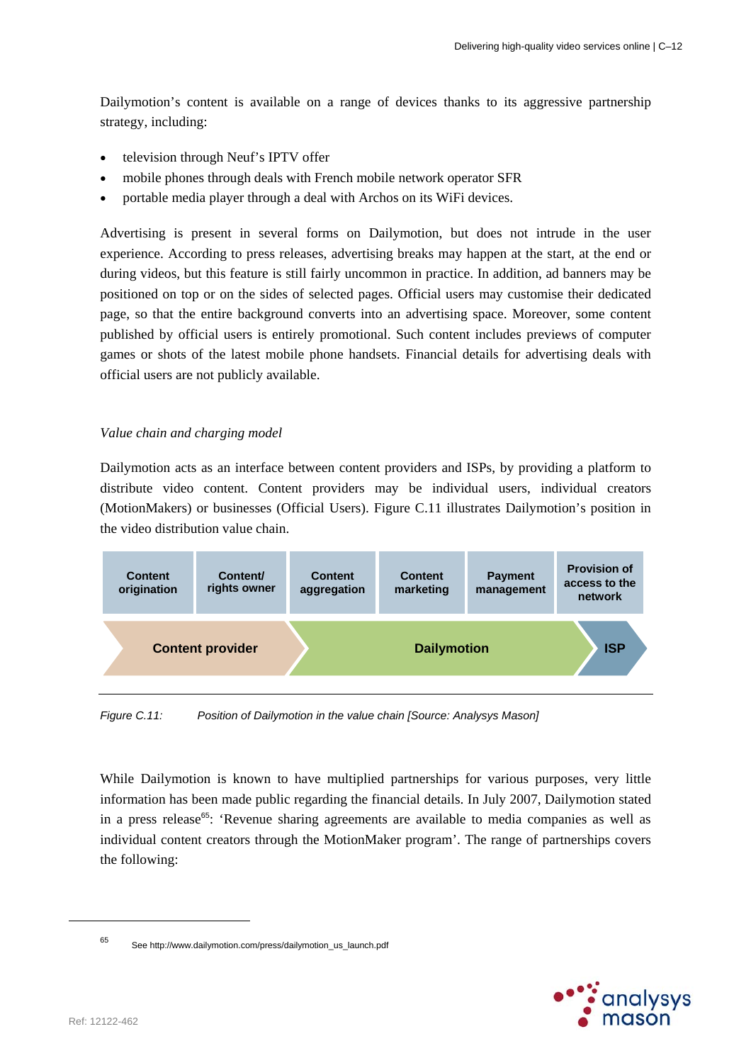Dailymotion's content is available on a range of devices thanks to its aggressive partnership strategy, including:

- television through Neuf's IPTV offer
- mobile phones through deals with French mobile network operator SFR
- portable media player through a deal with Archos on its WiFi devices.

Advertising is present in several forms on Dailymotion, but does not intrude in the user experience. According to press releases, advertising breaks may happen at the start, at the end or during videos, but this feature is still fairly uncommon in practice. In addition, ad banners may be positioned on top or on the sides of selected pages. Official users may customise their dedicated page, so that the entire background converts into an advertising space. Moreover, some content published by official users is entirely promotional. Such content includes previews of computer games or shots of the latest mobile phone handsets. Financial details for advertising deals with official users are not publicly available.

*Value chain and charging model*

Dailymotion acts as an interface between content providers and ISPs, by providing a platform to distribute video content. Content providers may be individual users, individual creators (MotionMakers) or businesses (Official Users). Figure C.11 illustrates Dailymotion's position in the video distribution value chain.

| Content origination | Content/ rights owner | Content aggregation | Content marketing | Payment management | Provision of access to the network |
|---|---|---|---|---|---|
| Content provider | | Dailymotion | | | ISP |

*Figure C.11: Position of Dailymotion in the value chain [Source: Analysys Mason]*

While Dailymotion is known to have multiplied partnerships for various purposes, very little information has been made public regarding the financial details. In July 2007, Dailymotion stated in a press release[65]: 'Revenue sharing agreements are available to media companies as well as individual content creators through the MotionMaker program'. The range of partnerships covers the following:

[65] See http://www.dailymotion.com/press/dailymotion_us_launch.pdf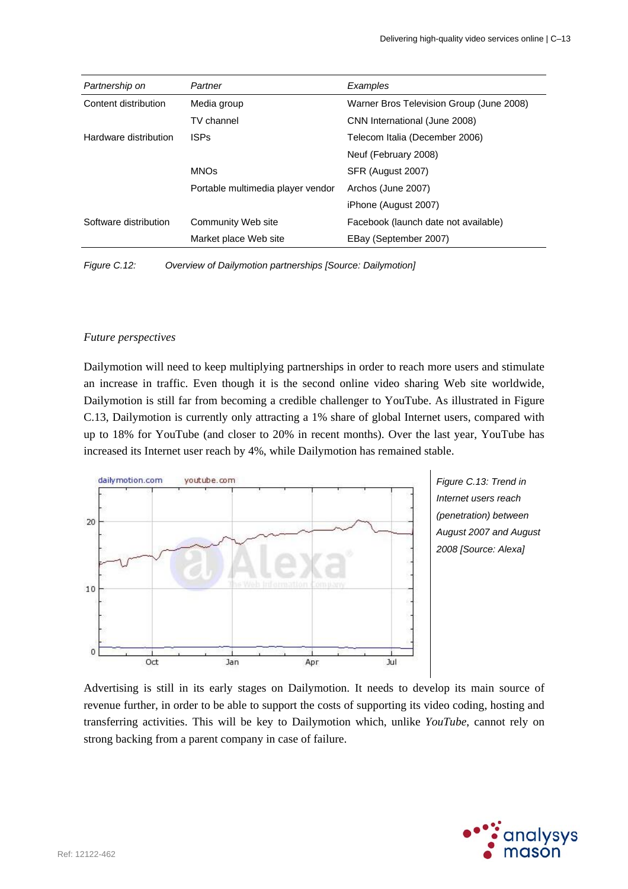| Partnership on | Partner | Examples |
|---|---|---|
| Content distribution | Media group | Warner Bros Television Group (June 2008) |
| | TV channel | CNN International (June 2008) |
| Hardware distribution | ISPs | Telecom Italia (December 2006) |
| | | Neuf (February 2008) |
| | MNOs | SFR (August 2007) |
| | Portable multimedia player vendor | Archos (June 2007) |
| | | iPhone (August 2007) |
| Software distribution | Community Web site | Facebook (launch date not available) |
| | Market place Web site | EBay (September 2007) |

*Figure C.12: Overview of Dailymotion partnerships [Source: Dailymotion]*

*Future perspectives*

Dailymotion will need to keep multiplying partnerships in order to reach more users and stimulate an increase in traffic. Even though it is the second online video sharing Web site worldwide, Dailymotion is still far from becoming a credible challenger to YouTube. As illustrated in Figure C.13, Dailymotion is currently only attracting a 1% share of global Internet users, compared with up to 18% for YouTube (and closer to 20% in recent months). Over the last year, YouTube has increased its Internet user reach by 4%, while Dailymotion has remained stable.

*Figure C.13: Trend in Internet users reach (penetration) between August 2007 and August 2008 [Source: Alexa]*

Advertising is still in its early stages on Dailymotion. It needs to develop its main source of revenue further, in order to be able to support the costs of supporting its video coding, hosting and transferring activities. This will be key to Dailymotion which, unlike *YouTube*, cannot rely on strong backing from a parent company in case of failure.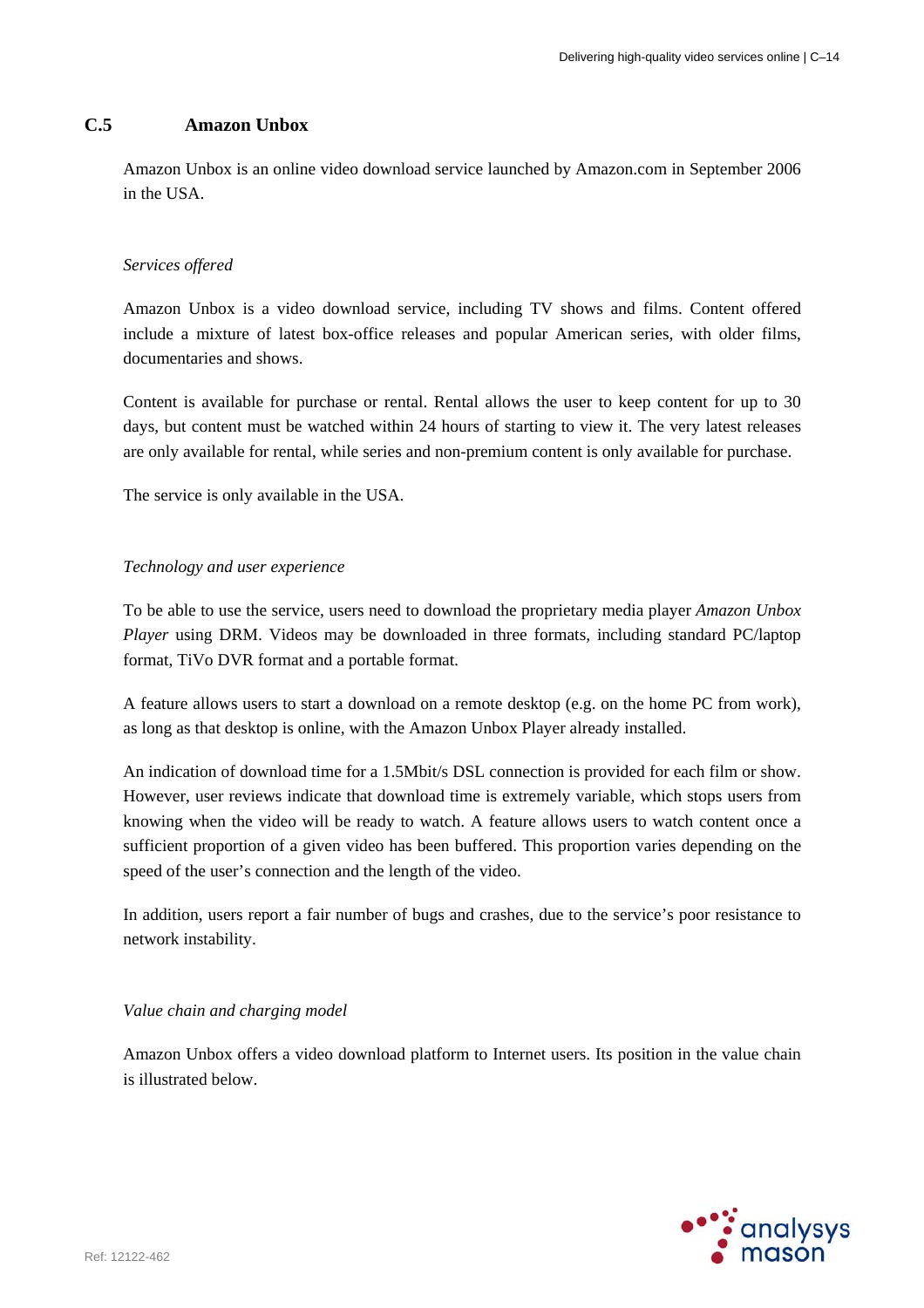## C.5 Amazon Unbox

Amazon Unbox is an online video download service launched by Amazon.com in September 2006 in the USA.

*Services offered*

Amazon Unbox is a video download service, including TV shows and films. Content offered include a mixture of latest box-office releases and popular American series, with older films, documentaries and shows.

Content is available for purchase or rental. Rental allows the user to keep content for up to 30 days, but content must be watched within 24 hours of starting to view it. The very latest releases are only available for rental, while series and non-premium content is only available for purchase.

The service is only available in the USA.

*Technology and user experience*

To be able to use the service, users need to download the proprietary media player *Amazon Unbox Player* using DRM. Videos may be downloaded in three formats, including standard PC/laptop format, TiVo DVR format and a portable format.

A feature allows users to start a download on a remote desktop (e.g. on the home PC from work), as long as that desktop is online, with the Amazon Unbox Player already installed.

An indication of download time for a 1.5Mbit/s DSL connection is provided for each film or show. However, user reviews indicate that download time is extremely variable, which stops users from knowing when the video will be ready to watch. A feature allows users to watch content once a sufficient proportion of a given video has been buffered. This proportion varies depending on the speed of the user's connection and the length of the video.

In addition, users report a fair number of bugs and crashes, due to the service's poor resistance to network instability.

*Value chain and charging model*

Amazon Unbox offers a video download platform to Internet users. Its position in the value chain is illustrated below.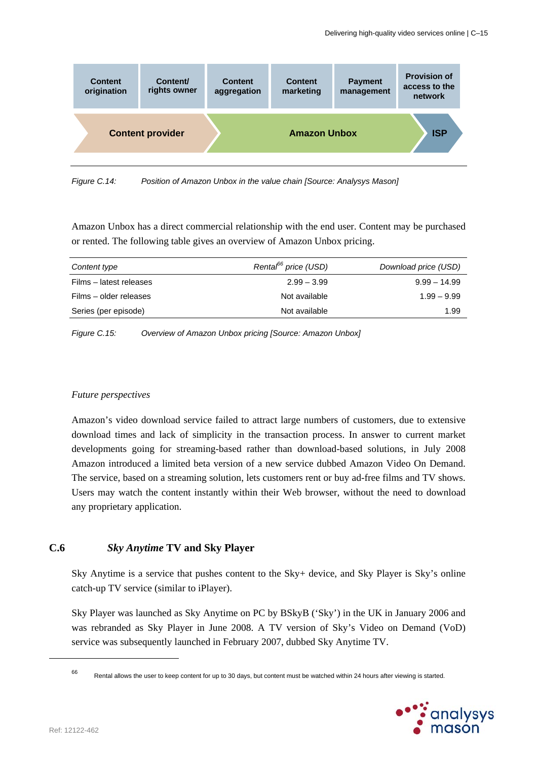| Content origination | Content/ rights owner | Content aggregation | Content marketing | Payment management | Provision of access to the network |
|---|---|---|---|---|---|
| Content provider | | Amazon Unbox | | | ISP |

*Figure C.14: Position of Amazon Unbox in the value chain [Source: Analysys Mason]*

Amazon Unbox has a direct commercial relationship with the end user. Content may be purchased or rented. The following table gives an overview of Amazon Unbox pricing.

| *Content type* | *Rental[66] price (USD)* | *Download price (USD)* |
|---|---|---|
| Films – latest releases | 2.99 – 3.99 | 9.99 – 14.99 |
| Films – older releases | Not available | 1.99 – 9.99 |
| Series (per episode) | Not available | 1.99 |

*Figure C.15: Overview of Amazon Unbox pricing [Source: Amazon Unbox]*

*Future perspectives*

Amazon's video download service failed to attract large numbers of customers, due to extensive download times and lack of simplicity in the transaction process. In answer to current market developments going for streaming-based rather than download-based solutions, in July 2008 Amazon introduced a limited beta version of a new service dubbed Amazon Video On Demand. The service, based on a streaming solution, lets customers rent or buy ad-free films and TV shows. Users may watch the content instantly within their Web browser, without the need to download any proprietary application.

## C.6 *Sky Anytime* TV and Sky Player

Sky Anytime is a service that pushes content to the Sky+ device, and Sky Player is Sky's online catch-up TV service (similar to iPlayer).

Sky Player was launched as Sky Anytime on PC by BSkyB ('Sky') in the UK in January 2006 and was rebranded as Sky Player in June 2008. A TV version of Sky's Video on Demand (VoD) service was subsequently launched in February 2007, dubbed Sky Anytime TV.

[66] Rental allows the user to keep content for up to 30 days, but content must be watched within 24 hours after viewing is started.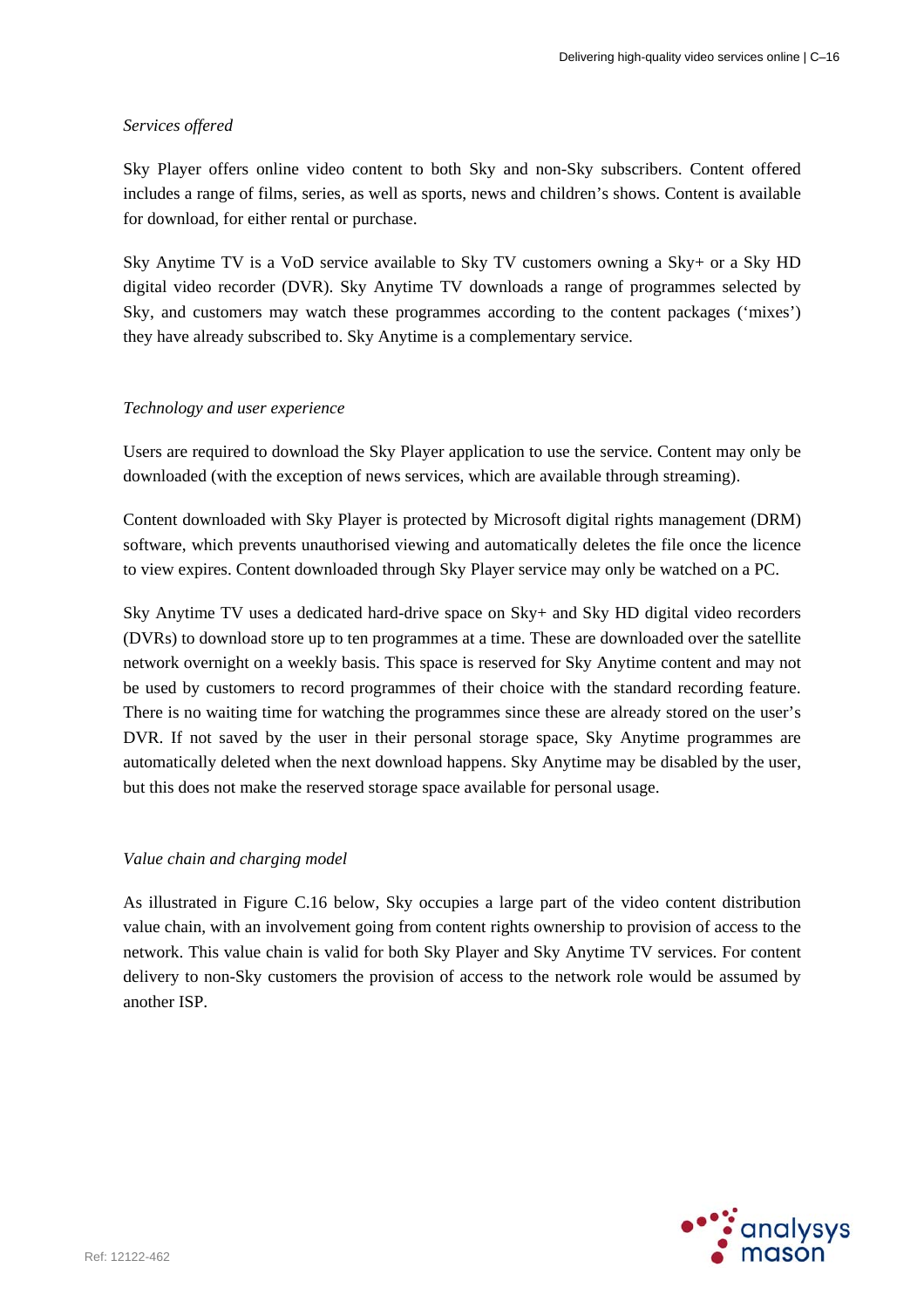*Services offered*

Sky Player offers online video content to both Sky and non-Sky subscribers. Content offered includes a range of films, series, as well as sports, news and children's shows. Content is available for download, for either rental or purchase.

Sky Anytime TV is a VoD service available to Sky TV customers owning a Sky+ or a Sky HD digital video recorder (DVR). Sky Anytime TV downloads a range of programmes selected by Sky, and customers may watch these programmes according to the content packages ('mixes') they have already subscribed to. Sky Anytime is a complementary service.

*Technology and user experience*

Users are required to download the Sky Player application to use the service. Content may only be downloaded (with the exception of news services, which are available through streaming).

Content downloaded with Sky Player is protected by Microsoft digital rights management (DRM) software, which prevents unauthorised viewing and automatically deletes the file once the licence to view expires. Content downloaded through Sky Player service may only be watched on a PC.

Sky Anytime TV uses a dedicated hard-drive space on Sky+ and Sky HD digital video recorders (DVRs) to download store up to ten programmes at a time. These are downloaded over the satellite network overnight on a weekly basis. This space is reserved for Sky Anytime content and may not be used by customers to record programmes of their choice with the standard recording feature. There is no waiting time for watching the programmes since these are already stored on the user's DVR. If not saved by the user in their personal storage space, Sky Anytime programmes are automatically deleted when the next download happens. Sky Anytime may be disabled by the user, but this does not make the reserved storage space available for personal usage.

*Value chain and charging model*

As illustrated in Figure C.16 below, Sky occupies a large part of the video content distribution value chain, with an involvement going from content rights ownership to provision of access to the network. This value chain is valid for both Sky Player and Sky Anytime TV services. For content delivery to non-Sky customers the provision of access to the network role would be assumed by another ISP.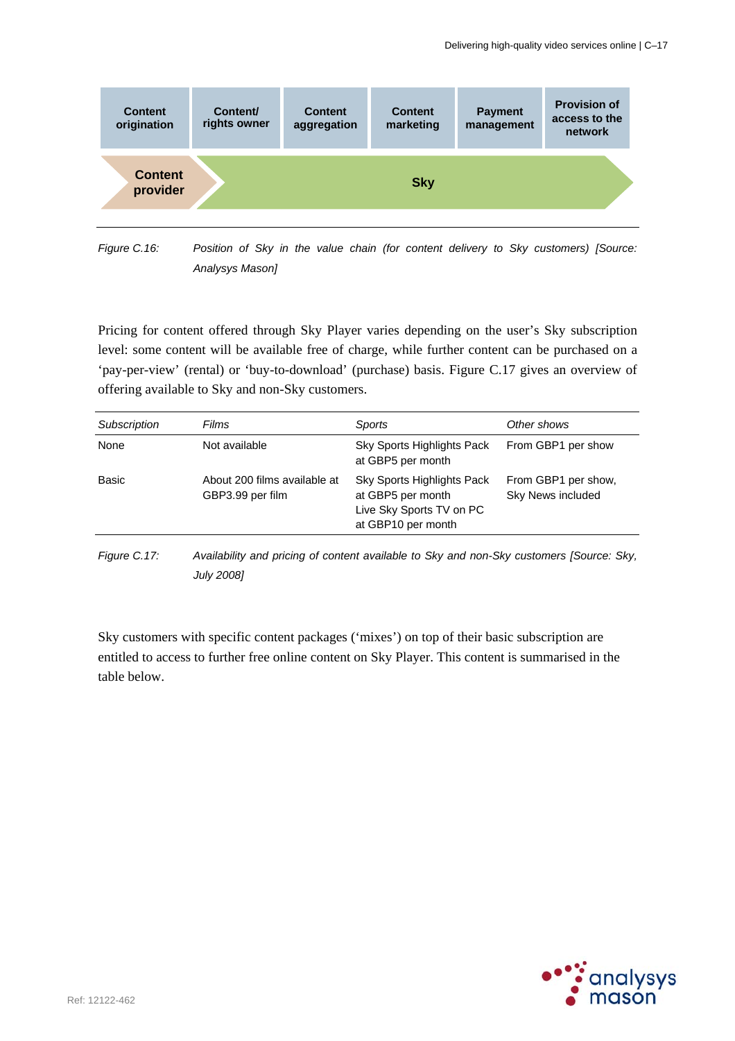| Content origination | Content/ rights owner | Content aggregation | Content marketing | Payment management | Provision of access to the network |
|---|---|---|---|---|---|
| Content provider | Sky | | | | |

*Figure C.16: Position of Sky in the value chain (for content delivery to Sky customers) [Source: Analysys Mason]*

Pricing for content offered through Sky Player varies depending on the user's Sky subscription level: some content will be available free of charge, while further content can be purchased on a 'pay-per-view' (rental) or 'buy-to-download' (purchase) basis. Figure C.17 gives an overview of offering available to Sky and non-Sky customers.

| *Subscription* | *Films* | *Sports* | *Other shows* |
|---|---|---|---|
| None | Not available | Sky Sports Highlights Pack at GBP5 per month | From GBP1 per show |
| Basic | About 200 films available at GBP3.99 per film | Sky Sports Highlights Pack at GBP5 per month<br>Live Sky Sports TV on PC at GBP10 per month | From GBP1 per show, Sky News included |

*Figure C.17: Availability and pricing of content available to Sky and non-Sky customers [Source: Sky, July 2008]*

Sky customers with specific content packages ('mixes') on top of their basic subscription are entitled to access to further free online content on Sky Player. This content is summarised in the table below.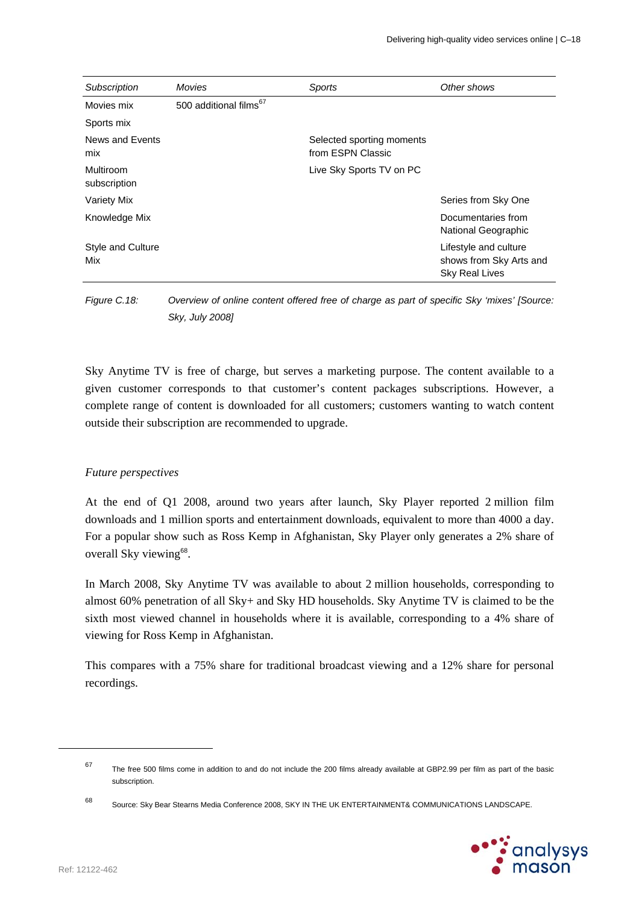| *Subscription* | *Movies* | *Sports* | *Other shows* |
|---|---|---|---|
| Movies mix | 500 additional films[67] | | |
| Sports mix | | | |
| News and Events mix | | Selected sporting moments from ESPN Classic | |
| Multiroom subscription | | Live Sky Sports TV on PC | |
| Variety Mix | | | Series from Sky One |
| Knowledge Mix | | | Documentaries from National Geographic |
| Style and Culture Mix | | | Lifestyle and culture shows from Sky Arts and Sky Real Lives |

*Figure C.18: Overview of online content offered free of charge as part of specific Sky 'mixes' [Source: Sky, July 2008]*

Sky Anytime TV is free of charge, but serves a marketing purpose. The content available to a given customer corresponds to that customer's content packages subscriptions. However, a complete range of content is downloaded for all customers; customers wanting to watch content outside their subscription are recommended to upgrade.

*Future perspectives*

At the end of Q1 2008, around two years after launch, Sky Player reported 2 million film downloads and 1 million sports and entertainment downloads, equivalent to more than 4000 a day. For a popular show such as Ross Kemp in Afghanistan, Sky Player only generates a 2% share of overall Sky viewing[68].

In March 2008, Sky Anytime TV was available to about 2 million households, corresponding to almost 60% penetration of all Sky+ and Sky HD households. Sky Anytime TV is claimed to be the sixth most viewed channel in households where it is available, corresponding to a 4% share of viewing for Ross Kemp in Afghanistan.

This compares with a 75% share for traditional broadcast viewing and a 12% share for personal recordings.

---

67 The free 500 films come in addition to and do not include the 200 films already available at GBP2.99 per film as part of the basic subscription.

68 Source: Sky Bear Stearns Media Conference 2008, SKY IN THE UK ENTERTAINMENT& COMMUNICATIONS LANDSCAPE.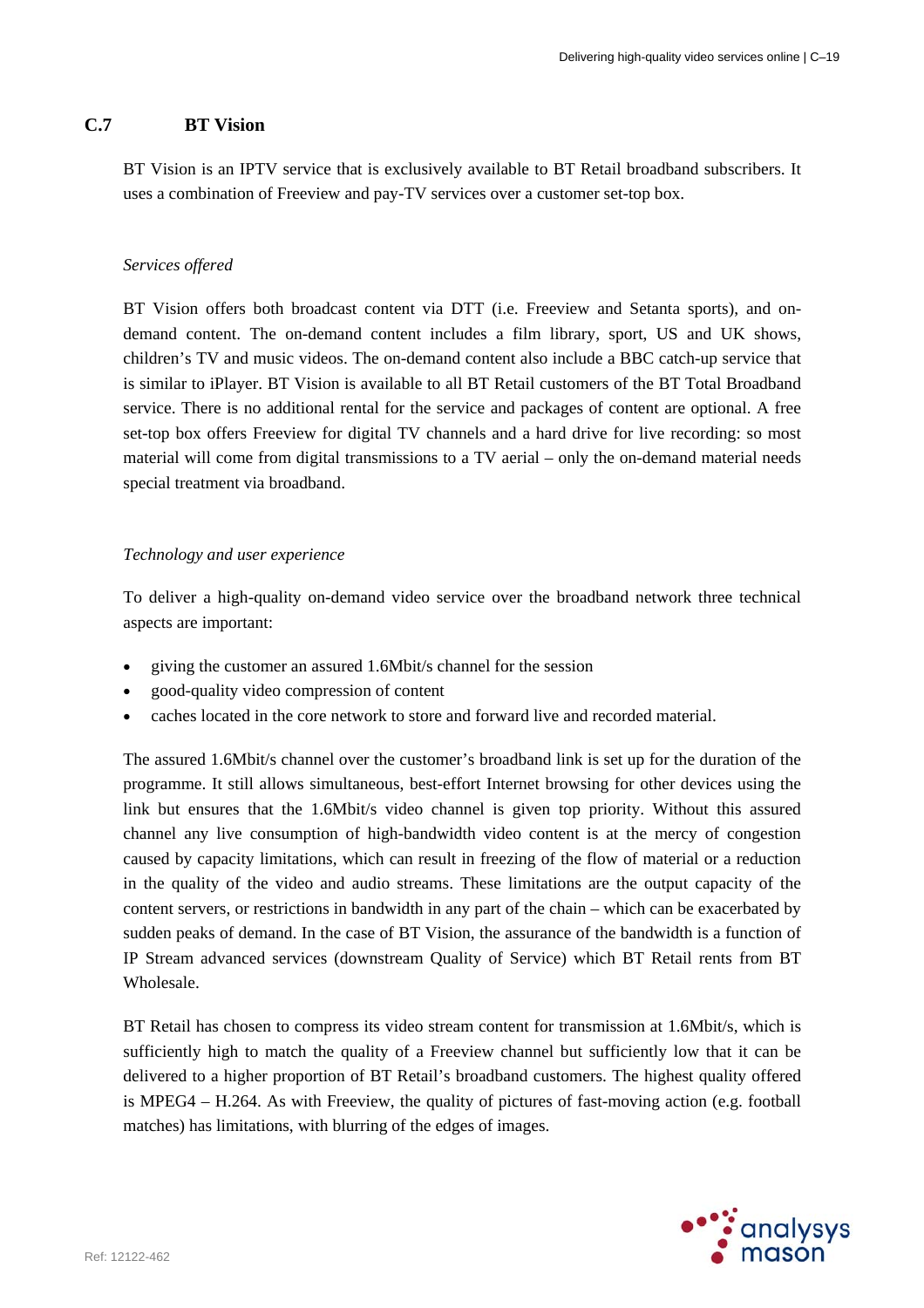## C.7 BT Vision

BT Vision is an IPTV service that is exclusively available to BT Retail broadband subscribers. It uses a combination of Freeview and pay-TV services over a customer set-top box.

*Services offered*

BT Vision offers both broadcast content via DTT (i.e. Freeview and Setanta sports), and on-demand content. The on-demand content includes a film library, sport, US and UK shows, children's TV and music videos. The on-demand content also include a BBC catch-up service that is similar to iPlayer. BT Vision is available to all BT Retail customers of the BT Total Broadband service. There is no additional rental for the service and packages of content are optional. A free set-top box offers Freeview for digital TV channels and a hard drive for live recording: so most material will come from digital transmissions to a TV aerial – only the on-demand material needs special treatment via broadband.

*Technology and user experience*

To deliver a high-quality on-demand video service over the broadband network three technical aspects are important:

- giving the customer an assured 1.6Mbit/s channel for the session
- good-quality video compression of content
- caches located in the core network to store and forward live and recorded material.

The assured 1.6Mbit/s channel over the customer's broadband link is set up for the duration of the programme. It still allows simultaneous, best-effort Internet browsing for other devices using the link but ensures that the 1.6Mbit/s video channel is given top priority. Without this assured channel any live consumption of high-bandwidth video content is at the mercy of congestion caused by capacity limitations, which can result in freezing of the flow of material or a reduction in the quality of the video and audio streams. These limitations are the output capacity of the content servers, or restrictions in bandwidth in any part of the chain – which can be exacerbated by sudden peaks of demand. In the case of BT Vision, the assurance of the bandwidth is a function of IP Stream advanced services (downstream Quality of Service) which BT Retail rents from BT Wholesale.

BT Retail has chosen to compress its video stream content for transmission at 1.6Mbit/s, which is sufficiently high to match the quality of a Freeview channel but sufficiently low that it can be delivered to a higher proportion of BT Retail's broadband customers. The highest quality offered is MPEG4 – H.264. As with Freeview, the quality of pictures of fast-moving action (e.g. football matches) has limitations, with blurring of the edges of images.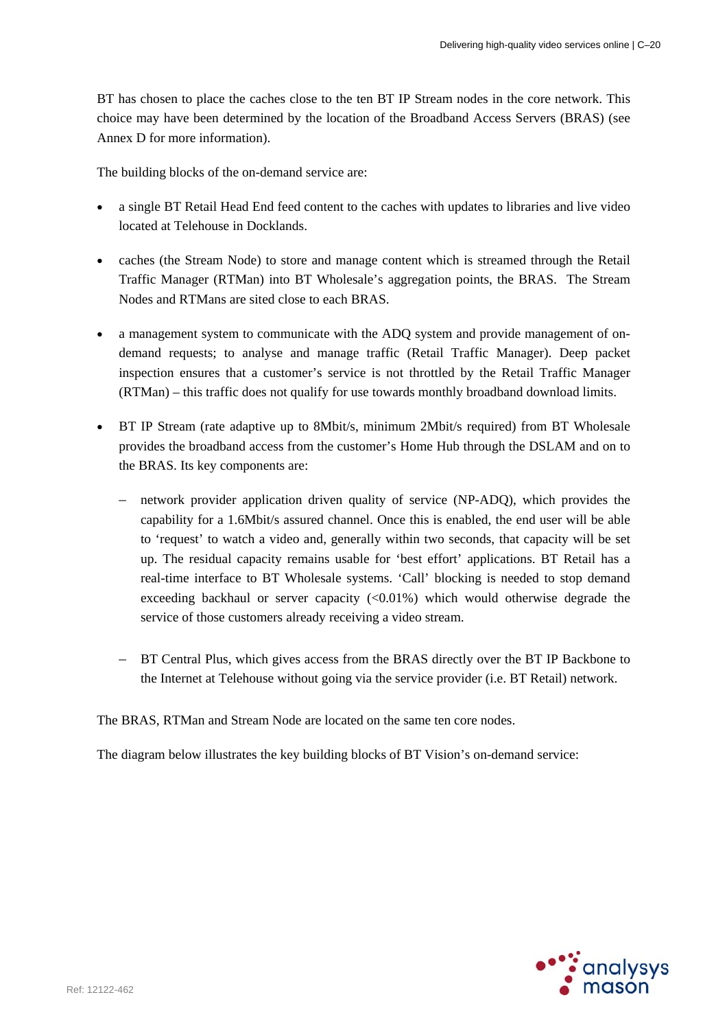BT has chosen to place the caches close to the ten BT IP Stream nodes in the core network. This choice may have been determined by the location of the Broadband Access Servers (BRAS) (see Annex D for more information).

The building blocks of the on-demand service are:

- a single BT Retail Head End feed content to the caches with updates to libraries and live video located at Telehouse in Docklands.
- caches (the Stream Node) to store and manage content which is streamed through the Retail Traffic Manager (RTMan) into BT Wholesale's aggregation points, the BRAS. The Stream Nodes and RTMans are sited close to each BRAS.
- a management system to communicate with the ADQ system and provide management of on-demand requests; to analyse and manage traffic (Retail Traffic Manager). Deep packet inspection ensures that a customer's service is not throttled by the Retail Traffic Manager (RTMan) – this traffic does not qualify for use towards monthly broadband download limits.
- BT IP Stream (rate adaptive up to 8Mbit/s, minimum 2Mbit/s required) from BT Wholesale provides the broadband access from the customer's Home Hub through the DSLAM and on to the BRAS. Its key components are:
  - network provider application driven quality of service (NP-ADQ), which provides the capability for a 1.6Mbit/s assured channel. Once this is enabled, the end user will be able to 'request' to watch a video and, generally within two seconds, that capacity will be set up. The residual capacity remains usable for 'best effort' applications. BT Retail has a real-time interface to BT Wholesale systems. 'Call' blocking is needed to stop demand exceeding backhaul or server capacity (<0.01%) which would otherwise degrade the service of those customers already receiving a video stream.
  - BT Central Plus, which gives access from the BRAS directly over the BT IP Backbone to the Internet at Telehouse without going via the service provider (i.e. BT Retail) network.

The BRAS, RTMan and Stream Node are located on the same ten core nodes.

The diagram below illustrates the key building blocks of BT Vision's on-demand service: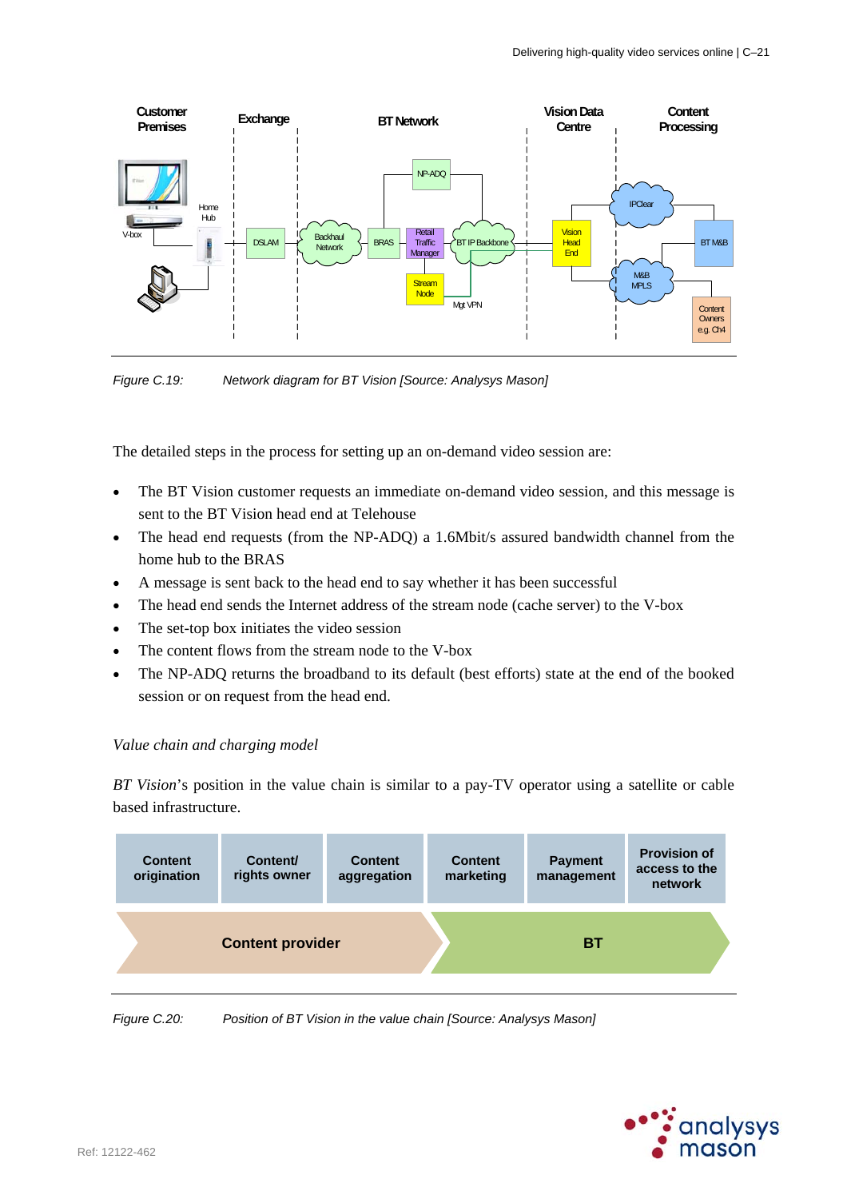Figure C.19: Network diagram for BT Vision [Source: Analysys Mason]

The detailed steps in the process for setting up an on-demand video session are:

- The BT Vision customer requests an immediate on-demand video session, and this message is sent to the BT Vision head end at Telehouse
- The head end requests (from the NP-ADQ) a 1.6Mbit/s assured bandwidth channel from the home hub to the BRAS
- A message is sent back to the head end to say whether it has been successful
- The head end sends the Internet address of the stream node (cache server) to the V-box
- The set-top box initiates the video session
- The content flows from the stream node to the V-box
- The NP-ADQ returns the broadband to its default (best efforts) state at the end of the booked session or on request from the head end.

*Value chain and charging model*

*BT Vision*'s position in the value chain is similar to a pay-TV operator using a satellite or cable based infrastructure.

| Content origination | Content/ rights owner | Content aggregation | Content marketing | Payment management | Provision of access to the network |
|---|---|---|---|---|---|
| Content provider | | | BT | | |

Figure C.20: Position of BT Vision in the value chain [Source: Analysys Mason]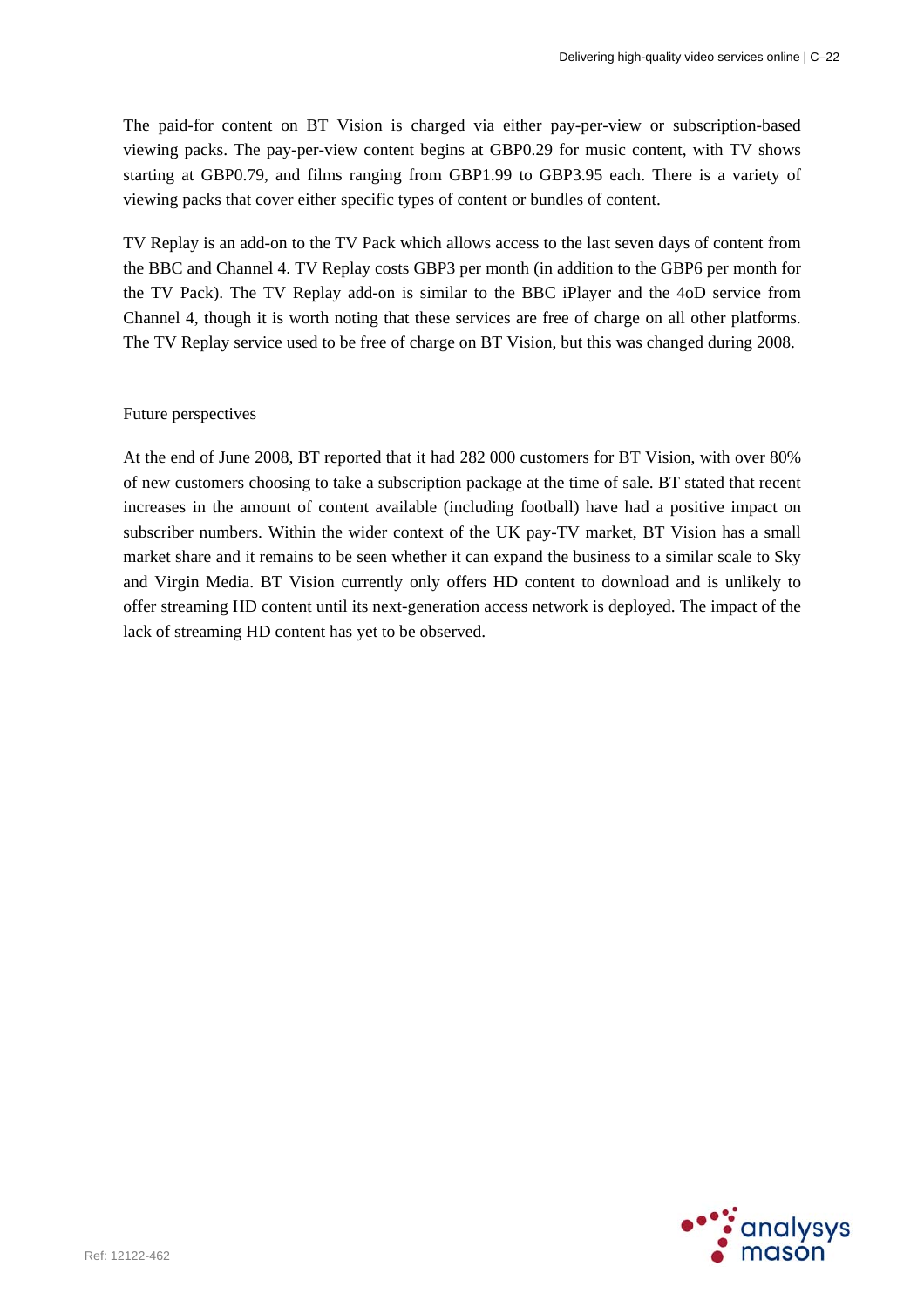The paid-for content on BT Vision is charged via either pay-per-view or subscription-based viewing packs. The pay-per-view content begins at GBP0.29 for music content, with TV shows starting at GBP0.79, and films ranging from GBP1.99 to GBP3.95 each. There is a variety of viewing packs that cover either specific types of content or bundles of content.

TV Replay is an add-on to the TV Pack which allows access to the last seven days of content from the BBC and Channel 4. TV Replay costs GBP3 per month (in addition to the GBP6 per month for the TV Pack). The TV Replay add-on is similar to the BBC iPlayer and the 4oD service from Channel 4, though it is worth noting that these services are free of charge on all other platforms. The TV Replay service used to be free of charge on BT Vision, but this was changed during 2008.

### Future perspectives

At the end of June 2008, BT reported that it had 282 000 customers for BT Vision, with over 80% of new customers choosing to take a subscription package at the time of sale. BT stated that recent increases in the amount of content available (including football) have had a positive impact on subscriber numbers. Within the wider context of the UK pay-TV market, BT Vision has a small market share and it remains to be seen whether it can expand the business to a similar scale to Sky and Virgin Media. BT Vision currently only offers HD content to download and is unlikely to offer streaming HD content until its next-generation access network is deployed. The impact of the lack of streaming HD content has yet to be observed.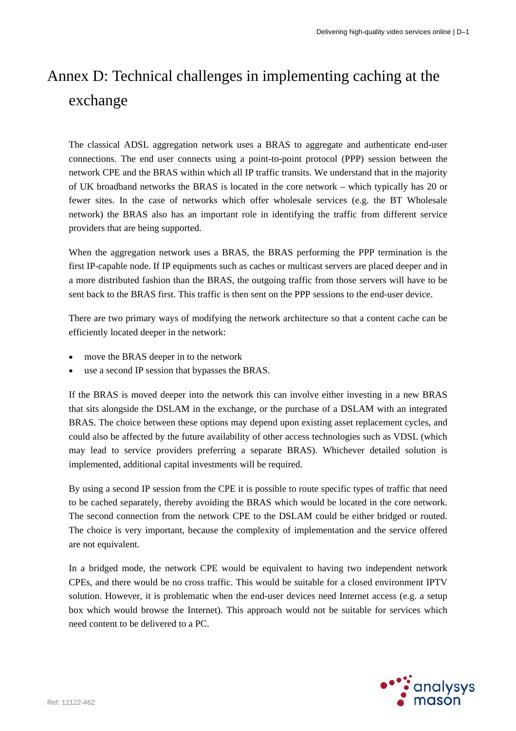# Annex D: Technical challenges in implementing caching at the exchange

The classical ADSL aggregation network uses a BRAS to aggregate and authenticate end-user connections. The end user connects using a point-to-point protocol (PPP) session between the network CPE and the BRAS within which all IP traffic transits. We understand that in the majority of UK broadband networks the BRAS is located in the core network – which typically has 20 or fewer sites. In the case of networks which offer wholesale services (e.g. the BT Wholesale network) the BRAS also has an important role in identifying the traffic from different service providers that are being supported.

When the aggregation network uses a BRAS, the BRAS performing the PPP termination is the first IP-capable node. If IP equipments such as caches or multicast servers are placed deeper and in a more distributed fashion than the BRAS, the outgoing traffic from those servers will have to be sent back to the BRAS first. This traffic is then sent on the PPP sessions to the end-user device.

There are two primary ways of modifying the network architecture so that a content cache can be efficiently located deeper in the network:

- move the BRAS deeper in to the network
- use a second IP session that bypasses the BRAS.

If the BRAS is moved deeper into the network this can involve either investing in a new BRAS that sits alongside the DSLAM in the exchange, or the purchase of a DSLAM with an integrated BRAS. The choice between these options may depend upon existing asset replacement cycles, and could also be affected by the future availability of other access technologies such as VDSL (which may lead to service providers preferring a separate BRAS). Whichever detailed solution is implemented, additional capital investments will be required.

By using a second IP session from the CPE it is possible to route specific types of traffic that need to be cached separately, thereby avoiding the BRAS which would be located in the core network. The second connection from the network CPE to the DSLAM could be either bridged or routed. The choice is very important, because the complexity of implementation and the service offered are not equivalent.

In a bridged mode, the network CPE would be equivalent to having two independent network CPEs, and there would be no cross traffic. This would be suitable for a closed environment IPTV solution. However, it is problematic when the end-user devices need Internet access (e.g. a setup box which would browse the Internet). This approach would not be suitable for services which need content to be delivered to a PC.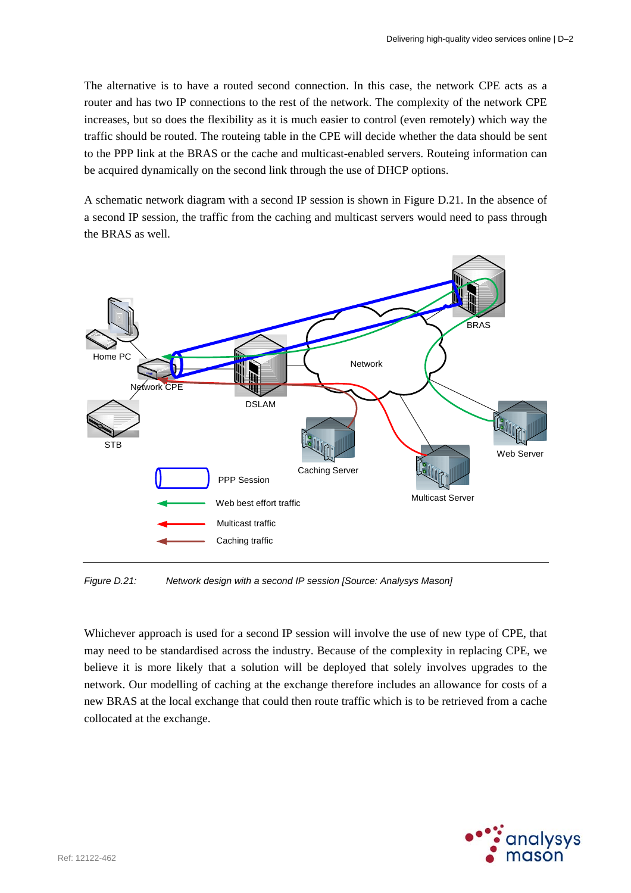The alternative is to have a routed second connection. In this case, the network CPE acts as a router and has two IP connections to the rest of the network. The complexity of the network CPE increases, but so does the flexibility as it is much easier to control (even remotely) which way the traffic should be routed. The routeing table in the CPE will decide whether the data should be sent to the PPP link at the BRAS or the cache and multicast-enabled servers. Routeing information can be acquired dynamically on the second link through the use of DHCP options.

A schematic network diagram with a second IP session is shown in Figure D.21. In the absence of a second IP session, the traffic from the caching and multicast servers would need to pass through the BRAS as well.

*Figure D.21: Network design with a second IP session [Source: Analysys Mason]*

Whichever approach is used for a second IP session will involve the use of new type of CPE, that may need to be standardised across the industry. Because of the complexity in replacing CPE, we believe it is more likely that a solution will be deployed that solely involves upgrades to the network. Our modelling of caching at the exchange therefore includes an allowance for costs of a new BRAS at the local exchange that could then route traffic which is to be retrieved from a cache collocated at the exchange.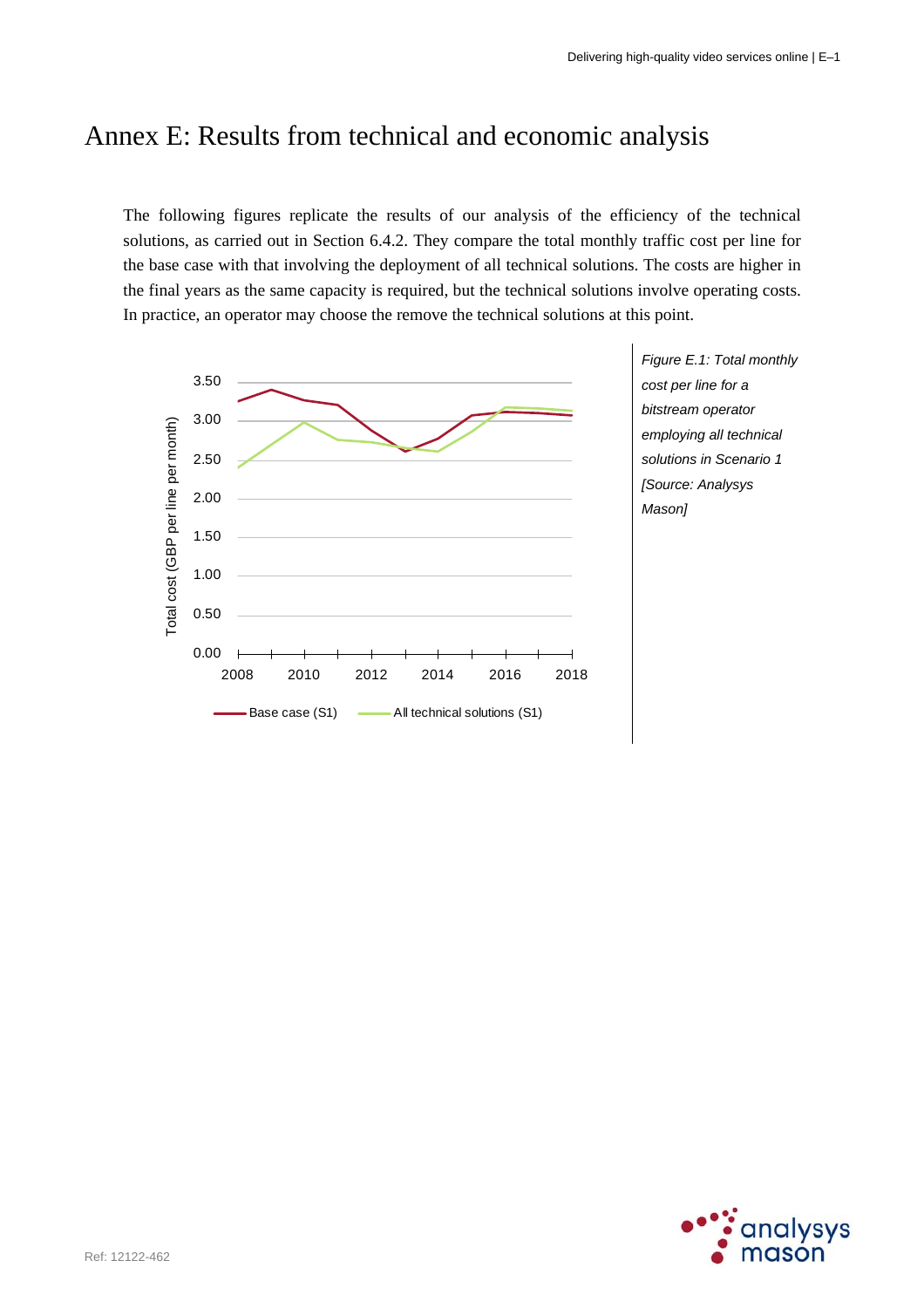# Annex E: Results from technical and economic analysis

The following figures replicate the results of our analysis of the efficiency of the technical solutions, as carried out in Section 6.4.2. They compare the total monthly traffic cost per line for the base case with that involving the deployment of all technical solutions. The costs are higher in the final years as the same capacity is required, but the technical solutions involve operating costs. In practice, an operator may choose the remove the technical solutions at this point.

*Figure E.1: Total monthly cost per line for a bitstream operator employing all technical solutions in Scenario 1 [Source: Analysys Mason]*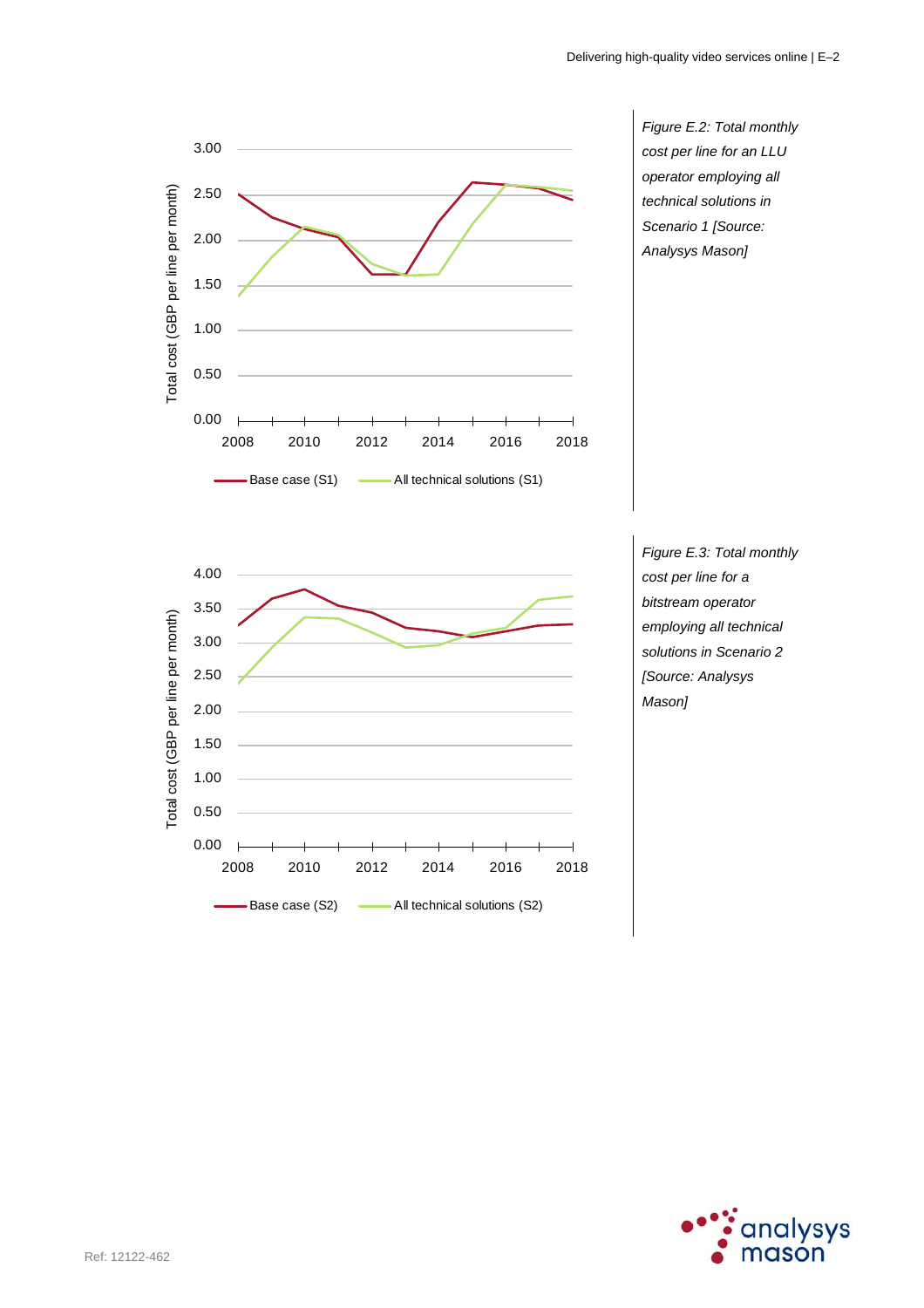Figure E.2: *Total monthly cost per line for an LLU operator employing all technical solutions in Scenario 1 [Source: Analysys Mason]*

Figure E.3: *Total monthly cost per line for a bitstream operator employing all technical solutions in Scenario 2 [Source: Analysys Mason]*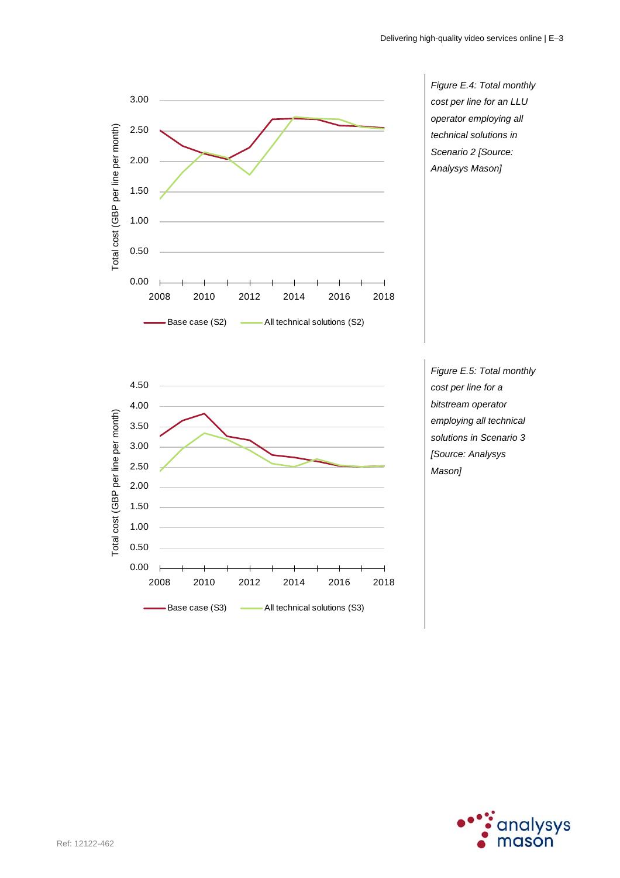*Figure E.4: Total monthly cost per line for an LLU operator employing all technical solutions in Scenario 2 [Source: Analysys Mason]*

*Figure E.5: Total monthly cost per line for a bitstream operator employing all technical solutions in Scenario 3 [Source: Analysys Mason]*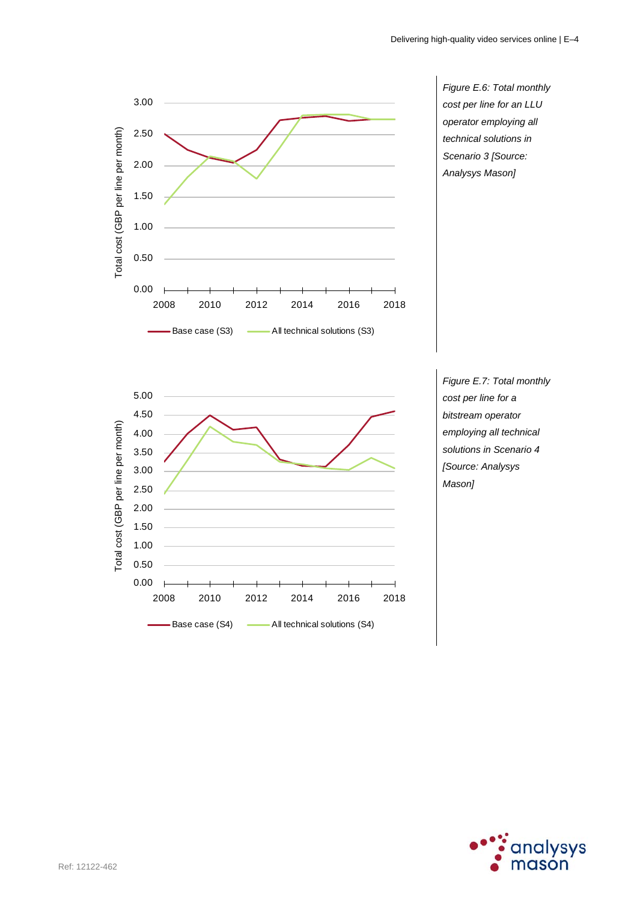*Figure E.6: Total monthly cost per line for an LLU operator employing all technical solutions in Scenario 3 [Source: Analysys Mason]*

*Figure E.7: Total monthly cost per line for a bitstream operator employing all technical solutions in Scenario 4 [Source: Analysys Mason]*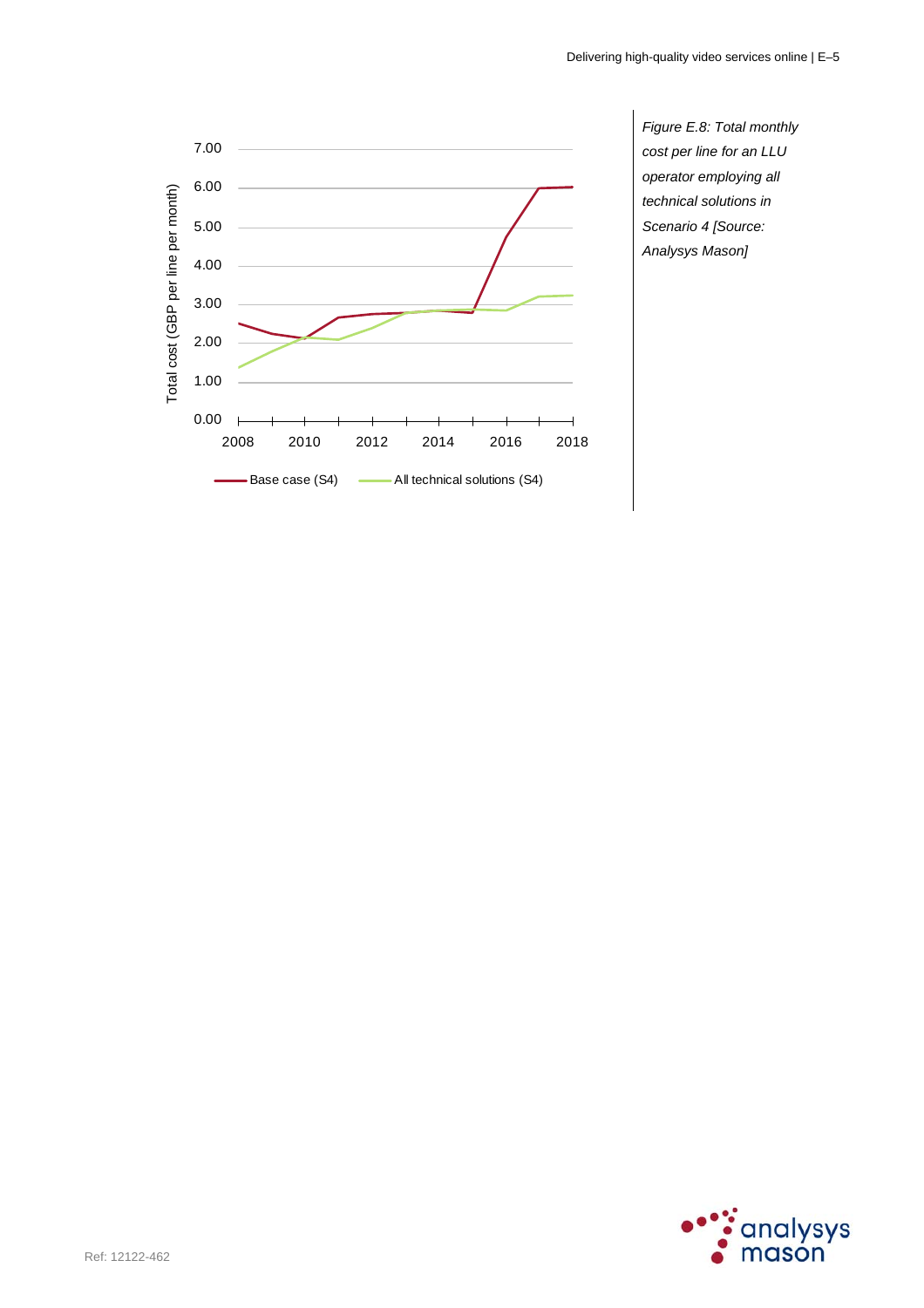Total cost (GBP per line per month)

7.00
6.00
5.00
4.00
3.00
2.00
1.00
0.00

2008 2010 2012 2014 2016 2018

Base case (S4) — All technical solutions (S4)

*Figure E.8: Total monthly cost per line for an LLU operator employing all technical solutions in Scenario 4 [Source: Analysys Mason]*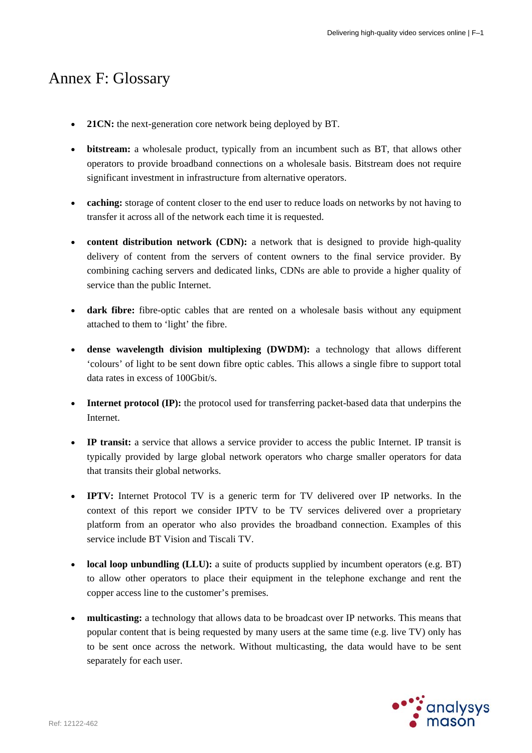# Annex F: Glossary

- **21CN:** the next-generation core network being deployed by BT.
- **bitstream:** a wholesale product, typically from an incumbent such as BT, that allows other operators to provide broadband connections on a wholesale basis. Bitstream does not require significant investment in infrastructure from alternative operators.
- **caching:** storage of content closer to the end user to reduce loads on networks by not having to transfer it across all of the network each time it is requested.
- **content distribution network (CDN):** a network that is designed to provide high-quality delivery of content from the servers of content owners to the final service provider. By combining caching servers and dedicated links, CDNs are able to provide a higher quality of service than the public Internet.
- **dark fibre:** fibre-optic cables that are rented on a wholesale basis without any equipment attached to them to 'light' the fibre.
- **dense wavelength division multiplexing (DWDM):** a technology that allows different 'colours' of light to be sent down fibre optic cables. This allows a single fibre to support total data rates in excess of 100Gbit/s.
- **Internet protocol (IP):** the protocol used for transferring packet-based data that underpins the Internet.
- **IP transit:** a service that allows a service provider to access the public Internet. IP transit is typically provided by large global network operators who charge smaller operators for data that transits their global networks.
- **IPTV:** Internet Protocol TV is a generic term for TV delivered over IP networks. In the context of this report we consider IPTV to be TV services delivered over a proprietary platform from an operator who also provides the broadband connection. Examples of this service include BT Vision and Tiscali TV.
- **local loop unbundling (LLU):** a suite of products supplied by incumbent operators (e.g. BT) to allow other operators to place their equipment in the telephone exchange and rent the copper access line to the customer's premises.
- **multicasting:** a technology that allows data to be broadcast over IP networks. This means that popular content that is being requested by many users at the same time (e.g. live TV) only has to be sent once across the network. Without multicasting, the data would have to be sent separately for each user.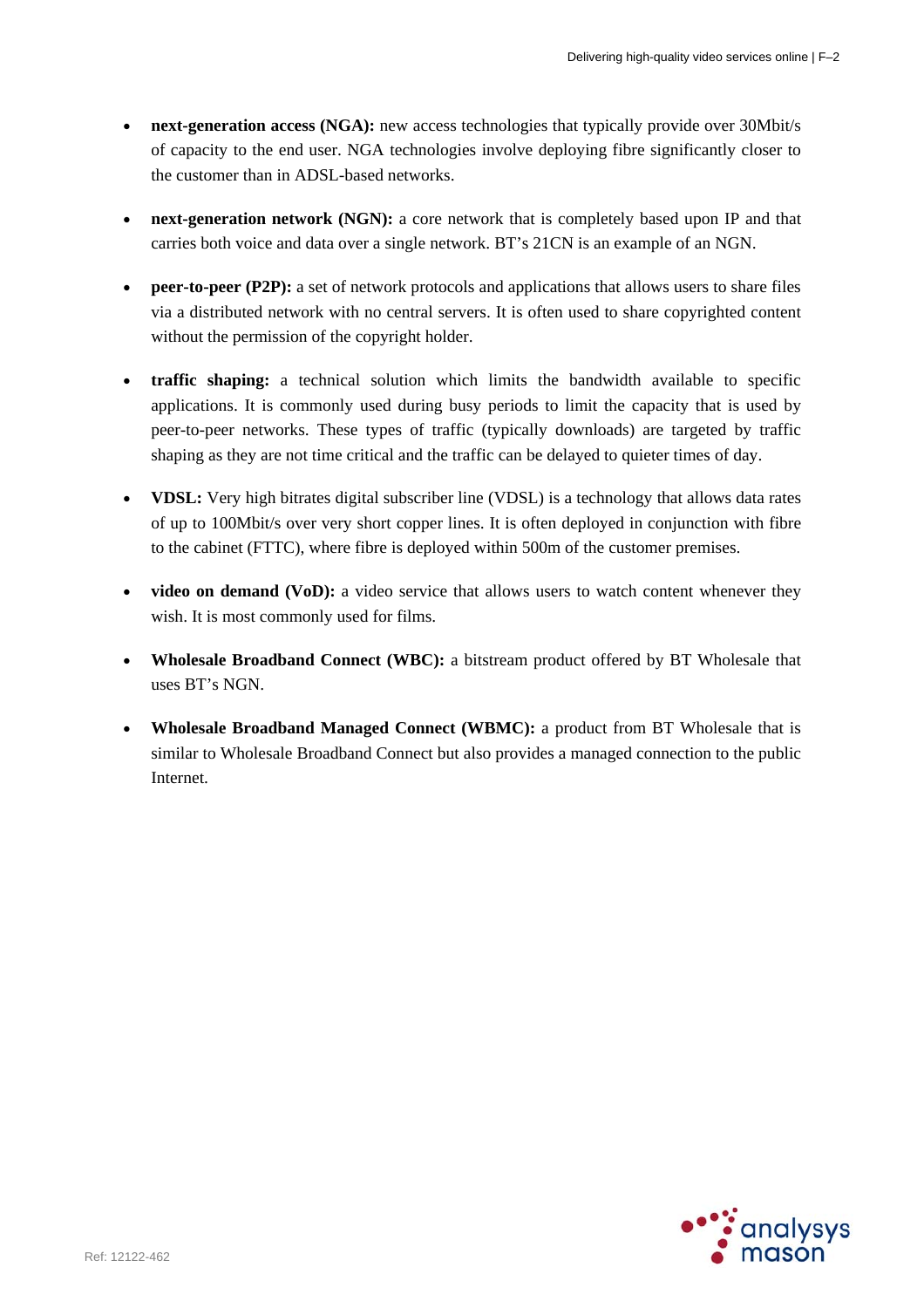- **next-generation access (NGA):** new access technologies that typically provide over 30Mbit/s of capacity to the end user. NGA technologies involve deploying fibre significantly closer to the customer than in ADSL-based networks.

- **next-generation network (NGN):** a core network that is completely based upon IP and that carries both voice and data over a single network. BT's 21CN is an example of an NGN.

- **peer-to-peer (P2P):** a set of network protocols and applications that allows users to share files via a distributed network with no central servers. It is often used to share copyrighted content without the permission of the copyright holder.

- **traffic shaping:** a technical solution which limits the bandwidth available to specific applications. It is commonly used during busy periods to limit the capacity that is used by peer-to-peer networks. These types of traffic (typically downloads) are targeted by traffic shaping as they are not time critical and the traffic can be delayed to quieter times of day.

- **VDSL:** Very high bitrates digital subscriber line (VDSL) is a technology that allows data rates of up to 100Mbit/s over very short copper lines. It is often deployed in conjunction with fibre to the cabinet (FTTC), where fibre is deployed within 500m of the customer premises.

- **video on demand (VoD):** a video service that allows users to watch content whenever they wish. It is most commonly used for films.

- **Wholesale Broadband Connect (WBC):** a bitstream product offered by BT Wholesale that uses BT's NGN.

- **Wholesale Broadband Managed Connect (WBMC):** a product from BT Wholesale that is similar to Wholesale Broadband Connect but also provides a managed connection to the public Internet.